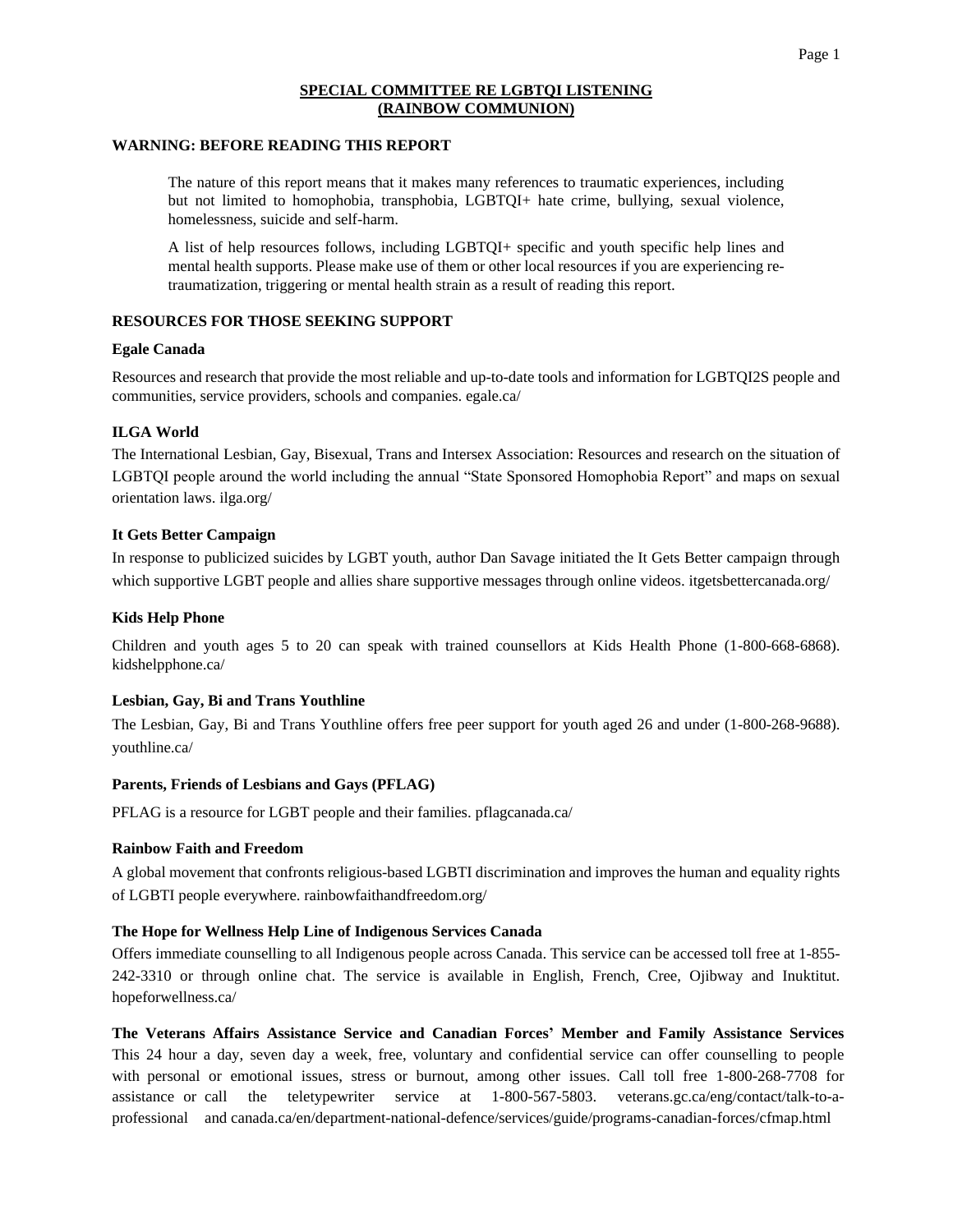# SPECIAL COMMITTEE RE LGBTQI LISTENING (RAINBOW COMMUNION)

## WARNING: BEFORE READING THIS REPORT

> The nature of this report means that it makes many references to traumatic experiences, including but not limited to homophobia, transphobia, LGBTQI+ hate crime, bullying, sexual violence, homelessness, suicide and self-harm.
>
> A list of help resources follows, including LGBTQI+ specific and youth specific help lines and mental health supports. Please make use of them or other local resources if you are experiencing re-traumatization, triggering or mental health strain as a result of reading this report.

## RESOURCES FOR THOSE SEEKING SUPPORT

### Egale Canada

Resources and research that provide the most reliable and up-to-date tools and information for LGBTQI2S people and communities, service providers, schools and companies. egale.ca/

### ILGA World

The International Lesbian, Gay, Bisexual, Trans and Intersex Association: Resources and research on the situation of LGBTQI people around the world including the annual "State Sponsored Homophobia Report" and maps on sexual orientation laws. ilga.org/

### It Gets Better Campaign

In response to publicized suicides by LGBT youth, author Dan Savage initiated the It Gets Better campaign through which supportive LGBT people and allies share supportive messages through online videos. itgetsbettercanada.org/

### Kids Help Phone

Children and youth ages 5 to 20 can speak with trained counsellors at Kids Health Phone (1-800-668-6868). kidshelpphone.ca/

### Lesbian, Gay, Bi and Trans Youthline

The Lesbian, Gay, Bi and Trans Youthline offers free peer support for youth aged 26 and under (1-800-268-9688). youthline.ca/

### Parents, Friends of Lesbians and Gays (PFLAG)

PFLAG is a resource for LGBT people and their families. pflagcanada.ca/

### Rainbow Faith and Freedom

A global movement that confronts religious-based LGBTI discrimination and improves the human and equality rights of LGBTI people everywhere. rainbowfaithandfreedom.org/

### The Hope for Wellness Help Line of Indigenous Services Canada

Offers immediate counselling to all Indigenous people across Canada. This service can be accessed toll free at 1-855-242-3310 or through online chat. The service is available in English, French, Cree, Ojibway and Inuktitut. hopeforwellness.ca/

### The Veterans Affairs Assistance Service and Canadian Forces' Member and Family Assistance Services

This 24 hour a day, seven day a week, free, voluntary and confidential service can offer counselling to people with personal or emotional issues, stress or burnout, among other issues. Call toll free 1-800-268-7708 for assistance or call the teletypewriter service at 1-800-567-5803. veterans.gc.ca/eng/contact/talk-to-a-professional and canada.ca/en/department-national-defence/services/guide/programs-canadian-forces/cfmap.html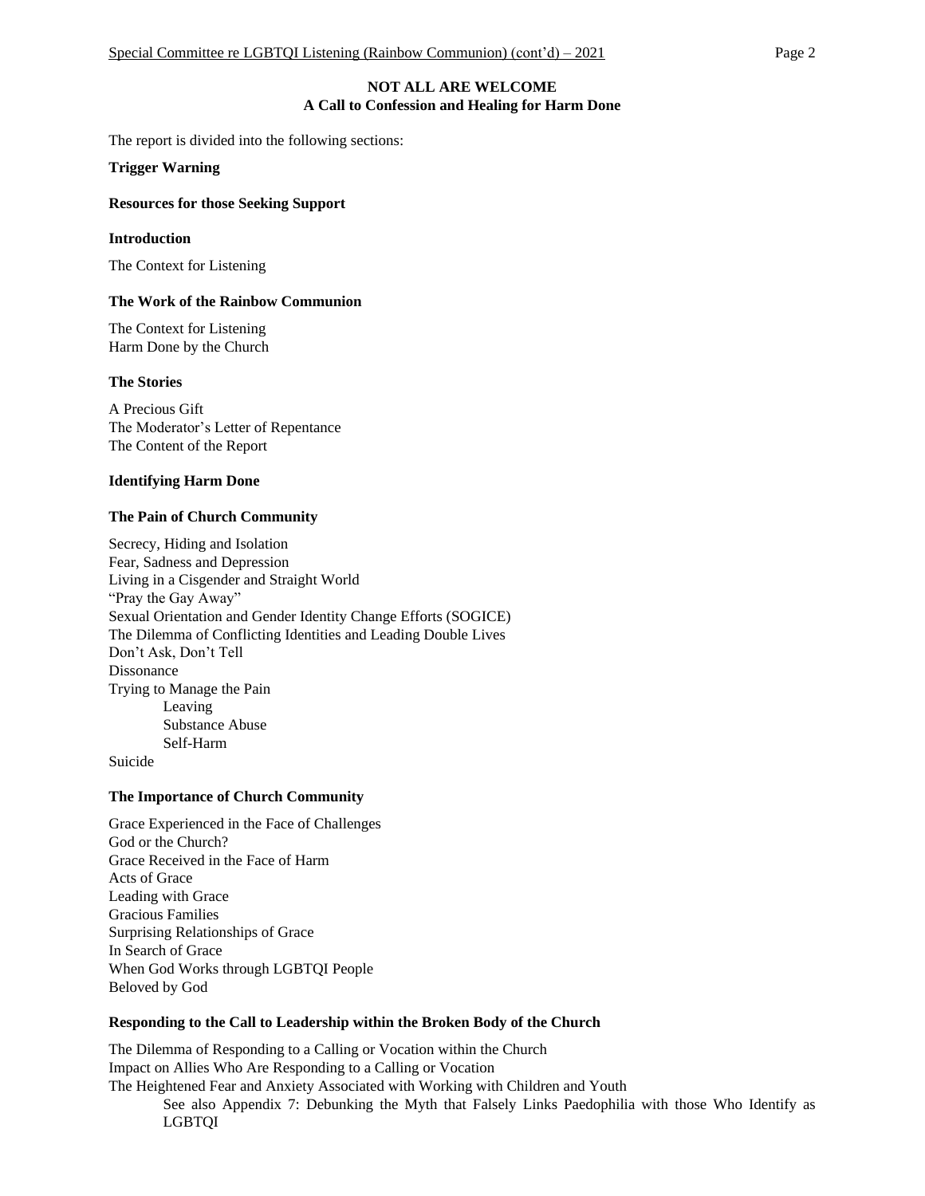**NOT ALL ARE WELCOME**
**A Call to Confession and Healing for Harm Done**

The report is divided into the following sections:

**Trigger Warning**

**Resources for those Seeking Support**

**Introduction**

The Context for Listening

**The Work of the Rainbow Communion**

The Context for Listening
Harm Done by the Church

**The Stories**

A Precious Gift
The Moderator's Letter of Repentance
The Content of the Report

**Identifying Harm Done**

**The Pain of Church Community**

Secrecy, Hiding and Isolation
Fear, Sadness and Depression
Living in a Cisgender and Straight World
"Pray the Gay Away"
Sexual Orientation and Gender Identity Change Efforts (SOGICE)
The Dilemma of Conflicting Identities and Leading Double Lives
Don't Ask, Don't Tell
Dissonance
Trying to Manage the Pain
- Leaving
- Substance Abuse
- Self-Harm

Suicide

**The Importance of Church Community**

Grace Experienced in the Face of Challenges
God or the Church?
Grace Received in the Face of Harm
Acts of Grace
Leading with Grace
Gracious Families
Surprising Relationships of Grace
In Search of Grace
When God Works through LGBTQI People
Beloved by God

**Responding to the Call to Leadership within the Broken Body of the Church**

The Dilemma of Responding to a Calling or Vocation within the Church
Impact on Allies Who Are Responding to a Calling or Vocation
The Heightened Fear and Anxiety Associated with Working with Children and Youth
- See also Appendix 7: Debunking the Myth that Falsely Links Paedophilia with those Who Identify as LGBTQI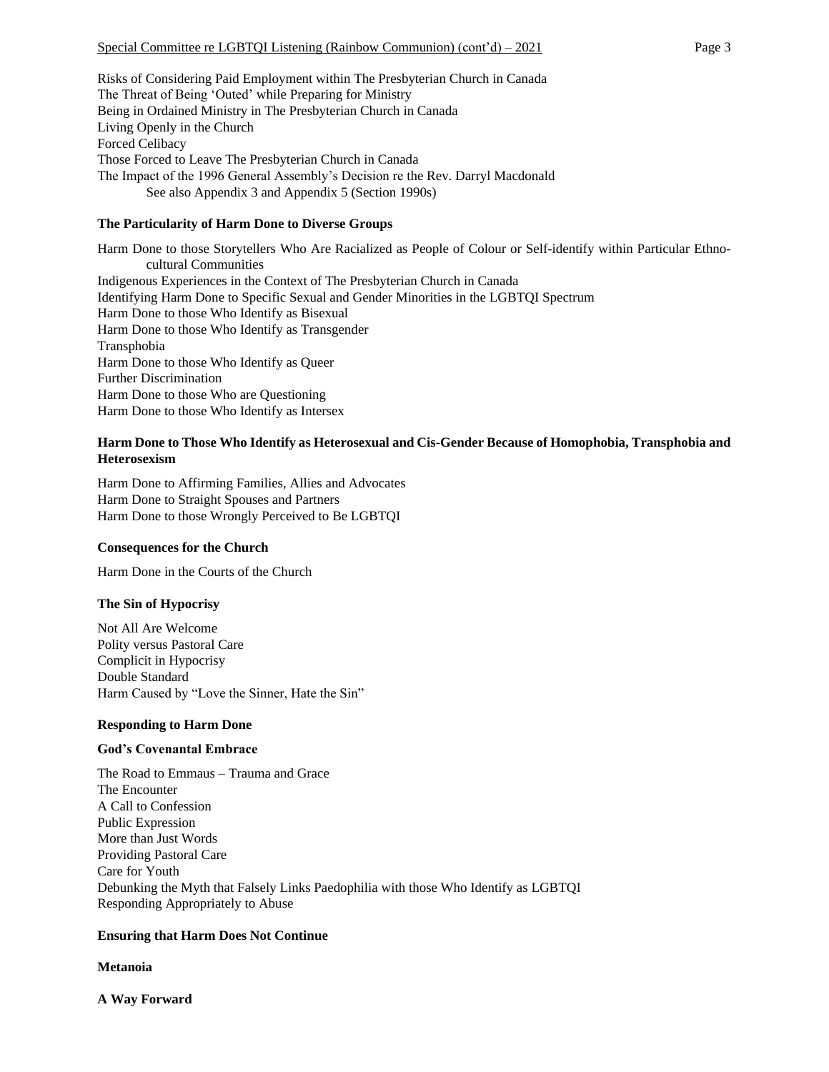Risks of Considering Paid Employment within The Presbyterian Church in Canada
The Threat of Being 'Outed' while Preparing for Ministry
Being in Ordained Ministry in The Presbyterian Church in Canada
Living Openly in the Church
Forced Celibacy
Those Forced to Leave The Presbyterian Church in Canada
The Impact of the 1996 General Assembly's Decision re the Rev. Darryl Macdonald
See also Appendix 3 and Appendix 5 (Section 1990s)

**The Particularity of Harm Done to Diverse Groups**

Harm Done to those Storytellers Who Are Racialized as People of Colour or Self-identify within Particular Ethno-cultural Communities
Indigenous Experiences in the Context of The Presbyterian Church in Canada
Identifying Harm Done to Specific Sexual and Gender Minorities in the LGBTQI Spectrum
Harm Done to those Who Identify as Bisexual
Harm Done to those Who Identify as Transgender
Transphobia
Harm Done to those Who Identify as Queer
Further Discrimination
Harm Done to those Who are Questioning
Harm Done to those Who Identify as Intersex

**Harm Done to Those Who Identify as Heterosexual and Cis-Gender Because of Homophobia, Transphobia and Heterosexism**

Harm Done to Affirming Families, Allies and Advocates
Harm Done to Straight Spouses and Partners
Harm Done to those Wrongly Perceived to Be LGBTQI

**Consequences for the Church**

Harm Done in the Courts of the Church

**The Sin of Hypocrisy**

Not All Are Welcome
Polity versus Pastoral Care
Complicit in Hypocrisy
Double Standard
Harm Caused by "Love the Sinner, Hate the Sin"

**Responding to Harm Done**

**God's Covenantal Embrace**

The Road to Emmaus – Trauma and Grace
The Encounter
A Call to Confession
Public Expression
More than Just Words
Providing Pastoral Care
Care for Youth
Debunking the Myth that Falsely Links Paedophilia with those Who Identify as LGBTQI
Responding Appropriately to Abuse

**Ensuring that Harm Does Not Continue**

**Metanoia**

**A Way Forward**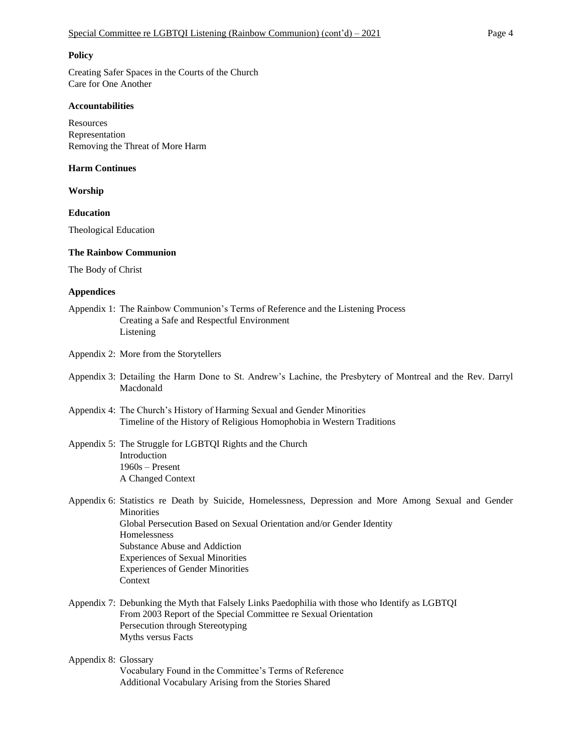**Policy**

Creating Safer Spaces in the Courts of the Church
Care for One Another

**Accountabilities**

Resources
Representation
Removing the Threat of More Harm

**Harm Continues**

**Worship**

**Education**

Theological Education

**The Rainbow Communion**

The Body of Christ

**Appendices**

Appendix 1: The Rainbow Communion's Terms of Reference and the Listening Process
Creating a Safe and Respectful Environment
Listening

Appendix 2: More from the Storytellers

Appendix 3: Detailing the Harm Done to St. Andrew's Lachine, the Presbytery of Montreal and the Rev. Darryl Macdonald

Appendix 4: The Church's History of Harming Sexual and Gender Minorities
Timeline of the History of Religious Homophobia in Western Traditions

Appendix 5: The Struggle for LGBTQI Rights and the Church
Introduction
1960s – Present
A Changed Context

Appendix 6: Statistics re Death by Suicide, Homelessness, Depression and More Among Sexual and Gender Minorities
Global Persecution Based on Sexual Orientation and/or Gender Identity
Homelessness
Substance Abuse and Addiction
Experiences of Sexual Minorities
Experiences of Gender Minorities
Context

Appendix 7: Debunking the Myth that Falsely Links Paedophilia with those who Identify as LGBTQI
From 2003 Report of the Special Committee re Sexual Orientation
Persecution through Stereotyping
Myths versus Facts

Appendix 8: Glossary
Vocabulary Found in the Committee's Terms of Reference
Additional Vocabulary Arising from the Stories Shared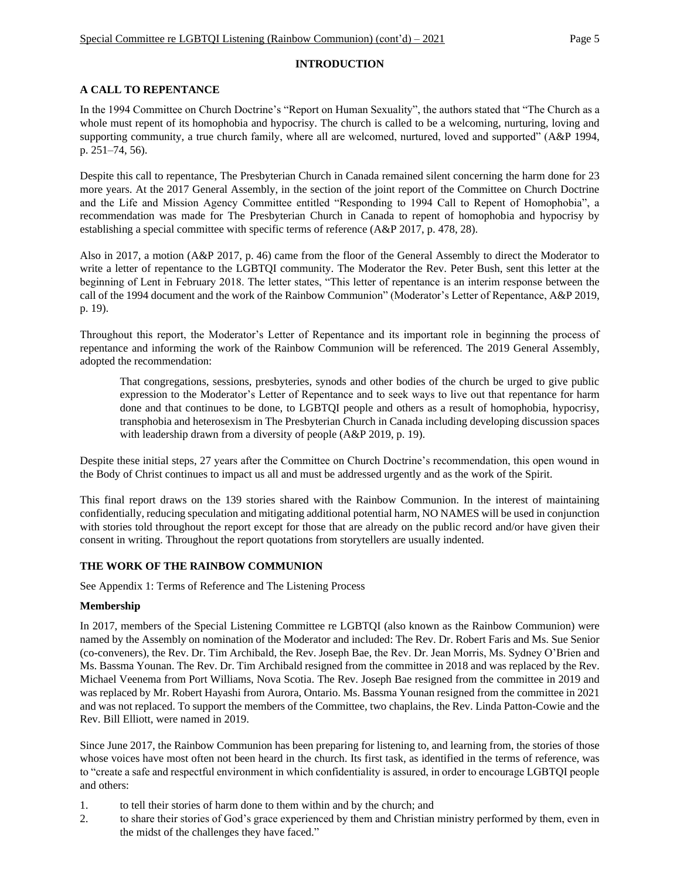# INTRODUCTION

## A CALL TO REPENTANCE

In the 1994 Committee on Church Doctrine's "Report on Human Sexuality", the authors stated that "The Church as a whole must repent of its homophobia and hypocrisy. The church is called to be a welcoming, nurturing, loving and supporting community, a true church family, where all are welcomed, nurtured, loved and supported" (A&P 1994, p. 251–74, 56).

Despite this call to repentance, The Presbyterian Church in Canada remained silent concerning the harm done for 23 more years. At the 2017 General Assembly, in the section of the joint report of the Committee on Church Doctrine and the Life and Mission Agency Committee entitled "Responding to 1994 Call to Repent of Homophobia", a recommendation was made for The Presbyterian Church in Canada to repent of homophobia and hypocrisy by establishing a special committee with specific terms of reference (A&P 2017, p. 478, 28).

Also in 2017, a motion (A&P 2017, p. 46) came from the floor of the General Assembly to direct the Moderator to write a letter of repentance to the LGBTQI community. The Moderator the Rev. Peter Bush, sent this letter at the beginning of Lent in February 2018. The letter states, "This letter of repentance is an interim response between the call of the 1994 document and the work of the Rainbow Communion" (Moderator's Letter of Repentance, A&P 2019, p. 19).

Throughout this report, the Moderator's Letter of Repentance and its important role in beginning the process of repentance and informing the work of the Rainbow Communion will be referenced. The 2019 General Assembly, adopted the recommendation:

> That congregations, sessions, presbyteries, synods and other bodies of the church be urged to give public expression to the Moderator's Letter of Repentance and to seek ways to live out that repentance for harm done and that continues to be done, to LGBTQI people and others as a result of homophobia, hypocrisy, transphobia and heterosexism in The Presbyterian Church in Canada including developing discussion spaces with leadership drawn from a diversity of people (A&P 2019, p. 19).

Despite these initial steps, 27 years after the Committee on Church Doctrine's recommendation, this open wound in the Body of Christ continues to impact us all and must be addressed urgently and as the work of the Spirit.

This final report draws on the 139 stories shared with the Rainbow Communion. In the interest of maintaining confidentially, reducing speculation and mitigating additional potential harm, NO NAMES will be used in conjunction with stories told throughout the report except for those that are already on the public record and/or have given their consent in writing. Throughout the report quotations from storytellers are usually indented.

## THE WORK OF THE RAINBOW COMMUNION

See Appendix 1: Terms of Reference and The Listening Process

### Membership

In 2017, members of the Special Listening Committee re LGBTQI (also known as the Rainbow Communion) were named by the Assembly on nomination of the Moderator and included: The Rev. Dr. Robert Faris and Ms. Sue Senior (co-conveners), the Rev. Dr. Tim Archibald, the Rev. Joseph Bae, the Rev. Dr. Jean Morris, Ms. Sydney O'Brien and Ms. Bassma Younan. The Rev. Dr. Tim Archibald resigned from the committee in 2018 and was replaced by the Rev. Michael Veenema from Port Williams, Nova Scotia. The Rev. Joseph Bae resigned from the committee in 2019 and was replaced by Mr. Robert Hayashi from Aurora, Ontario. Ms. Bassma Younan resigned from the committee in 2021 and was not replaced. To support the members of the Committee, two chaplains, the Rev. Linda Patton-Cowie and the Rev. Bill Elliott, were named in 2019.

Since June 2017, the Rainbow Communion has been preparing for listening to, and learning from, the stories of those whose voices have most often not been heard in the church. Its first task, as identified in the terms of reference, was to "create a safe and respectful environment in which confidentiality is assured, in order to encourage LGBTQI people and others:

1. to tell their stories of harm done to them within and by the church; and
2. to share their stories of God's grace experienced by them and Christian ministry performed by them, even in the midst of the challenges they have faced."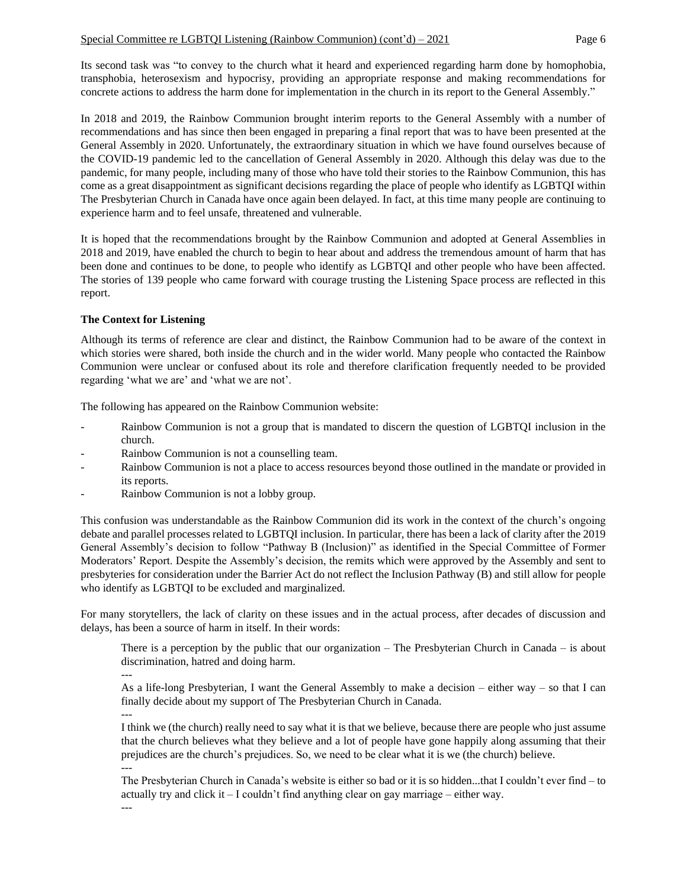Its second task was "to convey to the church what it heard and experienced regarding harm done by homophobia, transphobia, heterosexism and hypocrisy, providing an appropriate response and making recommendations for concrete actions to address the harm done for implementation in the church in its report to the General Assembly."

In 2018 and 2019, the Rainbow Communion brought interim reports to the General Assembly with a number of recommendations and has since then been engaged in preparing a final report that was to have been presented at the General Assembly in 2020. Unfortunately, the extraordinary situation in which we have found ourselves because of the COVID-19 pandemic led to the cancellation of General Assembly in 2020. Although this delay was due to the pandemic, for many people, including many of those who have told their stories to the Rainbow Communion, this has come as a great disappointment as significant decisions regarding the place of people who identify as LGBTQI within The Presbyterian Church in Canada have once again been delayed. In fact, at this time many people are continuing to experience harm and to feel unsafe, threatened and vulnerable.

It is hoped that the recommendations brought by the Rainbow Communion and adopted at General Assemblies in 2018 and 2019, have enabled the church to begin to hear about and address the tremendous amount of harm that has been done and continues to be done, to people who identify as LGBTQI and other people who have been affected. The stories of 139 people who came forward with courage trusting the Listening Space process are reflected in this report.

**The Context for Listening**

Although its terms of reference are clear and distinct, the Rainbow Communion had to be aware of the context in which stories were shared, both inside the church and in the wider world. Many people who contacted the Rainbow Communion were unclear or confused about its role and therefore clarification frequently needed to be provided regarding 'what we are' and 'what we are not'.

The following has appeared on the Rainbow Communion website:

- Rainbow Communion is not a group that is mandated to discern the question of LGBTQI inclusion in the church.
- Rainbow Communion is not a counselling team.
- Rainbow Communion is not a place to access resources beyond those outlined in the mandate or provided in its reports.
- Rainbow Communion is not a lobby group.

This confusion was understandable as the Rainbow Communion did its work in the context of the church's ongoing debate and parallel processes related to LGBTQI inclusion. In particular, there has been a lack of clarity after the 2019 General Assembly's decision to follow "Pathway B (Inclusion)" as identified in the Special Committee of Former Moderators' Report. Despite the Assembly's decision, the remits which were approved by the Assembly and sent to presbyteries for consideration under the Barrier Act do not reflect the Inclusion Pathway (B) and still allow for people who identify as LGBTQI to be excluded and marginalized.

For many storytellers, the lack of clarity on these issues and in the actual process, after decades of discussion and delays, has been a source of harm in itself. In their words:

> There is a perception by the public that our organization – The Presbyterian Church in Canada – is about discrimination, hatred and doing harm.
>
> ---
>
> As a life-long Presbyterian, I want the General Assembly to make a decision – either way – so that I can finally decide about my support of The Presbyterian Church in Canada.
>
> ---
>
> I think we (the church) really need to say what it is that we believe, because there are people who just assume that the church believes what they believe and a lot of people have gone happily along assuming that their prejudices are the church's prejudices. So, we need to be clear what it is we (the church) believe.
>
> ---
>
> The Presbyterian Church in Canada's website is either so bad or it is so hidden...that I couldn't ever find – to actually try and click it – I couldn't find anything clear on gay marriage – either way.
>
> ---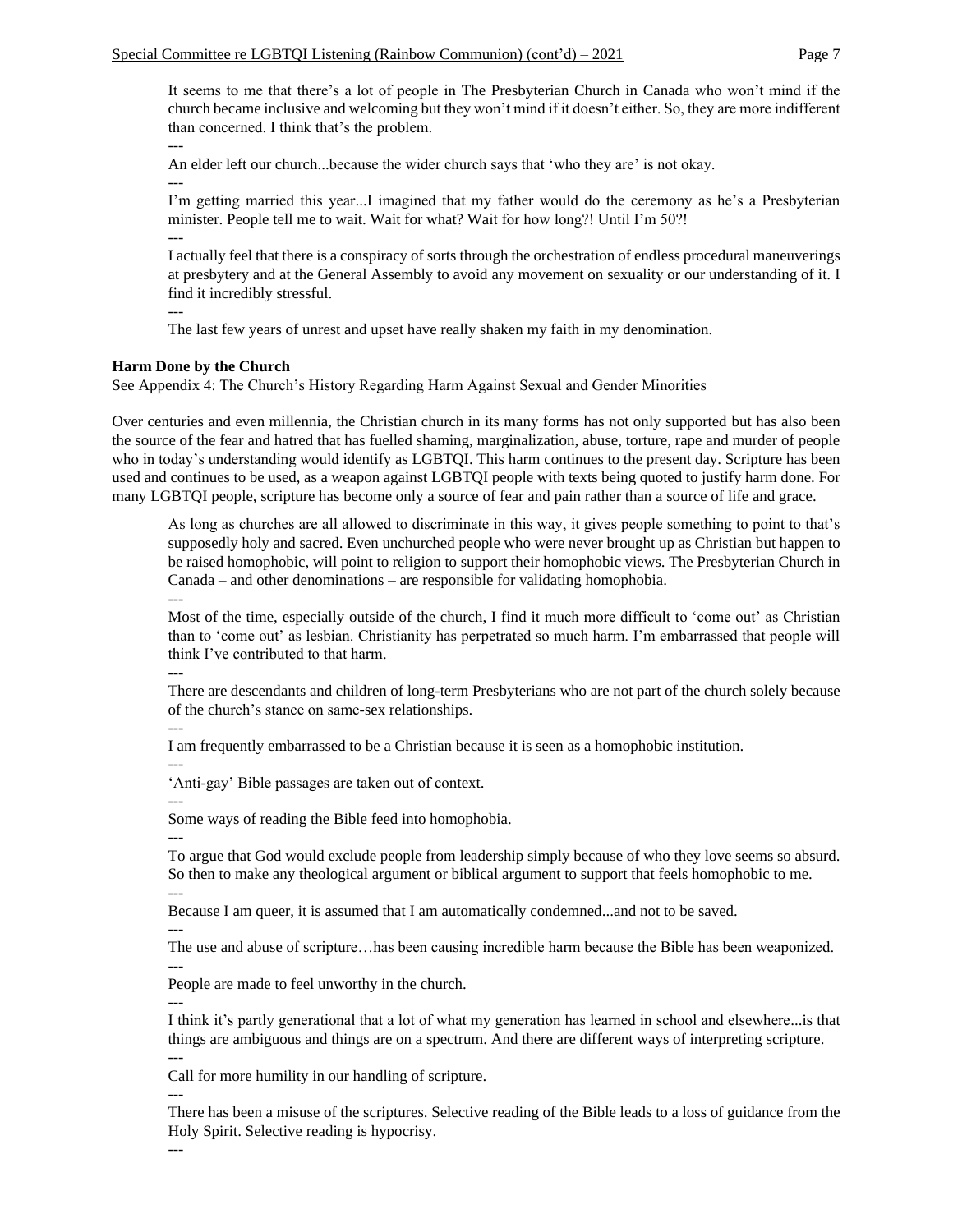It seems to me that there's a lot of people in The Presbyterian Church in Canada who won't mind if the church became inclusive and welcoming but they won't mind if it doesn't either. So, they are more indifferent than concerned. I think that's the problem.

---

An elder left our church...because the wider church says that 'who they are' is not okay.

---

I'm getting married this year...I imagined that my father would do the ceremony as he's a Presbyterian minister. People tell me to wait. Wait for what? Wait for how long?! Until I'm 50?!

---

I actually feel that there is a conspiracy of sorts through the orchestration of endless procedural maneuverings at presbytery and at the General Assembly to avoid any movement on sexuality or our understanding of it. I find it incredibly stressful.

---

The last few years of unrest and upset have really shaken my faith in my denomination.

**Harm Done by the Church**

See Appendix 4: The Church's History Regarding Harm Against Sexual and Gender Minorities

Over centuries and even millennia, the Christian church in its many forms has not only supported but has also been the source of the fear and hatred that has fuelled shaming, marginalization, abuse, torture, rape and murder of people who in today's understanding would identify as LGBTQI. This harm continues to the present day. Scripture has been used and continues to be used, as a weapon against LGBTQI people with texts being quoted to justify harm done. For many LGBTQI people, scripture has become only a source of fear and pain rather than a source of life and grace.

As long as churches are all allowed to discriminate in this way, it gives people something to point to that's supposedly holy and sacred. Even unchurched people who were never brought up as Christian but happen to be raised homophobic, will point to religion to support their homophobic views. The Presbyterian Church in Canada – and other denominations – are responsible for validating homophobia.

---

Most of the time, especially outside of the church, I find it much more difficult to 'come out' as Christian than to 'come out' as lesbian. Christianity has perpetrated so much harm. I'm embarrassed that people will think I've contributed to that harm.

---

There are descendants and children of long-term Presbyterians who are not part of the church solely because of the church's stance on same-sex relationships.

---

I am frequently embarrassed to be a Christian because it is seen as a homophobic institution.

---

'Anti-gay' Bible passages are taken out of context.

---

Some ways of reading the Bible feed into homophobia.

---

To argue that God would exclude people from leadership simply because of who they love seems so absurd. So then to make any theological argument or biblical argument to support that feels homophobic to me.

---

Because I am queer, it is assumed that I am automatically condemned...and not to be saved.

---

The use and abuse of scripture…has been causing incredible harm because the Bible has been weaponized.

---

People are made to feel unworthy in the church.

---

I think it's partly generational that a lot of what my generation has learned in school and elsewhere...is that things are ambiguous and things are on a spectrum. And there are different ways of interpreting scripture.

---

Call for more humility in our handling of scripture.

---

There has been a misuse of the scriptures. Selective reading of the Bible leads to a loss of guidance from the Holy Spirit. Selective reading is hypocrisy.

---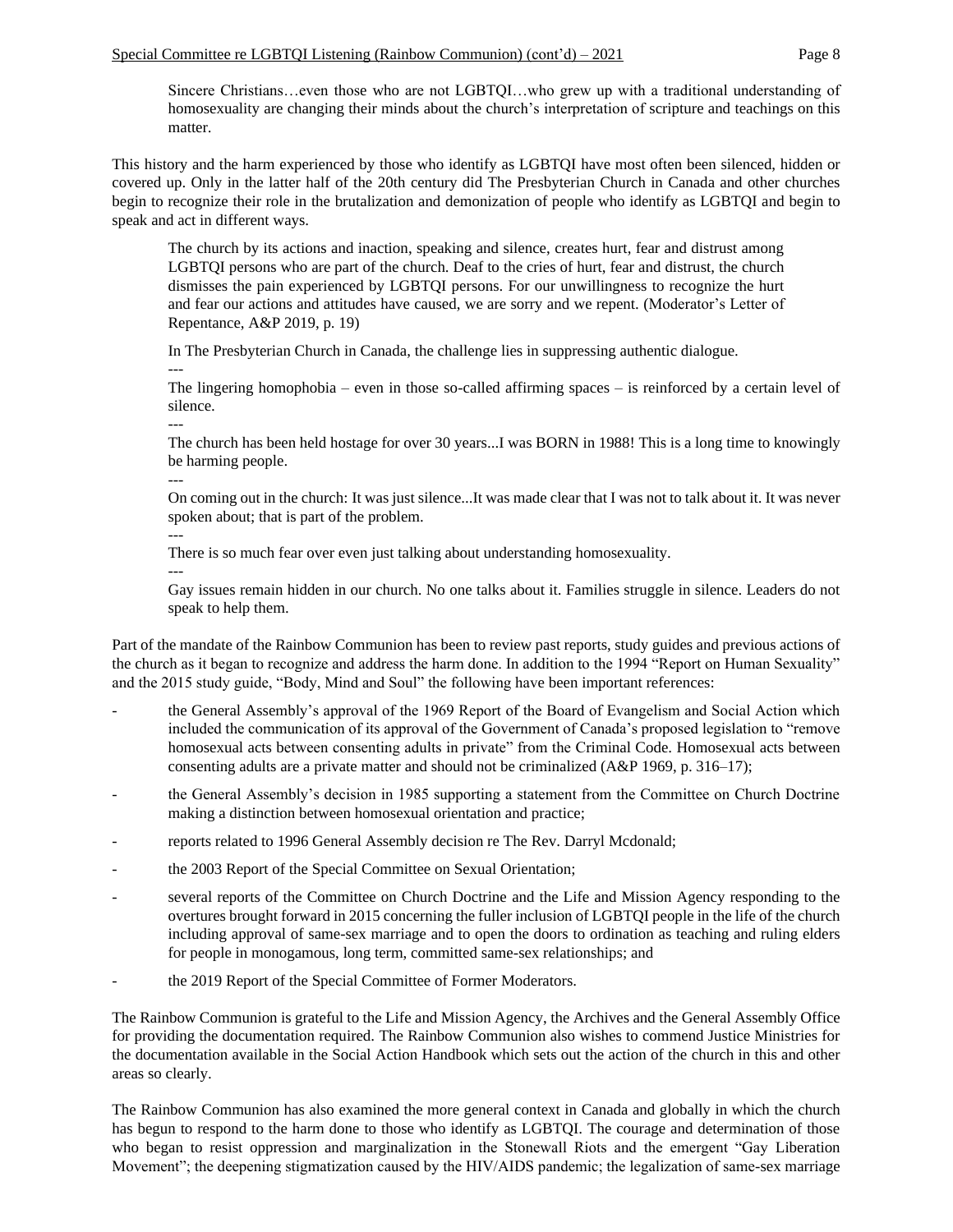> Sincere Christians…even those who are not LGBTQI…who grew up with a traditional understanding of homosexuality are changing their minds about the church's interpretation of scripture and teachings on this matter.

This history and the harm experienced by those who identify as LGBTQI have most often been silenced, hidden or covered up. Only in the latter half of the 20th century did The Presbyterian Church in Canada and other churches begin to recognize their role in the brutalization and demonization of people who identify as LGBTQI and begin to speak and act in different ways.

> The church by its actions and inaction, speaking and silence, creates hurt, fear and distrust among LGBTQI persons who are part of the church. Deaf to the cries of hurt, fear and distrust, the church dismisses the pain experienced by LGBTQI persons. For our unwillingness to recognize the hurt and fear our actions and attitudes have caused, we are sorry and we repent. (Moderator's Letter of Repentance, A&P 2019, p. 19)
>
> In The Presbyterian Church in Canada, the challenge lies in suppressing authentic dialogue.
>
> ---
>
> The lingering homophobia – even in those so-called affirming spaces – is reinforced by a certain level of silence.
>
> ---
>
> The church has been held hostage for over 30 years...I was BORN in 1988! This is a long time to knowingly be harming people.
>
> ---
>
> On coming out in the church: It was just silence...It was made clear that I was not to talk about it. It was never spoken about; that is part of the problem.
>
> ---
>
> There is so much fear over even just talking about understanding homosexuality.
>
> ---
>
> Gay issues remain hidden in our church. No one talks about it. Families struggle in silence. Leaders do not speak to help them.

Part of the mandate of the Rainbow Communion has been to review past reports, study guides and previous actions of the church as it began to recognize and address the harm done. In addition to the 1994 "Report on Human Sexuality" and the 2015 study guide, "Body, Mind and Soul" the following have been important references:

- the General Assembly's approval of the 1969 Report of the Board of Evangelism and Social Action which included the communication of its approval of the Government of Canada's proposed legislation to "remove homosexual acts between consenting adults in private" from the Criminal Code. Homosexual acts between consenting adults are a private matter and should not be criminalized (A&P 1969, p. 316–17);
- the General Assembly's decision in 1985 supporting a statement from the Committee on Church Doctrine making a distinction between homosexual orientation and practice;
- reports related to 1996 General Assembly decision re The Rev. Darryl Mcdonald;
- the 2003 Report of the Special Committee on Sexual Orientation;
- several reports of the Committee on Church Doctrine and the Life and Mission Agency responding to the overtures brought forward in 2015 concerning the fuller inclusion of LGBTQI people in the life of the church including approval of same-sex marriage and to open the doors to ordination as teaching and ruling elders for people in monogamous, long term, committed same-sex relationships; and
- the 2019 Report of the Special Committee of Former Moderators.

The Rainbow Communion is grateful to the Life and Mission Agency, the Archives and the General Assembly Office for providing the documentation required. The Rainbow Communion also wishes to commend Justice Ministries for the documentation available in the Social Action Handbook which sets out the action of the church in this and other areas so clearly.

The Rainbow Communion has also examined the more general context in Canada and globally in which the church has begun to respond to the harm done to those who identify as LGBTQI. The courage and determination of those who began to resist oppression and marginalization in the Stonewall Riots and the emergent "Gay Liberation Movement"; the deepening stigmatization caused by the HIV/AIDS pandemic; the legalization of same-sex marriage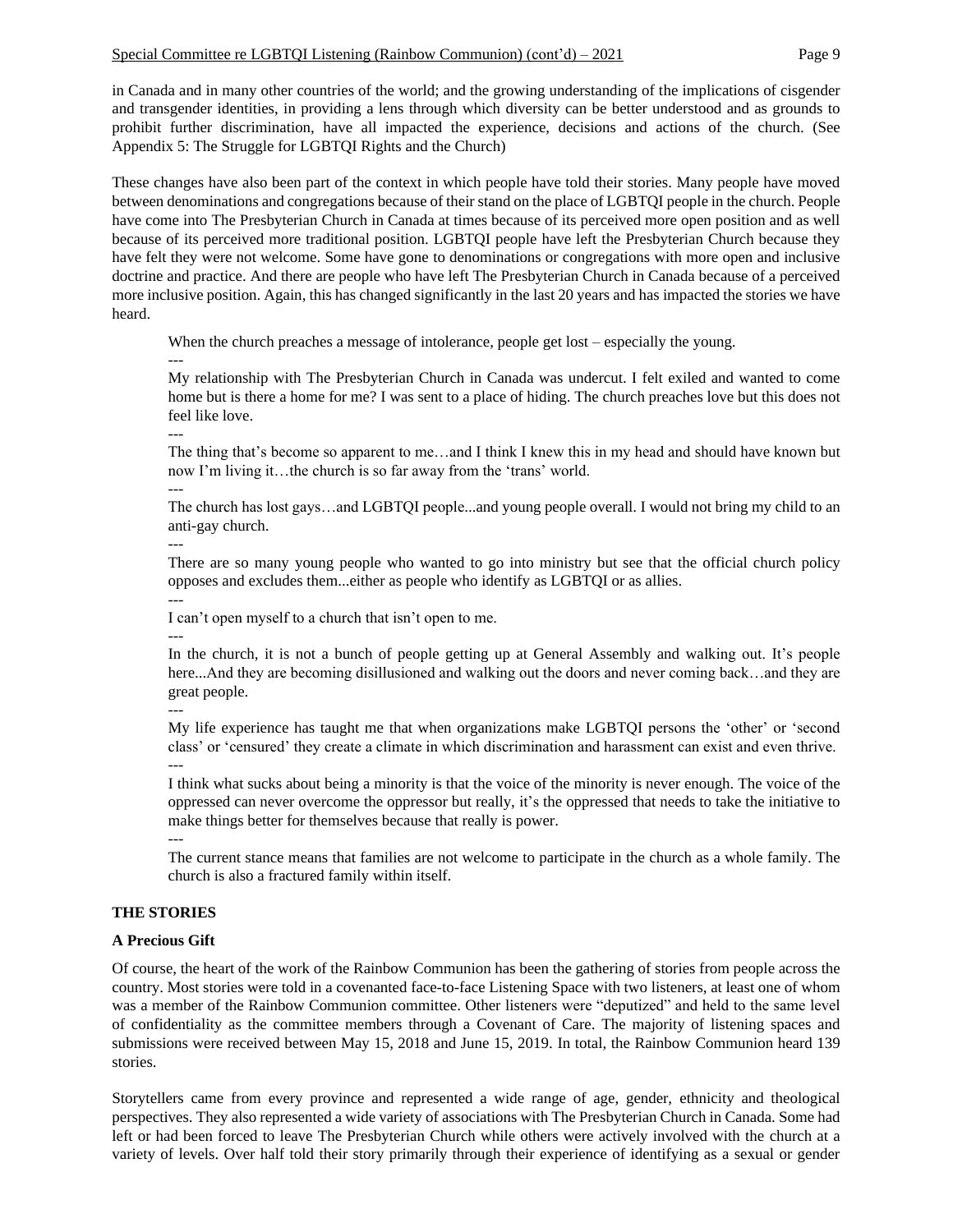in Canada and in many other countries of the world; and the growing understanding of the implications of cisgender and transgender identities, in providing a lens through which diversity can be better understood and as grounds to prohibit further discrimination, have all impacted the experience, decisions and actions of the church. (See Appendix 5: The Struggle for LGBTQI Rights and the Church)

These changes have also been part of the context in which people have told their stories. Many people have moved between denominations and congregations because of their stand on the place of LGBTQI people in the church. People have come into The Presbyterian Church in Canada at times because of its perceived more open position and as well because of its perceived more traditional position. LGBTQI people have left the Presbyterian Church because they have felt they were not welcome. Some have gone to denominations or congregations with more open and inclusive doctrine and practice. And there are people who have left The Presbyterian Church in Canada because of a perceived more inclusive position. Again, this has changed significantly in the last 20 years and has impacted the stories we have heard.

> When the church preaches a message of intolerance, people get lost – especially the young.
>
> ---
>
> My relationship with The Presbyterian Church in Canada was undercut. I felt exiled and wanted to come home but is there a home for me? I was sent to a place of hiding. The church preaches love but this does not feel like love.
>
> ---
>
> The thing that's become so apparent to me…and I think I knew this in my head and should have known but now I'm living it…the church is so far away from the 'trans' world.
>
> ---
>
> The church has lost gays…and LGBTQI people...and young people overall. I would not bring my child to an anti-gay church.
>
> ---
>
> There are so many young people who wanted to go into ministry but see that the official church policy opposes and excludes them...either as people who identify as LGBTQI or as allies.
>
> ---
>
> I can't open myself to a church that isn't open to me.
>
> ---
>
> In the church, it is not a bunch of people getting up at General Assembly and walking out. It's people here...And they are becoming disillusioned and walking out the doors and never coming back…and they are great people.
>
> ---
>
> My life experience has taught me that when organizations make LGBTQI persons the 'other' or 'second class' or 'censured' they create a climate in which discrimination and harassment can exist and even thrive.
>
> ---
>
> I think what sucks about being a minority is that the voice of the minority is never enough. The voice of the oppressed can never overcome the oppressor but really, it's the oppressed that needs to take the initiative to make things better for themselves because that really is power.
>
> ---
>
> The current stance means that families are not welcome to participate in the church as a whole family. The church is also a fractured family within itself.

**THE STORIES**

**A Precious Gift**

Of course, the heart of the work of the Rainbow Communion has been the gathering of stories from people across the country. Most stories were told in a covenanted face-to-face Listening Space with two listeners, at least one of whom was a member of the Rainbow Communion committee. Other listeners were "deputized" and held to the same level of confidentiality as the committee members through a Covenant of Care. The majority of listening spaces and submissions were received between May 15, 2018 and June 15, 2019. In total, the Rainbow Communion heard 139 stories.

Storytellers came from every province and represented a wide range of age, gender, ethnicity and theological perspectives. They also represented a wide variety of associations with The Presbyterian Church in Canada. Some had left or had been forced to leave The Presbyterian Church while others were actively involved with the church at a variety of levels. Over half told their story primarily through their experience of identifying as a sexual or gender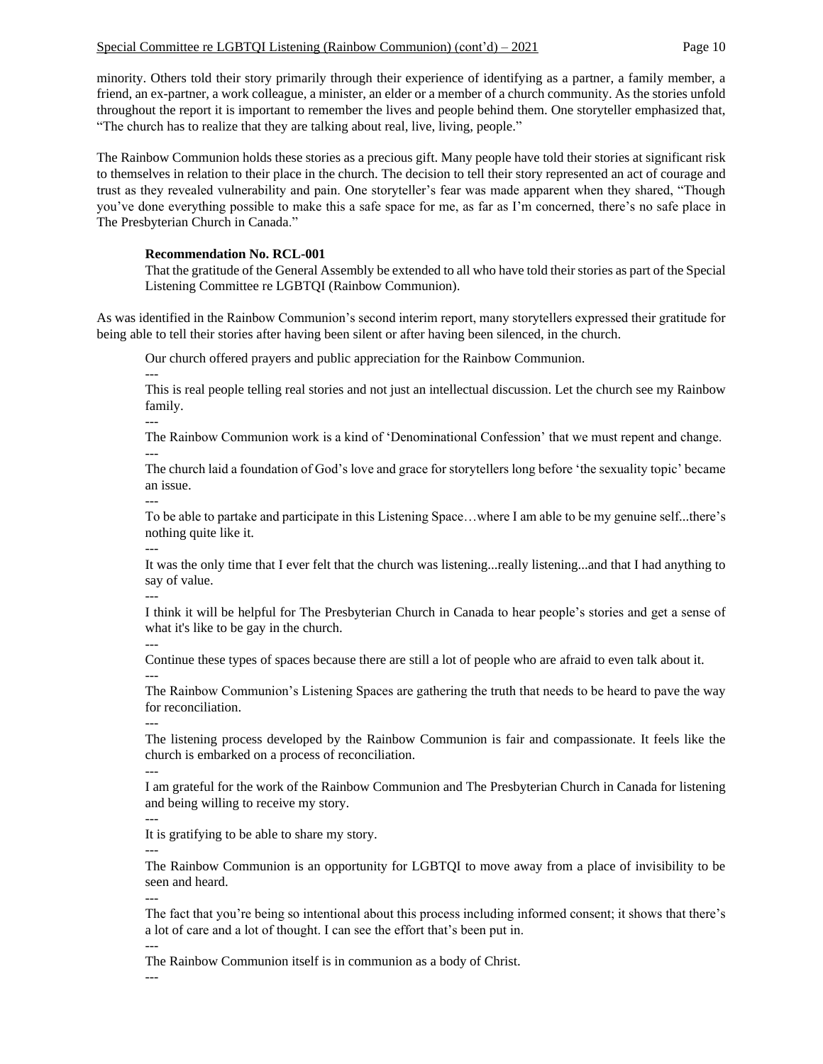minority. Others told their story primarily through their experience of identifying as a partner, a family member, a friend, an ex-partner, a work colleague, a minister, an elder or a member of a church community. As the stories unfold throughout the report it is important to remember the lives and people behind them. One storyteller emphasized that, "The church has to realize that they are talking about real, live, living, people."

The Rainbow Communion holds these stories as a precious gift. Many people have told their stories at significant risk to themselves in relation to their place in the church. The decision to tell their story represented an act of courage and trust as they revealed vulnerability and pain. One storyteller's fear was made apparent when they shared, "Though you've done everything possible to make this a safe space for me, as far as I'm concerned, there's no safe place in The Presbyterian Church in Canada."

> **Recommendation No. RCL-001**
> That the gratitude of the General Assembly be extended to all who have told their stories as part of the Special Listening Committee re LGBTQI (Rainbow Communion).

As was identified in the Rainbow Communion's second interim report, many storytellers expressed their gratitude for being able to tell their stories after having been silent or after having been silenced, in the church.

> Our church offered prayers and public appreciation for the Rainbow Communion.
>
> ---
>
> This is real people telling real stories and not just an intellectual discussion. Let the church see my Rainbow family.
>
> ---
>
> The Rainbow Communion work is a kind of 'Denominational Confession' that we must repent and change.
>
> ---
>
> The church laid a foundation of God's love and grace for storytellers long before 'the sexuality topic' became an issue.
>
> ---
>
> To be able to partake and participate in this Listening Space…where I am able to be my genuine self...there's nothing quite like it.
>
> ---
>
> It was the only time that I ever felt that the church was listening...really listening...and that I had anything to say of value.
>
> ---
>
> I think it will be helpful for The Presbyterian Church in Canada to hear people's stories and get a sense of what it's like to be gay in the church.
>
> ---
>
> Continue these types of spaces because there are still a lot of people who are afraid to even talk about it.
>
> ---
>
> The Rainbow Communion's Listening Spaces are gathering the truth that needs to be heard to pave the way for reconciliation.
>
> ---
>
> The listening process developed by the Rainbow Communion is fair and compassionate. It feels like the church is embarked on a process of reconciliation.
>
> ---
>
> I am grateful for the work of the Rainbow Communion and The Presbyterian Church in Canada for listening and being willing to receive my story.
>
> ---
>
> It is gratifying to be able to share my story.
>
> ---
>
> The Rainbow Communion is an opportunity for LGBTQI to move away from a place of invisibility to be seen and heard.
>
> ---
>
> The fact that you're being so intentional about this process including informed consent; it shows that there's a lot of care and a lot of thought. I can see the effort that's been put in.
>
> ---
>
> The Rainbow Communion itself is in communion as a body of Christ.
>
> ---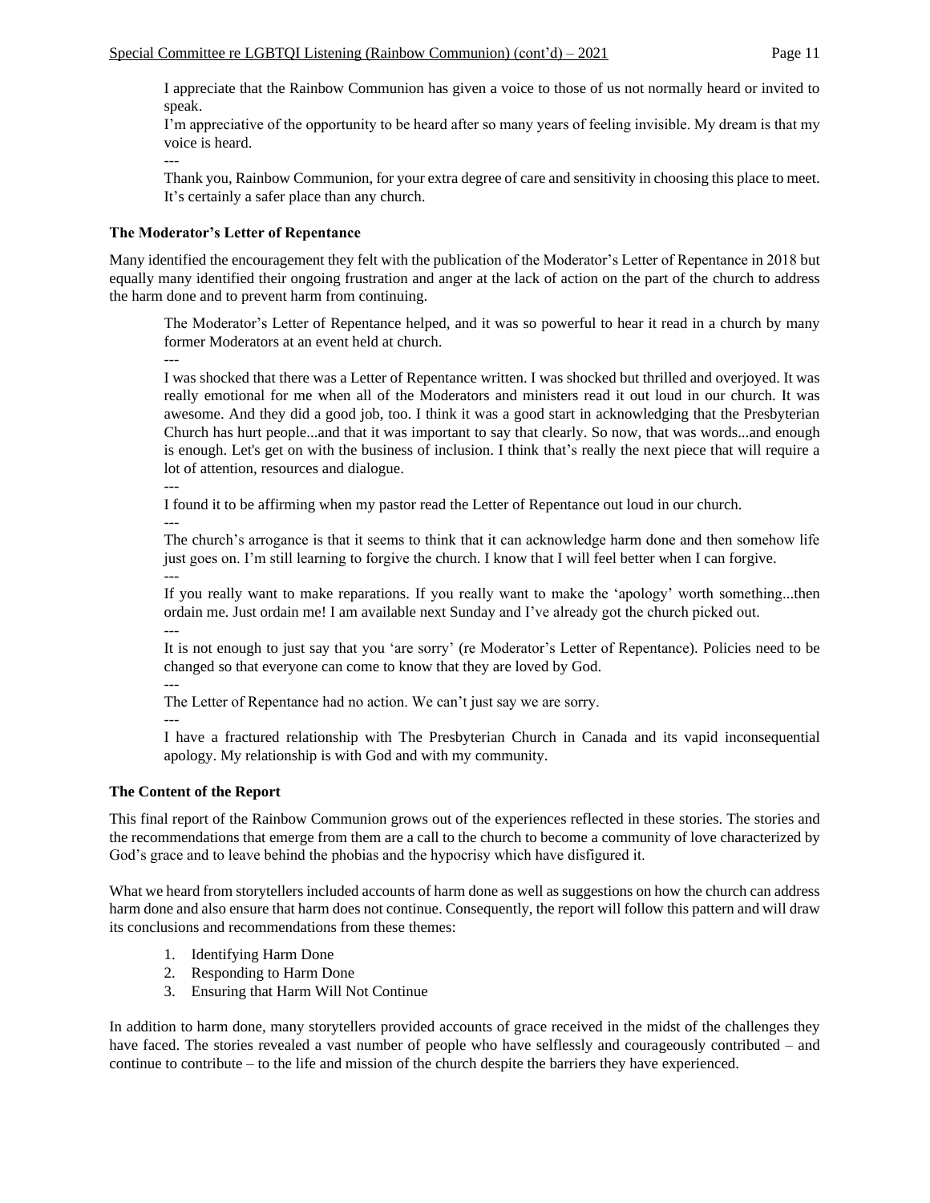I appreciate that the Rainbow Communion has given a voice to those of us not normally heard or invited to speak.

I'm appreciative of the opportunity to be heard after so many years of feeling invisible. My dream is that my voice is heard.

---

Thank you, Rainbow Communion, for your extra degree of care and sensitivity in choosing this place to meet. It's certainly a safer place than any church.

**The Moderator's Letter of Repentance**

Many identified the encouragement they felt with the publication of the Moderator's Letter of Repentance in 2018 but equally many identified their ongoing frustration and anger at the lack of action on the part of the church to address the harm done and to prevent harm from continuing.

> The Moderator's Letter of Repentance helped, and it was so powerful to hear it read in a church by many former Moderators at an event held at church.
>
> ---
>
> I was shocked that there was a Letter of Repentance written. I was shocked but thrilled and overjoyed. It was really emotional for me when all of the Moderators and ministers read it out loud in our church. It was awesome. And they did a good job, too. I think it was a good start in acknowledging that the Presbyterian Church has hurt people...and that it was important to say that clearly. So now, that was words...and enough is enough. Let's get on with the business of inclusion. I think that's really the next piece that will require a lot of attention, resources and dialogue.
>
> ---
>
> I found it to be affirming when my pastor read the Letter of Repentance out loud in our church.
>
> ---
>
> The church's arrogance is that it seems to think that it can acknowledge harm done and then somehow life just goes on. I'm still learning to forgive the church. I know that I will feel better when I can forgive.
>
> ---
>
> If you really want to make reparations. If you really want to make the 'apology' worth something...then ordain me. Just ordain me! I am available next Sunday and I've already got the church picked out.
>
> ---
>
> It is not enough to just say that you 'are sorry' (re Moderator's Letter of Repentance). Policies need to be changed so that everyone can come to know that they are loved by God.
>
> ---
>
> The Letter of Repentance had no action. We can't just say we are sorry.
>
> ---
>
> I have a fractured relationship with The Presbyterian Church in Canada and its vapid inconsequential apology. My relationship is with God and with my community.

**The Content of the Report**

This final report of the Rainbow Communion grows out of the experiences reflected in these stories. The stories and the recommendations that emerge from them are a call to the church to become a community of love characterized by God's grace and to leave behind the phobias and the hypocrisy which have disfigured it.

What we heard from storytellers included accounts of harm done as well as suggestions on how the church can address harm done and also ensure that harm does not continue. Consequently, the report will follow this pattern and will draw its conclusions and recommendations from these themes:

1. Identifying Harm Done
2. Responding to Harm Done
3. Ensuring that Harm Will Not Continue

In addition to harm done, many storytellers provided accounts of grace received in the midst of the challenges they have faced. The stories revealed a vast number of people who have selflessly and courageously contributed – and continue to contribute – to the life and mission of the church despite the barriers they have experienced.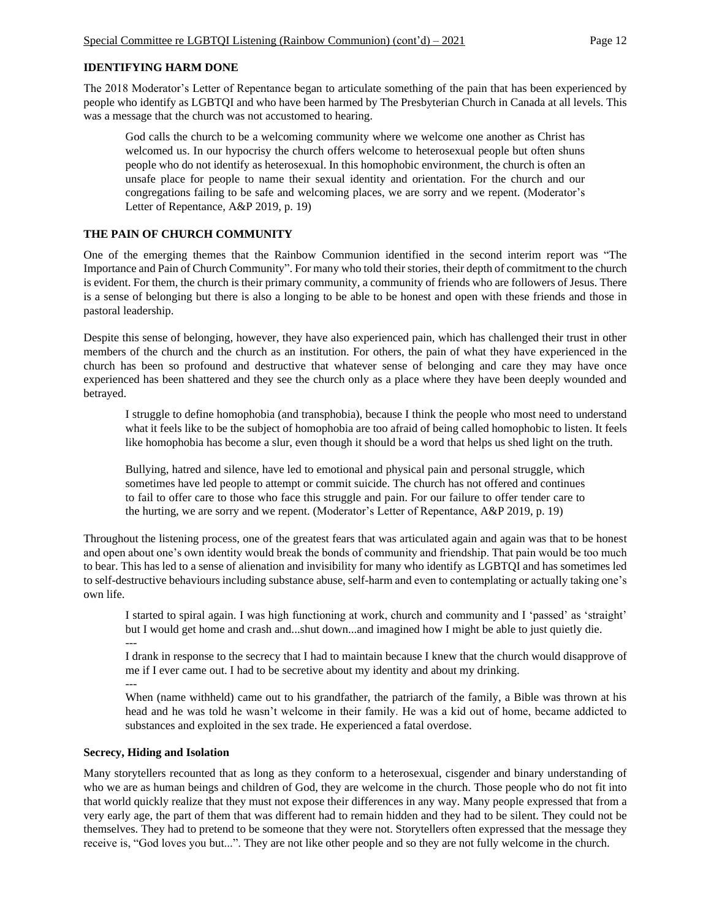## IDENTIFYING HARM DONE

The 2018 Moderator's Letter of Repentance began to articulate something of the pain that has been experienced by people who identify as LGBTQI and who have been harmed by The Presbyterian Church in Canada at all levels. This was a message that the church was not accustomed to hearing.

> God calls the church to be a welcoming community where we welcome one another as Christ has welcomed us. In our hypocrisy the church offers welcome to heterosexual people but often shuns people who do not identify as heterosexual. In this homophobic environment, the church is often an unsafe place for people to name their sexual identity and orientation. For the church and our congregations failing to be safe and welcoming places, we are sorry and we repent. (Moderator's Letter of Repentance, A&P 2019, p. 19)

## THE PAIN OF CHURCH COMMUNITY

One of the emerging themes that the Rainbow Communion identified in the second interim report was "The Importance and Pain of Church Community". For many who told their stories, their depth of commitment to the church is evident. For them, the church is their primary community, a community of friends who are followers of Jesus. There is a sense of belonging but there is also a longing to be able to be honest and open with these friends and those in pastoral leadership.

Despite this sense of belonging, however, they have also experienced pain, which has challenged their trust in other members of the church and the church as an institution. For others, the pain of what they have experienced in the church has been so profound and destructive that whatever sense of belonging and care they may have once experienced has been shattered and they see the church only as a place where they have been deeply wounded and betrayed.

> I struggle to define homophobia (and transphobia), because I think the people who most need to understand what it feels like to be the subject of homophobia are too afraid of being called homophobic to listen. It feels like homophobia has become a slur, even though it should be a word that helps us shed light on the truth.

> Bullying, hatred and silence, have led to emotional and physical pain and personal struggle, which sometimes have led people to attempt or commit suicide. The church has not offered and continues to fail to offer care to those who face this struggle and pain. For our failure to offer tender care to the hurting, we are sorry and we repent. (Moderator's Letter of Repentance, A&P 2019, p. 19)

Throughout the listening process, one of the greatest fears that was articulated again and again was that to be honest and open about one's own identity would break the bonds of community and friendship. That pain would be too much to bear. This has led to a sense of alienation and invisibility for many who identify as LGBTQI and has sometimes led to self-destructive behaviours including substance abuse, self-harm and even to contemplating or actually taking one's own life.

> I started to spiral again. I was high functioning at work, church and community and I 'passed' as 'straight' but I would get home and crash and...shut down...and imagined how I might be able to just quietly die.
>
> ---
>
> I drank in response to the secrecy that I had to maintain because I knew that the church would disapprove of me if I ever came out. I had to be secretive about my identity and about my drinking.
>
> ---
>
> When (name withheld) came out to his grandfather, the patriarch of the family, a Bible was thrown at his head and he was told he wasn't welcome in their family. He was a kid out of home, became addicted to substances and exploited in the sex trade. He experienced a fatal overdose.

### Secrecy, Hiding and Isolation

Many storytellers recounted that as long as they conform to a heterosexual, cisgender and binary understanding of who we are as human beings and children of God, they are welcome in the church. Those people who do not fit into that world quickly realize that they must not expose their differences in any way. Many people expressed that from a very early age, the part of them that was different had to remain hidden and they had to be silent. They could not be themselves. They had to pretend to be someone that they were not. Storytellers often expressed that the message they receive is, "God loves you but...". They are not like other people and so they are not fully welcome in the church.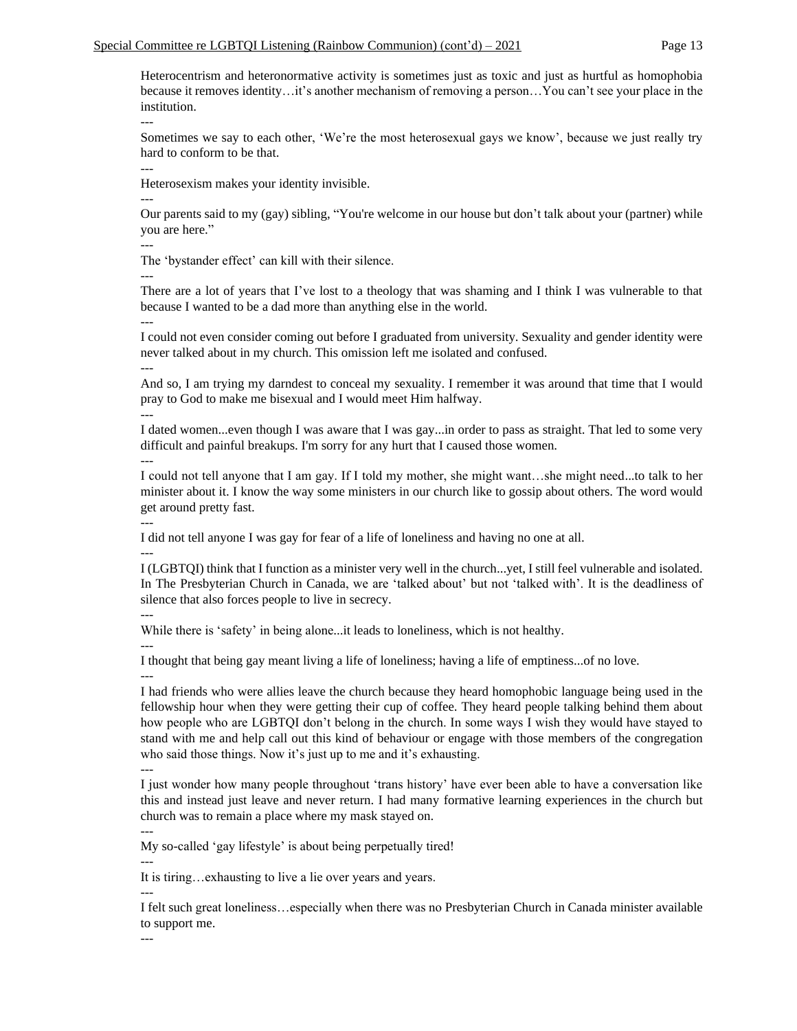Heterocentrism and heteronormative activity is sometimes just as toxic and just as hurtful as homophobia because it removes identity…it's another mechanism of removing a person…You can't see your place in the institution.

---

Sometimes we say to each other, 'We're the most heterosexual gays we know', because we just really try hard to conform to be that.

---

Heterosexism makes your identity invisible.

---

Our parents said to my (gay) sibling, "You're welcome in our house but don't talk about your (partner) while you are here."

---

The 'bystander effect' can kill with their silence.

---

There are a lot of years that I've lost to a theology that was shaming and I think I was vulnerable to that because I wanted to be a dad more than anything else in the world.

---

I could not even consider coming out before I graduated from university. Sexuality and gender identity were never talked about in my church. This omission left me isolated and confused.

---

And so, I am trying my darndest to conceal my sexuality. I remember it was around that time that I would pray to God to make me bisexual and I would meet Him halfway.

---

I dated women...even though I was aware that I was gay...in order to pass as straight. That led to some very difficult and painful breakups. I'm sorry for any hurt that I caused those women.

---

I could not tell anyone that I am gay. If I told my mother, she might want…she might need...to talk to her minister about it. I know the way some ministers in our church like to gossip about others. The word would get around pretty fast.

---

I did not tell anyone I was gay for fear of a life of loneliness and having no one at all.

---

I (LGBTQI) think that I function as a minister very well in the church...yet, I still feel vulnerable and isolated. In The Presbyterian Church in Canada, we are 'talked about' but not 'talked with'. It is the deadliness of silence that also forces people to live in secrecy.

---

While there is 'safety' in being alone...it leads to loneliness, which is not healthy.

---

I thought that being gay meant living a life of loneliness; having a life of emptiness...of no love.

---

I had friends who were allies leave the church because they heard homophobic language being used in the fellowship hour when they were getting their cup of coffee. They heard people talking behind them about how people who are LGBTQI don't belong in the church. In some ways I wish they would have stayed to stand with me and help call out this kind of behaviour or engage with those members of the congregation who said those things. Now it's just up to me and it's exhausting.

---

I just wonder how many people throughout 'trans history' have ever been able to have a conversation like this and instead just leave and never return. I had many formative learning experiences in the church but church was to remain a place where my mask stayed on.

---

My so-called 'gay lifestyle' is about being perpetually tired!

---

It is tiring…exhausting to live a lie over years and years.

---

I felt such great loneliness…especially when there was no Presbyterian Church in Canada minister available to support me.

---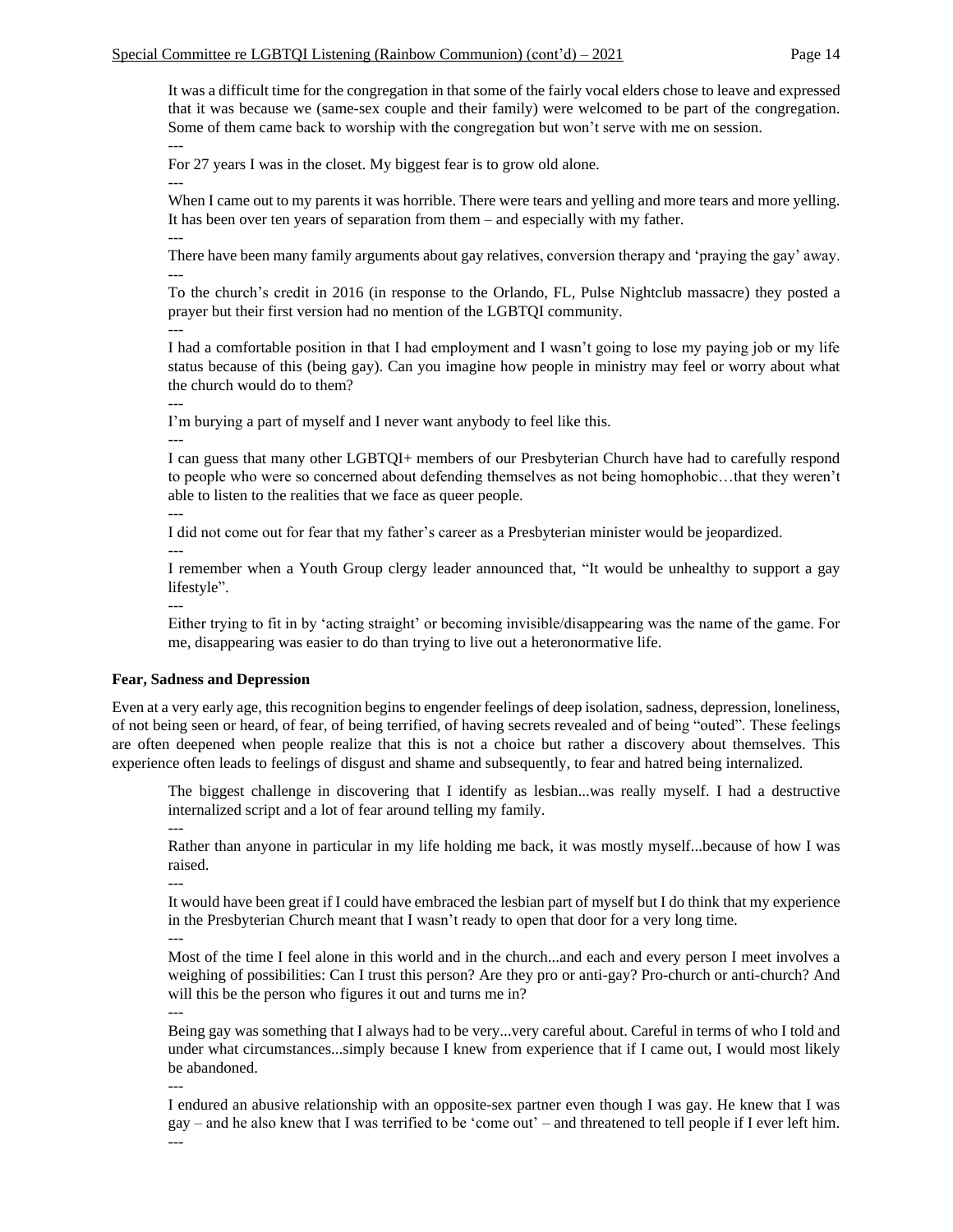It was a difficult time for the congregation in that some of the fairly vocal elders chose to leave and expressed that it was because we (same-sex couple and their family) were welcomed to be part of the congregation. Some of them came back to worship with the congregation but won't serve with me on session.

---

For 27 years I was in the closet. My biggest fear is to grow old alone.

---

When I came out to my parents it was horrible. There were tears and yelling and more tears and more yelling. It has been over ten years of separation from them – and especially with my father.

---

There have been many family arguments about gay relatives, conversion therapy and 'praying the gay' away.

---

To the church's credit in 2016 (in response to the Orlando, FL, Pulse Nightclub massacre) they posted a prayer but their first version had no mention of the LGBTQI community.

---

I had a comfortable position in that I had employment and I wasn't going to lose my paying job or my life status because of this (being gay). Can you imagine how people in ministry may feel or worry about what the church would do to them?

---

I'm burying a part of myself and I never want anybody to feel like this.

---

I can guess that many other LGBTQI+ members of our Presbyterian Church have had to carefully respond to people who were so concerned about defending themselves as not being homophobic…that they weren't able to listen to the realities that we face as queer people.

---

I did not come out for fear that my father's career as a Presbyterian minister would be jeopardized.

---

I remember when a Youth Group clergy leader announced that, "It would be unhealthy to support a gay lifestyle".

---

Either trying to fit in by 'acting straight' or becoming invisible/disappearing was the name of the game. For me, disappearing was easier to do than trying to live out a heteronormative life.

**Fear, Sadness and Depression**

Even at a very early age, this recognition begins to engender feelings of deep isolation, sadness, depression, loneliness, of not being seen or heard, of fear, of being terrified, of having secrets revealed and of being "outed". These feelings are often deepened when people realize that this is not a choice but rather a discovery about themselves. This experience often leads to feelings of disgust and shame and subsequently, to fear and hatred being internalized.

The biggest challenge in discovering that I identify as lesbian...was really myself. I had a destructive internalized script and a lot of fear around telling my family.

---

Rather than anyone in particular in my life holding me back, it was mostly myself...because of how I was raised.

---

It would have been great if I could have embraced the lesbian part of myself but I do think that my experience in the Presbyterian Church meant that I wasn't ready to open that door for a very long time.

---

Most of the time I feel alone in this world and in the church...and each and every person I meet involves a weighing of possibilities: Can I trust this person? Are they pro or anti-gay? Pro-church or anti-church? And will this be the person who figures it out and turns me in?

---

Being gay was something that I always had to be very...very careful about. Careful in terms of who I told and under what circumstances...simply because I knew from experience that if I came out, I would most likely be abandoned.

---

I endured an abusive relationship with an opposite-sex partner even though I was gay. He knew that I was gay – and he also knew that I was terrified to be 'come out' – and threatened to tell people if I ever left him.

---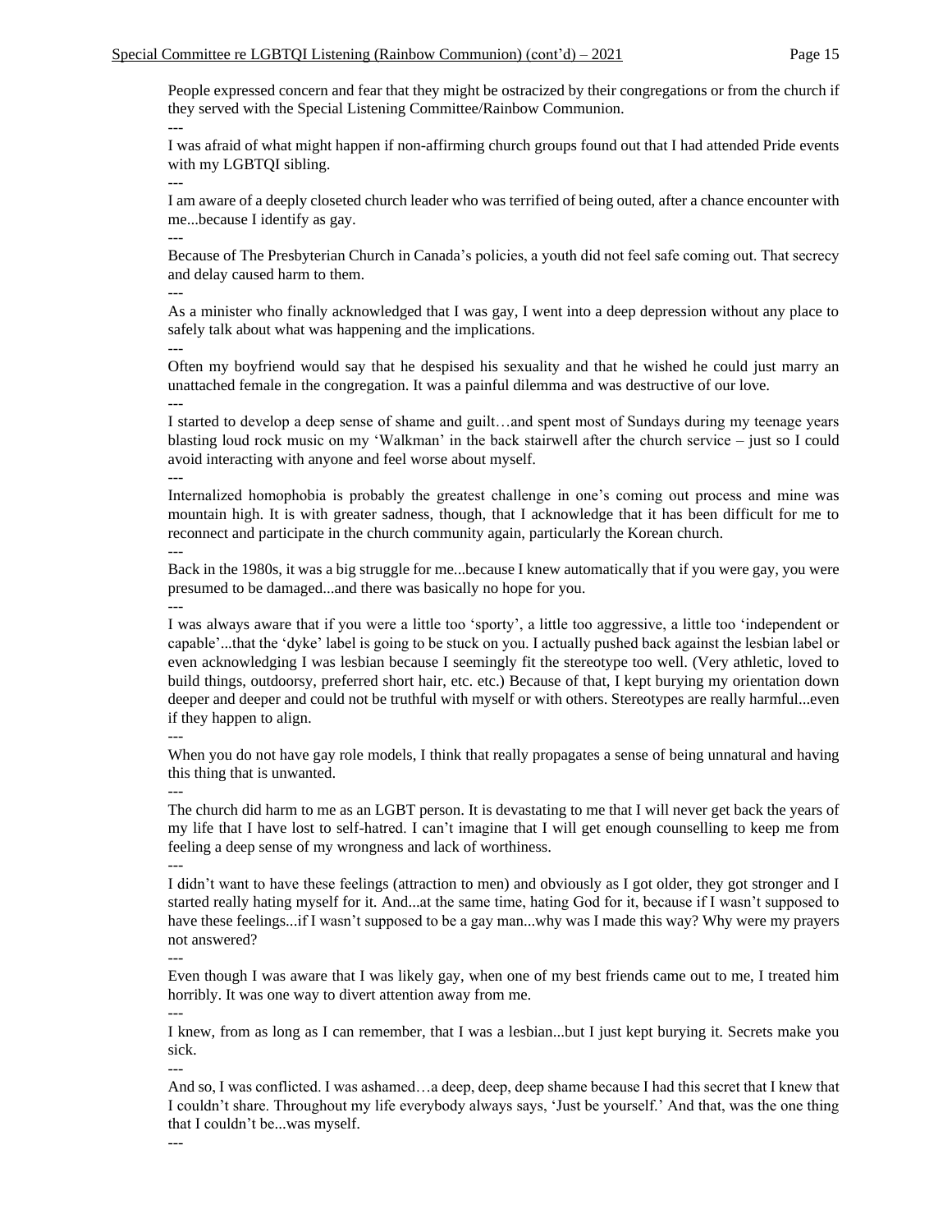People expressed concern and fear that they might be ostracized by their congregations or from the church if they served with the Special Listening Committee/Rainbow Communion.

---

I was afraid of what might happen if non-affirming church groups found out that I had attended Pride events with my LGBTQI sibling.

---

I am aware of a deeply closeted church leader who was terrified of being outed, after a chance encounter with me...because I identify as gay.

---

Because of The Presbyterian Church in Canada's policies, a youth did not feel safe coming out. That secrecy and delay caused harm to them.

---

As a minister who finally acknowledged that I was gay, I went into a deep depression without any place to safely talk about what was happening and the implications.

---

Often my boyfriend would say that he despised his sexuality and that he wished he could just marry an unattached female in the congregation. It was a painful dilemma and was destructive of our love.

---

I started to develop a deep sense of shame and guilt…and spent most of Sundays during my teenage years blasting loud rock music on my 'Walkman' in the back stairwell after the church service – just so I could avoid interacting with anyone and feel worse about myself.

---

Internalized homophobia is probably the greatest challenge in one's coming out process and mine was mountain high. It is with greater sadness, though, that I acknowledge that it has been difficult for me to reconnect and participate in the church community again, particularly the Korean church.

---

Back in the 1980s, it was a big struggle for me...because I knew automatically that if you were gay, you were presumed to be damaged...and there was basically no hope for you.

---

I was always aware that if you were a little too 'sporty', a little too aggressive, a little too 'independent or capable'...that the 'dyke' label is going to be stuck on you. I actually pushed back against the lesbian label or even acknowledging I was lesbian because I seemingly fit the stereotype too well. (Very athletic, loved to build things, outdoorsy, preferred short hair, etc. etc.) Because of that, I kept burying my orientation down deeper and deeper and could not be truthful with myself or with others. Stereotypes are really harmful...even if they happen to align.

---

When you do not have gay role models, I think that really propagates a sense of being unnatural and having this thing that is unwanted.

---

The church did harm to me as an LGBT person. It is devastating to me that I will never get back the years of my life that I have lost to self-hatred. I can't imagine that I will get enough counselling to keep me from feeling a deep sense of my wrongness and lack of worthiness.

---

I didn't want to have these feelings (attraction to men) and obviously as I got older, they got stronger and I started really hating myself for it. And...at the same time, hating God for it, because if I wasn't supposed to have these feelings...if I wasn't supposed to be a gay man...why was I made this way? Why were my prayers not answered?

---

Even though I was aware that I was likely gay, when one of my best friends came out to me, I treated him horribly. It was one way to divert attention away from me.

---

I knew, from as long as I can remember, that I was a lesbian...but I just kept burying it. Secrets make you sick.

---

And so, I was conflicted. I was ashamed…a deep, deep, deep shame because I had this secret that I knew that I couldn't share. Throughout my life everybody always says, 'Just be yourself.' And that, was the one thing that I couldn't be...was myself.

---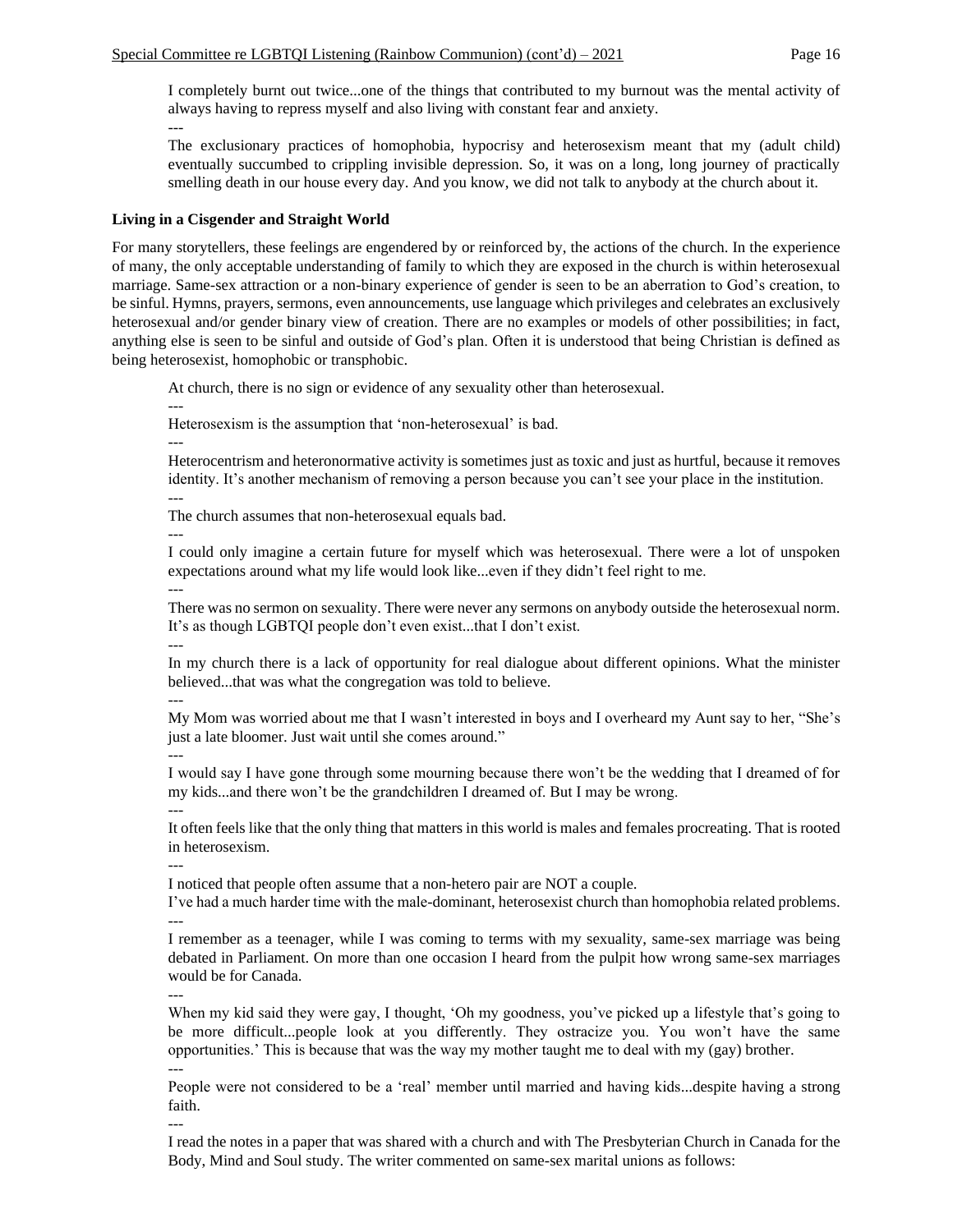I completely burnt out twice...one of the things that contributed to my burnout was the mental activity of always having to repress myself and also living with constant fear and anxiety.

---

The exclusionary practices of homophobia, hypocrisy and heterosexism meant that my (adult child) eventually succumbed to crippling invisible depression. So, it was on a long, long journey of practically smelling death in our house every day. And you know, we did not talk to anybody at the church about it.

**Living in a Cisgender and Straight World**

For many storytellers, these feelings are engendered by or reinforced by, the actions of the church. In the experience of many, the only acceptable understanding of family to which they are exposed in the church is within heterosexual marriage. Same-sex attraction or a non-binary experience of gender is seen to be an aberration to God's creation, to be sinful. Hymns, prayers, sermons, even announcements, use language which privileges and celebrates an exclusively heterosexual and/or gender binary view of creation. There are no examples or models of other possibilities; in fact, anything else is seen to be sinful and outside of God's plan. Often it is understood that being Christian is defined as being heterosexist, homophobic or transphobic.

At church, there is no sign or evidence of any sexuality other than heterosexual.

---

Heterosexism is the assumption that 'non-heterosexual' is bad.

---

Heterocentrism and heteronormative activity is sometimes just as toxic and just as hurtful, because it removes identity. It's another mechanism of removing a person because you can't see your place in the institution.

---

The church assumes that non-heterosexual equals bad.

---

I could only imagine a certain future for myself which was heterosexual. There were a lot of unspoken expectations around what my life would look like...even if they didn't feel right to me.

---

There was no sermon on sexuality. There were never any sermons on anybody outside the heterosexual norm. It's as though LGBTQI people don't even exist...that I don't exist.

---

In my church there is a lack of opportunity for real dialogue about different opinions. What the minister believed...that was what the congregation was told to believe.

---

My Mom was worried about me that I wasn't interested in boys and I overheard my Aunt say to her, "She's just a late bloomer. Just wait until she comes around."

---

I would say I have gone through some mourning because there won't be the wedding that I dreamed of for my kids...and there won't be the grandchildren I dreamed of. But I may be wrong.

---

It often feels like that the only thing that matters in this world is males and females procreating. That is rooted in heterosexism.

---

I noticed that people often assume that a non-hetero pair are NOT a couple.
I've had a much harder time with the male-dominant, heterosexist church than homophobia related problems.

---

I remember as a teenager, while I was coming to terms with my sexuality, same-sex marriage was being debated in Parliament. On more than one occasion I heard from the pulpit how wrong same-sex marriages would be for Canada.

---

When my kid said they were gay, I thought, 'Oh my goodness, you've picked up a lifestyle that's going to be more difficult...people look at you differently. They ostracize you. You won't have the same opportunities.' This is because that was the way my mother taught me to deal with my (gay) brother.

---

People were not considered to be a 'real' member until married and having kids...despite having a strong faith.

---

I read the notes in a paper that was shared with a church and with The Presbyterian Church in Canada for the Body, Mind and Soul study. The writer commented on same-sex marital unions as follows: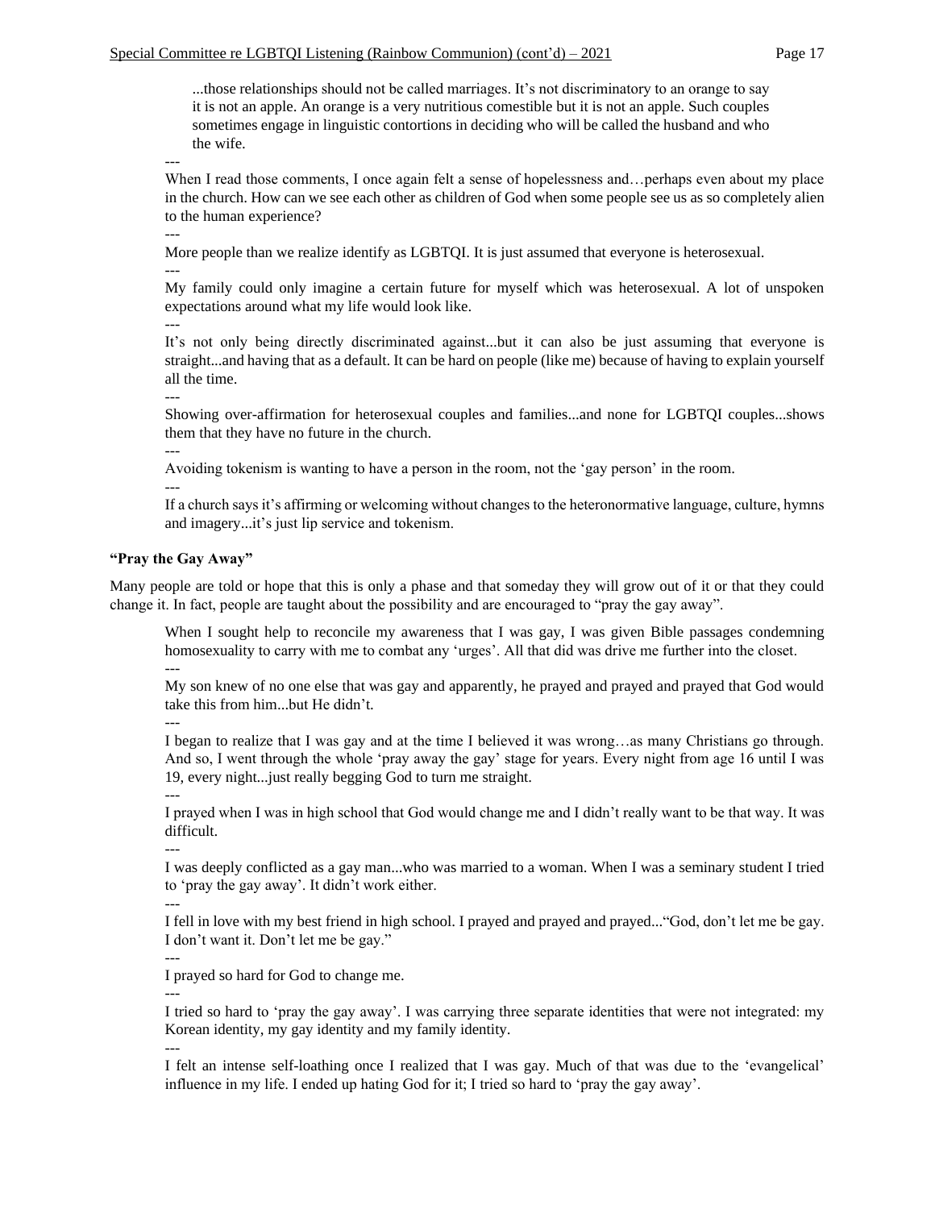> ...those relationships should not be called marriages. It's not discriminatory to an orange to say it is not an apple. An orange is a very nutritious comestible but it is not an apple. Such couples sometimes engage in linguistic contortions in deciding who will be called the husband and who the wife.

---

When I read those comments, I once again felt a sense of hopelessness and…perhaps even about my place in the church. How can we see each other as children of God when some people see us as so completely alien to the human experience?

---

More people than we realize identify as LGBTQI. It is just assumed that everyone is heterosexual.

---

My family could only imagine a certain future for myself which was heterosexual. A lot of unspoken expectations around what my life would look like.

---

It's not only being directly discriminated against...but it can also be just assuming that everyone is straight...and having that as a default. It can be hard on people (like me) because of having to explain yourself all the time.

---

Showing over-affirmation for heterosexual couples and families...and none for LGBTQI couples...shows them that they have no future in the church.

---

Avoiding tokenism is wanting to have a person in the room, not the 'gay person' in the room.

---

If a church says it's affirming or welcoming without changes to the heteronormative language, culture, hymns and imagery...it's just lip service and tokenism.

**"Pray the Gay Away"**

Many people are told or hope that this is only a phase and that someday they will grow out of it or that they could change it. In fact, people are taught about the possibility and are encouraged to "pray the gay away".

When I sought help to reconcile my awareness that I was gay, I was given Bible passages condemning homosexuality to carry with me to combat any 'urges'. All that did was drive me further into the closet.

---

My son knew of no one else that was gay and apparently, he prayed and prayed and prayed that God would take this from him...but He didn't.

---

I began to realize that I was gay and at the time I believed it was wrong…as many Christians go through. And so, I went through the whole 'pray away the gay' stage for years. Every night from age 16 until I was 19, every night...just really begging God to turn me straight.

---

I prayed when I was in high school that God would change me and I didn't really want to be that way. It was difficult.

---

I was deeply conflicted as a gay man...who was married to a woman. When I was a seminary student I tried to 'pray the gay away'. It didn't work either.

---

I fell in love with my best friend in high school. I prayed and prayed and prayed..."God, don't let me be gay. I don't want it. Don't let me be gay."

---

I prayed so hard for God to change me.

---

I tried so hard to 'pray the gay away'. I was carrying three separate identities that were not integrated: my Korean identity, my gay identity and my family identity.

---

I felt an intense self-loathing once I realized that I was gay. Much of that was due to the 'evangelical' influence in my life. I ended up hating God for it; I tried so hard to 'pray the gay away'.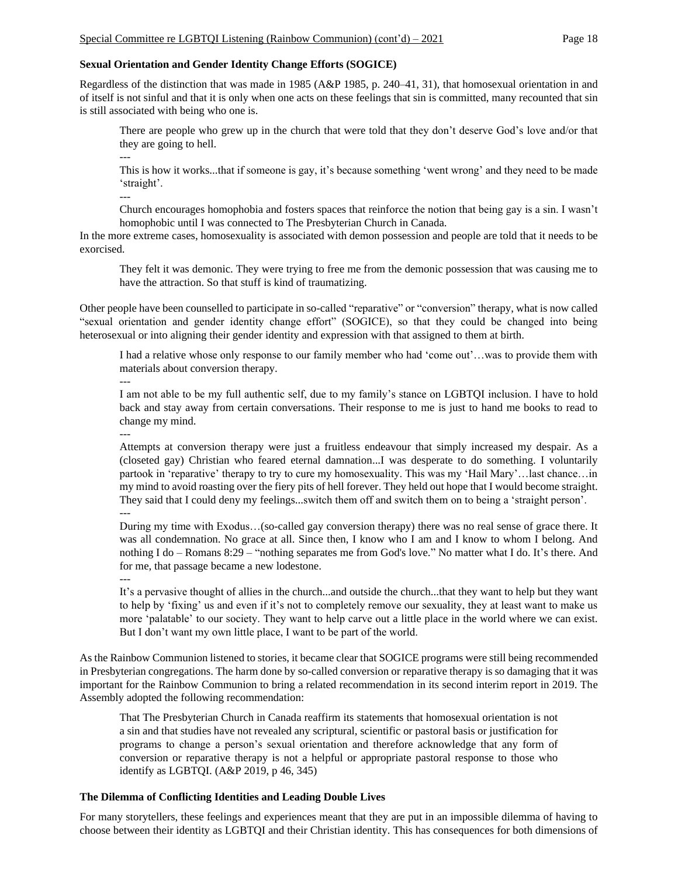### Sexual Orientation and Gender Identity Change Efforts (SOGICE)

Regardless of the distinction that was made in 1985 (A&P 1985, p. 240–41, 31), that homosexual orientation in and of itself is not sinful and that it is only when one acts on these feelings that sin is committed, many recounted that sin is still associated with being who one is.

> There are people who grew up in the church that were told that they don't deserve God's love and/or that they are going to hell.
>
> ---
>
> This is how it works...that if someone is gay, it's because something 'went wrong' and they need to be made 'straight'.
>
> ---
>
> Church encourages homophobia and fosters spaces that reinforce the notion that being gay is a sin. I wasn't homophobic until I was connected to The Presbyterian Church in Canada.

In the more extreme cases, homosexuality is associated with demon possession and people are told that it needs to be exorcised.

> They felt it was demonic. They were trying to free me from the demonic possession that was causing me to have the attraction. So that stuff is kind of traumatizing.

Other people have been counselled to participate in so-called "reparative" or "conversion" therapy, what is now called "sexual orientation and gender identity change effort" (SOGICE), so that they could be changed into being heterosexual or into aligning their gender identity and expression with that assigned to them at birth.

> I had a relative whose only response to our family member who had 'come out'…was to provide them with materials about conversion therapy.
>
> ---
>
> I am not able to be my full authentic self, due to my family's stance on LGBTQI inclusion. I have to hold back and stay away from certain conversations. Their response to me is just to hand me books to read to change my mind.
>
> ---
>
> Attempts at conversion therapy were just a fruitless endeavour that simply increased my despair. As a (closeted gay) Christian who feared eternal damnation...I was desperate to do something. I voluntarily partook in 'reparative' therapy to try to cure my homosexuality. This was my 'Hail Mary'…last chance…in my mind to avoid roasting over the fiery pits of hell forever. They held out hope that I would become straight. They said that I could deny my feelings...switch them off and switch them on to being a 'straight person'.
>
> ---
>
> During my time with Exodus…(so-called gay conversion therapy) there was no real sense of grace there. It was all condemnation. No grace at all. Since then, I know who I am and I know to whom I belong. And nothing I do – Romans 8:29 – "nothing separates me from God's love." No matter what I do. It's there. And for me, that passage became a new lodestone.
>
> ---
>
> It's a pervasive thought of allies in the church...and outside the church...that they want to help but they want to help by 'fixing' us and even if it's not to completely remove our sexuality, they at least want to make us more 'palatable' to our society. They want to help carve out a little place in the world where we can exist. But I don't want my own little place, I want to be part of the world.

As the Rainbow Communion listened to stories, it became clear that SOGICE programs were still being recommended in Presbyterian congregations. The harm done by so-called conversion or reparative therapy is so damaging that it was important for the Rainbow Communion to bring a related recommendation in its second interim report in 2019. The Assembly adopted the following recommendation:

> That The Presbyterian Church in Canada reaffirm its statements that homosexual orientation is not a sin and that studies have not revealed any scriptural, scientific or pastoral basis or justification for programs to change a person's sexual orientation and therefore acknowledge that any form of conversion or reparative therapy is not a helpful or appropriate pastoral response to those who identify as LGBTQI. (A&P 2019, p 46, 345)

### The Dilemma of Conflicting Identities and Leading Double Lives

For many storytellers, these feelings and experiences meant that they are put in an impossible dilemma of having to choose between their identity as LGBTQI and their Christian identity. This has consequences for both dimensions of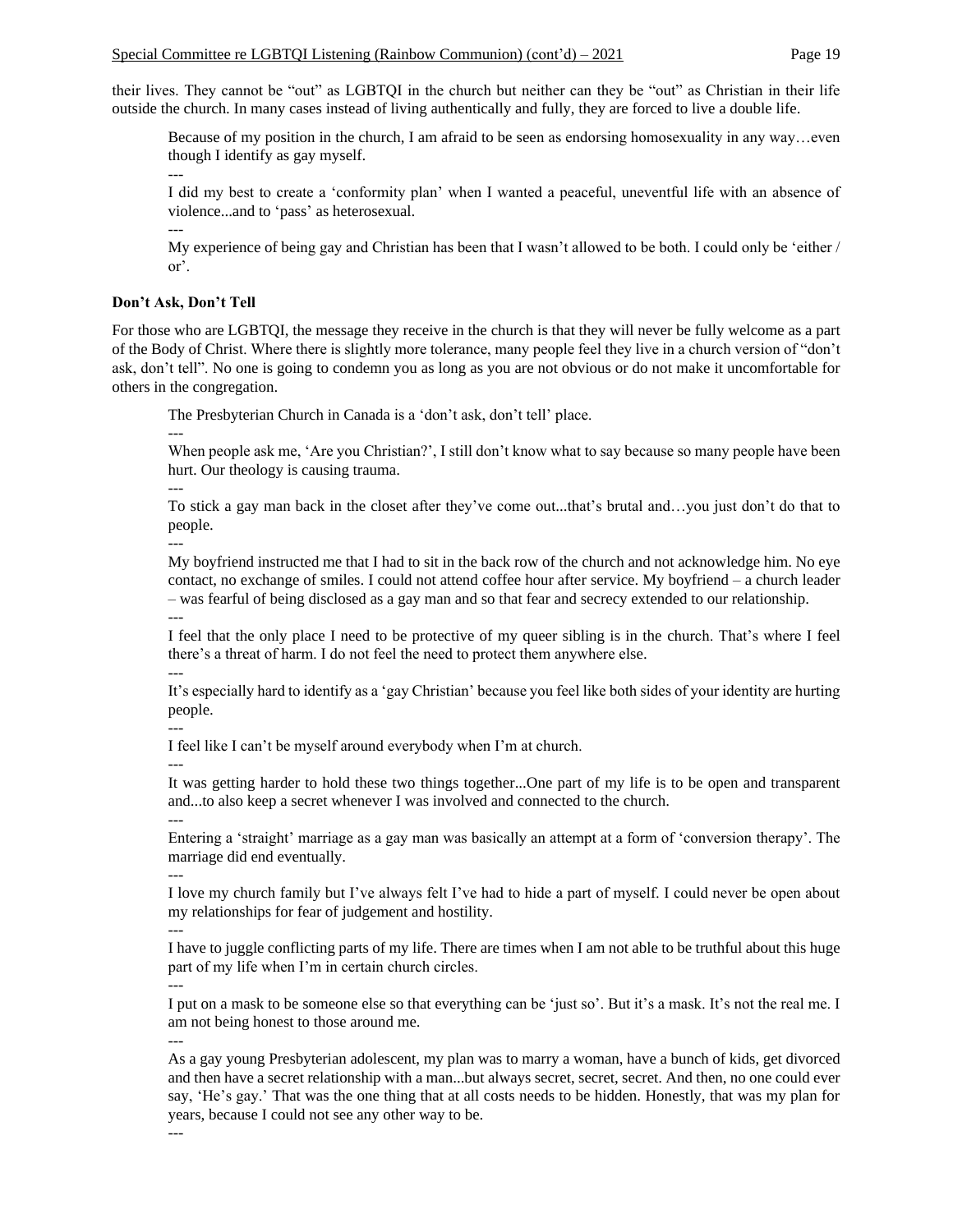their lives. They cannot be "out" as LGBTQI in the church but neither can they be "out" as Christian in their life outside the church. In many cases instead of living authentically and fully, they are forced to live a double life.

> Because of my position in the church, I am afraid to be seen as endorsing homosexuality in any way…even though I identify as gay myself.
>
> ---
>
> I did my best to create a 'conformity plan' when I wanted a peaceful, uneventful life with an absence of violence...and to 'pass' as heterosexual.
>
> ---
>
> My experience of being gay and Christian has been that I wasn't allowed to be both. I could only be 'either / or'.

**Don't Ask, Don't Tell**

For those who are LGBTQI, the message they receive in the church is that they will never be fully welcome as a part of the Body of Christ. Where there is slightly more tolerance, many people feel they live in a church version of "don't ask, don't tell". No one is going to condemn you as long as you are not obvious or do not make it uncomfortable for others in the congregation.

> The Presbyterian Church in Canada is a 'don't ask, don't tell' place.
>
> ---
>
> When people ask me, 'Are you Christian?', I still don't know what to say because so many people have been hurt. Our theology is causing trauma.
>
> ---
>
> To stick a gay man back in the closet after they've come out...that's brutal and…you just don't do that to people.
>
> ---
>
> My boyfriend instructed me that I had to sit in the back row of the church and not acknowledge him. No eye contact, no exchange of smiles. I could not attend coffee hour after service. My boyfriend – a church leader – was fearful of being disclosed as a gay man and so that fear and secrecy extended to our relationship.
>
> ---
>
> I feel that the only place I need to be protective of my queer sibling is in the church. That's where I feel there's a threat of harm. I do not feel the need to protect them anywhere else.
>
> ---
>
> It's especially hard to identify as a 'gay Christian' because you feel like both sides of your identity are hurting people.
>
> ---
>
> I feel like I can't be myself around everybody when I'm at church.
>
> ---
>
> It was getting harder to hold these two things together...One part of my life is to be open and transparent and...to also keep a secret whenever I was involved and connected to the church.
>
> ---
>
> Entering a 'straight' marriage as a gay man was basically an attempt at a form of 'conversion therapy'. The marriage did end eventually.
>
> ---
>
> I love my church family but I've always felt I've had to hide a part of myself. I could never be open about my relationships for fear of judgement and hostility.
>
> ---
>
> I have to juggle conflicting parts of my life. There are times when I am not able to be truthful about this huge part of my life when I'm in certain church circles.
>
> ---
>
> I put on a mask to be someone else so that everything can be 'just so'. But it's a mask. It's not the real me. I am not being honest to those around me.
>
> ---
>
> As a gay young Presbyterian adolescent, my plan was to marry a woman, have a bunch of kids, get divorced and then have a secret relationship with a man...but always secret, secret, secret. And then, no one could ever say, 'He's gay.' That was the one thing that at all costs needs to be hidden. Honestly, that was my plan for years, because I could not see any other way to be.
>
> ---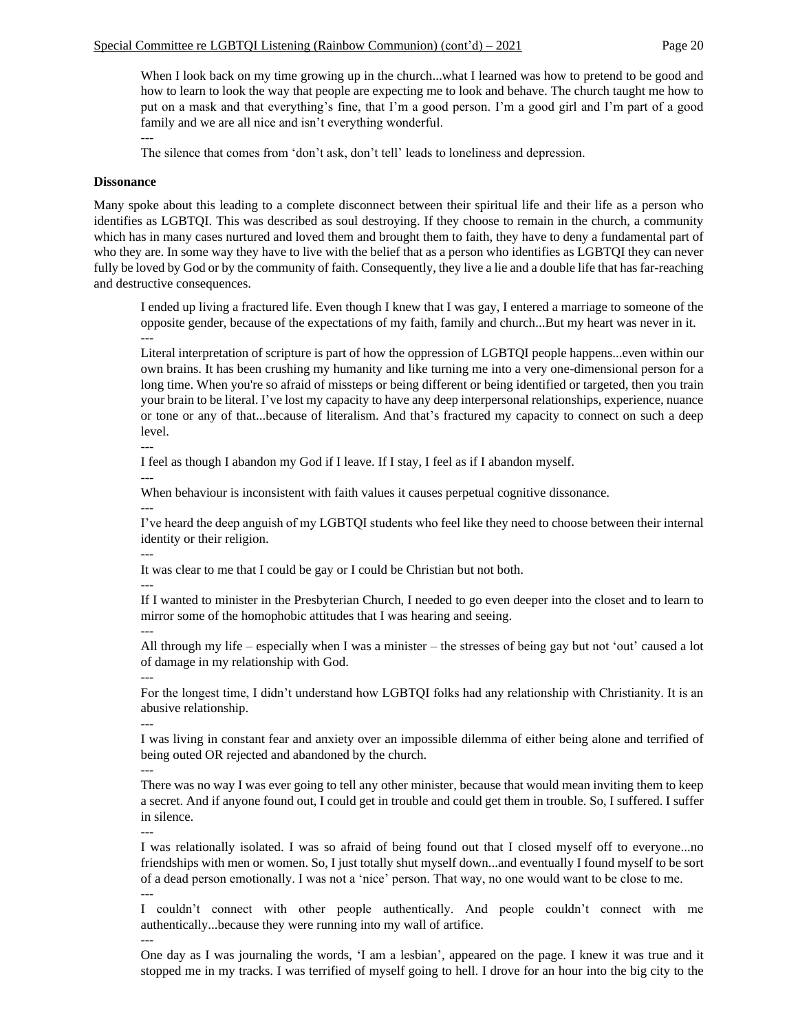When I look back on my time growing up in the church...what I learned was how to pretend to be good and how to learn to look the way that people are expecting me to look and behave. The church taught me how to put on a mask and that everything's fine, that I'm a good person. I'm a good girl and I'm part of a good family and we are all nice and isn't everything wonderful.

---

The silence that comes from 'don't ask, don't tell' leads to loneliness and depression.

**Dissonance**

Many spoke about this leading to a complete disconnect between their spiritual life and their life as a person who identifies as LGBTQI. This was described as soul destroying. If they choose to remain in the church, a community which has in many cases nurtured and loved them and brought them to faith, they have to deny a fundamental part of who they are. In some way they have to live with the belief that as a person who identifies as LGBTQI they can never fully be loved by God or by the community of faith. Consequently, they live a lie and a double life that has far-reaching and destructive consequences.

> I ended up living a fractured life. Even though I knew that I was gay, I entered a marriage to someone of the opposite gender, because of the expectations of my faith, family and church...But my heart was never in it.
>
> ---
>
> Literal interpretation of scripture is part of how the oppression of LGBTQI people happens...even within our own brains. It has been crushing my humanity and like turning me into a very one-dimensional person for a long time. When you're so afraid of missteps or being different or being identified or targeted, then you train your brain to be literal. I've lost my capacity to have any deep interpersonal relationships, experience, nuance or tone or any of that...because of literalism. And that's fractured my capacity to connect on such a deep level.
>
> ---
>
> I feel as though I abandon my God if I leave. If I stay, I feel as if I abandon myself.
>
> ---
>
> When behaviour is inconsistent with faith values it causes perpetual cognitive dissonance.
>
> ---
>
> I've heard the deep anguish of my LGBTQI students who feel like they need to choose between their internal identity or their religion.
>
> ---
>
> It was clear to me that I could be gay or I could be Christian but not both.
>
> ---
>
> If I wanted to minister in the Presbyterian Church, I needed to go even deeper into the closet and to learn to mirror some of the homophobic attitudes that I was hearing and seeing.
>
> ---
>
> All through my life – especially when I was a minister – the stresses of being gay but not 'out' caused a lot of damage in my relationship with God.
>
> ---
>
> For the longest time, I didn't understand how LGBTQI folks had any relationship with Christianity. It is an abusive relationship.
>
> ---
>
> I was living in constant fear and anxiety over an impossible dilemma of either being alone and terrified of being outed OR rejected and abandoned by the church.
>
> ---
>
> There was no way I was ever going to tell any other minister, because that would mean inviting them to keep a secret. And if anyone found out, I could get in trouble and could get them in trouble. So, I suffered. I suffer in silence.
>
> ---
>
> I was relationally isolated. I was so afraid of being found out that I closed myself off to everyone...no friendships with men or women. So, I just totally shut myself down...and eventually I found myself to be sort of a dead person emotionally. I was not a 'nice' person. That way, no one would want to be close to me.
>
> ---
>
> I couldn't connect with other people authentically. And people couldn't connect with me authentically...because they were running into my wall of artifice.
>
> ---
>
> One day as I was journaling the words, 'I am a lesbian', appeared on the page. I knew it was true and it stopped me in my tracks. I was terrified of myself going to hell. I drove for an hour into the big city to the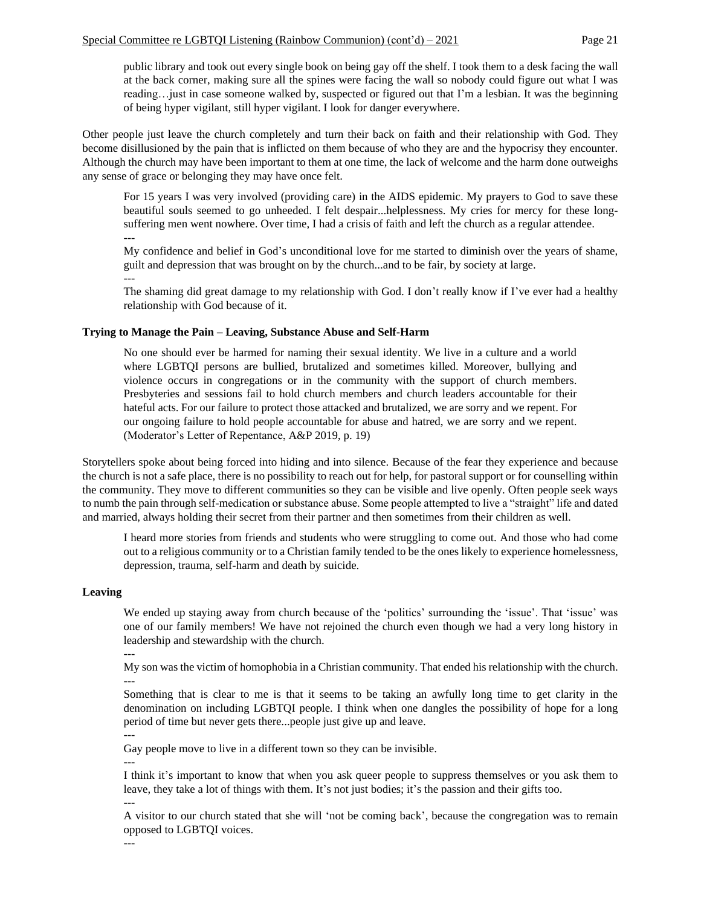> public library and took out every single book on being gay off the shelf. I took them to a desk facing the wall at the back corner, making sure all the spines were facing the wall so nobody could figure out what I was reading…just in case someone walked by, suspected or figured out that I'm a lesbian. It was the beginning of being hyper vigilant, still hyper vigilant. I look for danger everywhere.

Other people just leave the church completely and turn their back on faith and their relationship with God. They become disillusioned by the pain that is inflicted on them because of who they are and the hypocrisy they encounter. Although the church may have been important to them at one time, the lack of welcome and the harm done outweighs any sense of grace or belonging they may have once felt.

> For 15 years I was very involved (providing care) in the AIDS epidemic. My prayers to God to save these beautiful souls seemed to go unheeded. I felt despair...helplessness. My cries for mercy for these long-suffering men went nowhere. Over time, I had a crisis of faith and left the church as a regular attendee.
>
> ---
>
> My confidence and belief in God's unconditional love for me started to diminish over the years of shame, guilt and depression that was brought on by the church...and to be fair, by society at large.
>
> ---
>
> The shaming did great damage to my relationship with God. I don't really know if I've ever had a healthy relationship with God because of it.

**Trying to Manage the Pain – Leaving, Substance Abuse and Self-Harm**

> No one should ever be harmed for naming their sexual identity. We live in a culture and a world where LGBTQI persons are bullied, brutalized and sometimes killed. Moreover, bullying and violence occurs in congregations or in the community with the support of church members. Presbyteries and sessions fail to hold church members and church leaders accountable for their hateful acts. For our failure to protect those attacked and brutalized, we are sorry and we repent. For our ongoing failure to hold people accountable for abuse and hatred, we are sorry and we repent. (Moderator's Letter of Repentance, A&P 2019, p. 19)

Storytellers spoke about being forced into hiding and into silence. Because of the fear they experience and because the church is not a safe place, there is no possibility to reach out for help, for pastoral support or for counselling within the community. They move to different communities so they can be visible and live openly. Often people seek ways to numb the pain through self-medication or substance abuse. Some people attempted to live a "straight" life and dated and married, always holding their secret from their partner and then sometimes from their children as well.

> I heard more stories from friends and students who were struggling to come out. And those who had come out to a religious community or to a Christian family tended to be the ones likely to experience homelessness, depression, trauma, self-harm and death by suicide.

**Leaving**

> We ended up staying away from church because of the 'politics' surrounding the 'issue'. That 'issue' was one of our family members! We have not rejoined the church even though we had a very long history in leadership and stewardship with the church.
>
> ---
>
> My son was the victim of homophobia in a Christian community. That ended his relationship with the church.
>
> ---
>
> Something that is clear to me is that it seems to be taking an awfully long time to get clarity in the denomination on including LGBTQI people. I think when one dangles the possibility of hope for a long period of time but never gets there...people just give up and leave.
>
> ---
>
> Gay people move to live in a different town so they can be invisible.
>
> ---
>
> I think it's important to know that when you ask queer people to suppress themselves or you ask them to leave, they take a lot of things with them. It's not just bodies; it's the passion and their gifts too.
>
> ---
>
> A visitor to our church stated that she will 'not be coming back', because the congregation was to remain opposed to LGBTQI voices.
>
> ---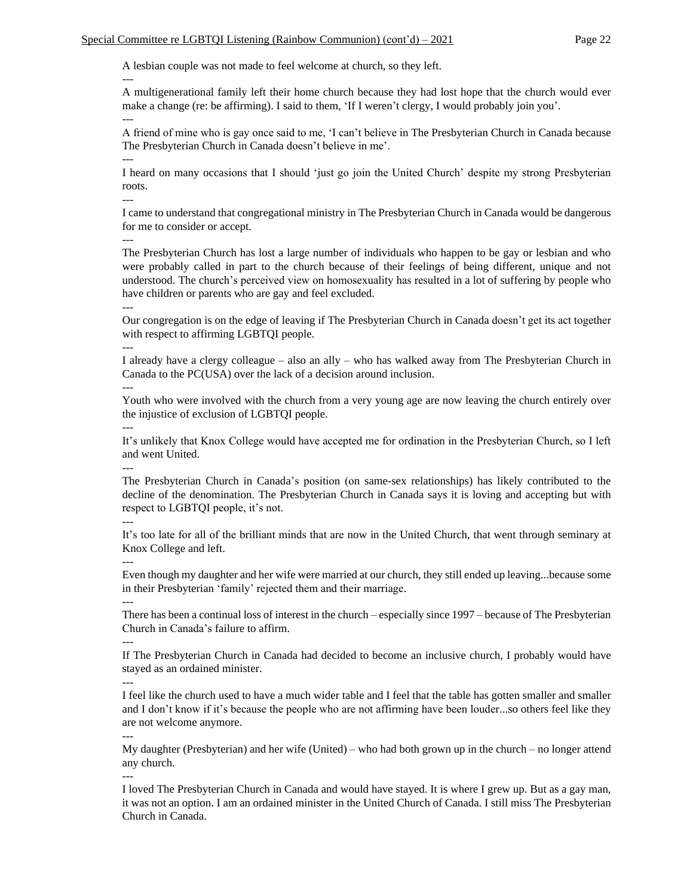A lesbian couple was not made to feel welcome at church, so they left.

---

A multigenerational family left their home church because they had lost hope that the church would ever make a change (re: be affirming). I said to them, 'If I weren't clergy, I would probably join you'.

---

A friend of mine who is gay once said to me, 'I can't believe in The Presbyterian Church in Canada because The Presbyterian Church in Canada doesn't believe in me'.

---

I heard on many occasions that I should 'just go join the United Church' despite my strong Presbyterian roots.

---

I came to understand that congregational ministry in The Presbyterian Church in Canada would be dangerous for me to consider or accept.

---

The Presbyterian Church has lost a large number of individuals who happen to be gay or lesbian and who were probably called in part to the church because of their feelings of being different, unique and not understood. The church's perceived view on homosexuality has resulted in a lot of suffering by people who have children or parents who are gay and feel excluded.

---

Our congregation is on the edge of leaving if The Presbyterian Church in Canada doesn't get its act together with respect to affirming LGBTQI people.

---

I already have a clergy colleague – also an ally – who has walked away from The Presbyterian Church in Canada to the PC(USA) over the lack of a decision around inclusion.

---

Youth who were involved with the church from a very young age are now leaving the church entirely over the injustice of exclusion of LGBTQI people.

---

It's unlikely that Knox College would have accepted me for ordination in the Presbyterian Church, so I left and went United.

---

The Presbyterian Church in Canada's position (on same-sex relationships) has likely contributed to the decline of the denomination. The Presbyterian Church in Canada says it is loving and accepting but with respect to LGBTQI people, it's not.

---

It's too late for all of the brilliant minds that are now in the United Church, that went through seminary at Knox College and left.

---

Even though my daughter and her wife were married at our church, they still ended up leaving...because some in their Presbyterian 'family' rejected them and their marriage.

---

There has been a continual loss of interest in the church – especially since 1997 – because of The Presbyterian Church in Canada's failure to affirm.

---

If The Presbyterian Church in Canada had decided to become an inclusive church, I probably would have stayed as an ordained minister.

---

I feel like the church used to have a much wider table and I feel that the table has gotten smaller and smaller and I don't know if it's because the people who are not affirming have been louder...so others feel like they are not welcome anymore.

---

My daughter (Presbyterian) and her wife (United) – who had both grown up in the church – no longer attend any church.

---

I loved The Presbyterian Church in Canada and would have stayed. It is where I grew up. But as a gay man, it was not an option. I am an ordained minister in the United Church of Canada. I still miss The Presbyterian Church in Canada.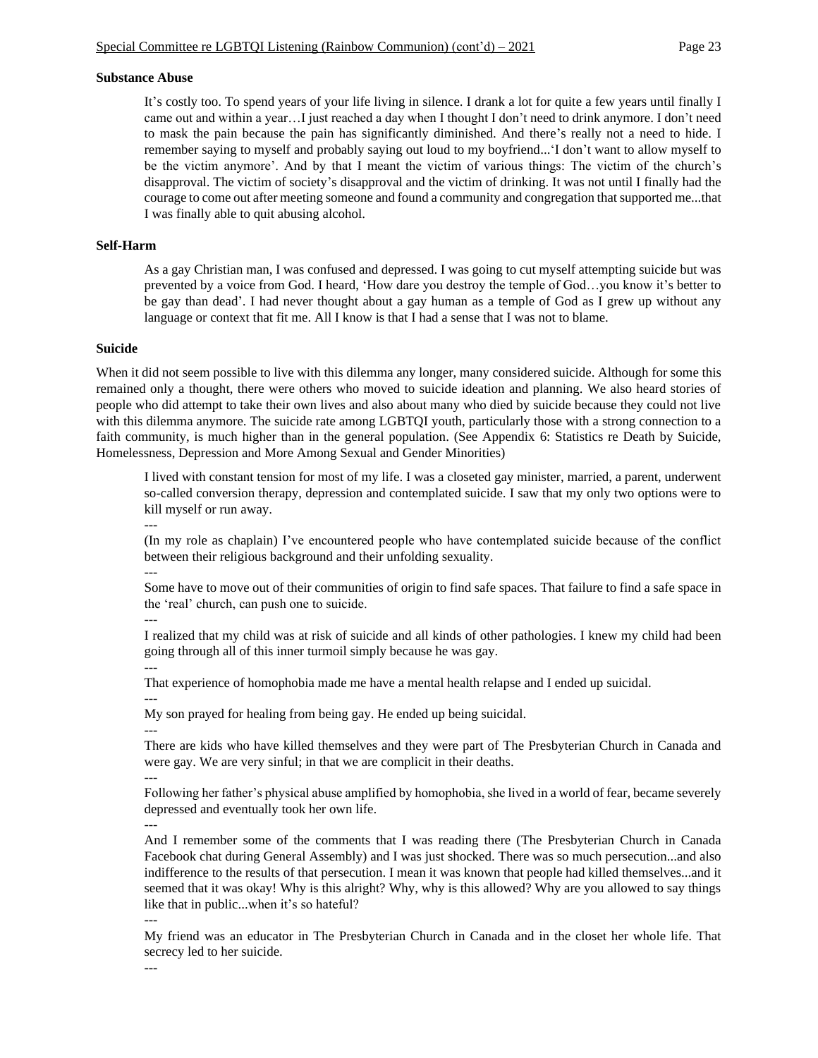**Substance Abuse**

> It's costly too. To spend years of your life living in silence. I drank a lot for quite a few years until finally I came out and within a year…I just reached a day when I thought I don't need to drink anymore. I don't need to mask the pain because the pain has significantly diminished. And there's really not a need to hide. I remember saying to myself and probably saying out loud to my boyfriend...'I don't want to allow myself to be the victim anymore'. And by that I meant the victim of various things: The victim of the church's disapproval. The victim of society's disapproval and the victim of drinking. It was not until I finally had the courage to come out after meeting someone and found a community and congregation that supported me...that I was finally able to quit abusing alcohol.

**Self-Harm**

> As a gay Christian man, I was confused and depressed. I was going to cut myself attempting suicide but was prevented by a voice from God. I heard, 'How dare you destroy the temple of God…you know it's better to be gay than dead'. I had never thought about a gay human as a temple of God as I grew up without any language or context that fit me. All I know is that I had a sense that I was not to blame.

**Suicide**

When it did not seem possible to live with this dilemma any longer, many considered suicide. Although for some this remained only a thought, there were others who moved to suicide ideation and planning. We also heard stories of people who did attempt to take their own lives and also about many who died by suicide because they could not live with this dilemma anymore. The suicide rate among LGBTQI youth, particularly those with a strong connection to a faith community, is much higher than in the general population. (See Appendix 6: Statistics re Death by Suicide, Homelessness, Depression and More Among Sexual and Gender Minorities)

> I lived with constant tension for most of my life. I was a closeted gay minister, married, a parent, underwent so-called conversion therapy, depression and contemplated suicide. I saw that my only two options were to kill myself or run away.
>
> ---
>
> (In my role as chaplain) I've encountered people who have contemplated suicide because of the conflict between their religious background and their unfolding sexuality.
>
> ---
>
> Some have to move out of their communities of origin to find safe spaces. That failure to find a safe space in the 'real' church, can push one to suicide.
>
> ---
>
> I realized that my child was at risk of suicide and all kinds of other pathologies. I knew my child had been going through all of this inner turmoil simply because he was gay.
>
> ---
>
> That experience of homophobia made me have a mental health relapse and I ended up suicidal.
>
> ---
>
> My son prayed for healing from being gay. He ended up being suicidal.
>
> ---
>
> There are kids who have killed themselves and they were part of The Presbyterian Church in Canada and were gay. We are very sinful; in that we are complicit in their deaths.
>
> ---
>
> Following her father's physical abuse amplified by homophobia, she lived in a world of fear, became severely depressed and eventually took her own life.
>
> ---
>
> And I remember some of the comments that I was reading there (The Presbyterian Church in Canada Facebook chat during General Assembly) and I was just shocked. There was so much persecution...and also indifference to the results of that persecution. I mean it was known that people had killed themselves...and it seemed that it was okay! Why is this alright? Why, why is this allowed? Why are you allowed to say things like that in public...when it's so hateful?
>
> ---
>
> My friend was an educator in The Presbyterian Church in Canada and in the closet her whole life. That secrecy led to her suicide.
>
> ---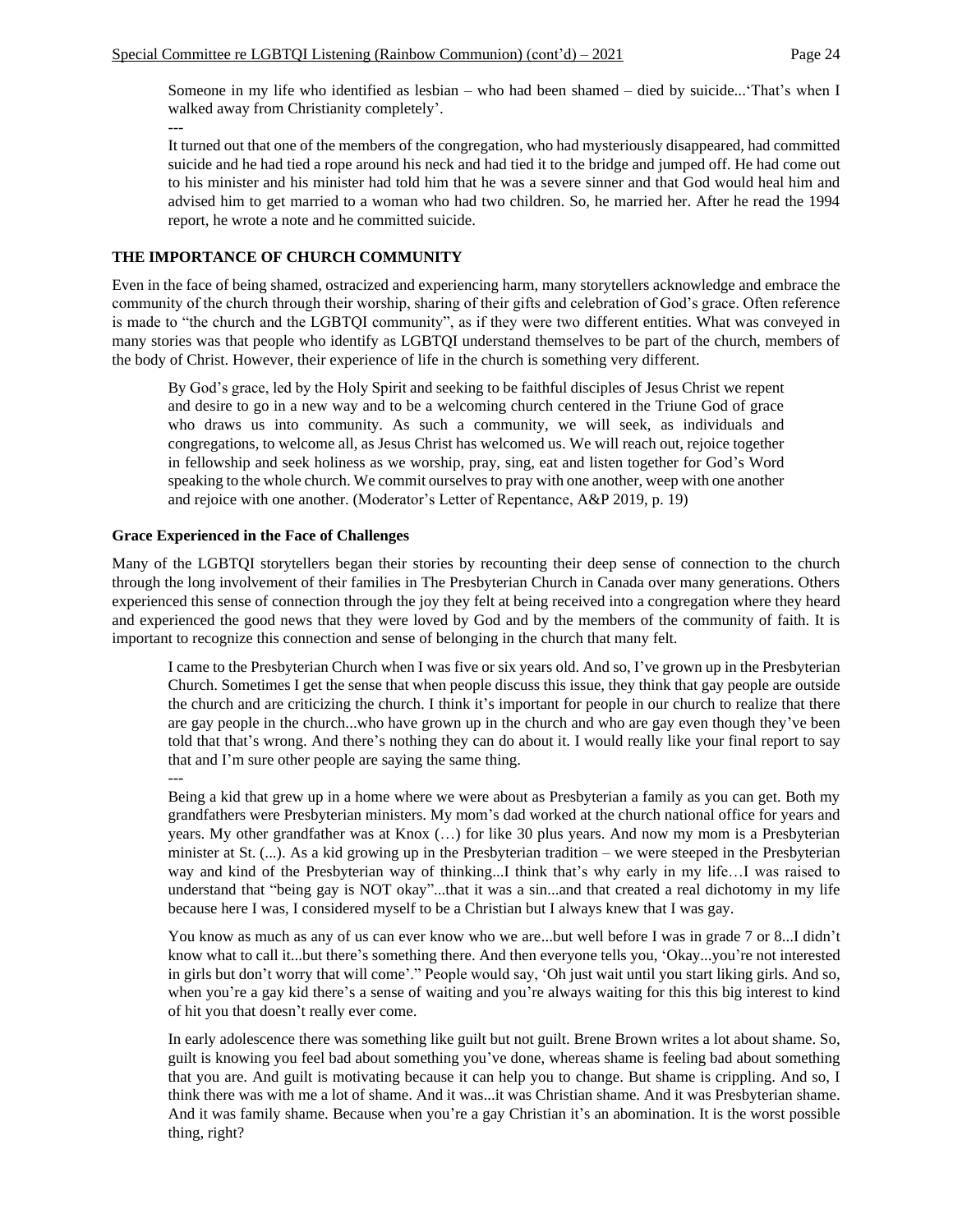> Someone in my life who identified as lesbian – who had been shamed – died by suicide...‘That’s when I walked away from Christianity completely’.
>
> ---
>
> It turned out that one of the members of the congregation, who had mysteriously disappeared, had committed suicide and he had tied a rope around his neck and had tied it to the bridge and jumped off. He had come out to his minister and his minister had told him that he was a severe sinner and that God would heal him and advised him to get married to a woman who had two children. So, he married her. After he read the 1994 report, he wrote a note and he committed suicide.

**THE IMPORTANCE OF CHURCH COMMUNITY**

Even in the face of being shamed, ostracized and experiencing harm, many storytellers acknowledge and embrace the community of the church through their worship, sharing of their gifts and celebration of God’s grace. Often reference is made to “the church and the LGBTQI community”, as if they were two different entities. What was conveyed in many stories was that people who identify as LGBTQI understand themselves to be part of the church, members of the body of Christ. However, their experience of life in the church is something very different.

> By God’s grace, led by the Holy Spirit and seeking to be faithful disciples of Jesus Christ we repent and desire to go in a new way and to be a welcoming church centered in the Triune God of grace who draws us into community. As such a community, we will seek, as individuals and congregations, to welcome all, as Jesus Christ has welcomed us. We will reach out, rejoice together in fellowship and seek holiness as we worship, pray, sing, eat and listen together for God’s Word speaking to the whole church. We commit ourselves to pray with one another, weep with one another and rejoice with one another. (Moderator’s Letter of Repentance, A&P 2019, p. 19)

**Grace Experienced in the Face of Challenges**

Many of the LGBTQI storytellers began their stories by recounting their deep sense of connection to the church through the long involvement of their families in The Presbyterian Church in Canada over many generations. Others experienced this sense of connection through the joy they felt at being received into a congregation where they heard and experienced the good news that they were loved by God and by the members of the community of faith. It is important to recognize this connection and sense of belonging in the church that many felt.

> I came to the Presbyterian Church when I was five or six years old. And so, I’ve grown up in the Presbyterian Church. Sometimes I get the sense that when people discuss this issue, they think that gay people are outside the church and are criticizing the church. I think it’s important for people in our church to realize that there are gay people in the church...who have grown up in the church and who are gay even though they’ve been told that that’s wrong. And there’s nothing they can do about it. I would really like your final report to say that and I’m sure other people are saying the same thing.
>
> ---
>
> Being a kid that grew up in a home where we were about as Presbyterian a family as you can get. Both my grandfathers were Presbyterian ministers. My mom’s dad worked at the church national office for years and years. My other grandfather was at Knox (…) for like 30 plus years. And now my mom is a Presbyterian minister at St. (...). As a kid growing up in the Presbyterian tradition – we were steeped in the Presbyterian way and kind of the Presbyterian way of thinking...I think that’s why early in my life…I was raised to understand that “being gay is NOT okay”...that it was a sin...and that created a real dichotomy in my life because here I was, I considered myself to be a Christian but I always knew that I was gay.
>
> You know as much as any of us can ever know who we are...but well before I was in grade 7 or 8...I didn’t know what to call it...but there’s something there. And then everyone tells you, ‘Okay...you’re not interested in girls but don’t worry that will come’.” People would say, ‘Oh just wait until you start liking girls. And so, when you’re a gay kid there’s a sense of waiting and you’re always waiting for this this big interest to kind of hit you that doesn’t really ever come.
>
> In early adolescence there was something like guilt but not guilt. Brene Brown writes a lot about shame. So, guilt is knowing you feel bad about something you’ve done, whereas shame is feeling bad about something that you are. And guilt is motivating because it can help you to change. But shame is crippling. And so, I think there was with me a lot of shame. And it was...it was Christian shame. And it was Presbyterian shame. And it was family shame. Because when you’re a gay Christian it’s an abomination. It is the worst possible thing, right?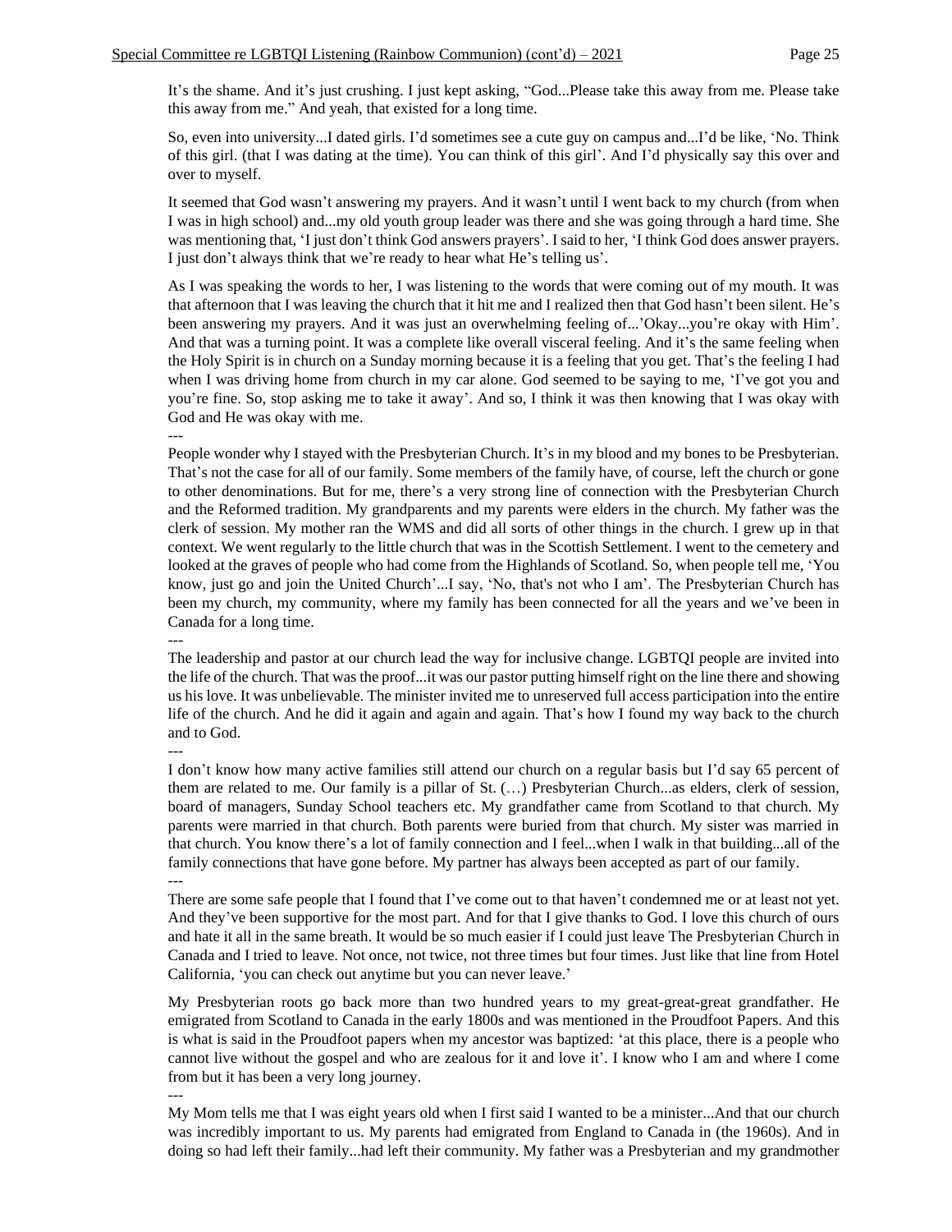It's the shame. And it's just crushing. I just kept asking, "God...Please take this away from me. Please take this away from me." And yeah, that existed for a long time.

So, even into university...I dated girls. I'd sometimes see a cute guy on campus and...I'd be like, 'No. Think of this girl. (that I was dating at the time). You can think of this girl'. And I'd physically say this over and over to myself.

It seemed that God wasn't answering my prayers. And it wasn't until I went back to my church (from when I was in high school) and...my old youth group leader was there and she was going through a hard time. She was mentioning that, 'I just don't think God answers prayers'. I said to her, 'I think God does answer prayers. I just don't always think that we're ready to hear what He's telling us'.

As I was speaking the words to her, I was listening to the words that were coming out of my mouth. It was that afternoon that I was leaving the church that it hit me and I realized then that God hasn't been silent. He's been answering my prayers. And it was just an overwhelming feeling of...'Okay...you're okay with Him'. And that was a turning point. It was a complete like overall visceral feeling. And it's the same feeling when the Holy Spirit is in church on a Sunday morning because it is a feeling that you get. That's the feeling I had when I was driving home from church in my car alone. God seemed to be saying to me, 'I've got you and you're fine. So, stop asking me to take it away'. And so, I think it was then knowing that I was okay with God and He was okay with me.

---

People wonder why I stayed with the Presbyterian Church. It's in my blood and my bones to be Presbyterian. That's not the case for all of our family. Some members of the family have, of course, left the church or gone to other denominations. But for me, there's a very strong line of connection with the Presbyterian Church and the Reformed tradition. My grandparents and my parents were elders in the church. My father was the clerk of session. My mother ran the WMS and did all sorts of other things in the church. I grew up in that context. We went regularly to the little church that was in the Scottish Settlement. I went to the cemetery and looked at the graves of people who had come from the Highlands of Scotland. So, when people tell me, 'You know, just go and join the United Church'...I say, 'No, that's not who I am'. The Presbyterian Church has been my church, my community, where my family has been connected for all the years and we've been in Canada for a long time.

---

The leadership and pastor at our church lead the way for inclusive change. LGBTQI people are invited into the life of the church. That was the proof...it was our pastor putting himself right on the line there and showing us his love. It was unbelievable. The minister invited me to unreserved full access participation into the entire life of the church. And he did it again and again and again. That's how I found my way back to the church and to God.

---

I don't know how many active families still attend our church on a regular basis but I'd say 65 percent of them are related to me. Our family is a pillar of St. (…) Presbyterian Church...as elders, clerk of session, board of managers, Sunday School teachers etc. My grandfather came from Scotland to that church. My parents were married in that church. Both parents were buried from that church. My sister was married in that church. You know there's a lot of family connection and I feel...when I walk in that building...all of the family connections that have gone before. My partner has always been accepted as part of our family.

---

There are some safe people that I found that I've come out to that haven't condemned me or at least not yet. And they've been supportive for the most part. And for that I give thanks to God. I love this church of ours and hate it all in the same breath. It would be so much easier if I could just leave The Presbyterian Church in Canada and I tried to leave. Not once, not twice, not three times but four times. Just like that line from Hotel California, 'you can check out anytime but you can never leave.'

My Presbyterian roots go back more than two hundred years to my great-great-great grandfather. He emigrated from Scotland to Canada in the early 1800s and was mentioned in the Proudfoot Papers. And this is what is said in the Proudfoot papers when my ancestor was baptized: 'at this place, there is a people who cannot live without the gospel and who are zealous for it and love it'. I know who I am and where I come from but it has been a very long journey.

---

My Mom tells me that I was eight years old when I first said I wanted to be a minister...And that our church was incredibly important to us. My parents had emigrated from England to Canada in (the 1960s). And in doing so had left their family...had left their community. My father was a Presbyterian and my grandmother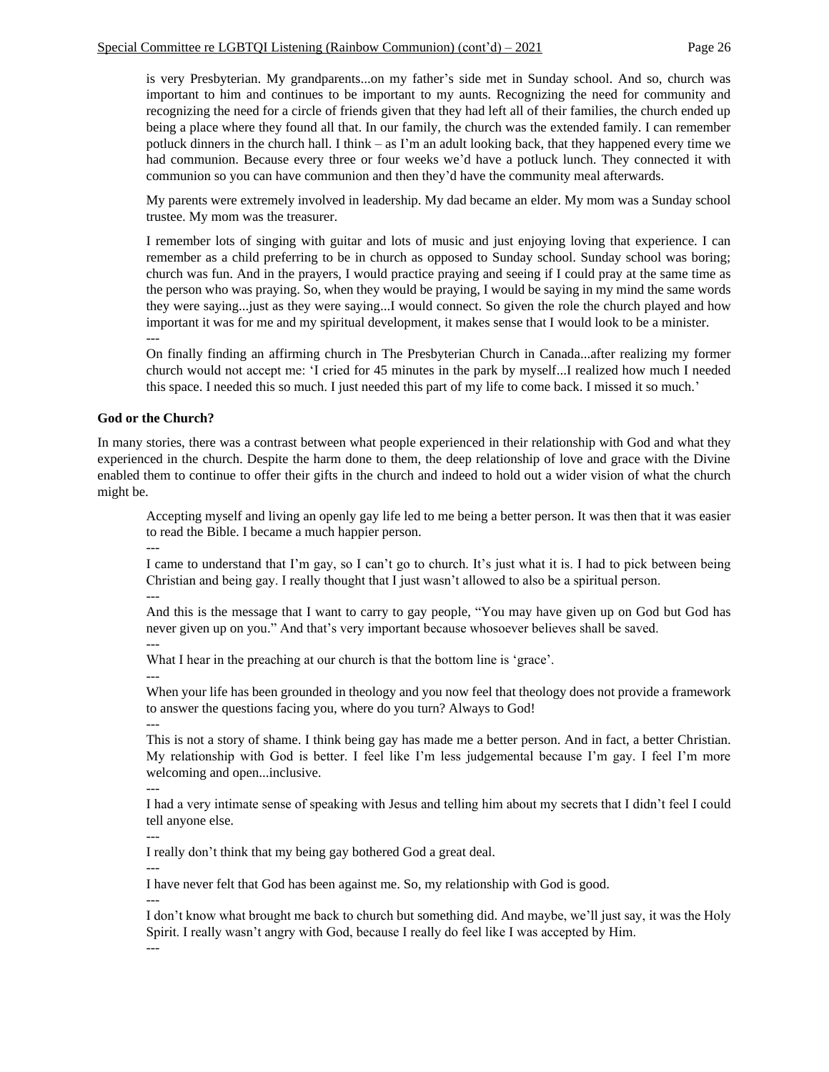is very Presbyterian. My grandparents...on my father's side met in Sunday school. And so, church was important to him and continues to be important to my aunts. Recognizing the need for community and recognizing the need for a circle of friends given that they had left all of their families, the church ended up being a place where they found all that. In our family, the church was the extended family. I can remember potluck dinners in the church hall. I think – as I'm an adult looking back, that they happened every time we had communion. Because every three or four weeks we'd have a potluck lunch. They connected it with communion so you can have communion and then they'd have the community meal afterwards.

> My parents were extremely involved in leadership. My dad became an elder. My mom was a Sunday school trustee. My mom was the treasurer.
>
> I remember lots of singing with guitar and lots of music and just enjoying loving that experience. I can remember as a child preferring to be in church as opposed to Sunday school. Sunday school was boring; church was fun. And in the prayers, I would practice praying and seeing if I could pray at the same time as the person who was praying. So, when they would be praying, I would be saying in my mind the same words they were saying...just as they were saying...I would connect. So given the role the church played and how important it was for me and my spiritual development, it makes sense that I would look to be a minister.
>
> ---
>
> On finally finding an affirming church in The Presbyterian Church in Canada...after realizing my former church would not accept me: 'I cried for 45 minutes in the park by myself...I realized how much I needed this space. I needed this so much. I just needed this part of my life to come back. I missed it so much.'

**God or the Church?**

In many stories, there was a contrast between what people experienced in their relationship with God and what they experienced in the church. Despite the harm done to them, the deep relationship of love and grace with the Divine enabled them to continue to offer their gifts in the church and indeed to hold out a wider vision of what the church might be.

> Accepting myself and living an openly gay life led to me being a better person. It was then that it was easier to read the Bible. I became a much happier person.
>
> ---
>
> I came to understand that I'm gay, so I can't go to church. It's just what it is. I had to pick between being Christian and being gay. I really thought that I just wasn't allowed to also be a spiritual person.
>
> ---
>
> And this is the message that I want to carry to gay people, "You may have given up on God but God has never given up on you." And that's very important because whosoever believes shall be saved.
>
> ---
>
> What I hear in the preaching at our church is that the bottom line is 'grace'.
>
> ---
>
> When your life has been grounded in theology and you now feel that theology does not provide a framework to answer the questions facing you, where do you turn? Always to God!
>
> ---
>
> This is not a story of shame. I think being gay has made me a better person. And in fact, a better Christian. My relationship with God is better. I feel like I'm less judgemental because I'm gay. I feel I'm more welcoming and open...inclusive.
>
> ---
>
> I had a very intimate sense of speaking with Jesus and telling him about my secrets that I didn't feel I could tell anyone else.
>
> ---
>
> I really don't think that my being gay bothered God a great deal.
>
> ---
>
> I have never felt that God has been against me. So, my relationship with God is good.
>
> ---
>
> I don't know what brought me back to church but something did. And maybe, we'll just say, it was the Holy Spirit. I really wasn't angry with God, because I really do feel like I was accepted by Him.
>
> ---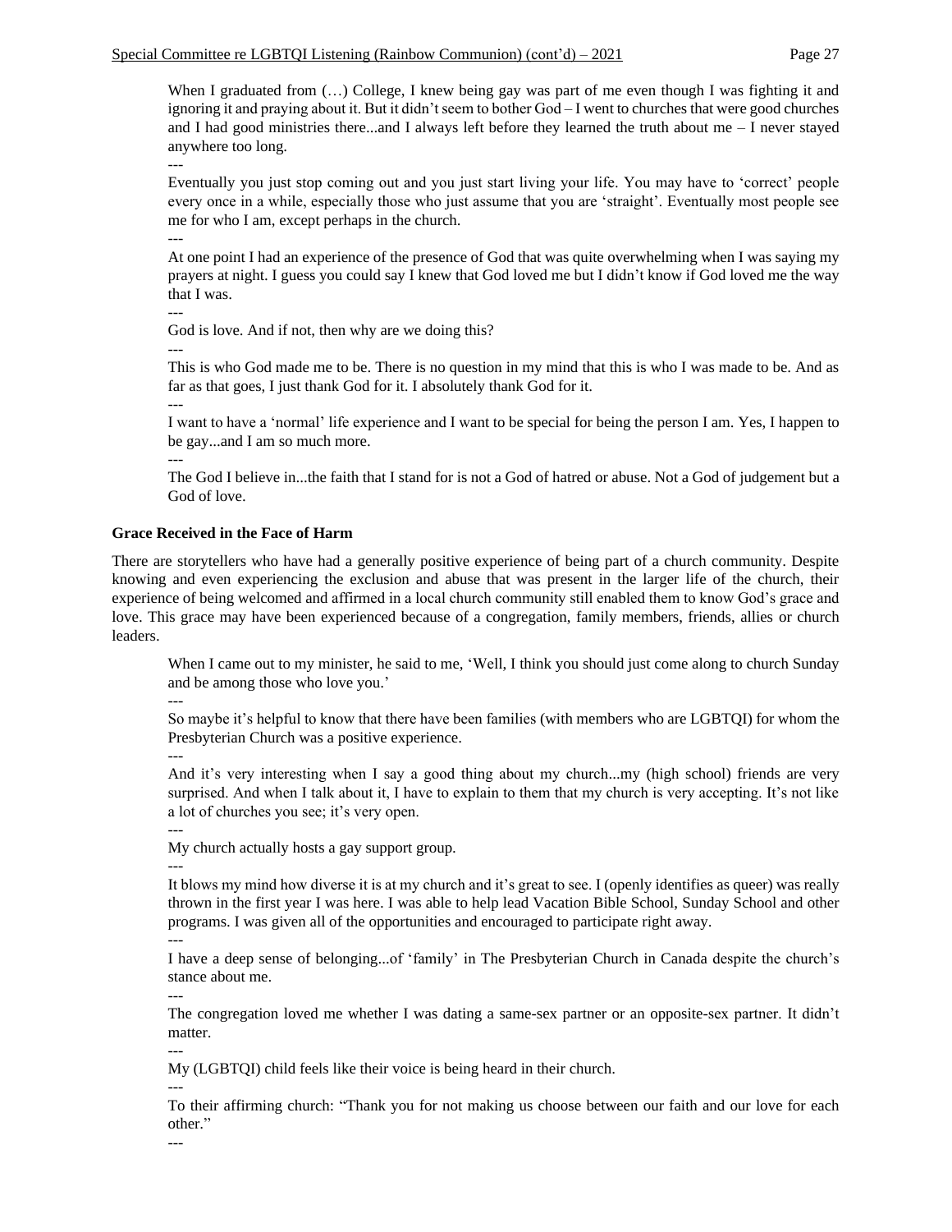> When I graduated from (…) College, I knew being gay was part of me even though I was fighting it and ignoring it and praying about it. But it didn't seem to bother God – I went to churches that were good churches and I had good ministries there...and I always left before they learned the truth about me – I never stayed anywhere too long.
>
> ---
>
> Eventually you just stop coming out and you just start living your life. You may have to 'correct' people every once in a while, especially those who just assume that you are 'straight'. Eventually most people see me for who I am, except perhaps in the church.
>
> ---
>
> At one point I had an experience of the presence of God that was quite overwhelming when I was saying my prayers at night. I guess you could say I knew that God loved me but I didn't know if God loved me the way that I was.
>
> ---
>
> God is love. And if not, then why are we doing this?
>
> ---
>
> This is who God made me to be. There is no question in my mind that this is who I was made to be. And as far as that goes, I just thank God for it. I absolutely thank God for it.
>
> ---
>
> I want to have a 'normal' life experience and I want to be special for being the person I am. Yes, I happen to be gay...and I am so much more.
>
> ---
>
> The God I believe in...the faith that I stand for is not a God of hatred or abuse. Not a God of judgement but a God of love.

**Grace Received in the Face of Harm**

There are storytellers who have had a generally positive experience of being part of a church community. Despite knowing and even experiencing the exclusion and abuse that was present in the larger life of the church, their experience of being welcomed and affirmed in a local church community still enabled them to know God's grace and love. This grace may have been experienced because of a congregation, family members, friends, allies or church leaders.

> When I came out to my minister, he said to me, 'Well, I think you should just come along to church Sunday and be among those who love you.'
>
> ---
>
> So maybe it's helpful to know that there have been families (with members who are LGBTQI) for whom the Presbyterian Church was a positive experience.
>
> ---
>
> And it's very interesting when I say a good thing about my church...my (high school) friends are very surprised. And when I talk about it, I have to explain to them that my church is very accepting. It's not like a lot of churches you see; it's very open.
>
> ---
>
> My church actually hosts a gay support group.
>
> ---
>
> It blows my mind how diverse it is at my church and it's great to see. I (openly identifies as queer) was really thrown in the first year I was here. I was able to help lead Vacation Bible School, Sunday School and other programs. I was given all of the opportunities and encouraged to participate right away.
>
> ---
>
> I have a deep sense of belonging...of 'family' in The Presbyterian Church in Canada despite the church's stance about me.
>
> ---
>
> The congregation loved me whether I was dating a same-sex partner or an opposite-sex partner. It didn't matter.
>
> ---
>
> My (LGBTQI) child feels like their voice is being heard in their church.
>
> ---
>
> To their affirming church: "Thank you for not making us choose between our faith and our love for each other."
>
> ---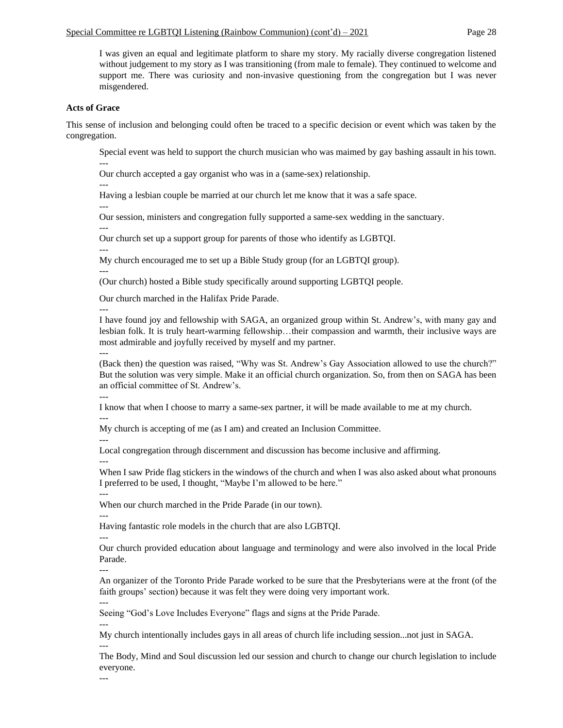I was given an equal and legitimate platform to share my story. My racially diverse congregation listened without judgement to my story as I was transitioning (from male to female). They continued to welcome and support me. There was curiosity and non-invasive questioning from the congregation but I was never misgendered.

**Acts of Grace**

This sense of inclusion and belonging could often be traced to a specific decision or event which was taken by the congregation.

> Special event was held to support the church musician who was maimed by gay bashing assault in his town.
>
> ---
>
> Our church accepted a gay organist who was in a (same-sex) relationship.
>
> ---
>
> Having a lesbian couple be married at our church let me know that it was a safe space.
>
> ---
>
> Our session, ministers and congregation fully supported a same-sex wedding in the sanctuary.
>
> ---
>
> Our church set up a support group for parents of those who identify as LGBTQI.
>
> ---
>
> My church encouraged me to set up a Bible Study group (for an LGBTQI group).
>
> ---
>
> (Our church) hosted a Bible study specifically around supporting LGBTQI people.
>
> Our church marched in the Halifax Pride Parade.
>
> ---
>
> I have found joy and fellowship with SAGA, an organized group within St. Andrew's, with many gay and lesbian folk. It is truly heart-warming fellowship…their compassion and warmth, their inclusive ways are most admirable and joyfully received by myself and my partner.
>
> ---
>
> (Back then) the question was raised, "Why was St. Andrew's Gay Association allowed to use the church?" But the solution was very simple. Make it an official church organization. So, from then on SAGA has been an official committee of St. Andrew's.
>
> ---
>
> I know that when I choose to marry a same-sex partner, it will be made available to me at my church.
>
> ---
>
> My church is accepting of me (as I am) and created an Inclusion Committee.
>
> ---
>
> Local congregation through discernment and discussion has become inclusive and affirming.
>
> ---
>
> When I saw Pride flag stickers in the windows of the church and when I was also asked about what pronouns I preferred to be used, I thought, "Maybe I'm allowed to be here."
>
> ---
>
> When our church marched in the Pride Parade (in our town).
>
> ---
>
> Having fantastic role models in the church that are also LGBTQI.
>
> ---
>
> Our church provided education about language and terminology and were also involved in the local Pride Parade.
>
> ---
>
> An organizer of the Toronto Pride Parade worked to be sure that the Presbyterians were at the front (of the faith groups' section) because it was felt they were doing very important work.
>
> ---
>
> Seeing "God's Love Includes Everyone" flags and signs at the Pride Parade.
>
> ---
>
> My church intentionally includes gays in all areas of church life including session...not just in SAGA.
>
> ---
>
> The Body, Mind and Soul discussion led our session and church to change our church legislation to include everyone.
>
> ---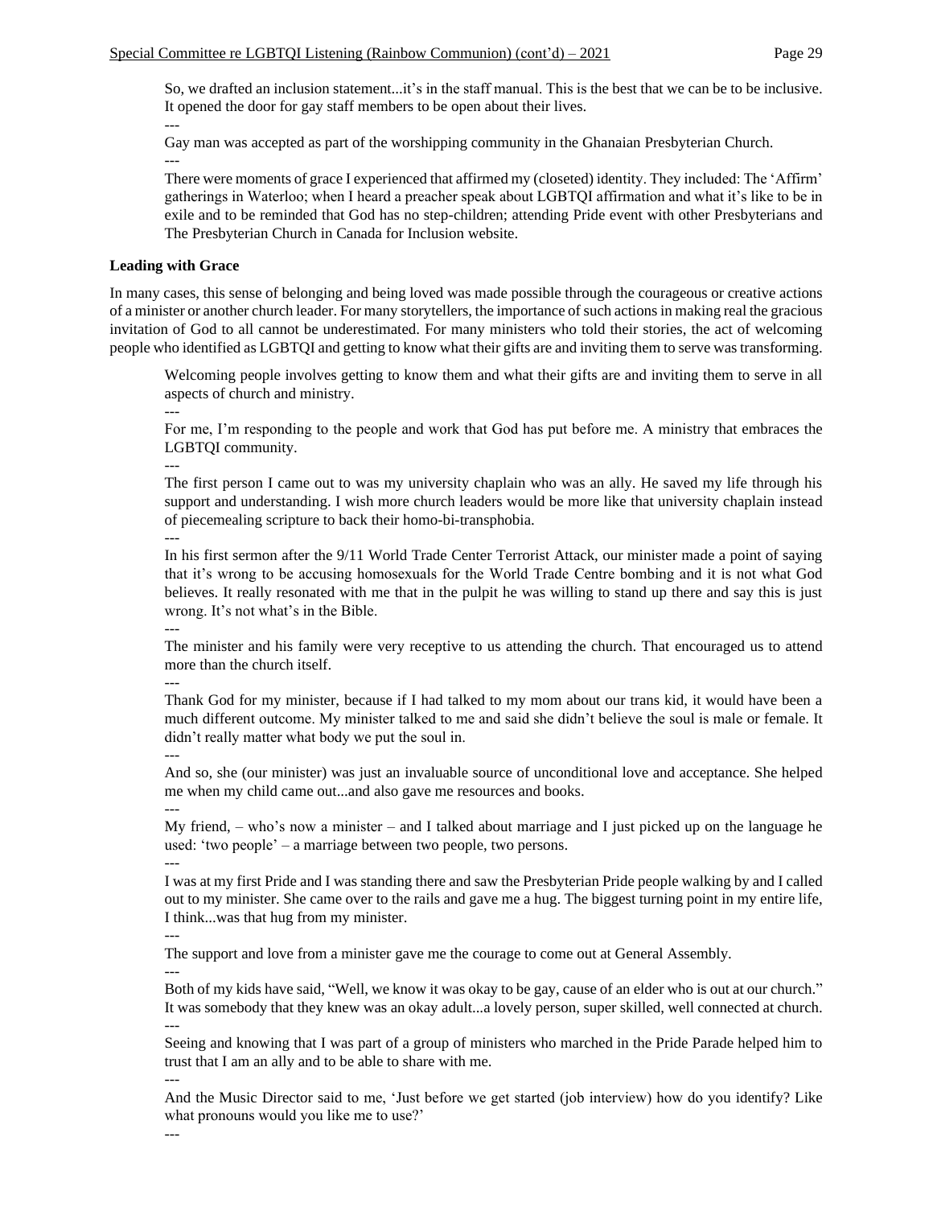So, we drafted an inclusion statement...it's in the staff manual. This is the best that we can be to be inclusive. It opened the door for gay staff members to be open about their lives.

---

Gay man was accepted as part of the worshipping community in the Ghanaian Presbyterian Church.

---

There were moments of grace I experienced that affirmed my (closeted) identity. They included: The 'Affirm' gatherings in Waterloo; when I heard a preacher speak about LGBTQI affirmation and what it's like to be in exile and to be reminded that God has no step-children; attending Pride event with other Presbyterians and The Presbyterian Church in Canada for Inclusion website.

**Leading with Grace**

In many cases, this sense of belonging and being loved was made possible through the courageous or creative actions of a minister or another church leader. For many storytellers, the importance of such actions in making real the gracious invitation of God to all cannot be underestimated. For many ministers who told their stories, the act of welcoming people who identified as LGBTQI and getting to know what their gifts are and inviting them to serve was transforming.

> Welcoming people involves getting to know them and what their gifts are and inviting them to serve in all aspects of church and ministry.
>
> ---
>
> For me, I'm responding to the people and work that God has put before me. A ministry that embraces the LGBTQI community.
>
> ---
>
> The first person I came out to was my university chaplain who was an ally. He saved my life through his support and understanding. I wish more church leaders would be more like that university chaplain instead of piecemealing scripture to back their homo-bi-transphobia.
>
> ---
>
> In his first sermon after the 9/11 World Trade Center Terrorist Attack, our minister made a point of saying that it's wrong to be accusing homosexuals for the World Trade Centre bombing and it is not what God believes. It really resonated with me that in the pulpit he was willing to stand up there and say this is just wrong. It's not what's in the Bible.
>
> ---
>
> The minister and his family were very receptive to us attending the church. That encouraged us to attend more than the church itself.
>
> ---
>
> Thank God for my minister, because if I had talked to my mom about our trans kid, it would have been a much different outcome. My minister talked to me and said she didn't believe the soul is male or female. It didn't really matter what body we put the soul in.
>
> ---
>
> And so, she (our minister) was just an invaluable source of unconditional love and acceptance. She helped me when my child came out...and also gave me resources and books.
>
> ---
>
> My friend, – who's now a minister – and I talked about marriage and I just picked up on the language he used: 'two people' – a marriage between two people, two persons.
>
> ---
>
> I was at my first Pride and I was standing there and saw the Presbyterian Pride people walking by and I called out to my minister. She came over to the rails and gave me a hug. The biggest turning point in my entire life, I think...was that hug from my minister.
>
> ---
>
> The support and love from a minister gave me the courage to come out at General Assembly.
>
> ---
>
> Both of my kids have said, "Well, we know it was okay to be gay, cause of an elder who is out at our church." It was somebody that they knew was an okay adult...a lovely person, super skilled, well connected at church.
>
> ---
>
> Seeing and knowing that I was part of a group of ministers who marched in the Pride Parade helped him to trust that I am an ally and to be able to share with me.
>
> ---
>
> And the Music Director said to me, 'Just before we get started (job interview) how do you identify? Like what pronouns would you like me to use?'
>
> ---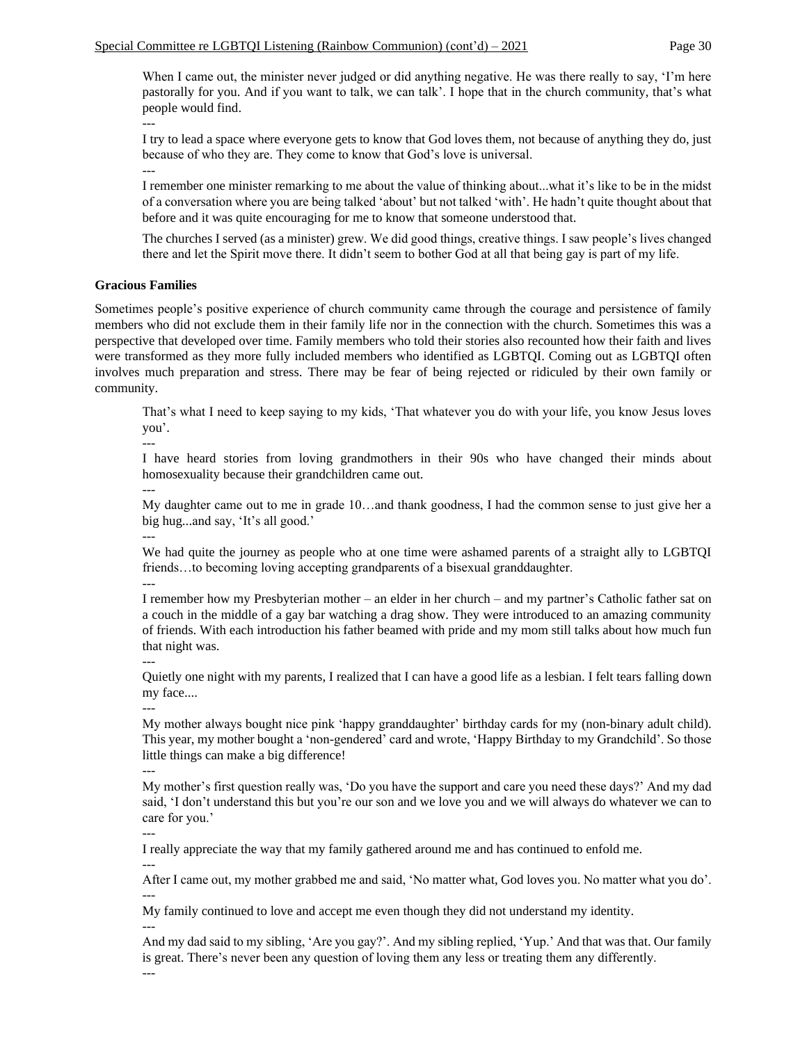When I came out, the minister never judged or did anything negative. He was there really to say, 'I'm here pastorally for you. And if you want to talk, we can talk'. I hope that in the church community, that's what people would find.

---

I try to lead a space where everyone gets to know that God loves them, not because of anything they do, just because of who they are. They come to know that God's love is universal.

---

I remember one minister remarking to me about the value of thinking about...what it's like to be in the midst of a conversation where you are being talked 'about' but not talked 'with'. He hadn't quite thought about that before and it was quite encouraging for me to know that someone understood that.

The churches I served (as a minister) grew. We did good things, creative things. I saw people's lives changed there and let the Spirit move there. It didn't seem to bother God at all that being gay is part of my life.

**Gracious Families**

Sometimes people's positive experience of church community came through the courage and persistence of family members who did not exclude them in their family life nor in the connection with the church. Sometimes this was a perspective that developed over time. Family members who told their stories also recounted how their faith and lives were transformed as they more fully included members who identified as LGBTQI. Coming out as LGBTQI often involves much preparation and stress. There may be fear of being rejected or ridiculed by their own family or community.

That's what I need to keep saying to my kids, 'That whatever you do with your life, you know Jesus loves you'.

---

I have heard stories from loving grandmothers in their 90s who have changed their minds about homosexuality because their grandchildren came out.

---

My daughter came out to me in grade 10…and thank goodness, I had the common sense to just give her a big hug...and say, 'It's all good.'

---

We had quite the journey as people who at one time were ashamed parents of a straight ally to LGBTQI friends…to becoming loving accepting grandparents of a bisexual granddaughter.

---

I remember how my Presbyterian mother – an elder in her church – and my partner's Catholic father sat on a couch in the middle of a gay bar watching a drag show. They were introduced to an amazing community of friends. With each introduction his father beamed with pride and my mom still talks about how much fun that night was.

---

Quietly one night with my parents, I realized that I can have a good life as a lesbian. I felt tears falling down my face....

---

My mother always bought nice pink 'happy granddaughter' birthday cards for my (non-binary adult child). This year, my mother bought a 'non-gendered' card and wrote, 'Happy Birthday to my Grandchild'. So those little things can make a big difference!

---

My mother's first question really was, 'Do you have the support and care you need these days?' And my dad said, 'I don't understand this but you're our son and we love you and we will always do whatever we can to care for you.'

---

I really appreciate the way that my family gathered around me and has continued to enfold me.

---

After I came out, my mother grabbed me and said, 'No matter what, God loves you. No matter what you do'.

---

My family continued to love and accept me even though they did not understand my identity.

---

And my dad said to my sibling, 'Are you gay?'. And my sibling replied, 'Yup.' And that was that. Our family is great. There's never been any question of loving them any less or treating them any differently.

---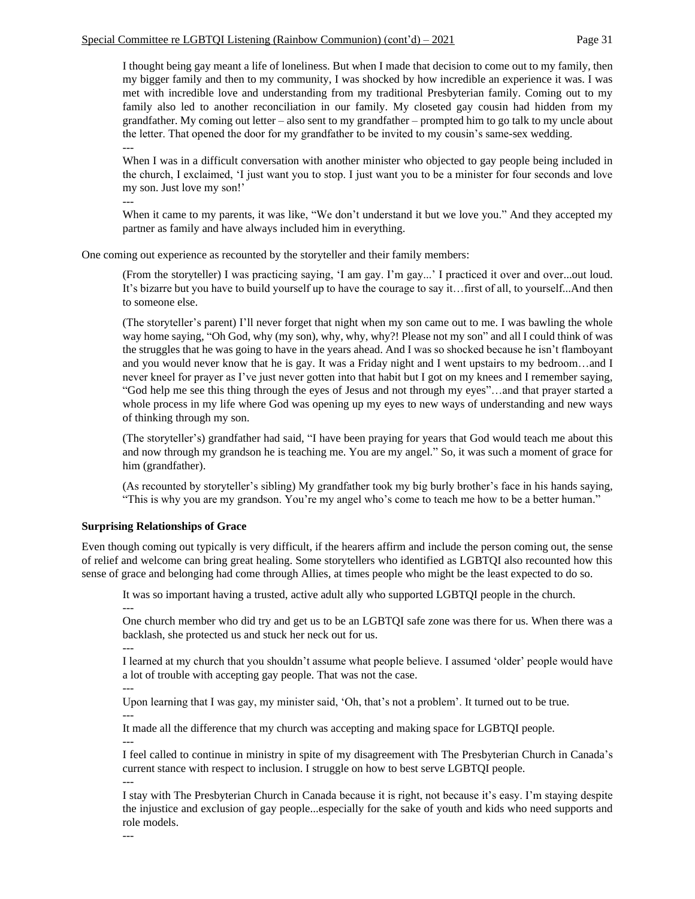> I thought being gay meant a life of loneliness. But when I made that decision to come out to my family, then my bigger family and then to my community, I was shocked by how incredible an experience it was. I was met with incredible love and understanding from my traditional Presbyterian family. Coming out to my family also led to another reconciliation in our family. My closeted gay cousin had hidden from my grandfather. My coming out letter – also sent to my grandfather – prompted him to go talk to my uncle about the letter. That opened the door for my grandfather to be invited to my cousin's same-sex wedding.
>
> ---
>
> When I was in a difficult conversation with another minister who objected to gay people being included in the church, I exclaimed, 'I just want you to stop. I just want you to be a minister for four seconds and love my son. Just love my son!'
>
> ---
>
> When it came to my parents, it was like, "We don't understand it but we love you." And they accepted my partner as family and have always included him in everything.

One coming out experience as recounted by the storyteller and their family members:

> (From the storyteller) I was practicing saying, 'I am gay. I'm gay...' I practiced it over and over...out loud. It's bizarre but you have to build yourself up to have the courage to say it…first of all, to yourself...And then to someone else.
>
> (The storyteller's parent) I'll never forget that night when my son came out to me. I was bawling the whole way home saying, "Oh God, why (my son), why, why, why?! Please not my son" and all I could think of was the struggles that he was going to have in the years ahead. And I was so shocked because he isn't flamboyant and you would never know that he is gay. It was a Friday night and I went upstairs to my bedroom…and I never kneel for prayer as I've just never gotten into that habit but I got on my knees and I remember saying, "God help me see this thing through the eyes of Jesus and not through my eyes"…and that prayer started a whole process in my life where God was opening up my eyes to new ways of understanding and new ways of thinking through my son.
>
> (The storyteller's) grandfather had said, "I have been praying for years that God would teach me about this and now through my grandson he is teaching me. You are my angel." So, it was such a moment of grace for him (grandfather).
>
> (As recounted by storyteller's sibling) My grandfather took my big burly brother's face in his hands saying, "This is why you are my grandson. You're my angel who's come to teach me how to be a better human."

**Surprising Relationships of Grace**

Even though coming out typically is very difficult, if the hearers affirm and include the person coming out, the sense of relief and welcome can bring great healing. Some storytellers who identified as LGBTQI also recounted how this sense of grace and belonging had come through Allies, at times people who might be the least expected to do so.

> It was so important having a trusted, active adult ally who supported LGBTQI people in the church.
>
> ---
>
> One church member who did try and get us to be an LGBTQI safe zone was there for us. When there was a backlash, she protected us and stuck her neck out for us.
>
> ---
>
> I learned at my church that you shouldn't assume what people believe. I assumed 'older' people would have a lot of trouble with accepting gay people. That was not the case.
>
> ---
>
> Upon learning that I was gay, my minister said, 'Oh, that's not a problem'. It turned out to be true.
>
> ---
>
> It made all the difference that my church was accepting and making space for LGBTQI people.
>
> ---
>
> I feel called to continue in ministry in spite of my disagreement with The Presbyterian Church in Canada's current stance with respect to inclusion. I struggle on how to best serve LGBTQI people.
>
> ---
>
> I stay with The Presbyterian Church in Canada because it is right, not because it's easy. I'm staying despite the injustice and exclusion of gay people...especially for the sake of youth and kids who need supports and role models.
>
> ---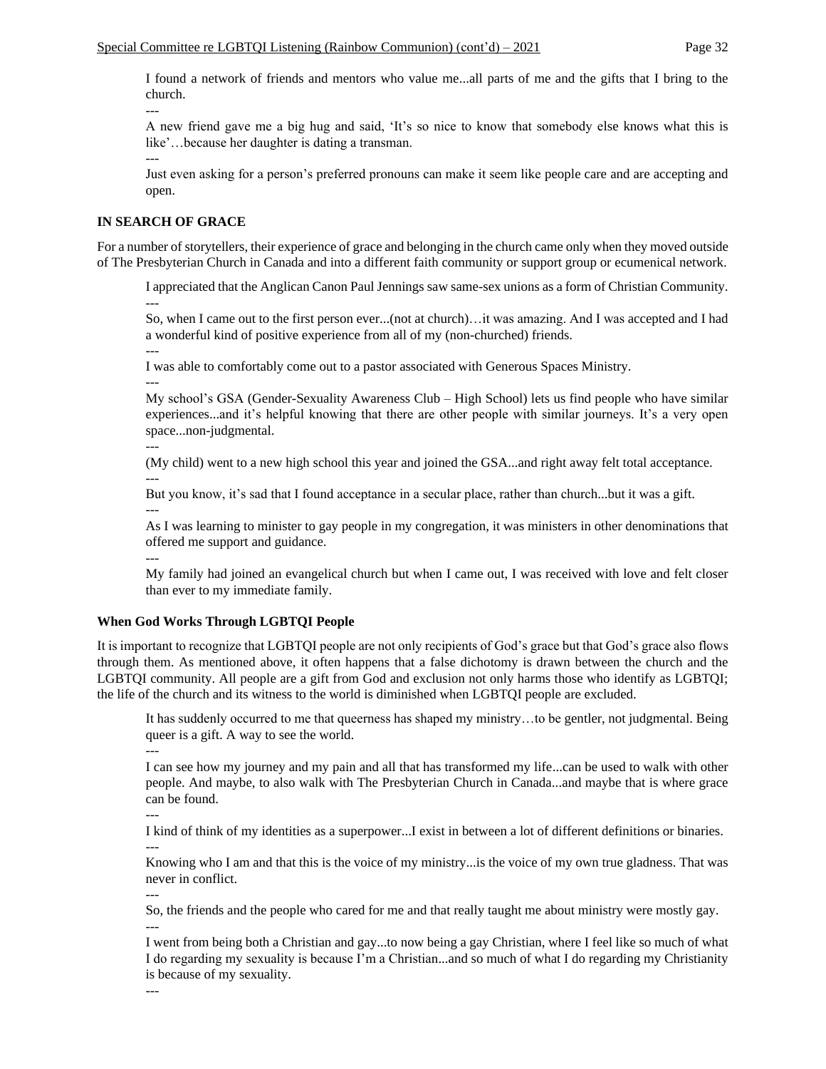I found a network of friends and mentors who value me...all parts of me and the gifts that I bring to the church.

---

A new friend gave me a big hug and said, 'It's so nice to know that somebody else knows what this is like'…because her daughter is dating a transman.

---

Just even asking for a person's preferred pronouns can make it seem like people care and are accepting and open.

## IN SEARCH OF GRACE

For a number of storytellers, their experience of grace and belonging in the church came only when they moved outside of The Presbyterian Church in Canada and into a different faith community or support group or ecumenical network.

I appreciated that the Anglican Canon Paul Jennings saw same-sex unions as a form of Christian Community.

---

So, when I came out to the first person ever...(not at church)…it was amazing. And I was accepted and I had a wonderful kind of positive experience from all of my (non-churched) friends.

---

I was able to comfortably come out to a pastor associated with Generous Spaces Ministry.

---

My school's GSA (Gender-Sexuality Awareness Club – High School) lets us find people who have similar experiences...and it's helpful knowing that there are other people with similar journeys. It's a very open space...non-judgmental.

---

(My child) went to a new high school this year and joined the GSA...and right away felt total acceptance.

---

But you know, it's sad that I found acceptance in a secular place, rather than church...but it was a gift.

---

As I was learning to minister to gay people in my congregation, it was ministers in other denominations that offered me support and guidance.

---

My family had joined an evangelical church but when I came out, I was received with love and felt closer than ever to my immediate family.

### When God Works Through LGBTQI People

It is important to recognize that LGBTQI people are not only recipients of God's grace but that God's grace also flows through them. As mentioned above, it often happens that a false dichotomy is drawn between the church and the LGBTQI community. All people are a gift from God and exclusion not only harms those who identify as LGBTQI; the life of the church and its witness to the world is diminished when LGBTQI people are excluded.

It has suddenly occurred to me that queerness has shaped my ministry…to be gentler, not judgmental. Being queer is a gift. A way to see the world.

---

I can see how my journey and my pain and all that has transformed my life...can be used to walk with other people. And maybe, to also walk with The Presbyterian Church in Canada...and maybe that is where grace can be found.

---

I kind of think of my identities as a superpower...I exist in between a lot of different definitions or binaries.

---

Knowing who I am and that this is the voice of my ministry...is the voice of my own true gladness. That was never in conflict.

---

So, the friends and the people who cared for me and that really taught me about ministry were mostly gay.

---

I went from being both a Christian and gay...to now being a gay Christian, where I feel like so much of what I do regarding my sexuality is because I'm a Christian...and so much of what I do regarding my Christianity is because of my sexuality.

---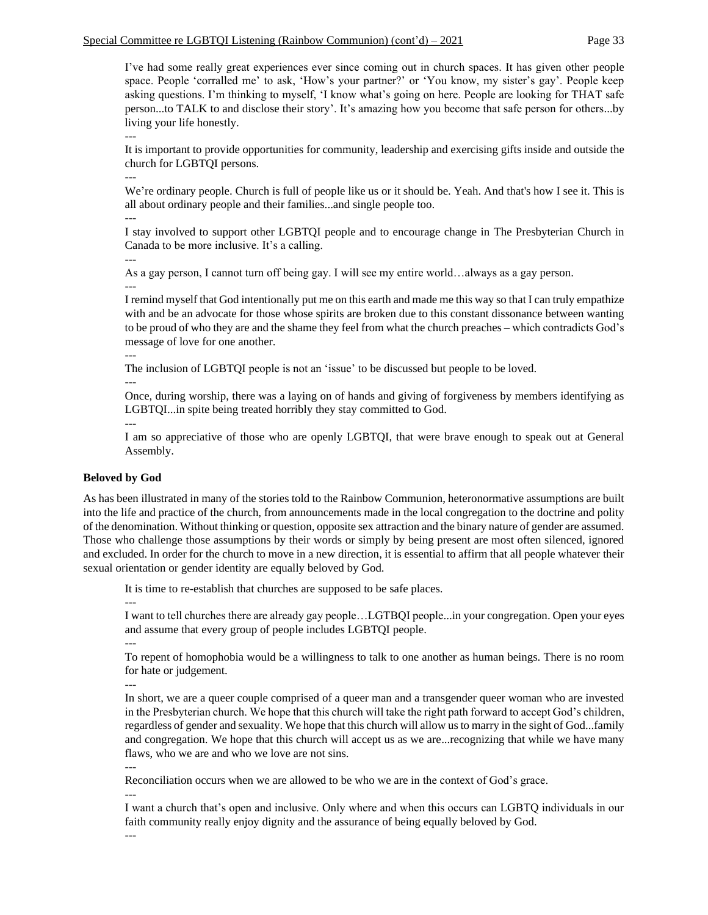I've had some really great experiences ever since coming out in church spaces. It has given other people space. People 'corralled me' to ask, 'How's your partner?' or 'You know, my sister's gay'. People keep asking questions. I'm thinking to myself, 'I know what's going on here. People are looking for THAT safe person...to TALK to and disclose their story'. It's amazing how you become that safe person for others...by living your life honestly.

---

It is important to provide opportunities for community, leadership and exercising gifts inside and outside the church for LGBTQI persons.

---

We're ordinary people. Church is full of people like us or it should be. Yeah. And that's how I see it. This is all about ordinary people and their families...and single people too.

---

I stay involved to support other LGBTQI people and to encourage change in The Presbyterian Church in Canada to be more inclusive. It's a calling.

---

As a gay person, I cannot turn off being gay. I will see my entire world…always as a gay person.

---

I remind myself that God intentionally put me on this earth and made me this way so that I can truly empathize with and be an advocate for those whose spirits are broken due to this constant dissonance between wanting to be proud of who they are and the shame they feel from what the church preaches – which contradicts God's message of love for one another.

---

The inclusion of LGBTQI people is not an 'issue' to be discussed but people to be loved.

---

Once, during worship, there was a laying on of hands and giving of forgiveness by members identifying as LGBTQI...in spite being treated horribly they stay committed to God.

---

I am so appreciative of those who are openly LGBTQI, that were brave enough to speak out at General Assembly.

**Beloved by God**

As has been illustrated in many of the stories told to the Rainbow Communion, heteronormative assumptions are built into the life and practice of the church, from announcements made in the local congregation to the doctrine and polity of the denomination. Without thinking or question, opposite sex attraction and the binary nature of gender are assumed. Those who challenge those assumptions by their words or simply by being present are most often silenced, ignored and excluded. In order for the church to move in a new direction, it is essential to affirm that all people whatever their sexual orientation or gender identity are equally beloved by God.

It is time to re-establish that churches are supposed to be safe places.

---

I want to tell churches there are already gay people…LGTBQI people...in your congregation. Open your eyes and assume that every group of people includes LGBTQI people.

---

To repent of homophobia would be a willingness to talk to one another as human beings. There is no room for hate or judgement.

---

In short, we are a queer couple comprised of a queer man and a transgender queer woman who are invested in the Presbyterian church. We hope that this church will take the right path forward to accept God's children, regardless of gender and sexuality. We hope that this church will allow us to marry in the sight of God...family and congregation. We hope that this church will accept us as we are...recognizing that while we have many flaws, who we are and who we love are not sins.

---

Reconciliation occurs when we are allowed to be who we are in the context of God's grace.

---

I want a church that's open and inclusive. Only where and when this occurs can LGBTQ individuals in our faith community really enjoy dignity and the assurance of being equally beloved by God.

---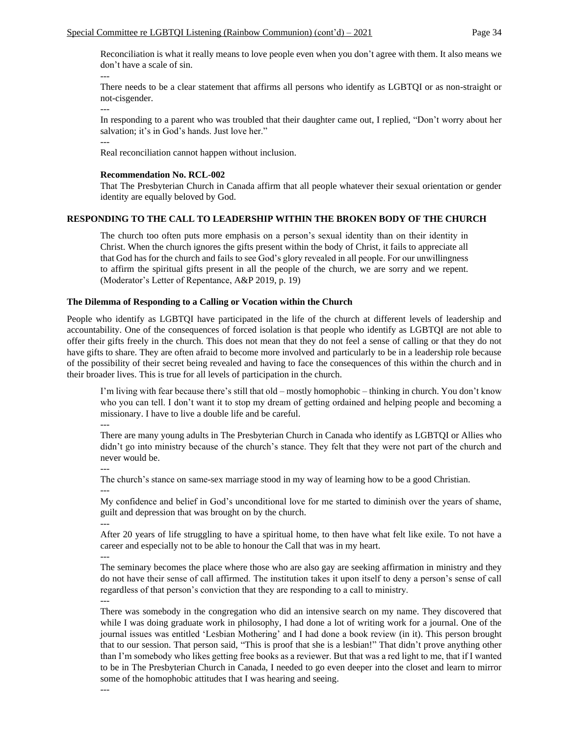Reconciliation is what it really means to love people even when you don't agree with them. It also means we don't have a scale of sin.

---

There needs to be a clear statement that affirms all persons who identify as LGBTQI or as non-straight or not-cisgender.

---

In responding to a parent who was troubled that their daughter came out, I replied, "Don't worry about her salvation; it's in God's hands. Just love her."

---

Real reconciliation cannot happen without inclusion.

**Recommendation No. RCL-002**

That The Presbyterian Church in Canada affirm that all people whatever their sexual orientation or gender identity are equally beloved by God.

## RESPONDING TO THE CALL TO LEADERSHIP WITHIN THE BROKEN BODY OF THE CHURCH

> The church too often puts more emphasis on a person's sexual identity than on their identity in Christ. When the church ignores the gifts present within the body of Christ, it fails to appreciate all that God has for the church and fails to see God's glory revealed in all people. For our unwillingness to affirm the spiritual gifts present in all the people of the church, we are sorry and we repent. (Moderator's Letter of Repentance, A&P 2019, p. 19)

### The Dilemma of Responding to a Calling or Vocation within the Church

People who identify as LGBTQI have participated in the life of the church at different levels of leadership and accountability. One of the consequences of forced isolation is that people who identify as LGBTQI are not able to offer their gifts freely in the church. This does not mean that they do not feel a sense of calling or that they do not have gifts to share. They are often afraid to become more involved and particularly to be in a leadership role because of the possibility of their secret being revealed and having to face the consequences of this within the church and in their broader lives. This is true for all levels of participation in the church.

I'm living with fear because there's still that old – mostly homophobic – thinking in church. You don't know who you can tell. I don't want it to stop my dream of getting ordained and helping people and becoming a missionary. I have to live a double life and be careful.

---

There are many young adults in The Presbyterian Church in Canada who identify as LGBTQI or Allies who didn't go into ministry because of the church's stance. They felt that they were not part of the church and never would be.

---

The church's stance on same-sex marriage stood in my way of learning how to be a good Christian.

---

My confidence and belief in God's unconditional love for me started to diminish over the years of shame, guilt and depression that was brought on by the church.

---

After 20 years of life struggling to have a spiritual home, to then have what felt like exile. To not have a career and especially not to be able to honour the Call that was in my heart.

---

The seminary becomes the place where those who are also gay are seeking affirmation in ministry and they do not have their sense of call affirmed. The institution takes it upon itself to deny a person's sense of call regardless of that person's conviction that they are responding to a call to ministry.

---

There was somebody in the congregation who did an intensive search on my name. They discovered that while I was doing graduate work in philosophy, I had done a lot of writing work for a journal. One of the journal issues was entitled 'Lesbian Mothering' and I had done a book review (in it). This person brought that to our session. That person said, "This is proof that she is a lesbian!" That didn't prove anything other than I'm somebody who likes getting free books as a reviewer. But that was a red light to me, that if I wanted to be in The Presbyterian Church in Canada, I needed to go even deeper into the closet and learn to mirror some of the homophobic attitudes that I was hearing and seeing.

---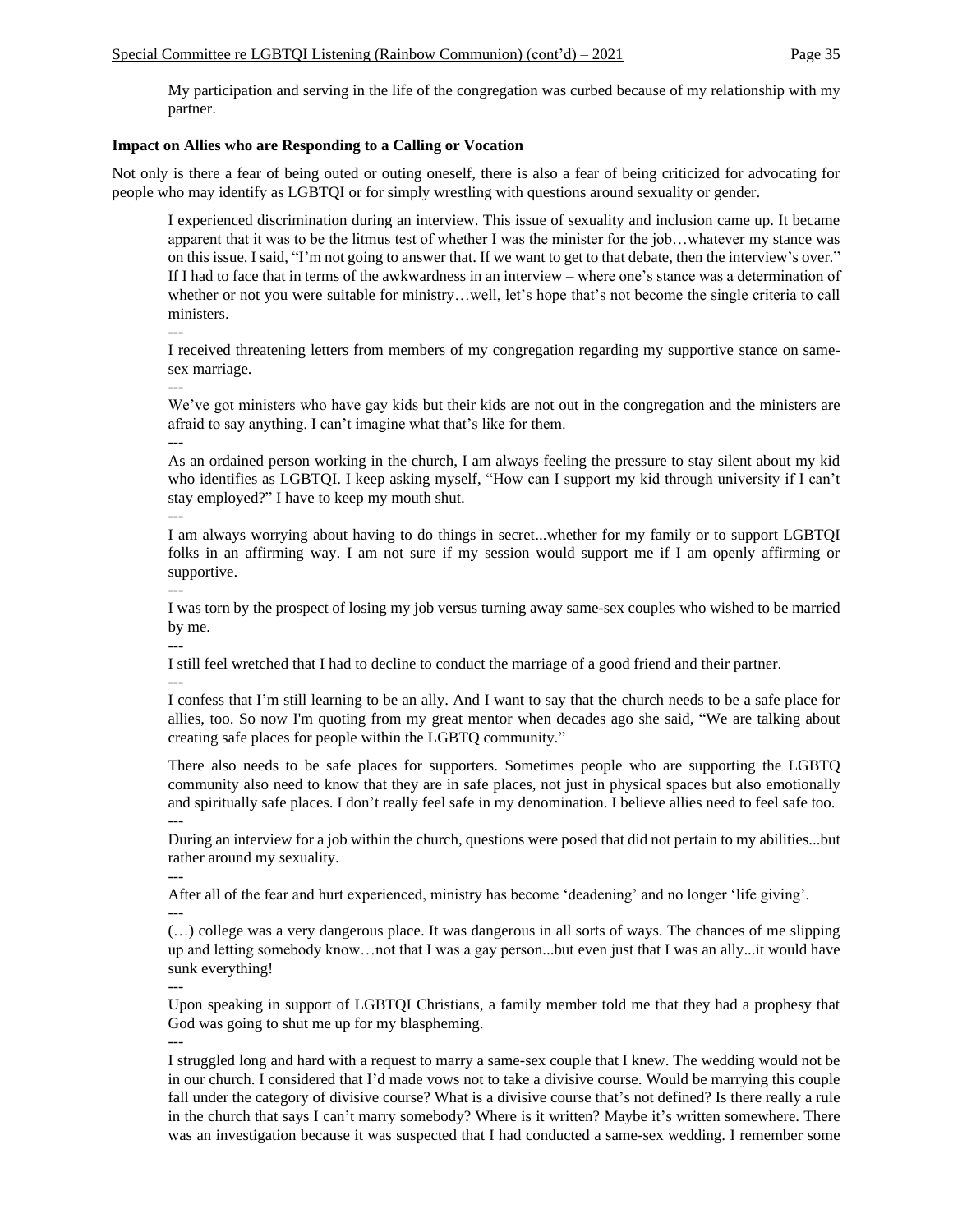My participation and serving in the life of the congregation was curbed because of my relationship with my partner.

**Impact on Allies who are Responding to a Calling or Vocation**

Not only is there a fear of being outed or outing oneself, there is also a fear of being criticized for advocating for people who may identify as LGBTQI or for simply wrestling with questions around sexuality or gender.

> I experienced discrimination during an interview. This issue of sexuality and inclusion came up. It became apparent that it was to be the litmus test of whether I was the minister for the job…whatever my stance was on this issue. I said, "I'm not going to answer that. If we want to get to that debate, then the interview's over." If I had to face that in terms of the awkwardness in an interview – where one's stance was a determination of whether or not you were suitable for ministry…well, let's hope that's not become the single criteria to call ministers.
>
> ---
>
> I received threatening letters from members of my congregation regarding my supportive stance on same-sex marriage.
>
> ---
>
> We've got ministers who have gay kids but their kids are not out in the congregation and the ministers are afraid to say anything. I can't imagine what that's like for them.
>
> ---
>
> As an ordained person working in the church, I am always feeling the pressure to stay silent about my kid who identifies as LGBTQI. I keep asking myself, "How can I support my kid through university if I can't stay employed?" I have to keep my mouth shut.
>
> ---
>
> I am always worrying about having to do things in secret...whether for my family or to support LGBTQI folks in an affirming way. I am not sure if my session would support me if I am openly affirming or supportive.
>
> ---
>
> I was torn by the prospect of losing my job versus turning away same-sex couples who wished to be married by me.
>
> ---
>
> I still feel wretched that I had to decline to conduct the marriage of a good friend and their partner.
>
> ---
>
> I confess that I'm still learning to be an ally. And I want to say that the church needs to be a safe place for allies, too. So now I'm quoting from my great mentor when decades ago she said, "We are talking about creating safe places for people within the LGBTQ community."
>
> There also needs to be safe places for supporters. Sometimes people who are supporting the LGBTQ community also need to know that they are in safe places, not just in physical spaces but also emotionally and spiritually safe places. I don't really feel safe in my denomination. I believe allies need to feel safe too.
>
> ---
>
> During an interview for a job within the church, questions were posed that did not pertain to my abilities...but rather around my sexuality.
>
> ---
>
> After all of the fear and hurt experienced, ministry has become 'deadening' and no longer 'life giving'.
>
> ---
>
> (…) college was a very dangerous place. It was dangerous in all sorts of ways. The chances of me slipping up and letting somebody know…not that I was a gay person...but even just that I was an ally...it would have sunk everything!
>
> ---
>
> Upon speaking in support of LGBTQI Christians, a family member told me that they had a prophesy that God was going to shut me up for my blaspheming.
>
> ---
>
> I struggled long and hard with a request to marry a same-sex couple that I knew. The wedding would not be in our church. I considered that I'd made vows not to take a divisive course. Would be marrying this couple fall under the category of divisive course? What is a divisive course that's not defined? Is there really a rule in the church that says I can't marry somebody? Where is it written? Maybe it's written somewhere. There was an investigation because it was suspected that I had conducted a same-sex wedding. I remember some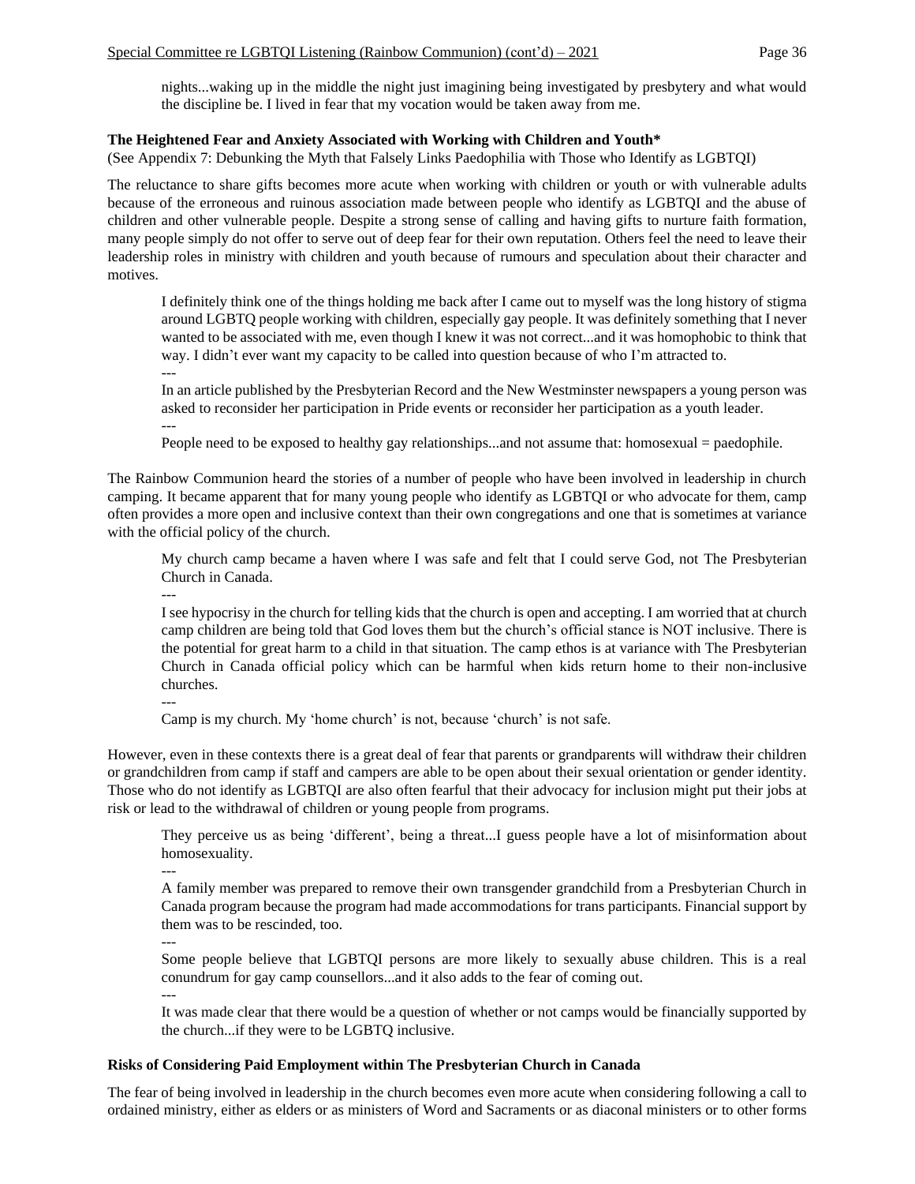nights...waking up in the middle the night just imagining being investigated by presbytery and what would the discipline be. I lived in fear that my vocation would be taken away from me.

**The Heightened Fear and Anxiety Associated with Working with Children and Youth***
(See Appendix 7: Debunking the Myth that Falsely Links Paedophilia with Those who Identify as LGBTQI)

The reluctance to share gifts becomes more acute when working with children or youth or with vulnerable adults because of the erroneous and ruinous association made between people who identify as LGBTQI and the abuse of children and other vulnerable people. Despite a strong sense of calling and having gifts to nurture faith formation, many people simply do not offer to serve out of deep fear for their own reputation. Others feel the need to leave their leadership roles in ministry with children and youth because of rumours and speculation about their character and motives.

> I definitely think one of the things holding me back after I came out to myself was the long history of stigma around LGBTQ people working with children, especially gay people. It was definitely something that I never wanted to be associated with me, even though I knew it was not correct...and it was homophobic to think that way. I didn't ever want my capacity to be called into question because of who I'm attracted to.
>
> ---
>
> In an article published by the Presbyterian Record and the New Westminster newspapers a young person was asked to reconsider her participation in Pride events or reconsider her participation as a youth leader.
>
> ---
>
> People need to be exposed to healthy gay relationships...and not assume that: homosexual = paedophile.

The Rainbow Communion heard the stories of a number of people who have been involved in leadership in church camping. It became apparent that for many young people who identify as LGBTQI or who advocate for them, camp often provides a more open and inclusive context than their own congregations and one that is sometimes at variance with the official policy of the church.

> My church camp became a haven where I was safe and felt that I could serve God, not The Presbyterian Church in Canada.
>
> ---
>
> I see hypocrisy in the church for telling kids that the church is open and accepting. I am worried that at church camp children are being told that God loves them but the church's official stance is NOT inclusive. There is the potential for great harm to a child in that situation. The camp ethos is at variance with The Presbyterian Church in Canada official policy which can be harmful when kids return home to their non-inclusive churches.
>
> ---
>
> Camp is my church. My 'home church' is not, because 'church' is not safe.

However, even in these contexts there is a great deal of fear that parents or grandparents will withdraw their children or grandchildren from camp if staff and campers are able to be open about their sexual orientation or gender identity. Those who do not identify as LGBTQI are also often fearful that their advocacy for inclusion might put their jobs at risk or lead to the withdrawal of children or young people from programs.

> They perceive us as being 'different', being a threat...I guess people have a lot of misinformation about homosexuality.
>
> ---
>
> A family member was prepared to remove their own transgender grandchild from a Presbyterian Church in Canada program because the program had made accommodations for trans participants. Financial support by them was to be rescinded, too.
>
> ---
>
> Some people believe that LGBTQI persons are more likely to sexually abuse children. This is a real conundrum for gay camp counsellors...and it also adds to the fear of coming out.
>
> ---
>
> It was made clear that there would be a question of whether or not camps would be financially supported by the church...if they were to be LGBTQ inclusive.

**Risks of Considering Paid Employment within The Presbyterian Church in Canada**

The fear of being involved in leadership in the church becomes even more acute when considering following a call to ordained ministry, either as elders or as ministers of Word and Sacraments or as diaconal ministers or to other forms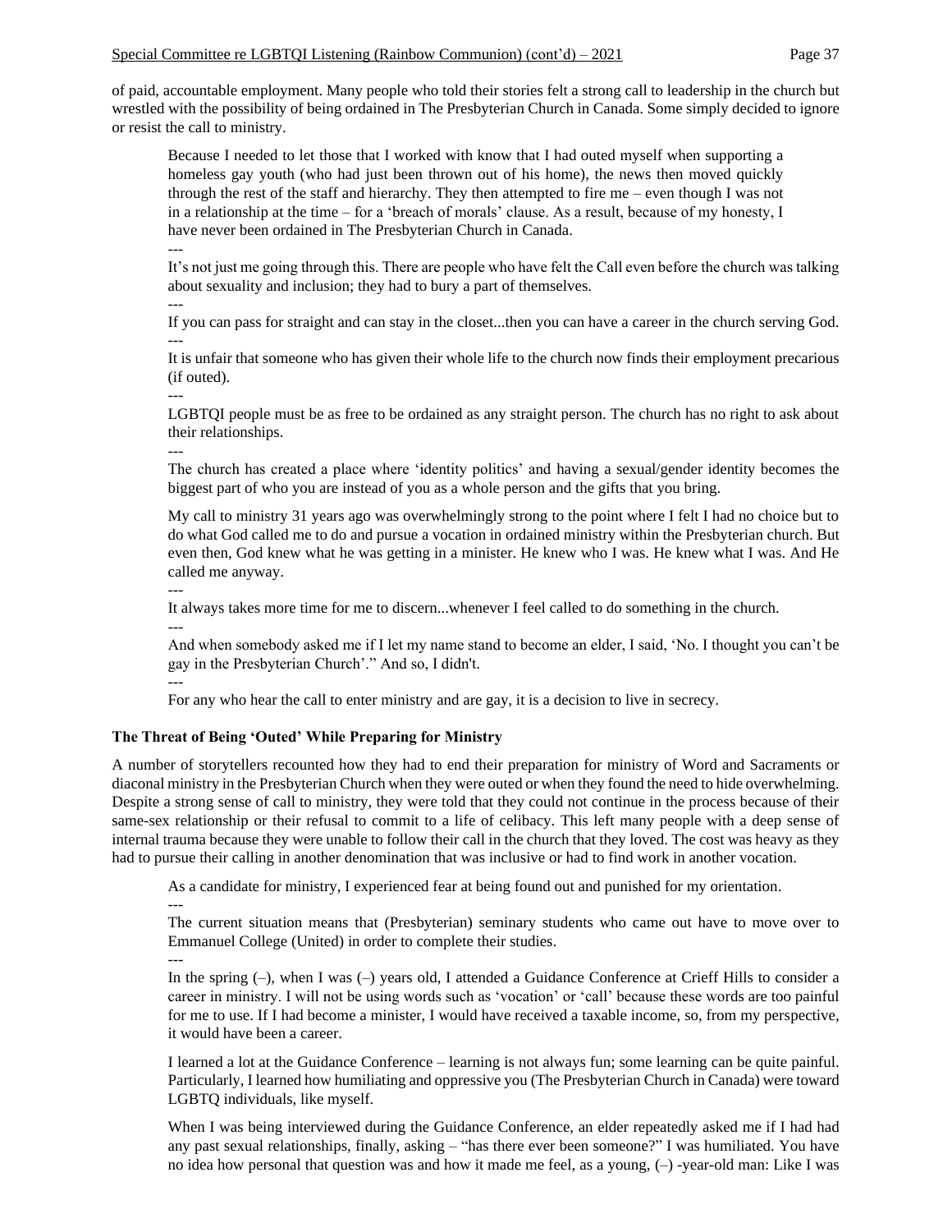of paid, accountable employment. Many people who told their stories felt a strong call to leadership in the church but wrestled with the possibility of being ordained in The Presbyterian Church in Canada. Some simply decided to ignore or resist the call to ministry.

> Because I needed to let those that I worked with know that I had outed myself when supporting a homeless gay youth (who had just been thrown out of his home), the news then moved quickly through the rest of the staff and hierarchy. They then attempted to fire me – even though I was not in a relationship at the time – for a 'breach of morals' clause. As a result, because of my honesty, I have never been ordained in The Presbyterian Church in Canada.
>
> ---
>
> It's not just me going through this. There are people who have felt the Call even before the church was talking about sexuality and inclusion; they had to bury a part of themselves.
>
> ---
>
> If you can pass for straight and can stay in the closet...then you can have a career in the church serving God.
>
> ---
>
> It is unfair that someone who has given their whole life to the church now finds their employment precarious (if outed).
>
> ---
>
> LGBTQI people must be as free to be ordained as any straight person. The church has no right to ask about their relationships.
>
> ---
>
> The church has created a place where 'identity politics' and having a sexual/gender identity becomes the biggest part of who you are instead of you as a whole person and the gifts that you bring.
>
> My call to ministry 31 years ago was overwhelmingly strong to the point where I felt I had no choice but to do what God called me to do and pursue a vocation in ordained ministry within the Presbyterian church. But even then, God knew what he was getting in a minister. He knew who I was. He knew what I was. And He called me anyway.
>
> ---
>
> It always takes more time for me to discern...whenever I feel called to do something in the church.
>
> ---
>
> And when somebody asked me if I let my name stand to become an elder, I said, 'No. I thought you can't be gay in the Presbyterian Church'." And so, I didn't.
>
> ---
>
> For any who hear the call to enter ministry and are gay, it is a decision to live in secrecy.

**The Threat of Being 'Outed' While Preparing for Ministry**

A number of storytellers recounted how they had to end their preparation for ministry of Word and Sacraments or diaconal ministry in the Presbyterian Church when they were outed or when they found the need to hide overwhelming. Despite a strong sense of call to ministry, they were told that they could not continue in the process because of their same-sex relationship or their refusal to commit to a life of celibacy. This left many people with a deep sense of internal trauma because they were unable to follow their call in the church that they loved. The cost was heavy as they had to pursue their calling in another denomination that was inclusive or had to find work in another vocation.

> As a candidate for ministry, I experienced fear at being found out and punished for my orientation.
>
> ---
>
> The current situation means that (Presbyterian) seminary students who came out have to move over to Emmanuel College (United) in order to complete their studies.
>
> ---
>
> In the spring (–), when I was (–) years old, I attended a Guidance Conference at Crieff Hills to consider a career in ministry. I will not be using words such as 'vocation' or 'call' because these words are too painful for me to use. If I had become a minister, I would have received a taxable income, so, from my perspective, it would have been a career.
>
> I learned a lot at the Guidance Conference – learning is not always fun; some learning can be quite painful. Particularly, I learned how humiliating and oppressive you (The Presbyterian Church in Canada) were toward LGBTQ individuals, like myself.
>
> When I was being interviewed during the Guidance Conference, an elder repeatedly asked me if I had had any past sexual relationships, finally, asking – "has there ever been someone?" I was humiliated. You have no idea how personal that question was and how it made me feel, as a young, (–) -year-old man: Like I was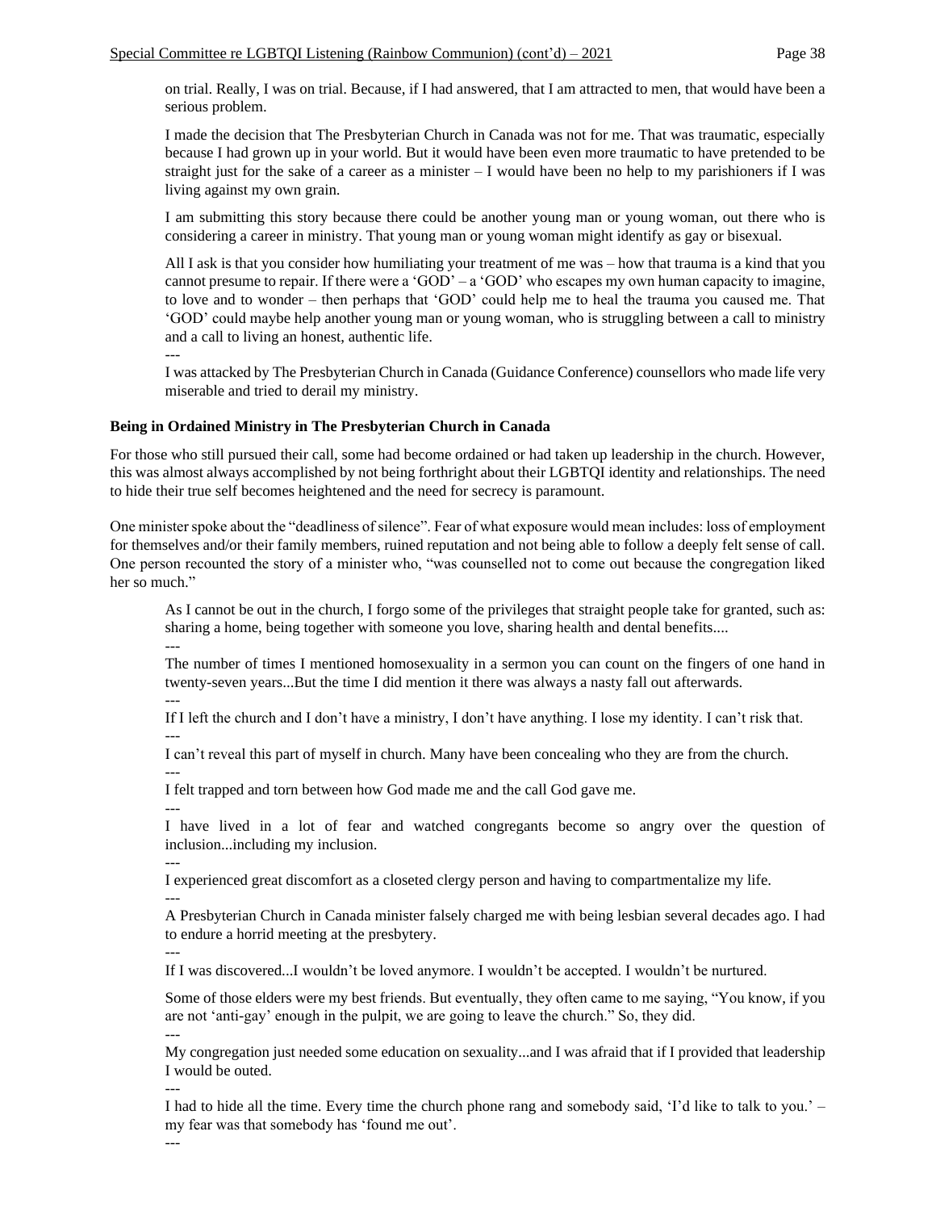on trial. Really, I was on trial. Because, if I had answered, that I am attracted to men, that would have been a serious problem.

I made the decision that The Presbyterian Church in Canada was not for me. That was traumatic, especially because I had grown up in your world. But it would have been even more traumatic to have pretended to be straight just for the sake of a career as a minister – I would have been no help to my parishioners if I was living against my own grain.

I am submitting this story because there could be another young man or young woman, out there who is considering a career in ministry. That young man or young woman might identify as gay or bisexual.

All I ask is that you consider how humiliating your treatment of me was – how that trauma is a kind that you cannot presume to repair. If there were a 'GOD' – a 'GOD' who escapes my own human capacity to imagine, to love and to wonder – then perhaps that 'GOD' could help me to heal the trauma you caused me. That 'GOD' could maybe help another young man or young woman, who is struggling between a call to ministry and a call to living an honest, authentic life.

---

I was attacked by The Presbyterian Church in Canada (Guidance Conference) counsellors who made life very miserable and tried to derail my ministry.

**Being in Ordained Ministry in The Presbyterian Church in Canada**

For those who still pursued their call, some had become ordained or had taken up leadership in the church. However, this was almost always accomplished by not being forthright about their LGBTQI identity and relationships. The need to hide their true self becomes heightened and the need for secrecy is paramount.

One minister spoke about the "deadliness of silence". Fear of what exposure would mean includes: loss of employment for themselves and/or their family members, ruined reputation and not being able to follow a deeply felt sense of call. One person recounted the story of a minister who, "was counselled not to come out because the congregation liked her so much."

As I cannot be out in the church, I forgo some of the privileges that straight people take for granted, such as: sharing a home, being together with someone you love, sharing health and dental benefits....

---

The number of times I mentioned homosexuality in a sermon you can count on the fingers of one hand in twenty-seven years...But the time I did mention it there was always a nasty fall out afterwards.

---

If I left the church and I don't have a ministry, I don't have anything. I lose my identity. I can't risk that.

---

I can't reveal this part of myself in church. Many have been concealing who they are from the church.

---

I felt trapped and torn between how God made me and the call God gave me.

---

I have lived in a lot of fear and watched congregants become so angry over the question of inclusion...including my inclusion.

---

I experienced great discomfort as a closeted clergy person and having to compartmentalize my life.

---

A Presbyterian Church in Canada minister falsely charged me with being lesbian several decades ago. I had to endure a horrid meeting at the presbytery.

---

If I was discovered...I wouldn't be loved anymore. I wouldn't be accepted. I wouldn't be nurtured.

Some of those elders were my best friends. But eventually, they often came to me saying, "You know, if you are not 'anti-gay' enough in the pulpit, we are going to leave the church." So, they did.

---

My congregation just needed some education on sexuality...and I was afraid that if I provided that leadership I would be outed.

---

I had to hide all the time. Every time the church phone rang and somebody said, 'I'd like to talk to you.' – my fear was that somebody has 'found me out'.

---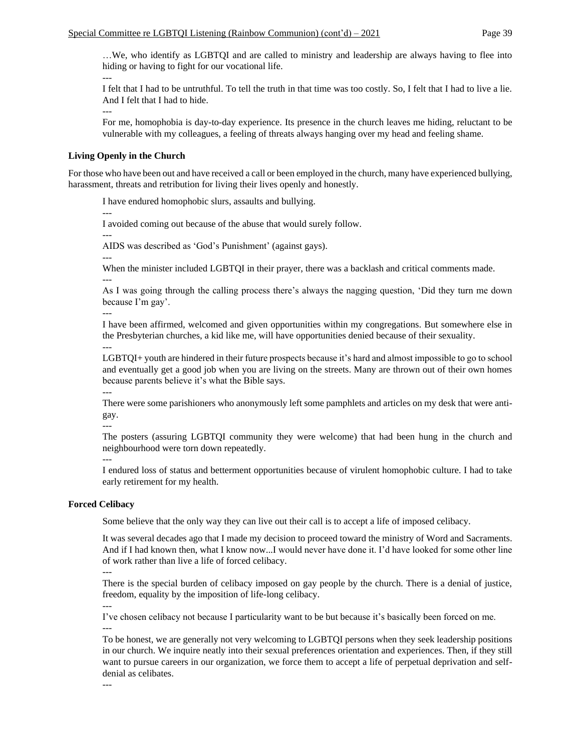…We, who identify as LGBTQI and are called to ministry and leadership are always having to flee into hiding or having to fight for our vocational life.

---

I felt that I had to be untruthful. To tell the truth in that time was too costly. So, I felt that I had to live a lie. And I felt that I had to hide.

---

For me, homophobia is day-to-day experience. Its presence in the church leaves me hiding, reluctant to be vulnerable with my colleagues, a feeling of threats always hanging over my head and feeling shame.

**Living Openly in the Church**

For those who have been out and have received a call or been employed in the church, many have experienced bullying, harassment, threats and retribution for living their lives openly and honestly.

I have endured homophobic slurs, assaults and bullying.

---

I avoided coming out because of the abuse that would surely follow.

---

AIDS was described as 'God's Punishment' (against gays).

---

When the minister included LGBTQI in their prayer, there was a backlash and critical comments made.

---

As I was going through the calling process there's always the nagging question, 'Did they turn me down because I'm gay'.

---

I have been affirmed, welcomed and given opportunities within my congregations. But somewhere else in the Presbyterian churches, a kid like me, will have opportunities denied because of their sexuality.

---

LGBTQI+ youth are hindered in their future prospects because it's hard and almost impossible to go to school and eventually get a good job when you are living on the streets. Many are thrown out of their own homes because parents believe it's what the Bible says.

---

There were some parishioners who anonymously left some pamphlets and articles on my desk that were anti-gay.

---

The posters (assuring LGBTQI community they were welcome) that had been hung in the church and neighbourhood were torn down repeatedly.

---

I endured loss of status and betterment opportunities because of virulent homophobic culture. I had to take early retirement for my health.

**Forced Celibacy**

Some believe that the only way they can live out their call is to accept a life of imposed celibacy.

It was several decades ago that I made my decision to proceed toward the ministry of Word and Sacraments. And if I had known then, what I know now...I would never have done it. I'd have looked for some other line of work rather than live a life of forced celibacy.

---

There is the special burden of celibacy imposed on gay people by the church. There is a denial of justice, freedom, equality by the imposition of life-long celibacy.

---

I've chosen celibacy not because I particularity want to be but because it's basically been forced on me.

---

To be honest, we are generally not very welcoming to LGBTQI persons when they seek leadership positions in our church. We inquire neatly into their sexual preferences orientation and experiences. Then, if they still want to pursue careers in our organization, we force them to accept a life of perpetual deprivation and self-denial as celibates.

---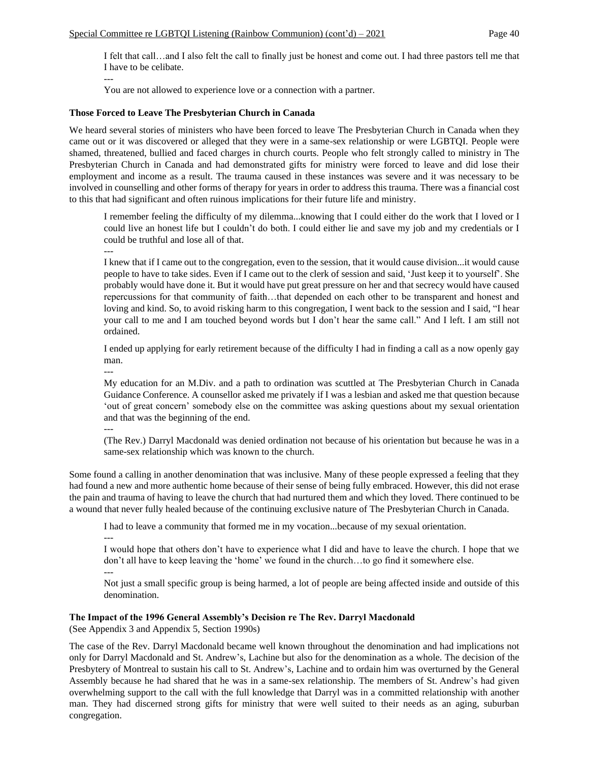> I felt that call…and I also felt the call to finally just be honest and come out. I had three pastors tell me that I have to be celibate.
>
> ---
>
> You are not allowed to experience love or a connection with a partner.

**Those Forced to Leave The Presbyterian Church in Canada**

We heard several stories of ministers who have been forced to leave The Presbyterian Church in Canada when they came out or it was discovered or alleged that they were in a same-sex relationship or were LGBTQI. People were shamed, threatened, bullied and faced charges in church courts. People who felt strongly called to ministry in The Presbyterian Church in Canada and had demonstrated gifts for ministry were forced to leave and did lose their employment and income as a result. The trauma caused in these instances was severe and it was necessary to be involved in counselling and other forms of therapy for years in order to address this trauma. There was a financial cost to this that had significant and often ruinous implications for their future life and ministry.

> I remember feeling the difficulty of my dilemma...knowing that I could either do the work that I loved or I could live an honest life but I couldn't do both. I could either lie and save my job and my credentials or I could be truthful and lose all of that.
>
> ---
>
> I knew that if I came out to the congregation, even to the session, that it would cause division...it would cause people to have to take sides. Even if I came out to the clerk of session and said, 'Just keep it to yourself'. She probably would have done it. But it would have put great pressure on her and that secrecy would have caused repercussions for that community of faith…that depended on each other to be transparent and honest and loving and kind. So, to avoid risking harm to this congregation, I went back to the session and I said, "I hear your call to me and I am touched beyond words but I don't hear the same call." And I left. I am still not ordained.
>
> I ended up applying for early retirement because of the difficulty I had in finding a call as a now openly gay man.
>
> ---
>
> My education for an M.Div. and a path to ordination was scuttled at The Presbyterian Church in Canada Guidance Conference. A counsellor asked me privately if I was a lesbian and asked me that question because 'out of great concern' somebody else on the committee was asking questions about my sexual orientation and that was the beginning of the end.
>
> ---
>
> (The Rev.) Darryl Macdonald was denied ordination not because of his orientation but because he was in a same-sex relationship which was known to the church.

Some found a calling in another denomination that was inclusive. Many of these people expressed a feeling that they had found a new and more authentic home because of their sense of being fully embraced. However, this did not erase the pain and trauma of having to leave the church that had nurtured them and which they loved. There continued to be a wound that never fully healed because of the continuing exclusive nature of The Presbyterian Church in Canada.

> I had to leave a community that formed me in my vocation...because of my sexual orientation.
>
> ---
>
> I would hope that others don't have to experience what I did and have to leave the church. I hope that we don't all have to keep leaving the 'home' we found in the church…to go find it somewhere else.
>
> ---
>
> Not just a small specific group is being harmed, a lot of people are being affected inside and outside of this denomination.

**The Impact of the 1996 General Assembly's Decision re The Rev. Darryl Macdonald**
(See Appendix 3 and Appendix 5, Section 1990s)

The case of the Rev. Darryl Macdonald became well known throughout the denomination and had implications not only for Darryl Macdonald and St. Andrew's, Lachine but also for the denomination as a whole. The decision of the Presbytery of Montreal to sustain his call to St. Andrew's, Lachine and to ordain him was overturned by the General Assembly because he had shared that he was in a same-sex relationship. The members of St. Andrew's had given overwhelming support to the call with the full knowledge that Darryl was in a committed relationship with another man. They had discerned strong gifts for ministry that were well suited to their needs as an aging, suburban congregation.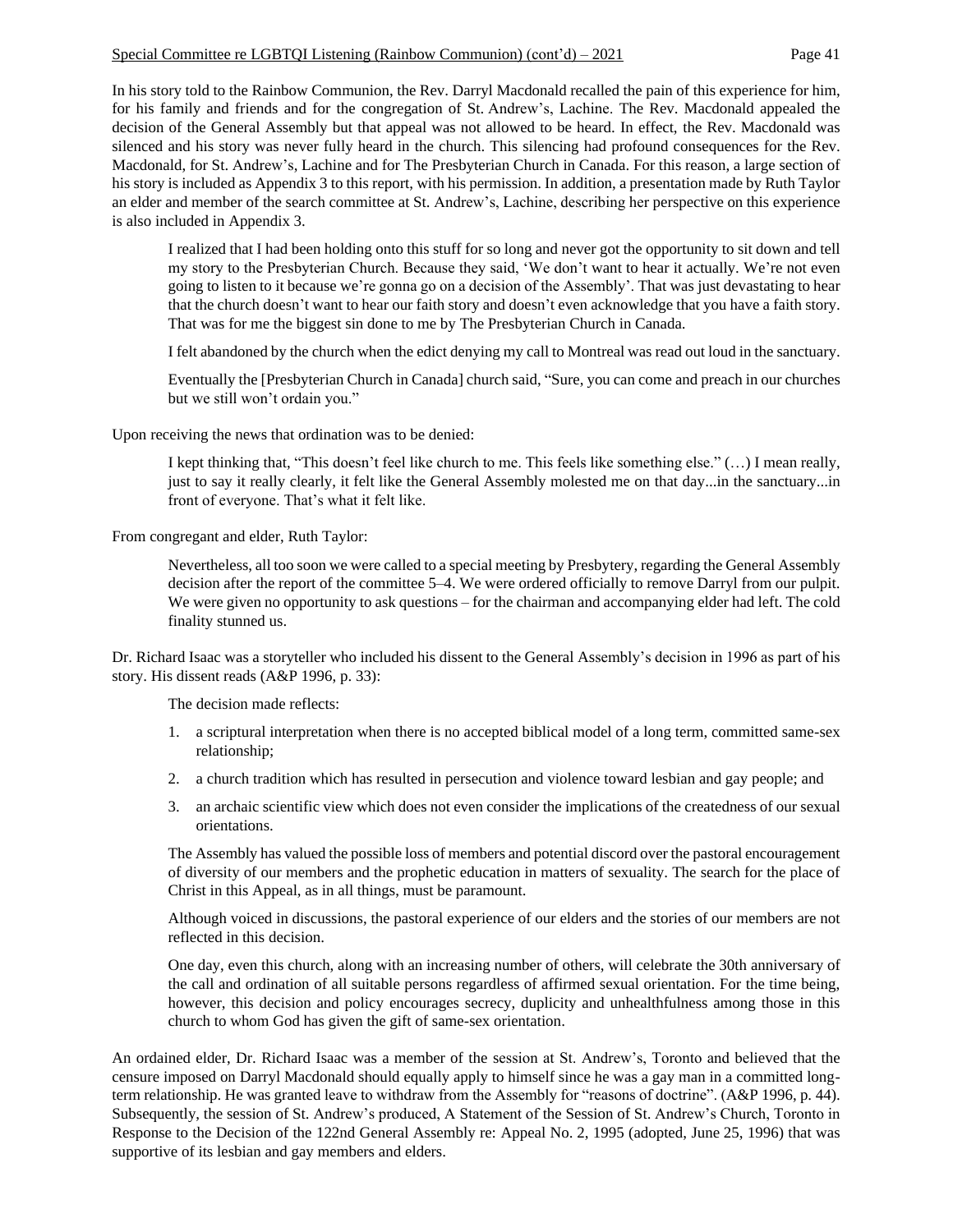In his story told to the Rainbow Communion, the Rev. Darryl Macdonald recalled the pain of this experience for him, for his family and friends and for the congregation of St. Andrew's, Lachine. The Rev. Macdonald appealed the decision of the General Assembly but that appeal was not allowed to be heard. In effect, the Rev. Macdonald was silenced and his story was never fully heard in the church. This silencing had profound consequences for the Rev. Macdonald, for St. Andrew's, Lachine and for The Presbyterian Church in Canada. For this reason, a large section of his story is included as Appendix 3 to this report, with his permission. In addition, a presentation made by Ruth Taylor an elder and member of the search committee at St. Andrew's, Lachine, describing her perspective on this experience is also included in Appendix 3.

> I realized that I had been holding onto this stuff for so long and never got the opportunity to sit down and tell my story to the Presbyterian Church. Because they said, 'We don't want to hear it actually. We're not even going to listen to it because we're gonna go on a decision of the Assembly'. That was just devastating to hear that the church doesn't want to hear our faith story and doesn't even acknowledge that you have a faith story. That was for me the biggest sin done to me by The Presbyterian Church in Canada.
>
> I felt abandoned by the church when the edict denying my call to Montreal was read out loud in the sanctuary.
>
> Eventually the [Presbyterian Church in Canada] church said, "Sure, you can come and preach in our churches but we still won't ordain you."

Upon receiving the news that ordination was to be denied:

> I kept thinking that, "This doesn't feel like church to me. This feels like something else." (…) I mean really, just to say it really clearly, it felt like the General Assembly molested me on that day...in the sanctuary...in front of everyone. That's what it felt like.

From congregant and elder, Ruth Taylor:

> Nevertheless, all too soon we were called to a special meeting by Presbytery, regarding the General Assembly decision after the report of the committee 5–4. We were ordered officially to remove Darryl from our pulpit. We were given no opportunity to ask questions – for the chairman and accompanying elder had left. The cold finality stunned us.

Dr. Richard Isaac was a storyteller who included his dissent to the General Assembly's decision in 1996 as part of his story. His dissent reads (A&P 1996, p. 33):

> The decision made reflects:
>
> 1. a scriptural interpretation when there is no accepted biblical model of a long term, committed same-sex relationship;
> 2. a church tradition which has resulted in persecution and violence toward lesbian and gay people; and
> 3. an archaic scientific view which does not even consider the implications of the createdness of our sexual orientations.
>
> The Assembly has valued the possible loss of members and potential discord over the pastoral encouragement of diversity of our members and the prophetic education in matters of sexuality. The search for the place of Christ in this Appeal, as in all things, must be paramount.
>
> Although voiced in discussions, the pastoral experience of our elders and the stories of our members are not reflected in this decision.
>
> One day, even this church, along with an increasing number of others, will celebrate the 30th anniversary of the call and ordination of all suitable persons regardless of affirmed sexual orientation. For the time being, however, this decision and policy encourages secrecy, duplicity and unhealthfulness among those in this church to whom God has given the gift of same-sex orientation.

An ordained elder, Dr. Richard Isaac was a member of the session at St. Andrew's, Toronto and believed that the censure imposed on Darryl Macdonald should equally apply to himself since he was a gay man in a committed long-term relationship. He was granted leave to withdraw from the Assembly for "reasons of doctrine". (A&P 1996, p. 44). Subsequently, the session of St. Andrew's produced, A Statement of the Session of St. Andrew's Church, Toronto in Response to the Decision of the 122nd General Assembly re: Appeal No. 2, 1995 (adopted, June 25, 1996) that was supportive of its lesbian and gay members and elders.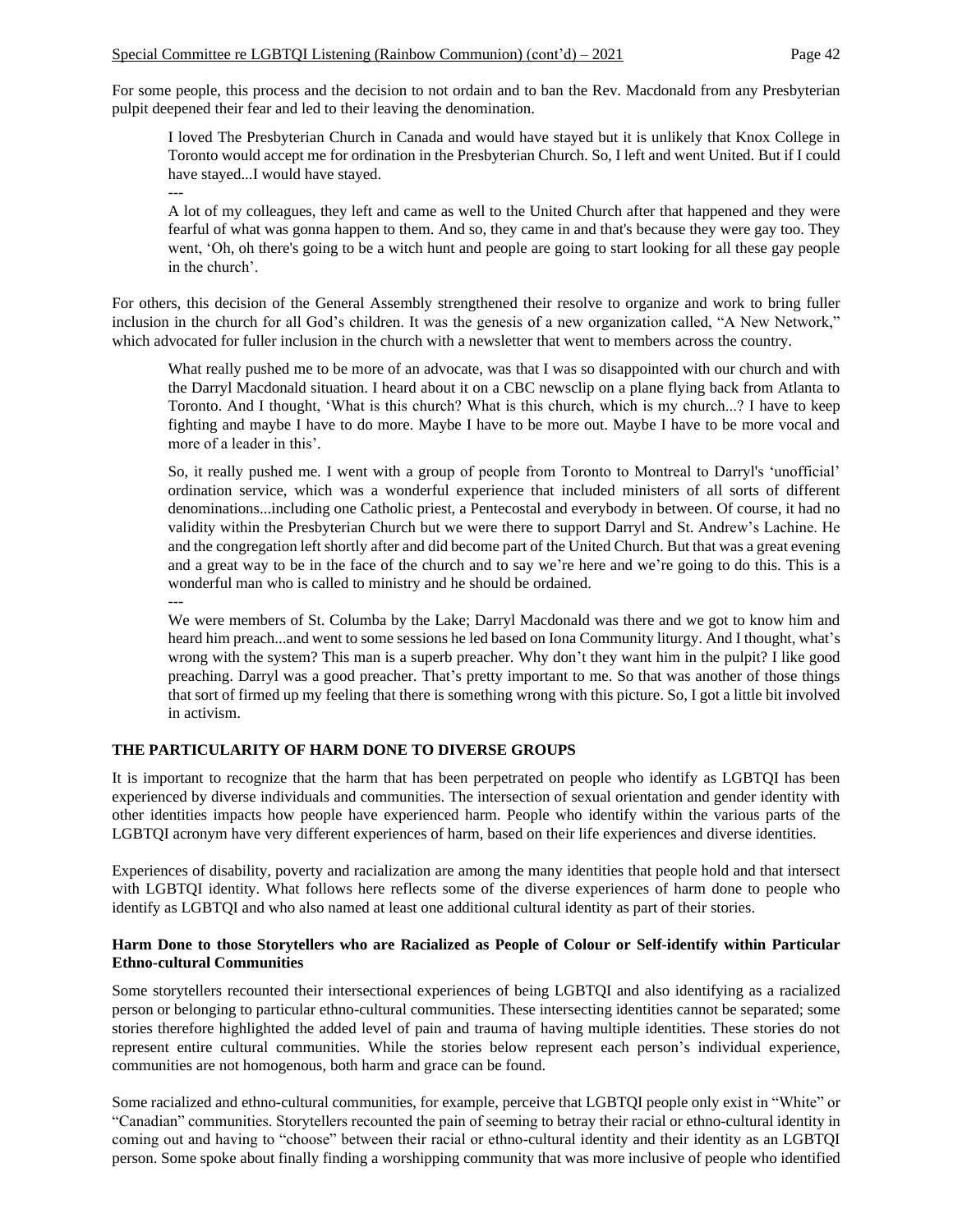For some people, this process and the decision to not ordain and to ban the Rev. Macdonald from any Presbyterian pulpit deepened their fear and led to their leaving the denomination.

> I loved The Presbyterian Church in Canada and would have stayed but it is unlikely that Knox College in Toronto would accept me for ordination in the Presbyterian Church. So, I left and went United. But if I could have stayed...I would have stayed.
>
> ---
>
> A lot of my colleagues, they left and came as well to the United Church after that happened and they were fearful of what was gonna happen to them. And so, they came in and that's because they were gay too. They went, 'Oh, oh there's going to be a witch hunt and people are going to start looking for all these gay people in the church'.

For others, this decision of the General Assembly strengthened their resolve to organize and work to bring fuller inclusion in the church for all God's children. It was the genesis of a new organization called, "A New Network," which advocated for fuller inclusion in the church with a newsletter that went to members across the country.

> What really pushed me to be more of an advocate, was that I was so disappointed with our church and with the Darryl Macdonald situation. I heard about it on a CBC newsclip on a plane flying back from Atlanta to Toronto. And I thought, 'What is this church? What is this church, which is my church...? I have to keep fighting and maybe I have to do more. Maybe I have to be more out. Maybe I have to be more vocal and more of a leader in this'.
>
> So, it really pushed me. I went with a group of people from Toronto to Montreal to Darryl's 'unofficial' ordination service, which was a wonderful experience that included ministers of all sorts of different denominations...including one Catholic priest, a Pentecostal and everybody in between. Of course, it had no validity within the Presbyterian Church but we were there to support Darryl and St. Andrew's Lachine. He and the congregation left shortly after and did become part of the United Church. But that was a great evening and a great way to be in the face of the church and to say we're here and we're going to do this. This is a wonderful man who is called to ministry and he should be ordained.
>
> ---
>
> We were members of St. Columba by the Lake; Darryl Macdonald was there and we got to know him and heard him preach...and went to some sessions he led based on Iona Community liturgy. And I thought, what's wrong with the system? This man is a superb preacher. Why don't they want him in the pulpit? I like good preaching. Darryl was a good preacher. That's pretty important to me. So that was another of those things that sort of firmed up my feeling that there is something wrong with this picture. So, I got a little bit involved in activism.

## THE PARTICULARITY OF HARM DONE TO DIVERSE GROUPS

It is important to recognize that the harm that has been perpetrated on people who identify as LGBTQI has been experienced by diverse individuals and communities. The intersection of sexual orientation and gender identity with other identities impacts how people have experienced harm. People who identify within the various parts of the LGBTQI acronym have very different experiences of harm, based on their life experiences and diverse identities.

Experiences of disability, poverty and racialization are among the many identities that people hold and that intersect with LGBTQI identity. What follows here reflects some of the diverse experiences of harm done to people who identify as LGBTQI and who also named at least one additional cultural identity as part of their stories.

### Harm Done to those Storytellers who are Racialized as People of Colour or Self-identify within Particular Ethno-cultural Communities

Some storytellers recounted their intersectional experiences of being LGBTQI and also identifying as a racialized person or belonging to particular ethno-cultural communities. These intersecting identities cannot be separated; some stories therefore highlighted the added level of pain and trauma of having multiple identities. These stories do not represent entire cultural communities. While the stories below represent each person's individual experience, communities are not homogenous, both harm and grace can be found.

Some racialized and ethno-cultural communities, for example, perceive that LGBTQI people only exist in "White" or "Canadian" communities. Storytellers recounted the pain of seeming to betray their racial or ethno-cultural identity in coming out and having to "choose" between their racial or ethno-cultural identity and their identity as an LGBTQI person. Some spoke about finally finding a worshipping community that was more inclusive of people who identified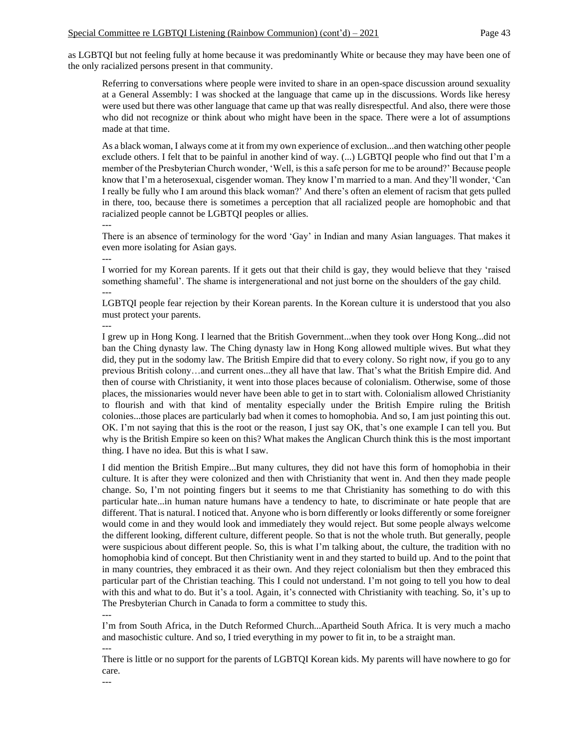as LGBTQI but not feeling fully at home because it was predominantly White or because they may have been one of the only racialized persons present in that community.

> Referring to conversations where people were invited to share in an open-space discussion around sexuality at a General Assembly: I was shocked at the language that came up in the discussions. Words like heresy were used but there was other language that came up that was really disrespectful. And also, there were those who did not recognize or think about who might have been in the space. There were a lot of assumptions made at that time.
>
> As a black woman, I always come at it from my own experience of exclusion...and then watching other people exclude others. I felt that to be painful in another kind of way. (...) LGBTQI people who find out that I'm a member of the Presbyterian Church wonder, 'Well, is this a safe person for me to be around?' Because people know that I'm a heterosexual, cisgender woman. They know I'm married to a man. And they'll wonder, 'Can I really be fully who I am around this black woman?' And there's often an element of racism that gets pulled in there, too, because there is sometimes a perception that all racialized people are homophobic and that racialized people cannot be LGBTQI peoples or allies.
>
> ---
>
> There is an absence of terminology for the word 'Gay' in Indian and many Asian languages. That makes it even more isolating for Asian gays.
>
> ---
>
> I worried for my Korean parents. If it gets out that their child is gay, they would believe that they 'raised something shameful'. The shame is intergenerational and not just borne on the shoulders of the gay child.
>
> ---
>
> LGBTQI people fear rejection by their Korean parents. In the Korean culture it is understood that you also must protect your parents.
>
> ---
>
> I grew up in Hong Kong. I learned that the British Government...when they took over Hong Kong...did not ban the Ching dynasty law. The Ching dynasty law in Hong Kong allowed multiple wives. But what they did, they put in the sodomy law. The British Empire did that to every colony. So right now, if you go to any previous British colony…and current ones...they all have that law. That's what the British Empire did. And then of course with Christianity, it went into those places because of colonialism. Otherwise, some of those places, the missionaries would never have been able to get in to start with. Colonialism allowed Christianity to flourish and with that kind of mentality especially under the British Empire ruling the British colonies...those places are particularly bad when it comes to homophobia. And so, I am just pointing this out. OK. I'm not saying that this is the root or the reason, I just say OK, that's one example I can tell you. But why is the British Empire so keen on this? What makes the Anglican Church think this is the most important thing. I have no idea. But this is what I saw.
>
> I did mention the British Empire...But many cultures, they did not have this form of homophobia in their culture. It is after they were colonized and then with Christianity that went in. And then they made people change. So, I'm not pointing fingers but it seems to me that Christianity has something to do with this particular hate...in human nature humans have a tendency to hate, to discriminate or hate people that are different. That is natural. I noticed that. Anyone who is born differently or looks differently or some foreigner would come in and they would look and immediately they would reject. But some people always welcome the different looking, different culture, different people. So that is not the whole truth. But generally, people were suspicious about different people. So, this is what I'm talking about, the culture, the tradition with no homophobia kind of concept. But then Christianity went in and they started to build up. And to the point that in many countries, they embraced it as their own. And they reject colonialism but then they embraced this particular part of the Christian teaching. This I could not understand. I'm not going to tell you how to deal with this and what to do. But it's a tool. Again, it's connected with Christianity with teaching. So, it's up to The Presbyterian Church in Canada to form a committee to study this.
>
> ---
>
> I'm from South Africa, in the Dutch Reformed Church...Apartheid South Africa. It is very much a macho and masochistic culture. And so, I tried everything in my power to fit in, to be a straight man.
>
> ---
>
> There is little or no support for the parents of LGBTQI Korean kids. My parents will have nowhere to go for care.
>
> ---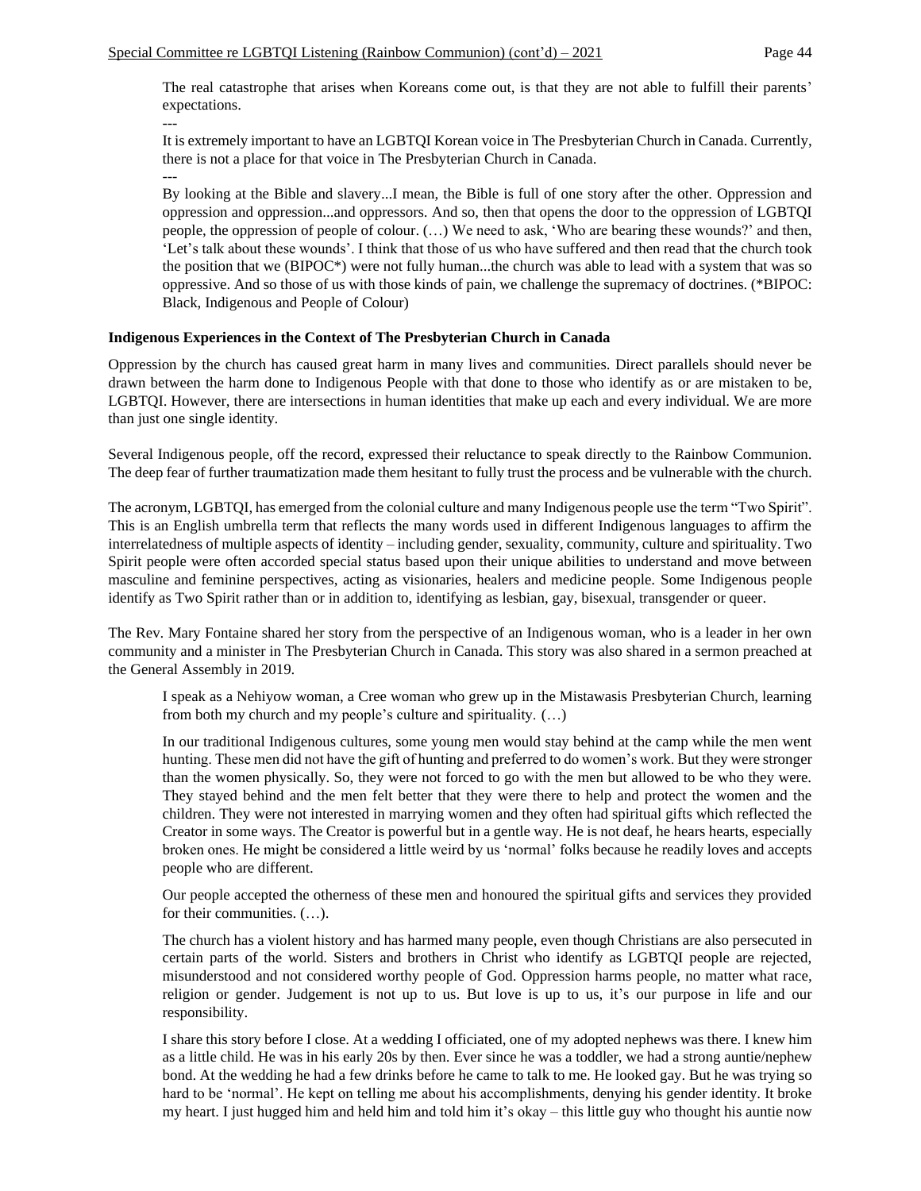The real catastrophe that arises when Koreans come out, is that they are not able to fulfill their parents' expectations.

---

It is extremely important to have an LGBTQI Korean voice in The Presbyterian Church in Canada. Currently, there is not a place for that voice in The Presbyterian Church in Canada.

---

By looking at the Bible and slavery...I mean, the Bible is full of one story after the other. Oppression and oppression and oppression...and oppressors. And so, then that opens the door to the oppression of LGBTQI people, the oppression of people of colour. (…) We need to ask, 'Who are bearing these wounds?' and then, 'Let's talk about these wounds'. I think that those of us who have suffered and then read that the church took the position that we (BIPOC*) were not fully human...the church was able to lead with a system that was so oppressive. And so those of us with those kinds of pain, we challenge the supremacy of doctrines. (*BIPOC: Black, Indigenous and People of Colour)

**Indigenous Experiences in the Context of The Presbyterian Church in Canada**

Oppression by the church has caused great harm in many lives and communities. Direct parallels should never be drawn between the harm done to Indigenous People with that done to those who identify as or are mistaken to be, LGBTQI. However, there are intersections in human identities that make up each and every individual. We are more than just one single identity.

Several Indigenous people, off the record, expressed their reluctance to speak directly to the Rainbow Communion. The deep fear of further traumatization made them hesitant to fully trust the process and be vulnerable with the church.

The acronym, LGBTQI, has emerged from the colonial culture and many Indigenous people use the term "Two Spirit". This is an English umbrella term that reflects the many words used in different Indigenous languages to affirm the interrelatedness of multiple aspects of identity – including gender, sexuality, community, culture and spirituality. Two Spirit people were often accorded special status based upon their unique abilities to understand and move between masculine and feminine perspectives, acting as visionaries, healers and medicine people. Some Indigenous people identify as Two Spirit rather than or in addition to, identifying as lesbian, gay, bisexual, transgender or queer.

The Rev. Mary Fontaine shared her story from the perspective of an Indigenous woman, who is a leader in her own community and a minister in The Presbyterian Church in Canada. This story was also shared in a sermon preached at the General Assembly in 2019.

> I speak as a Nehiyow woman, a Cree woman who grew up in the Mistawasis Presbyterian Church, learning from both my church and my people's culture and spirituality. (…)
>
> In our traditional Indigenous cultures, some young men would stay behind at the camp while the men went hunting. These men did not have the gift of hunting and preferred to do women's work. But they were stronger than the women physically. So, they were not forced to go with the men but allowed to be who they were. They stayed behind and the men felt better that they were there to help and protect the women and the children. They were not interested in marrying women and they often had spiritual gifts which reflected the Creator in some ways. The Creator is powerful but in a gentle way. He is not deaf, he hears hearts, especially broken ones. He might be considered a little weird by us 'normal' folks because he readily loves and accepts people who are different.
>
> Our people accepted the otherness of these men and honoured the spiritual gifts and services they provided for their communities. (…).
>
> The church has a violent history and has harmed many people, even though Christians are also persecuted in certain parts of the world. Sisters and brothers in Christ who identify as LGBTQI people are rejected, misunderstood and not considered worthy people of God. Oppression harms people, no matter what race, religion or gender. Judgement is not up to us. But love is up to us, it's our purpose in life and our responsibility.
>
> I share this story before I close. At a wedding I officiated, one of my adopted nephews was there. I knew him as a little child. He was in his early 20s by then. Ever since he was a toddler, we had a strong auntie/nephew bond. At the wedding he had a few drinks before he came to talk to me. He looked gay. But he was trying so hard to be 'normal'. He kept on telling me about his accomplishments, denying his gender identity. It broke my heart. I just hugged him and held him and told him it's okay – this little guy who thought his auntie now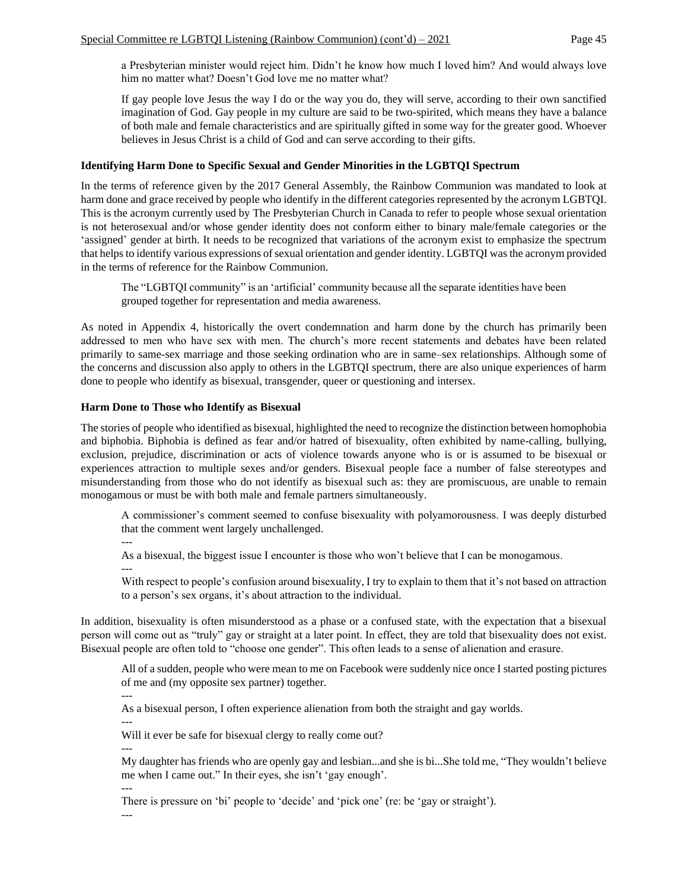a Presbyterian minister would reject him. Didn't he know how much I loved him? And would always love him no matter what? Doesn't God love me no matter what?

> If gay people love Jesus the way I do or the way you do, they will serve, according to their own sanctified imagination of God. Gay people in my culture are said to be two-spirited, which means they have a balance of both male and female characteristics and are spiritually gifted in some way for the greater good. Whoever believes in Jesus Christ is a child of God and can serve according to their gifts.

**Identifying Harm Done to Specific Sexual and Gender Minorities in the LGBTQI Spectrum**

In the terms of reference given by the 2017 General Assembly, the Rainbow Communion was mandated to look at harm done and grace received by people who identify in the different categories represented by the acronym LGBTQI. This is the acronym currently used by The Presbyterian Church in Canada to refer to people whose sexual orientation is not heterosexual and/or whose gender identity does not conform either to binary male/female categories or the 'assigned' gender at birth. It needs to be recognized that variations of the acronym exist to emphasize the spectrum that helps to identify various expressions of sexual orientation and gender identity. LGBTQI was the acronym provided in the terms of reference for the Rainbow Communion.

> The "LGBTQI community" is an 'artificial' community because all the separate identities have been grouped together for representation and media awareness.

As noted in Appendix 4, historically the overt condemnation and harm done by the church has primarily been addressed to men who have sex with men. The church's more recent statements and debates have been related primarily to same-sex marriage and those seeking ordination who are in same–sex relationships. Although some of the concerns and discussion also apply to others in the LGBTQI spectrum, there are also unique experiences of harm done to people who identify as bisexual, transgender, queer or questioning and intersex.

**Harm Done to Those who Identify as Bisexual**

The stories of people who identified as bisexual, highlighted the need to recognize the distinction between homophobia and biphobia. Biphobia is defined as fear and/or hatred of bisexuality, often exhibited by name-calling, bullying, exclusion, prejudice, discrimination or acts of violence towards anyone who is or is assumed to be bisexual or experiences attraction to multiple sexes and/or genders. Bisexual people face a number of false stereotypes and misunderstanding from those who do not identify as bisexual such as: they are promiscuous, are unable to remain monogamous or must be with both male and female partners simultaneously.

> A commissioner's comment seemed to confuse bisexuality with polyamorousness. I was deeply disturbed that the comment went largely unchallenged.
>
> ---
>
> As a bisexual, the biggest issue I encounter is those who won't believe that I can be monogamous.
>
> ---
>
> With respect to people's confusion around bisexuality, I try to explain to them that it's not based on attraction to a person's sex organs, it's about attraction to the individual.

In addition, bisexuality is often misunderstood as a phase or a confused state, with the expectation that a bisexual person will come out as "truly" gay or straight at a later point. In effect, they are told that bisexuality does not exist. Bisexual people are often told to "choose one gender". This often leads to a sense of alienation and erasure.

> All of a sudden, people who were mean to me on Facebook were suddenly nice once I started posting pictures of me and (my opposite sex partner) together.
>
> ---
>
> As a bisexual person, I often experience alienation from both the straight and gay worlds.
>
> ---
>
> Will it ever be safe for bisexual clergy to really come out?
>
> ---
>
> My daughter has friends who are openly gay and lesbian...and she is bi...She told me, "They wouldn't believe me when I came out." In their eyes, she isn't 'gay enough'.
>
> ---
>
> There is pressure on 'bi' people to 'decide' and 'pick one' (re: be 'gay or straight').
>
> ---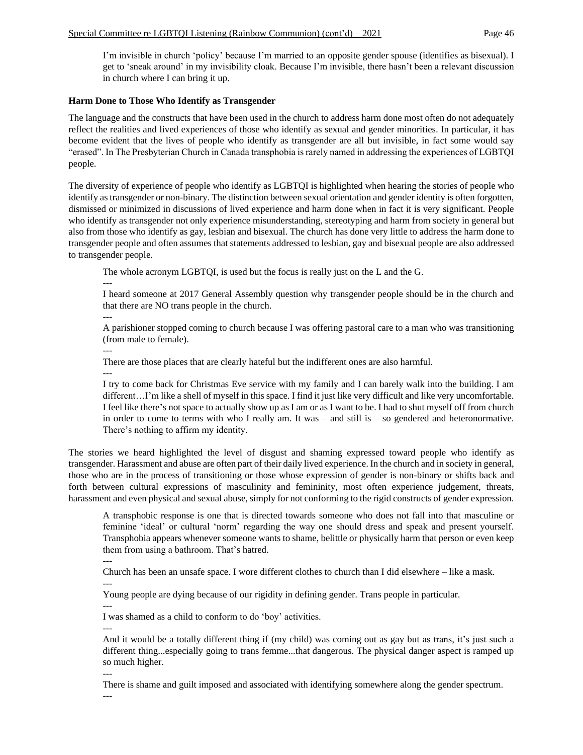> I'm invisible in church 'policy' because I'm married to an opposite gender spouse (identifies as bisexual). I get to 'sneak around' in my invisibility cloak. Because I'm invisible, there hasn't been a relevant discussion in church where I can bring it up.

**Harm Done to Those Who Identify as Transgender**

The language and the constructs that have been used in the church to address harm done most often do not adequately reflect the realities and lived experiences of those who identify as sexual and gender minorities. In particular, it has become evident that the lives of people who identify as transgender are all but invisible, in fact some would say "erased". In The Presbyterian Church in Canada transphobia is rarely named in addressing the experiences of LGBTQI people.

The diversity of experience of people who identify as LGBTQI is highlighted when hearing the stories of people who identify as transgender or non-binary. The distinction between sexual orientation and gender identity is often forgotten, dismissed or minimized in discussions of lived experience and harm done when in fact it is very significant. People who identify as transgender not only experience misunderstanding, stereotyping and harm from society in general but also from those who identify as gay, lesbian and bisexual. The church has done very little to address the harm done to transgender people and often assumes that statements addressed to lesbian, gay and bisexual people are also addressed to transgender people.

> The whole acronym LGBTQI, is used but the focus is really just on the L and the G.
>
> \---
>
> I heard someone at 2017 General Assembly question why transgender people should be in the church and that there are NO trans people in the church.
>
> \---
>
> A parishioner stopped coming to church because I was offering pastoral care to a man who was transitioning (from male to female).
>
> \---
>
> There are those places that are clearly hateful but the indifferent ones are also harmful.
>
> \---
>
> I try to come back for Christmas Eve service with my family and I can barely walk into the building. I am different…I'm like a shell of myself in this space. I find it just like very difficult and like very uncomfortable. I feel like there's not space to actually show up as I am or as I want to be. I had to shut myself off from church in order to come to terms with who I really am. It was – and still is – so gendered and heteronormative. There's nothing to affirm my identity.

The stories we heard highlighted the level of disgust and shaming expressed toward people who identify as transgender. Harassment and abuse are often part of their daily lived experience. In the church and in society in general, those who are in the process of transitioning or those whose expression of gender is non-binary or shifts back and forth between cultural expressions of masculinity and femininity, most often experience judgement, threats, harassment and even physical and sexual abuse, simply for not conforming to the rigid constructs of gender expression.

> A transphobic response is one that is directed towards someone who does not fall into that masculine or feminine 'ideal' or cultural 'norm' regarding the way one should dress and speak and present yourself. Transphobia appears whenever someone wants to shame, belittle or physically harm that person or even keep them from using a bathroom. That's hatred.
>
> \---
>
> Church has been an unsafe space. I wore different clothes to church than I did elsewhere – like a mask.
>
> \---
>
> Young people are dying because of our rigidity in defining gender. Trans people in particular.
>
> \---
>
> I was shamed as a child to conform to do 'boy' activities.
>
> \---
>
> And it would be a totally different thing if (my child) was coming out as gay but as trans, it's just such a different thing...especially going to trans femme...that dangerous. The physical danger aspect is ramped up so much higher.
>
> \---
>
> There is shame and guilt imposed and associated with identifying somewhere along the gender spectrum.
>
> \---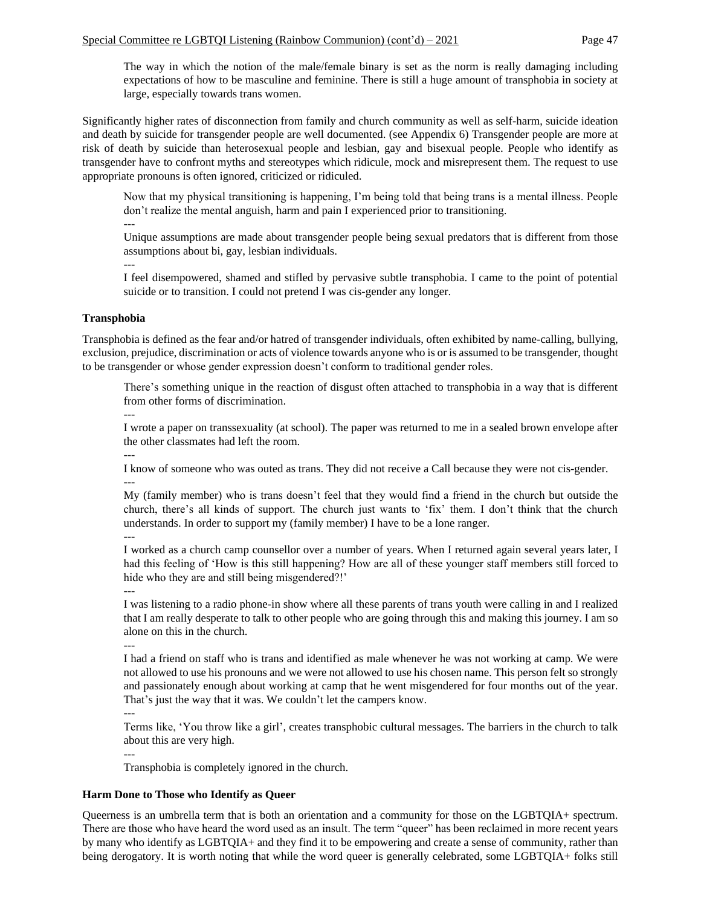> The way in which the notion of the male/female binary is set as the norm is really damaging including expectations of how to be masculine and feminine. There is still a huge amount of transphobia in society at large, especially towards trans women.

Significantly higher rates of disconnection from family and church community as well as self-harm, suicide ideation and death by suicide for transgender people are well documented. (see Appendix 6) Transgender people are more at risk of death by suicide than heterosexual people and lesbian, gay and bisexual people. People who identify as transgender have to confront myths and stereotypes which ridicule, mock and misrepresent them. The request to use appropriate pronouns is often ignored, criticized or ridiculed.

> Now that my physical transitioning is happening, I'm being told that being trans is a mental illness. People don't realize the mental anguish, harm and pain I experienced prior to transitioning.
>
> ---
>
> Unique assumptions are made about transgender people being sexual predators that is different from those assumptions about bi, gay, lesbian individuals.
>
> ---
>
> I feel disempowered, shamed and stifled by pervasive subtle transphobia. I came to the point of potential suicide or to transition. I could not pretend I was cis-gender any longer.

**Transphobia**

Transphobia is defined as the fear and/or hatred of transgender individuals, often exhibited by name-calling, bullying, exclusion, prejudice, discrimination or acts of violence towards anyone who is or is assumed to be transgender, thought to be transgender or whose gender expression doesn't conform to traditional gender roles.

> There's something unique in the reaction of disgust often attached to transphobia in a way that is different from other forms of discrimination.
>
> ---
>
> I wrote a paper on transsexuality (at school). The paper was returned to me in a sealed brown envelope after the other classmates had left the room.
>
> ---
>
> I know of someone who was outed as trans. They did not receive a Call because they were not cis-gender.
>
> ---
>
> My (family member) who is trans doesn't feel that they would find a friend in the church but outside the church, there's all kinds of support. The church just wants to 'fix' them. I don't think that the church understands. In order to support my (family member) I have to be a lone ranger.
>
> ---
>
> I worked as a church camp counsellor over a number of years. When I returned again several years later, I had this feeling of 'How is this still happening? How are all of these younger staff members still forced to hide who they are and still being misgendered?!'
>
> ---
>
> I was listening to a radio phone-in show where all these parents of trans youth were calling in and I realized that I am really desperate to talk to other people who are going through this and making this journey. I am so alone on this in the church.
>
> ---
>
> I had a friend on staff who is trans and identified as male whenever he was not working at camp. We were not allowed to use his pronouns and we were not allowed to use his chosen name. This person felt so strongly and passionately enough about working at camp that he went misgendered for four months out of the year. That's just the way that it was. We couldn't let the campers know.
>
> ---
>
> Terms like, 'You throw like a girl', creates transphobic cultural messages. The barriers in the church to talk about this are very high.
>
> ---
>
> Transphobia is completely ignored in the church.

**Harm Done to Those who Identify as Queer**

Queerness is an umbrella term that is both an orientation and a community for those on the LGBTQIA+ spectrum. There are those who have heard the word used as an insult. The term "queer" has been reclaimed in more recent years by many who identify as LGBTQIA+ and they find it to be empowering and create a sense of community, rather than being derogatory. It is worth noting that while the word queer is generally celebrated, some LGBTQIA+ folks still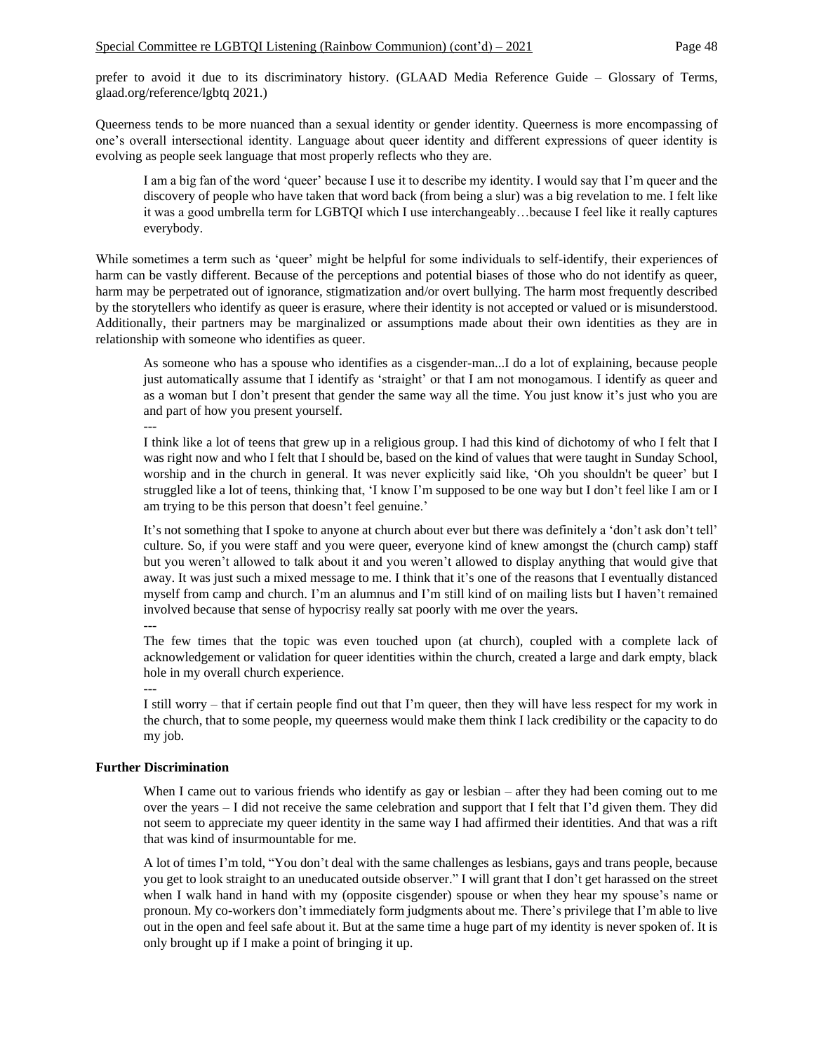prefer to avoid it due to its discriminatory history. (GLAAD Media Reference Guide – Glossary of Terms, glaad.org/reference/lgbtq 2021.)

Queerness tends to be more nuanced than a sexual identity or gender identity. Queerness is more encompassing of one's overall intersectional identity. Language about queer identity and different expressions of queer identity is evolving as people seek language that most properly reflects who they are.

> I am a big fan of the word 'queer' because I use it to describe my identity. I would say that I'm queer and the discovery of people who have taken that word back (from being a slur) was a big revelation to me. I felt like it was a good umbrella term for LGBTQI which I use interchangeably…because I feel like it really captures everybody.

While sometimes a term such as 'queer' might be helpful for some individuals to self-identify, their experiences of harm can be vastly different. Because of the perceptions and potential biases of those who do not identify as queer, harm may be perpetrated out of ignorance, stigmatization and/or overt bullying. The harm most frequently described by the storytellers who identify as queer is erasure, where their identity is not accepted or valued or is misunderstood. Additionally, their partners may be marginalized or assumptions made about their own identities as they are in relationship with someone who identifies as queer.

> As someone who has a spouse who identifies as a cisgender-man...I do a lot of explaining, because people just automatically assume that I identify as 'straight' or that I am not monogamous. I identify as queer and as a woman but I don't present that gender the same way all the time. You just know it's just who you are and part of how you present yourself.
>
> ---
>
> I think like a lot of teens that grew up in a religious group. I had this kind of dichotomy of who I felt that I was right now and who I felt that I should be, based on the kind of values that were taught in Sunday School, worship and in the church in general. It was never explicitly said like, 'Oh you shouldn't be queer' but I struggled like a lot of teens, thinking that, 'I know I'm supposed to be one way but I don't feel like I am or I am trying to be this person that doesn't feel genuine.'
>
> It's not something that I spoke to anyone at church about ever but there was definitely a 'don't ask don't tell' culture. So, if you were staff and you were queer, everyone kind of knew amongst the (church camp) staff but you weren't allowed to talk about it and you weren't allowed to display anything that would give that away. It was just such a mixed message to me. I think that it's one of the reasons that I eventually distanced myself from camp and church. I'm an alumnus and I'm still kind of on mailing lists but I haven't remained involved because that sense of hypocrisy really sat poorly with me over the years.
>
> ---
>
> The few times that the topic was even touched upon (at church), coupled with a complete lack of acknowledgement or validation for queer identities within the church, created a large and dark empty, black hole in my overall church experience.
>
> ---
>
> I still worry – that if certain people find out that I'm queer, then they will have less respect for my work in the church, that to some people, my queerness would make them think I lack credibility or the capacity to do my job.

**Further Discrimination**

> When I came out to various friends who identify as gay or lesbian – after they had been coming out to me over the years – I did not receive the same celebration and support that I felt that I'd given them. They did not seem to appreciate my queer identity in the same way I had affirmed their identities. And that was a rift that was kind of insurmountable for me.
>
> A lot of times I'm told, "You don't deal with the same challenges as lesbians, gays and trans people, because you get to look straight to an uneducated outside observer." I will grant that I don't get harassed on the street when I walk hand in hand with my (opposite cisgender) spouse or when they hear my spouse's name or pronoun. My co-workers don't immediately form judgments about me. There's privilege that I'm able to live out in the open and feel safe about it. But at the same time a huge part of my identity is never spoken of. It is only brought up if I make a point of bringing it up.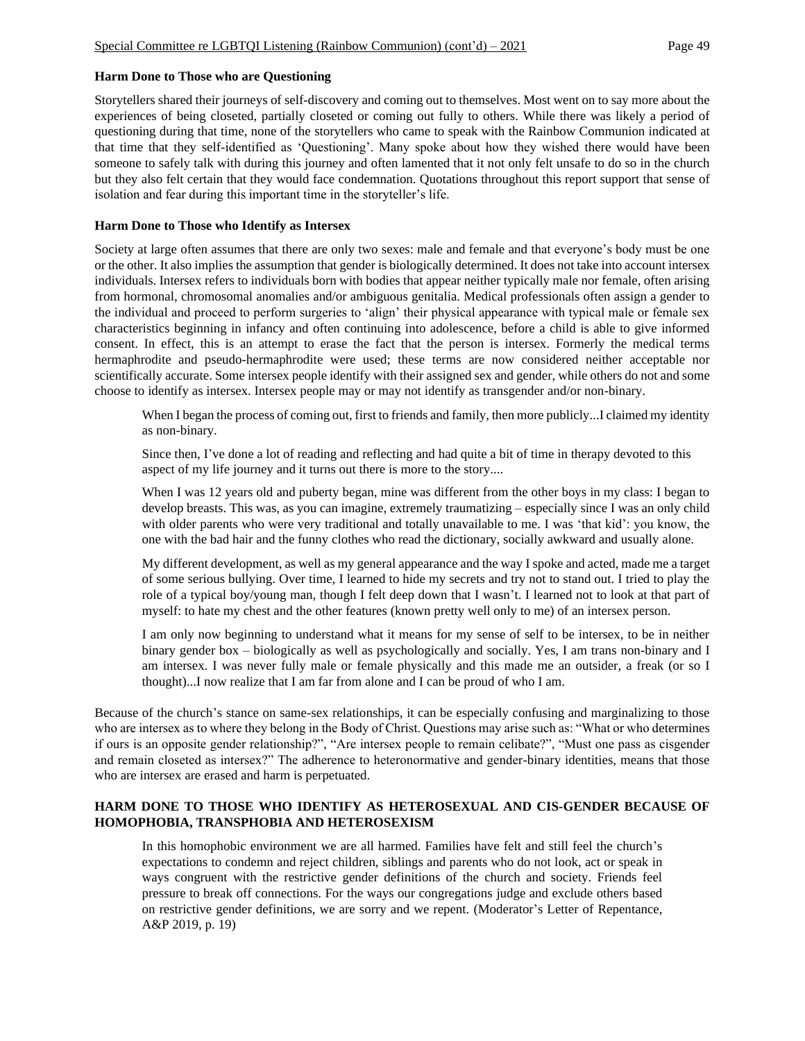### Harm Done to Those who are Questioning

Storytellers shared their journeys of self-discovery and coming out to themselves. Most went on to say more about the experiences of being closeted, partially closeted or coming out fully to others. While there was likely a period of questioning during that time, none of the storytellers who came to speak with the Rainbow Communion indicated at that time that they self-identified as 'Questioning'. Many spoke about how they wished there would have been someone to safely talk with during this journey and often lamented that it not only felt unsafe to do so in the church but they also felt certain that they would face condemnation. Quotations throughout this report support that sense of isolation and fear during this important time in the storyteller's life.

### Harm Done to Those who Identify as Intersex

Society at large often assumes that there are only two sexes: male and female and that everyone's body must be one or the other. It also implies the assumption that gender is biologically determined. It does not take into account intersex individuals. Intersex refers to individuals born with bodies that appear neither typically male nor female, often arising from hormonal, chromosomal anomalies and/or ambiguous genitalia. Medical professionals often assign a gender to the individual and proceed to perform surgeries to 'align' their physical appearance with typical male or female sex characteristics beginning in infancy and often continuing into adolescence, before a child is able to give informed consent. In effect, this is an attempt to erase the fact that the person is intersex. Formerly the medical terms hermaphrodite and pseudo-hermaphrodite were used; these terms are now considered neither acceptable nor scientifically accurate. Some intersex people identify with their assigned sex and gender, while others do not and some choose to identify as intersex. Intersex people may or may not identify as transgender and/or non-binary.

> When I began the process of coming out, first to friends and family, then more publicly...I claimed my identity as non-binary.
>
> Since then, I've done a lot of reading and reflecting and had quite a bit of time in therapy devoted to this aspect of my life journey and it turns out there is more to the story....
>
> When I was 12 years old and puberty began, mine was different from the other boys in my class: I began to develop breasts. This was, as you can imagine, extremely traumatizing – especially since I was an only child with older parents who were very traditional and totally unavailable to me. I was 'that kid': you know, the one with the bad hair and the funny clothes who read the dictionary, socially awkward and usually alone.
>
> My different development, as well as my general appearance and the way I spoke and acted, made me a target of some serious bullying. Over time, I learned to hide my secrets and try not to stand out. I tried to play the role of a typical boy/young man, though I felt deep down that I wasn't. I learned not to look at that part of myself: to hate my chest and the other features (known pretty well only to me) of an intersex person.
>
> I am only now beginning to understand what it means for my sense of self to be intersex, to be in neither binary gender box – biologically as well as psychologically and socially. Yes, I am trans non-binary and I am intersex. I was never fully male or female physically and this made me an outsider, a freak (or so I thought)...I now realize that I am far from alone and I can be proud of who I am.

Because of the church's stance on same-sex relationships, it can be especially confusing and marginalizing to those who are intersex as to where they belong in the Body of Christ. Questions may arise such as: "What or who determines if ours is an opposite gender relationship?", "Are intersex people to remain celibate?", "Must one pass as cisgender and remain closeted as intersex?" The adherence to heteronormative and gender-binary identities, means that those who are intersex are erased and harm is perpetuated.

## HARM DONE TO THOSE WHO IDENTIFY AS HETEROSEXUAL AND CIS-GENDER BECAUSE OF HOMOPHOBIA, TRANSPHOBIA AND HETEROSEXISM

> In this homophobic environment we are all harmed. Families have felt and still feel the church's expectations to condemn and reject children, siblings and parents who do not look, act or speak in ways congruent with the restrictive gender definitions of the church and society. Friends feel pressure to break off connections. For the ways our congregations judge and exclude others based on restrictive gender definitions, we are sorry and we repent. (Moderator's Letter of Repentance, A&P 2019, p. 19)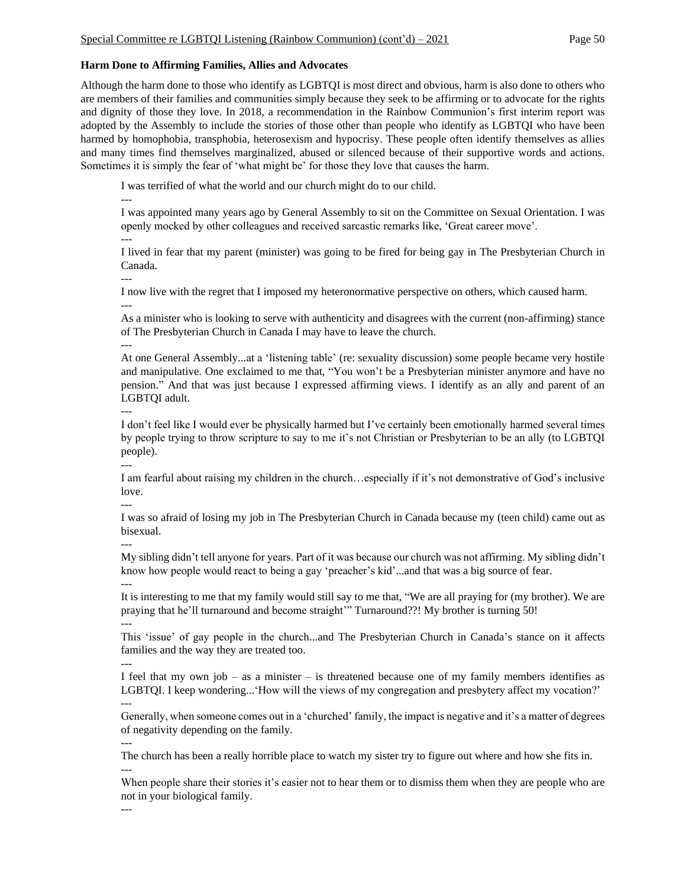**Harm Done to Affirming Families, Allies and Advocates**

Although the harm done to those who identify as LGBTQI is most direct and obvious, harm is also done to others who are members of their families and communities simply because they seek to be affirming or to advocate for the rights and dignity of those they love. In 2018, a recommendation in the Rainbow Communion's first interim report was adopted by the Assembly to include the stories of those other than people who identify as LGBTQI who have been harmed by homophobia, transphobia, heterosexism and hypocrisy. These people often identify themselves as allies and many times find themselves marginalized, abused or silenced because of their supportive words and actions. Sometimes it is simply the fear of 'what might be' for those they love that causes the harm.

> I was terrified of what the world and our church might do to our child.
>
> ---
>
> I was appointed many years ago by General Assembly to sit on the Committee on Sexual Orientation. I was openly mocked by other colleagues and received sarcastic remarks like, 'Great career move'.
>
> ---
>
> I lived in fear that my parent (minister) was going to be fired for being gay in The Presbyterian Church in Canada.
>
> ---
>
> I now live with the regret that I imposed my heteronormative perspective on others, which caused harm.
>
> ---
>
> As a minister who is looking to serve with authenticity and disagrees with the current (non-affirming) stance of The Presbyterian Church in Canada I may have to leave the church.
>
> ---
>
> At one General Assembly...at a 'listening table' (re: sexuality discussion) some people became very hostile and manipulative. One exclaimed to me that, "You won't be a Presbyterian minister anymore and have no pension." And that was just because I expressed affirming views. I identify as an ally and parent of an LGBTQI adult.
>
> ---
>
> I don't feel like I would ever be physically harmed but I've certainly been emotionally harmed several times by people trying to throw scripture to say to me it's not Christian or Presbyterian to be an ally (to LGBTQI people).
>
> ---
>
> I am fearful about raising my children in the church…especially if it's not demonstrative of God's inclusive love.
>
> ---
>
> I was so afraid of losing my job in The Presbyterian Church in Canada because my (teen child) came out as bisexual.
>
> ---
>
> My sibling didn't tell anyone for years. Part of it was because our church was not affirming. My sibling didn't know how people would react to being a gay 'preacher's kid'...and that was a big source of fear.
>
> ---
>
> It is interesting to me that my family would still say to me that, "We are all praying for (my brother). We are praying that he'll turnaround and become straight'" Turnaround??! My brother is turning 50!
>
> ---
>
> This 'issue' of gay people in the church...and The Presbyterian Church in Canada's stance on it affects families and the way they are treated too.
>
> ---
>
> I feel that my own job – as a minister – is threatened because one of my family members identifies as LGBTQI. I keep wondering...'How will the views of my congregation and presbytery affect my vocation?'
>
> ---
>
> Generally, when someone comes out in a 'churched' family, the impact is negative and it's a matter of degrees of negativity depending on the family.
>
> ---
>
> The church has been a really horrible place to watch my sister try to figure out where and how she fits in.
>
> ---
>
> When people share their stories it's easier not to hear them or to dismiss them when they are people who are not in your biological family.
>
> ---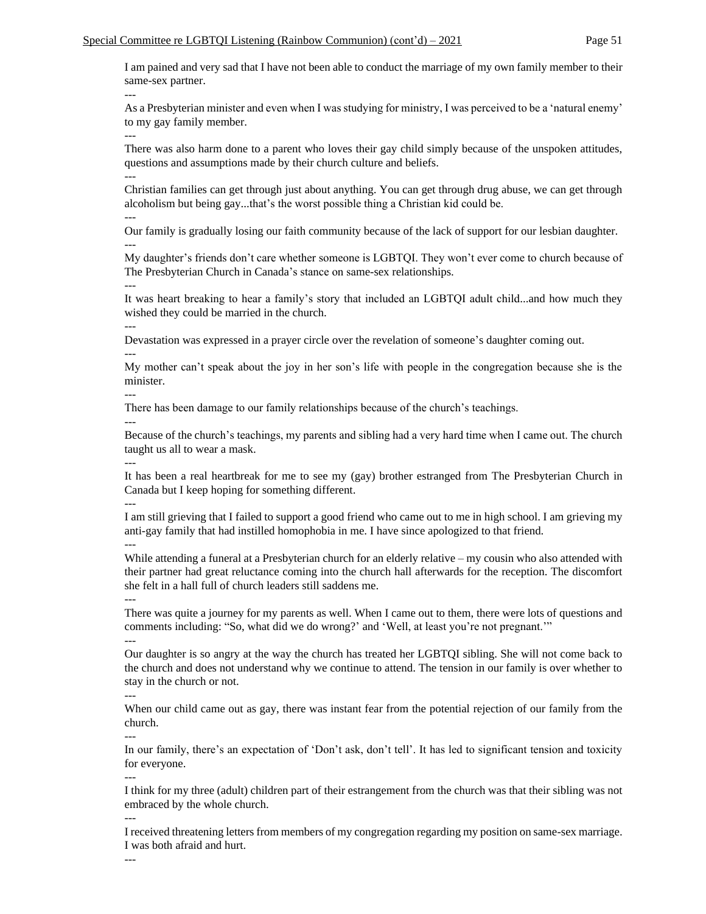I am pained and very sad that I have not been able to conduct the marriage of my own family member to their same-sex partner.

---

As a Presbyterian minister and even when I was studying for ministry, I was perceived to be a 'natural enemy' to my gay family member.

---

There was also harm done to a parent who loves their gay child simply because of the unspoken attitudes, questions and assumptions made by their church culture and beliefs.

---

Christian families can get through just about anything. You can get through drug abuse, we can get through alcoholism but being gay...that's the worst possible thing a Christian kid could be.

---

Our family is gradually losing our faith community because of the lack of support for our lesbian daughter.

---

My daughter's friends don't care whether someone is LGBTQI. They won't ever come to church because of The Presbyterian Church in Canada's stance on same-sex relationships.

---

It was heart breaking to hear a family's story that included an LGBTQI adult child...and how much they wished they could be married in the church.

---

Devastation was expressed in a prayer circle over the revelation of someone's daughter coming out.

---

My mother can't speak about the joy in her son's life with people in the congregation because she is the minister.

---

There has been damage to our family relationships because of the church's teachings.

---

Because of the church's teachings, my parents and sibling had a very hard time when I came out. The church taught us all to wear a mask.

---

It has been a real heartbreak for me to see my (gay) brother estranged from The Presbyterian Church in Canada but I keep hoping for something different.

---

I am still grieving that I failed to support a good friend who came out to me in high school. I am grieving my anti-gay family that had instilled homophobia in me. I have since apologized to that friend.

---

While attending a funeral at a Presbyterian church for an elderly relative – my cousin who also attended with their partner had great reluctance coming into the church hall afterwards for the reception. The discomfort she felt in a hall full of church leaders still saddens me.

---

There was quite a journey for my parents as well. When I came out to them, there were lots of questions and comments including: "So, what did we do wrong?' and 'Well, at least you're not pregnant.'"

---

Our daughter is so angry at the way the church has treated her LGBTQI sibling. She will not come back to the church and does not understand why we continue to attend. The tension in our family is over whether to stay in the church or not.

---

When our child came out as gay, there was instant fear from the potential rejection of our family from the church.

---

In our family, there's an expectation of 'Don't ask, don't tell'. It has led to significant tension and toxicity for everyone.

---

I think for my three (adult) children part of their estrangement from the church was that their sibling was not embraced by the whole church.

---

I received threatening letters from members of my congregation regarding my position on same-sex marriage. I was both afraid and hurt.

---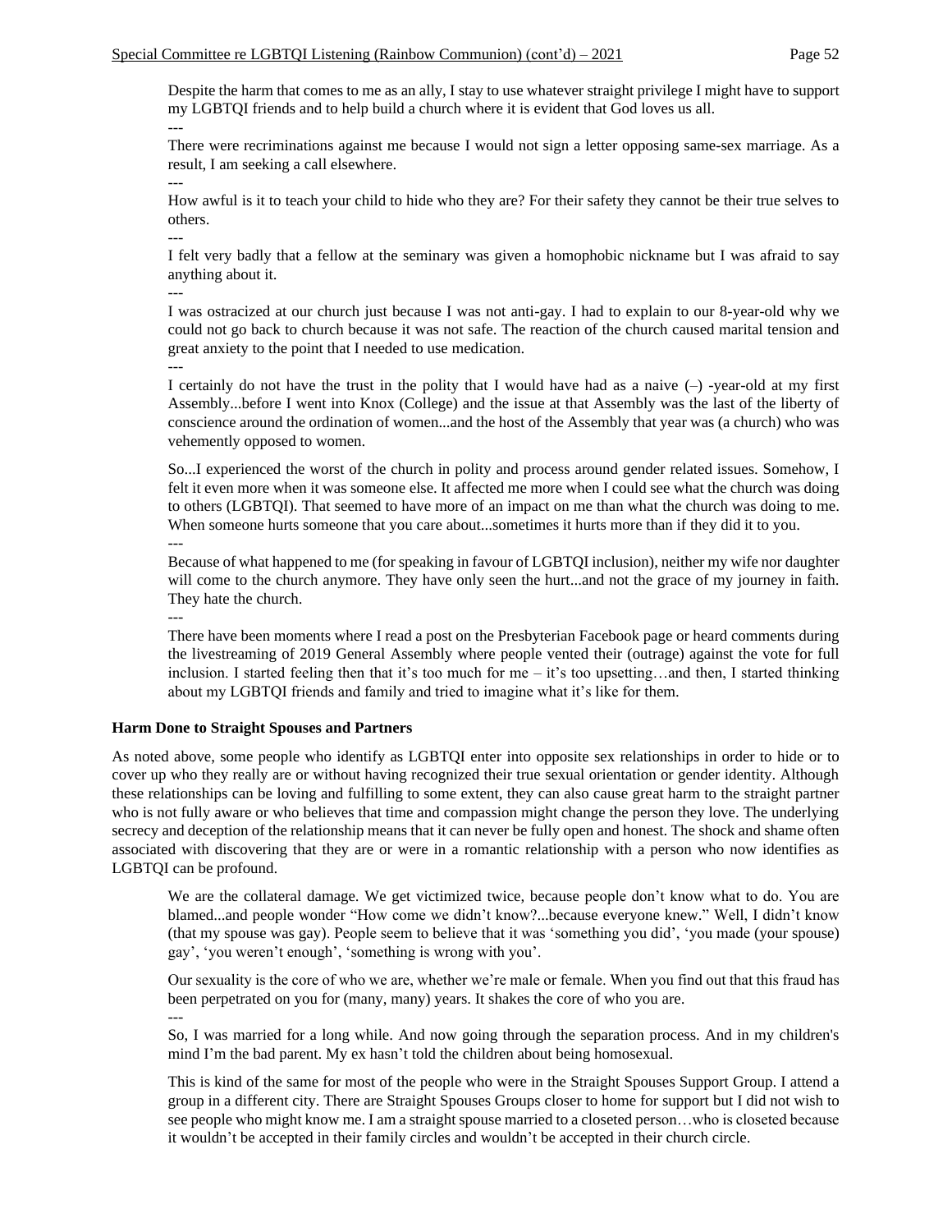Despite the harm that comes to me as an ally, I stay to use whatever straight privilege I might have to support my LGBTQI friends and to help build a church where it is evident that God loves us all.

---

There were recriminations against me because I would not sign a letter opposing same-sex marriage. As a result, I am seeking a call elsewhere.

---

How awful is it to teach your child to hide who they are? For their safety they cannot be their true selves to others.

---

I felt very badly that a fellow at the seminary was given a homophobic nickname but I was afraid to say anything about it.

---

I was ostracized at our church just because I was not anti-gay. I had to explain to our 8-year-old why we could not go back to church because it was not safe. The reaction of the church caused marital tension and great anxiety to the point that I needed to use medication.

---

I certainly do not have the trust in the polity that I would have had as a naive (–) -year-old at my first Assembly...before I went into Knox (College) and the issue at that Assembly was the last of the liberty of conscience around the ordination of women...and the host of the Assembly that year was (a church) who was vehemently opposed to women.

So...I experienced the worst of the church in polity and process around gender related issues. Somehow, I felt it even more when it was someone else. It affected me more when I could see what the church was doing to others (LGBTQI). That seemed to have more of an impact on me than what the church was doing to me. When someone hurts someone that you care about...sometimes it hurts more than if they did it to you.

---

Because of what happened to me (for speaking in favour of LGBTQI inclusion), neither my wife nor daughter will come to the church anymore. They have only seen the hurt...and not the grace of my journey in faith. They hate the church.

---

There have been moments where I read a post on the Presbyterian Facebook page or heard comments during the livestreaming of 2019 General Assembly where people vented their (outrage) against the vote for full inclusion. I started feeling then that it's too much for me – it's too upsetting…and then, I started thinking about my LGBTQI friends and family and tried to imagine what it's like for them.

**Harm Done to Straight Spouses and Partners**

As noted above, some people who identify as LGBTQI enter into opposite sex relationships in order to hide or to cover up who they really are or without having recognized their true sexual orientation or gender identity. Although these relationships can be loving and fulfilling to some extent, they can also cause great harm to the straight partner who is not fully aware or who believes that time and compassion might change the person they love. The underlying secrecy and deception of the relationship means that it can never be fully open and honest. The shock and shame often associated with discovering that they are or were in a romantic relationship with a person who now identifies as LGBTQI can be profound.

We are the collateral damage. We get victimized twice, because people don't know what to do. You are blamed...and people wonder "How come we didn't know?...because everyone knew." Well, I didn't know (that my spouse was gay). People seem to believe that it was 'something you did', 'you made (your spouse) gay', 'you weren't enough', 'something is wrong with you'.

Our sexuality is the core of who we are, whether we're male or female. When you find out that this fraud has been perpetrated on you for (many, many) years. It shakes the core of who you are.

---

So, I was married for a long while. And now going through the separation process. And in my children's mind I'm the bad parent. My ex hasn't told the children about being homosexual.

This is kind of the same for most of the people who were in the Straight Spouses Support Group. I attend a group in a different city. There are Straight Spouses Groups closer to home for support but I did not wish to see people who might know me. I am a straight spouse married to a closeted person…who is closeted because it wouldn't be accepted in their family circles and wouldn't be accepted in their church circle.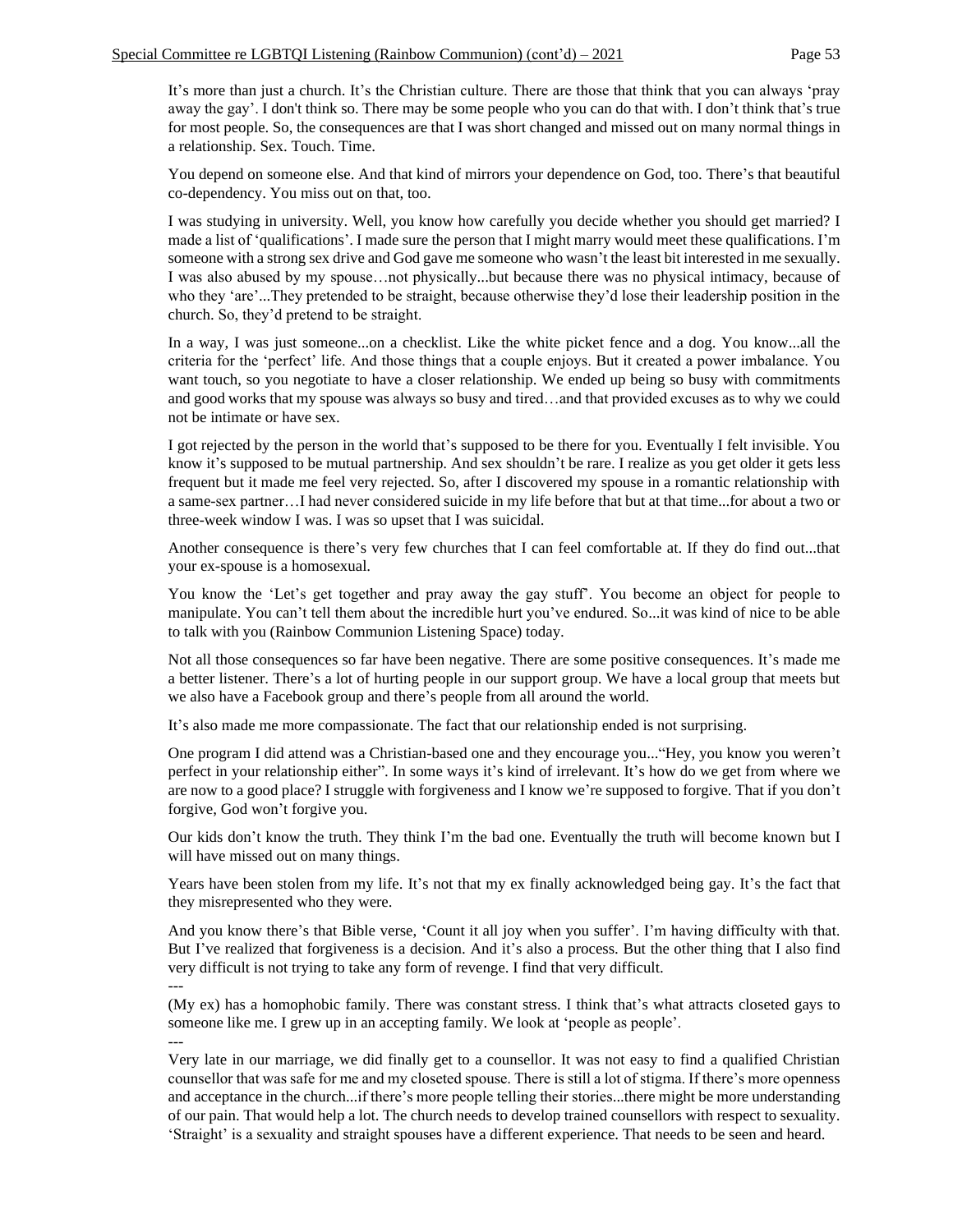It's more than just a church. It's the Christian culture. There are those that think that you can always 'pray away the gay'. I don't think so. There may be some people who you can do that with. I don't think that's true for most people. So, the consequences are that I was short changed and missed out on many normal things in a relationship. Sex. Touch. Time.

You depend on someone else. And that kind of mirrors your dependence on God, too. There's that beautiful co-dependency. You miss out on that, too.

I was studying in university. Well, you know how carefully you decide whether you should get married? I made a list of 'qualifications'. I made sure the person that I might marry would meet these qualifications. I'm someone with a strong sex drive and God gave me someone who wasn't the least bit interested in me sexually. I was also abused by my spouse…not physically...but because there was no physical intimacy, because of who they 'are'...They pretended to be straight, because otherwise they'd lose their leadership position in the church. So, they'd pretend to be straight.

In a way, I was just someone...on a checklist. Like the white picket fence and a dog. You know...all the criteria for the 'perfect' life. And those things that a couple enjoys. But it created a power imbalance. You want touch, so you negotiate to have a closer relationship. We ended up being so busy with commitments and good works that my spouse was always so busy and tired…and that provided excuses as to why we could not be intimate or have sex.

I got rejected by the person in the world that's supposed to be there for you. Eventually I felt invisible. You know it's supposed to be mutual partnership. And sex shouldn't be rare. I realize as you get older it gets less frequent but it made me feel very rejected. So, after I discovered my spouse in a romantic relationship with a same-sex partner…I had never considered suicide in my life before that but at that time...for about a two or three-week window I was. I was so upset that I was suicidal.

Another consequence is there's very few churches that I can feel comfortable at. If they do find out...that your ex-spouse is a homosexual.

You know the 'Let's get together and pray away the gay stuff'. You become an object for people to manipulate. You can't tell them about the incredible hurt you've endured. So...it was kind of nice to be able to talk with you (Rainbow Communion Listening Space) today.

Not all those consequences so far have been negative. There are some positive consequences. It's made me a better listener. There's a lot of hurting people in our support group. We have a local group that meets but we also have a Facebook group and there's people from all around the world.

It's also made me more compassionate. The fact that our relationship ended is not surprising.

One program I did attend was a Christian-based one and they encourage you..."Hey, you know you weren't perfect in your relationship either". In some ways it's kind of irrelevant. It's how do we get from where we are now to a good place? I struggle with forgiveness and I know we're supposed to forgive. That if you don't forgive, God won't forgive you.

Our kids don't know the truth. They think I'm the bad one. Eventually the truth will become known but I will have missed out on many things.

Years have been stolen from my life. It's not that my ex finally acknowledged being gay. It's the fact that they misrepresented who they were.

And you know there's that Bible verse, 'Count it all joy when you suffer'. I'm having difficulty with that. But I've realized that forgiveness is a decision. And it's also a process. But the other thing that I also find very difficult is not trying to take any form of revenge. I find that very difficult.

---

(My ex) has a homophobic family. There was constant stress. I think that's what attracts closeted gays to someone like me. I grew up in an accepting family. We look at 'people as people'.

---

Very late in our marriage, we did finally get to a counsellor. It was not easy to find a qualified Christian counsellor that was safe for me and my closeted spouse. There is still a lot of stigma. If there's more openness and acceptance in the church...if there's more people telling their stories...there might be more understanding of our pain. That would help a lot. The church needs to develop trained counsellors with respect to sexuality. 'Straight' is a sexuality and straight spouses have a different experience. That needs to be seen and heard.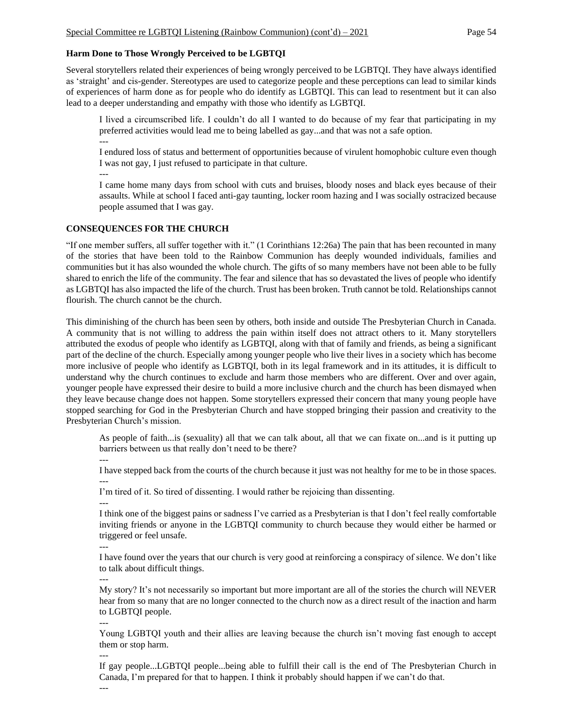**Harm Done to Those Wrongly Perceived to be LGBTQI**

Several storytellers related their experiences of being wrongly perceived to be LGBTQI. They have always identified as 'straight' and cis-gender. Stereotypes are used to categorize people and these perceptions can lead to similar kinds of experiences of harm done as for people who do identify as LGBTQI. This can lead to resentment but it can also lead to a deeper understanding and empathy with those who identify as LGBTQI.

> I lived a circumscribed life. I couldn't do all I wanted to do because of my fear that participating in my preferred activities would lead me to being labelled as gay...and that was not a safe option.
>
> ---
>
> I endured loss of status and betterment of opportunities because of virulent homophobic culture even though I was not gay, I just refused to participate in that culture.
>
> ---
>
> I came home many days from school with cuts and bruises, bloody noses and black eyes because of their assaults. While at school I faced anti-gay taunting, locker room hazing and I was socially ostracized because people assumed that I was gay.

**CONSEQUENCES FOR THE CHURCH**

"If one member suffers, all suffer together with it." (1 Corinthians 12:26a) The pain that has been recounted in many of the stories that have been told to the Rainbow Communion has deeply wounded individuals, families and communities but it has also wounded the whole church. The gifts of so many members have not been able to be fully shared to enrich the life of the community. The fear and silence that has so devastated the lives of people who identify as LGBTQI has also impacted the life of the church. Trust has been broken. Truth cannot be told. Relationships cannot flourish. The church cannot be the church.

This diminishing of the church has been seen by others, both inside and outside The Presbyterian Church in Canada. A community that is not willing to address the pain within itself does not attract others to it. Many storytellers attributed the exodus of people who identify as LGBTQI, along with that of family and friends, as being a significant part of the decline of the church. Especially among younger people who live their lives in a society which has become more inclusive of people who identify as LGBTQI, both in its legal framework and in its attitudes, it is difficult to understand why the church continues to exclude and harm those members who are different. Over and over again, younger people have expressed their desire to build a more inclusive church and the church has been dismayed when they leave because change does not happen. Some storytellers expressed their concern that many young people have stopped searching for God in the Presbyterian Church and have stopped bringing their passion and creativity to the Presbyterian Church's mission.

> As people of faith...is (sexuality) all that we can talk about, all that we can fixate on...and is it putting up barriers between us that really don't need to be there?
>
> ---
>
> I have stepped back from the courts of the church because it just was not healthy for me to be in those spaces.
>
> ---
>
> I'm tired of it. So tired of dissenting. I would rather be rejoicing than dissenting.
>
> ---
>
> I think one of the biggest pains or sadness I've carried as a Presbyterian is that I don't feel really comfortable inviting friends or anyone in the LGBTQI community to church because they would either be harmed or triggered or feel unsafe.
>
> ---
>
> I have found over the years that our church is very good at reinforcing a conspiracy of silence. We don't like to talk about difficult things.
>
> ---
>
> My story? It's not necessarily so important but more important are all of the stories the church will NEVER hear from so many that are no longer connected to the church now as a direct result of the inaction and harm to LGBTQI people.
>
> ---
>
> Young LGBTQI youth and their allies are leaving because the church isn't moving fast enough to accept them or stop harm.
>
> ---
>
> If gay people...LGBTQI people...being able to fulfill their call is the end of The Presbyterian Church in Canada, I'm prepared for that to happen. I think it probably should happen if we can't do that.
>
> ---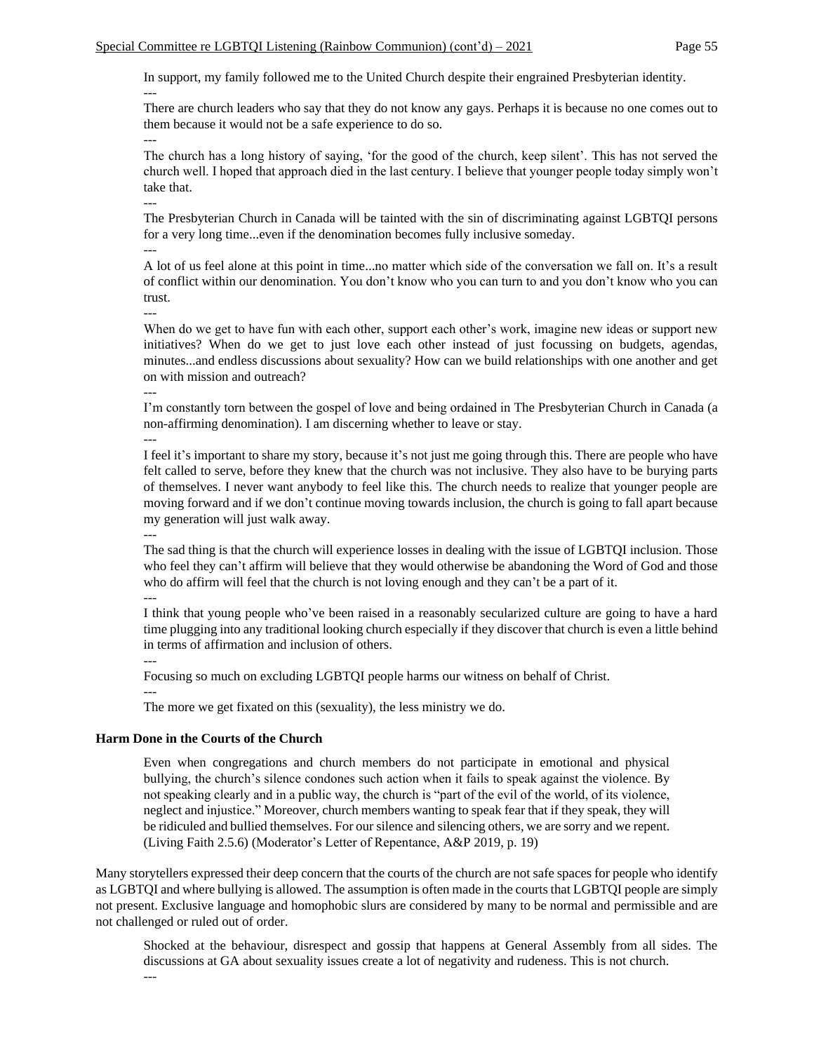In support, my family followed me to the United Church despite their engrained Presbyterian identity.

---

There are church leaders who say that they do not know any gays. Perhaps it is because no one comes out to them because it would not be a safe experience to do so.

---

The church has a long history of saying, 'for the good of the church, keep silent'. This has not served the church well. I hoped that approach died in the last century. I believe that younger people today simply won't take that.

---

The Presbyterian Church in Canada will be tainted with the sin of discriminating against LGBTQI persons for a very long time...even if the denomination becomes fully inclusive someday.

---

A lot of us feel alone at this point in time...no matter which side of the conversation we fall on. It's a result of conflict within our denomination. You don't know who you can turn to and you don't know who you can trust.

---

When do we get to have fun with each other, support each other's work, imagine new ideas or support new initiatives? When do we get to just love each other instead of just focussing on budgets, agendas, minutes...and endless discussions about sexuality? How can we build relationships with one another and get on with mission and outreach?

---

I'm constantly torn between the gospel of love and being ordained in The Presbyterian Church in Canada (a non-affirming denomination). I am discerning whether to leave or stay.

---

I feel it's important to share my story, because it's not just me going through this. There are people who have felt called to serve, before they knew that the church was not inclusive. They also have to be burying parts of themselves. I never want anybody to feel like this. The church needs to realize that younger people are moving forward and if we don't continue moving towards inclusion, the church is going to fall apart because my generation will just walk away.

---

The sad thing is that the church will experience losses in dealing with the issue of LGBTQI inclusion. Those who feel they can't affirm will believe that they would otherwise be abandoning the Word of God and those who do affirm will feel that the church is not loving enough and they can't be a part of it.

---

I think that young people who've been raised in a reasonably secularized culture are going to have a hard time plugging into any traditional looking church especially if they discover that church is even a little behind in terms of affirmation and inclusion of others.

---

Focusing so much on excluding LGBTQI people harms our witness on behalf of Christ.

---

The more we get fixated on this (sexuality), the less ministry we do.

**Harm Done in the Courts of the Church**

> Even when congregations and church members do not participate in emotional and physical bullying, the church's silence condones such action when it fails to speak against the violence. By not speaking clearly and in a public way, the church is "part of the evil of the world, of its violence, neglect and injustice." Moreover, church members wanting to speak fear that if they speak, they will be ridiculed and bullied themselves. For our silence and silencing others, we are sorry and we repent. (Living Faith 2.5.6) (Moderator's Letter of Repentance, A&P 2019, p. 19)

Many storytellers expressed their deep concern that the courts of the church are not safe spaces for people who identify as LGBTQI and where bullying is allowed. The assumption is often made in the courts that LGBTQI people are simply not present. Exclusive language and homophobic slurs are considered by many to be normal and permissible and are not challenged or ruled out of order.

Shocked at the behaviour, disrespect and gossip that happens at General Assembly from all sides. The discussions at GA about sexuality issues create a lot of negativity and rudeness. This is not church.

---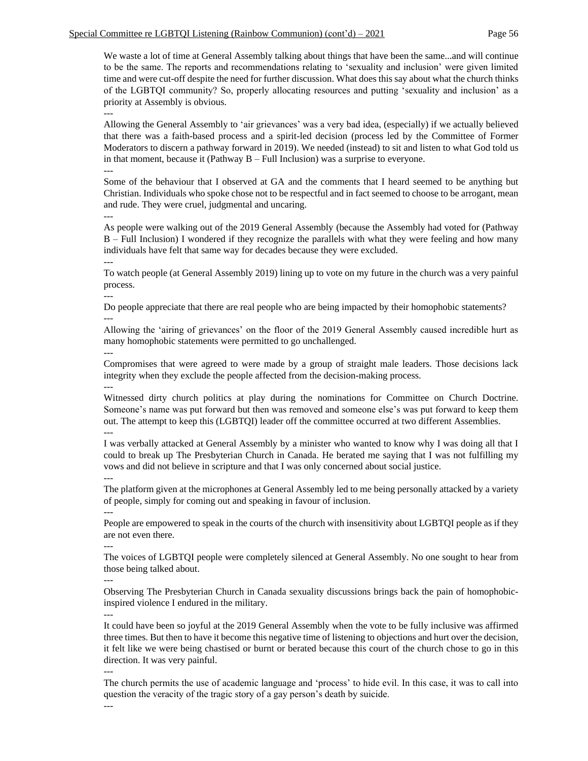We waste a lot of time at General Assembly talking about things that have been the same...and will continue to be the same. The reports and recommendations relating to 'sexuality and inclusion' were given limited time and were cut-off despite the need for further discussion. What does this say about what the church thinks of the LGBTQI community? So, properly allocating resources and putting 'sexuality and inclusion' as a priority at Assembly is obvious.

---

Allowing the General Assembly to 'air grievances' was a very bad idea, (especially) if we actually believed that there was a faith-based process and a spirit-led decision (process led by the Committee of Former Moderators to discern a pathway forward in 2019). We needed (instead) to sit and listen to what God told us in that moment, because it (Pathway B – Full Inclusion) was a surprise to everyone.

---

Some of the behaviour that I observed at GA and the comments that I heard seemed to be anything but Christian. Individuals who spoke chose not to be respectful and in fact seemed to choose to be arrogant, mean and rude. They were cruel, judgmental and uncaring.

---

As people were walking out of the 2019 General Assembly (because the Assembly had voted for (Pathway B – Full Inclusion) I wondered if they recognize the parallels with what they were feeling and how many individuals have felt that same way for decades because they were excluded.

---

To watch people (at General Assembly 2019) lining up to vote on my future in the church was a very painful process.

---

Do people appreciate that there are real people who are being impacted by their homophobic statements?

---

Allowing the 'airing of grievances' on the floor of the 2019 General Assembly caused incredible hurt as many homophobic statements were permitted to go unchallenged.

---

Compromises that were agreed to were made by a group of straight male leaders. Those decisions lack integrity when they exclude the people affected from the decision-making process.

---

Witnessed dirty church politics at play during the nominations for Committee on Church Doctrine. Someone's name was put forward but then was removed and someone else's was put forward to keep them out. The attempt to keep this (LGBTQI) leader off the committee occurred at two different Assemblies.

---

I was verbally attacked at General Assembly by a minister who wanted to know why I was doing all that I could to break up The Presbyterian Church in Canada. He berated me saying that I was not fulfilling my vows and did not believe in scripture and that I was only concerned about social justice.

---

The platform given at the microphones at General Assembly led to me being personally attacked by a variety of people, simply for coming out and speaking in favour of inclusion.

---

People are empowered to speak in the courts of the church with insensitivity about LGBTQI people as if they are not even there.

---

The voices of LGBTQI people were completely silenced at General Assembly. No one sought to hear from those being talked about.

---

Observing The Presbyterian Church in Canada sexuality discussions brings back the pain of homophobic-inspired violence I endured in the military.

---

It could have been so joyful at the 2019 General Assembly when the vote to be fully inclusive was affirmed three times. But then to have it become this negative time of listening to objections and hurt over the decision, it felt like we were being chastised or burnt or berated because this court of the church chose to go in this direction. It was very painful.

---

The church permits the use of academic language and 'process' to hide evil. In this case, it was to call into question the veracity of the tragic story of a gay person's death by suicide.

---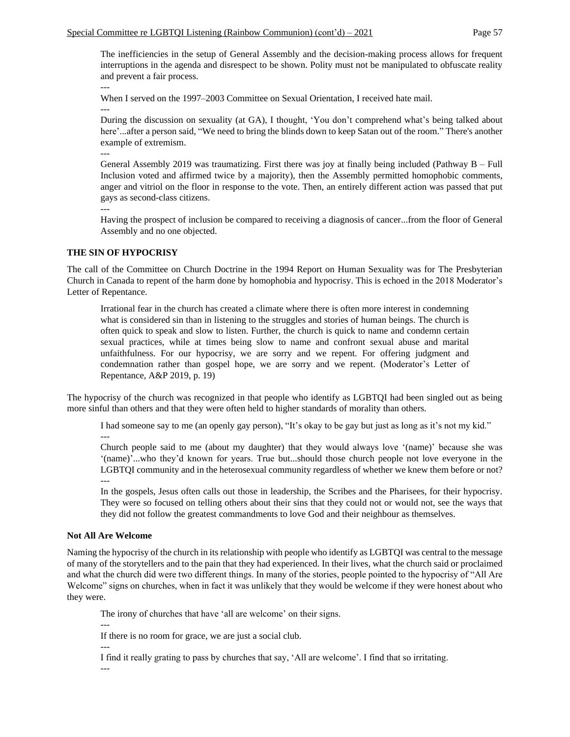The inefficiencies in the setup of General Assembly and the decision-making process allows for frequent interruptions in the agenda and disrespect to be shown. Polity must not be manipulated to obfuscate reality and prevent a fair process.

---

When I served on the 1997–2003 Committee on Sexual Orientation, I received hate mail.

---

During the discussion on sexuality (at GA), I thought, 'You don't comprehend what's being talked about here'...after a person said, "We need to bring the blinds down to keep Satan out of the room." There's another example of extremism.

---

General Assembly 2019 was traumatizing. First there was joy at finally being included (Pathway B – Full Inclusion voted and affirmed twice by a majority), then the Assembly permitted homophobic comments, anger and vitriol on the floor in response to the vote. Then, an entirely different action was passed that put gays as second-class citizens.

---

Having the prospect of inclusion be compared to receiving a diagnosis of cancer...from the floor of General Assembly and no one objected.

## THE SIN OF HYPOCRISY

The call of the Committee on Church Doctrine in the 1994 Report on Human Sexuality was for The Presbyterian Church in Canada to repent of the harm done by homophobia and hypocrisy. This is echoed in the 2018 Moderator's Letter of Repentance.

> Irrational fear in the church has created a climate where there is often more interest in condemning what is considered sin than in listening to the struggles and stories of human beings. The church is often quick to speak and slow to listen. Further, the church is quick to name and condemn certain sexual practices, while at times being slow to name and confront sexual abuse and marital unfaithfulness. For our hypocrisy, we are sorry and we repent. For offering judgment and condemnation rather than gospel hope, we are sorry and we repent. (Moderator's Letter of Repentance, A&P 2019, p. 19)

The hypocrisy of the church was recognized in that people who identify as LGBTQI had been singled out as being more sinful than others and that they were often held to higher standards of morality than others.

I had someone say to me (an openly gay person), "It's okay to be gay but just as long as it's not my kid."

---

Church people said to me (about my daughter) that they would always love '(name)' because she was '(name)'...who they'd known for years. True but...should those church people not love everyone in the LGBTQI community and in the heterosexual community regardless of whether we knew them before or not?

---

In the gospels, Jesus often calls out those in leadership, the Scribes and the Pharisees, for their hypocrisy. They were so focused on telling others about their sins that they could not or would not, see the ways that they did not follow the greatest commandments to love God and their neighbour as themselves.

### Not All Are Welcome

Naming the hypocrisy of the church in its relationship with people who identify as LGBTQI was central to the message of many of the storytellers and to the pain that they had experienced. In their lives, what the church said or proclaimed and what the church did were two different things. In many of the stories, people pointed to the hypocrisy of "All Are Welcome" signs on churches, when in fact it was unlikely that they would be welcome if they were honest about who they were.

The irony of churches that have 'all are welcome' on their signs.

---

If there is no room for grace, we are just a social club.

---

I find it really grating to pass by churches that say, 'All are welcome'. I find that so irritating.

---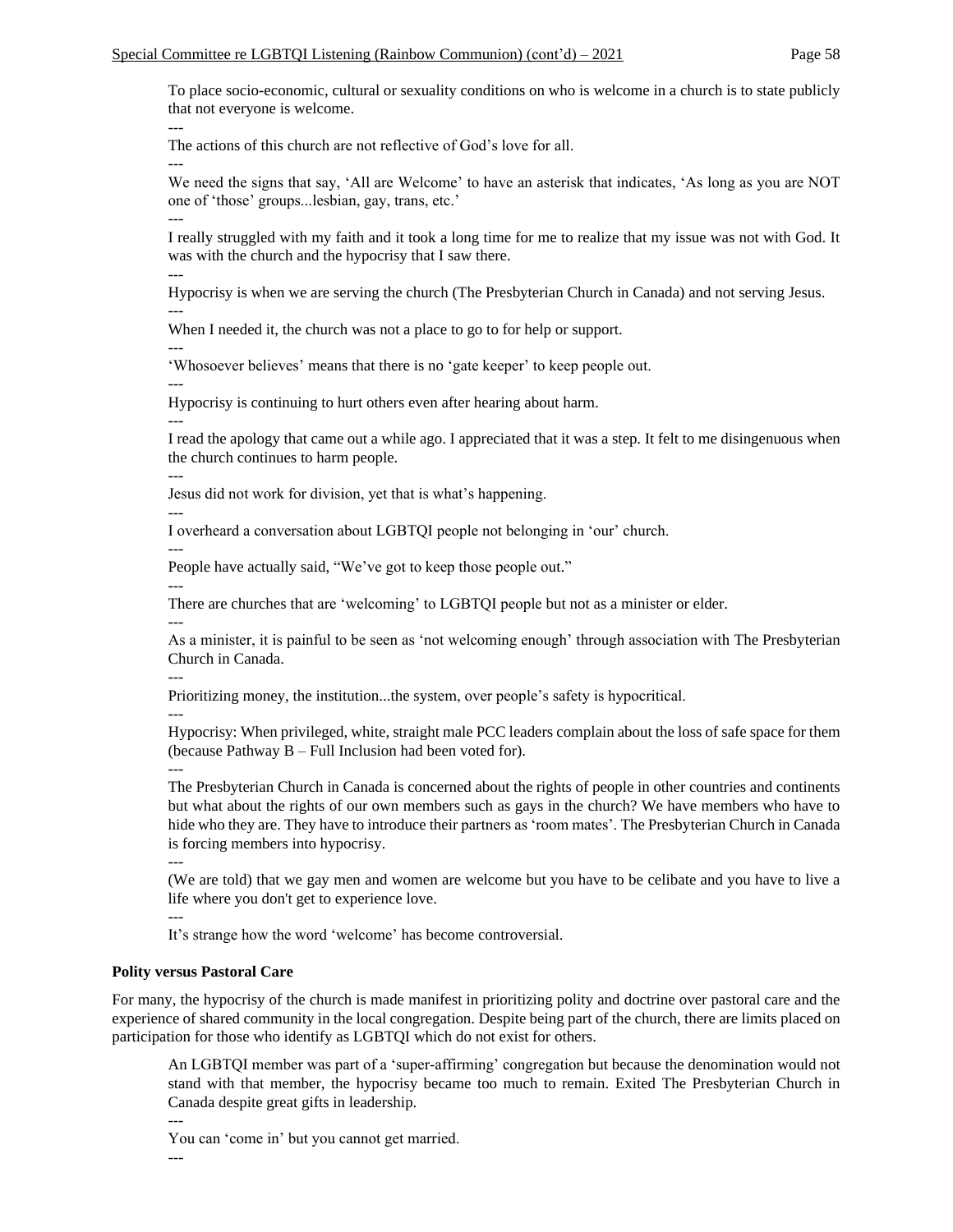To place socio-economic, cultural or sexuality conditions on who is welcome in a church is to state publicly that not everyone is welcome.

---

The actions of this church are not reflective of God's love for all.

---

We need the signs that say, 'All are Welcome' to have an asterisk that indicates, 'As long as you are NOT one of 'those' groups...lesbian, gay, trans, etc.'

---

I really struggled with my faith and it took a long time for me to realize that my issue was not with God. It was with the church and the hypocrisy that I saw there.

---

Hypocrisy is when we are serving the church (The Presbyterian Church in Canada) and not serving Jesus.

---

When I needed it, the church was not a place to go to for help or support.

---

'Whosoever believes' means that there is no 'gate keeper' to keep people out.

---

Hypocrisy is continuing to hurt others even after hearing about harm.

---

I read the apology that came out a while ago. I appreciated that it was a step. It felt to me disingenuous when the church continues to harm people.

---

Jesus did not work for division, yet that is what's happening.

---

I overheard a conversation about LGBTQI people not belonging in 'our' church.

---

People have actually said, "We've got to keep those people out."

---

There are churches that are 'welcoming' to LGBTQI people but not as a minister or elder.

---

As a minister, it is painful to be seen as 'not welcoming enough' through association with The Presbyterian Church in Canada.

---

Prioritizing money, the institution...the system, over people's safety is hypocritical.

---

Hypocrisy: When privileged, white, straight male PCC leaders complain about the loss of safe space for them (because Pathway B – Full Inclusion had been voted for).

---

The Presbyterian Church in Canada is concerned about the rights of people in other countries and continents but what about the rights of our own members such as gays in the church? We have members who have to hide who they are. They have to introduce their partners as 'room mates'. The Presbyterian Church in Canada is forcing members into hypocrisy.

---

(We are told) that we gay men and women are welcome but you have to be celibate and you have to live a life where you don't get to experience love.

---

It's strange how the word 'welcome' has become controversial.

**Polity versus Pastoral Care**

For many, the hypocrisy of the church is made manifest in prioritizing polity and doctrine over pastoral care and the experience of shared community in the local congregation. Despite being part of the church, there are limits placed on participation for those who identify as LGBTQI which do not exist for others.

An LGBTQI member was part of a 'super-affirming' congregation but because the denomination would not stand with that member, the hypocrisy became too much to remain. Exited The Presbyterian Church in Canada despite great gifts in leadership.

---

You can 'come in' but you cannot get married.

---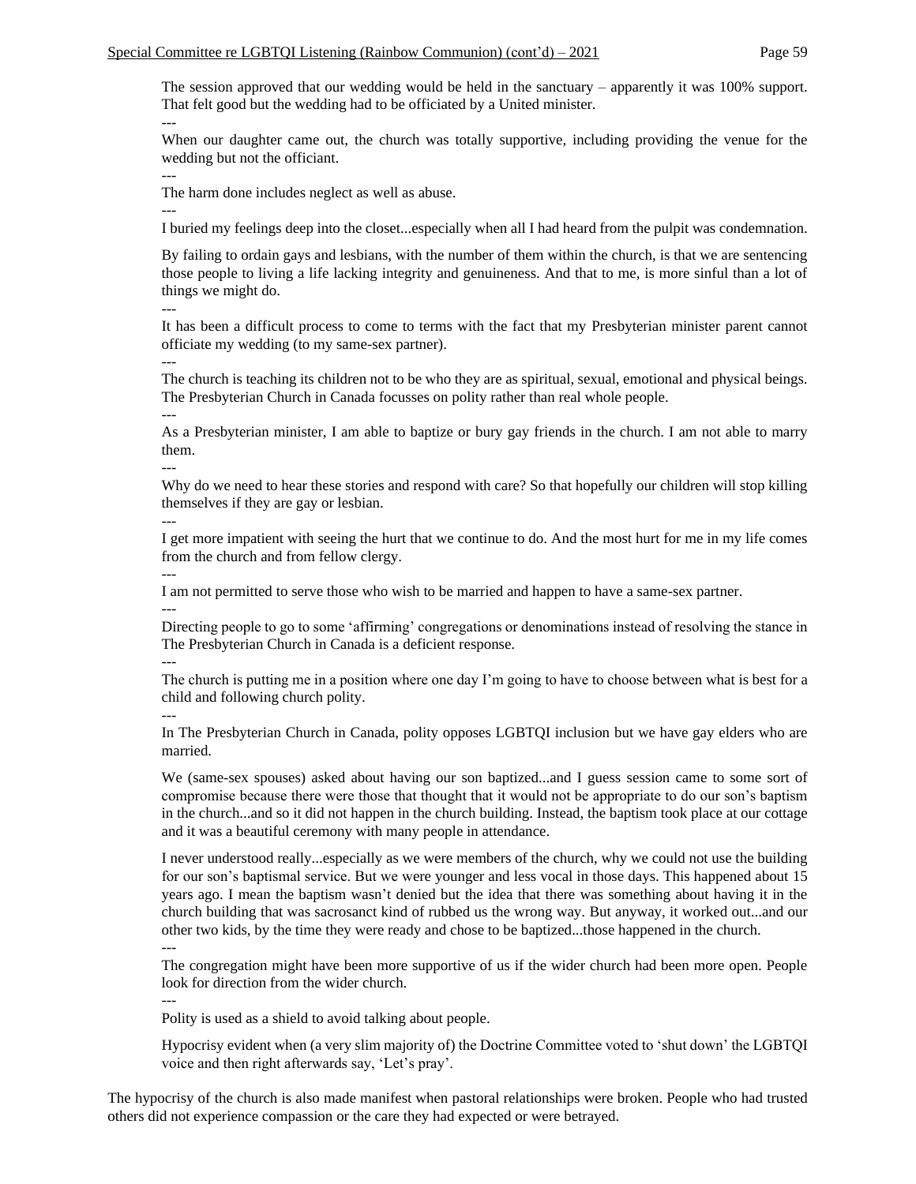The session approved that our wedding would be held in the sanctuary – apparently it was 100% support. That felt good but the wedding had to be officiated by a United minister.

---

When our daughter came out, the church was totally supportive, including providing the venue for the wedding but not the officiant.

---

The harm done includes neglect as well as abuse.

---

I buried my feelings deep into the closet...especially when all I had heard from the pulpit was condemnation.

By failing to ordain gays and lesbians, with the number of them within the church, is that we are sentencing those people to living a life lacking integrity and genuineness. And that to me, is more sinful than a lot of things we might do.

---

It has been a difficult process to come to terms with the fact that my Presbyterian minister parent cannot officiate my wedding (to my same-sex partner).

---

The church is teaching its children not to be who they are as spiritual, sexual, emotional and physical beings. The Presbyterian Church in Canada focusses on polity rather than real whole people.

---

As a Presbyterian minister, I am able to baptize or bury gay friends in the church. I am not able to marry them.

---

Why do we need to hear these stories and respond with care? So that hopefully our children will stop killing themselves if they are gay or lesbian.

---

I get more impatient with seeing the hurt that we continue to do. And the most hurt for me in my life comes from the church and from fellow clergy.

---

I am not permitted to serve those who wish to be married and happen to have a same-sex partner.

---

Directing people to go to some 'affirming' congregations or denominations instead of resolving the stance in The Presbyterian Church in Canada is a deficient response.

---

The church is putting me in a position where one day I'm going to have to choose between what is best for a child and following church polity.

---

In The Presbyterian Church in Canada, polity opposes LGBTQI inclusion but we have gay elders who are married.

We (same-sex spouses) asked about having our son baptized...and I guess session came to some sort of compromise because there were those that thought that it would not be appropriate to do our son's baptism in the church...and so it did not happen in the church building. Instead, the baptism took place at our cottage and it was a beautiful ceremony with many people in attendance.

I never understood really...especially as we were members of the church, why we could not use the building for our son's baptismal service. But we were younger and less vocal in those days. This happened about 15 years ago. I mean the baptism wasn't denied but the idea that there was something about having it in the church building that was sacrosanct kind of rubbed us the wrong way. But anyway, it worked out...and our other two kids, by the time they were ready and chose to be baptized...those happened in the church.

---

The congregation might have been more supportive of us if the wider church had been more open. People look for direction from the wider church.

---

Polity is used as a shield to avoid talking about people.

Hypocrisy evident when (a very slim majority of) the Doctrine Committee voted to 'shut down' the LGBTQI voice and then right afterwards say, 'Let's pray'.

The hypocrisy of the church is also made manifest when pastoral relationships were broken. People who had trusted others did not experience compassion or the care they had expected or were betrayed.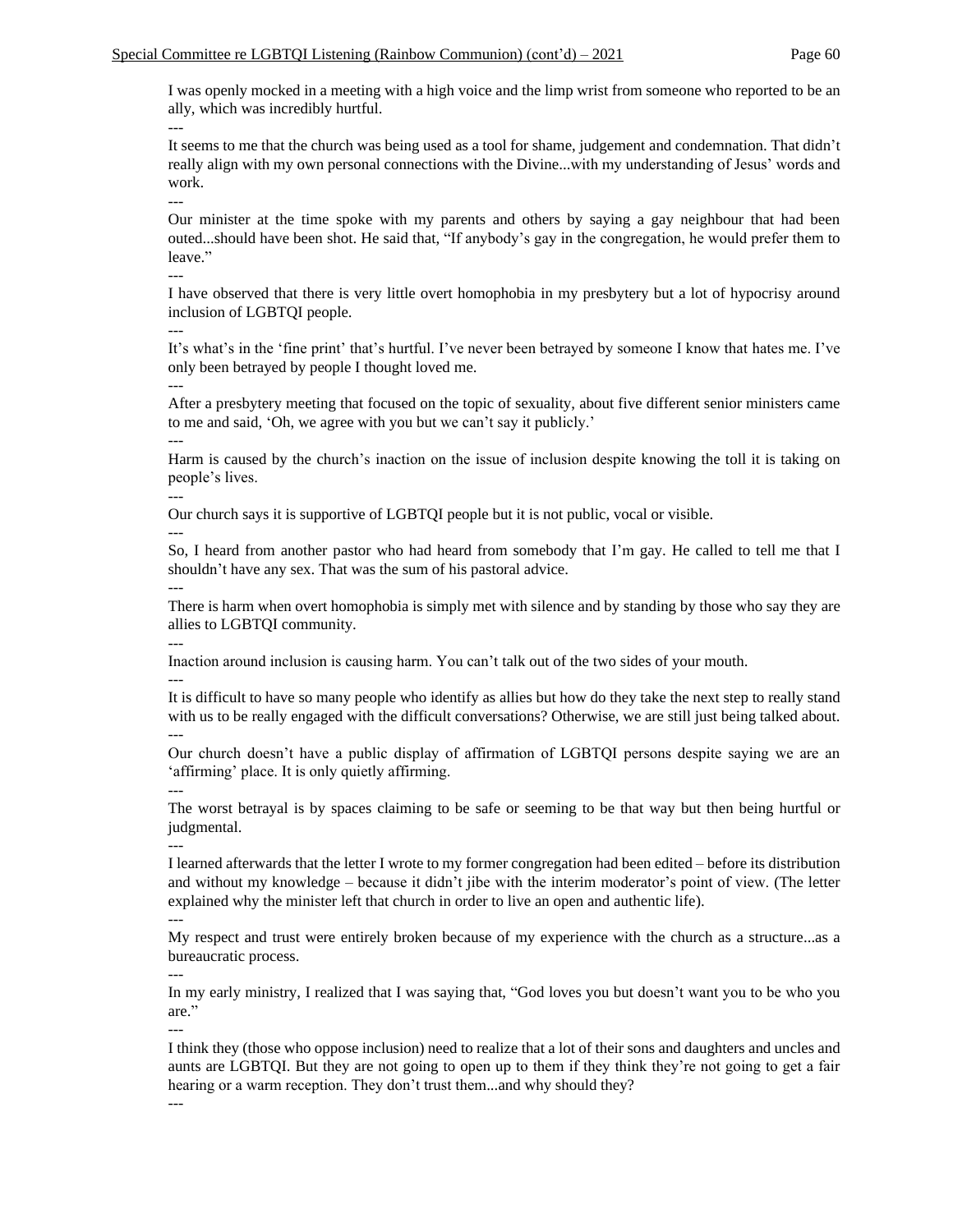I was openly mocked in a meeting with a high voice and the limp wrist from someone who reported to be an ally, which was incredibly hurtful.

---

It seems to me that the church was being used as a tool for shame, judgement and condemnation. That didn't really align with my own personal connections with the Divine...with my understanding of Jesus' words and work.

---

Our minister at the time spoke with my parents and others by saying a gay neighbour that had been outed...should have been shot. He said that, "If anybody's gay in the congregation, he would prefer them to leave."

---

I have observed that there is very little overt homophobia in my presbytery but a lot of hypocrisy around inclusion of LGBTQI people.

---

It's what's in the 'fine print' that's hurtful. I've never been betrayed by someone I know that hates me. I've only been betrayed by people I thought loved me.

---

After a presbytery meeting that focused on the topic of sexuality, about five different senior ministers came to me and said, 'Oh, we agree with you but we can't say it publicly.'

---

Harm is caused by the church's inaction on the issue of inclusion despite knowing the toll it is taking on people's lives.

---

Our church says it is supportive of LGBTQI people but it is not public, vocal or visible.

---

So, I heard from another pastor who had heard from somebody that I'm gay. He called to tell me that I shouldn't have any sex. That was the sum of his pastoral advice.

---

There is harm when overt homophobia is simply met with silence and by standing by those who say they are allies to LGBTQI community.

---

Inaction around inclusion is causing harm. You can't talk out of the two sides of your mouth.

---

It is difficult to have so many people who identify as allies but how do they take the next step to really stand with us to be really engaged with the difficult conversations? Otherwise, we are still just being talked about.

---

Our church doesn't have a public display of affirmation of LGBTQI persons despite saying we are an 'affirming' place. It is only quietly affirming.

---

The worst betrayal is by spaces claiming to be safe or seeming to be that way but then being hurtful or judgmental.

---

I learned afterwards that the letter I wrote to my former congregation had been edited – before its distribution and without my knowledge – because it didn't jibe with the interim moderator's point of view. (The letter explained why the minister left that church in order to live an open and authentic life).

---

My respect and trust were entirely broken because of my experience with the church as a structure...as a bureaucratic process.

---

In my early ministry, I realized that I was saying that, "God loves you but doesn't want you to be who you are."

---

I think they (those who oppose inclusion) need to realize that a lot of their sons and daughters and uncles and aunts are LGBTQI. But they are not going to open up to them if they think they're not going to get a fair hearing or a warm reception. They don't trust them...and why should they?

---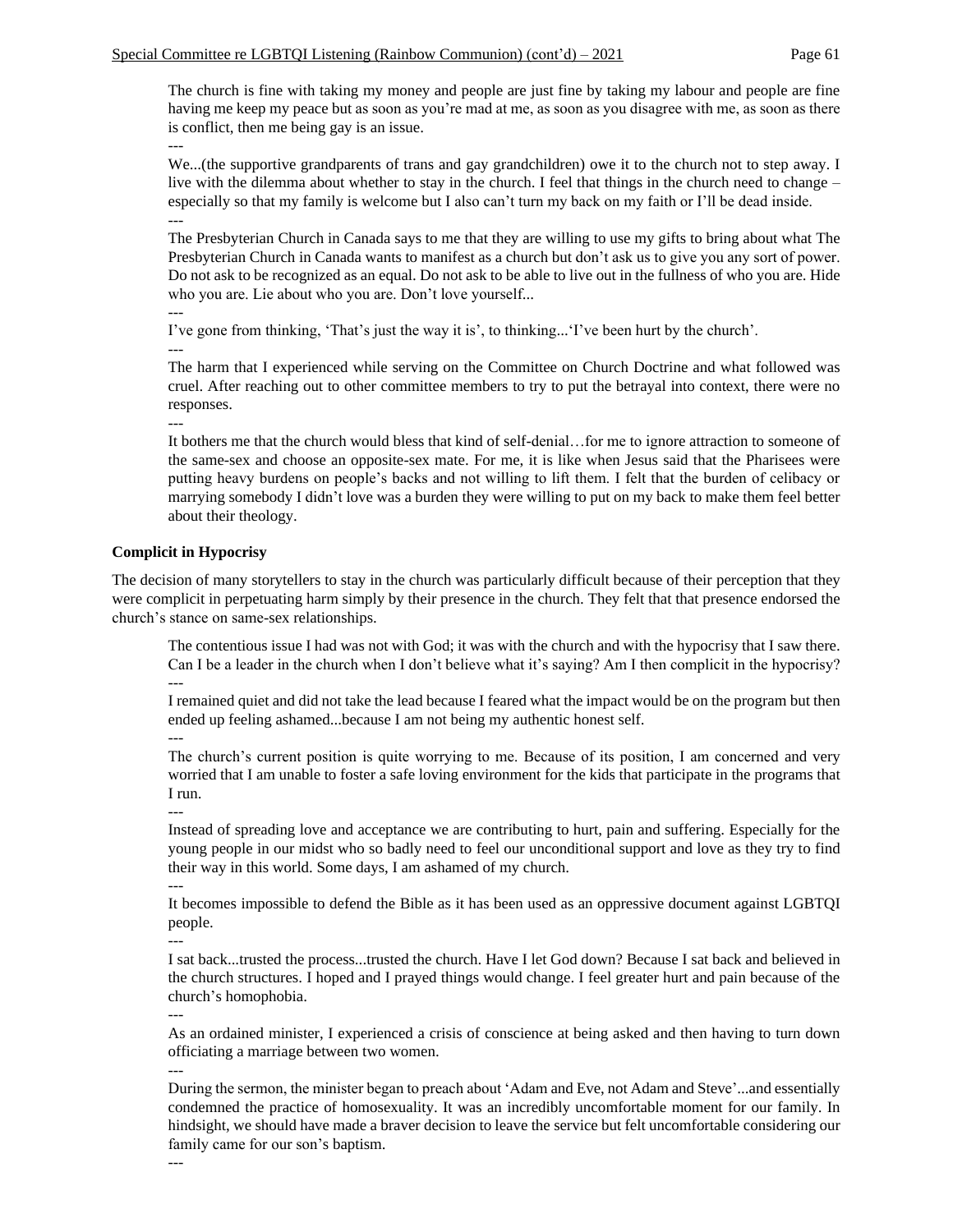> The church is fine with taking my money and people are just fine by taking my labour and people are fine having me keep my peace but as soon as you're mad at me, as soon as you disagree with me, as soon as there is conflict, then me being gay is an issue.
>
> ---
>
> We...(the supportive grandparents of trans and gay grandchildren) owe it to the church not to step away. I live with the dilemma about whether to stay in the church. I feel that things in the church need to change – especially so that my family is welcome but I also can't turn my back on my faith or I'll be dead inside.
>
> ---
>
> The Presbyterian Church in Canada says to me that they are willing to use my gifts to bring about what The Presbyterian Church in Canada wants to manifest as a church but don't ask us to give you any sort of power. Do not ask to be recognized as an equal. Do not ask to be able to live out in the fullness of who you are. Hide who you are. Lie about who you are. Don't love yourself...
>
> ---
>
> I've gone from thinking, 'That's just the way it is', to thinking...'I've been hurt by the church'.
>
> ---
>
> The harm that I experienced while serving on the Committee on Church Doctrine and what followed was cruel. After reaching out to other committee members to try to put the betrayal into context, there were no responses.
>
> ---
>
> It bothers me that the church would bless that kind of self-denial…for me to ignore attraction to someone of the same-sex and choose an opposite-sex mate. For me, it is like when Jesus said that the Pharisees were putting heavy burdens on people's backs and not willing to lift them. I felt that the burden of celibacy or marrying somebody I didn't love was a burden they were willing to put on my back to make them feel better about their theology.

**Complicit in Hypocrisy**

The decision of many storytellers to stay in the church was particularly difficult because of their perception that they were complicit in perpetuating harm simply by their presence in the church. They felt that that presence endorsed the church's stance on same-sex relationships.

> The contentious issue I had was not with God; it was with the church and with the hypocrisy that I saw there. Can I be a leader in the church when I don't believe what it's saying? Am I then complicit in the hypocrisy?
>
> ---
>
> I remained quiet and did not take the lead because I feared what the impact would be on the program but then ended up feeling ashamed...because I am not being my authentic honest self.
>
> ---
>
> The church's current position is quite worrying to me. Because of its position, I am concerned and very worried that I am unable to foster a safe loving environment for the kids that participate in the programs that I run.
>
> ---
>
> Instead of spreading love and acceptance we are contributing to hurt, pain and suffering. Especially for the young people in our midst who so badly need to feel our unconditional support and love as they try to find their way in this world. Some days, I am ashamed of my church.
>
> ---
>
> It becomes impossible to defend the Bible as it has been used as an oppressive document against LGBTQI people.
>
> ---
>
> I sat back...trusted the process...trusted the church. Have I let God down? Because I sat back and believed in the church structures. I hoped and I prayed things would change. I feel greater hurt and pain because of the church's homophobia.
>
> ---
>
> As an ordained minister, I experienced a crisis of conscience at being asked and then having to turn down officiating a marriage between two women.
>
> ---
>
> During the sermon, the minister began to preach about 'Adam and Eve, not Adam and Steve'...and essentially condemned the practice of homosexuality. It was an incredibly uncomfortable moment for our family. In hindsight, we should have made a braver decision to leave the service but felt uncomfortable considering our family came for our son's baptism.
>
> ---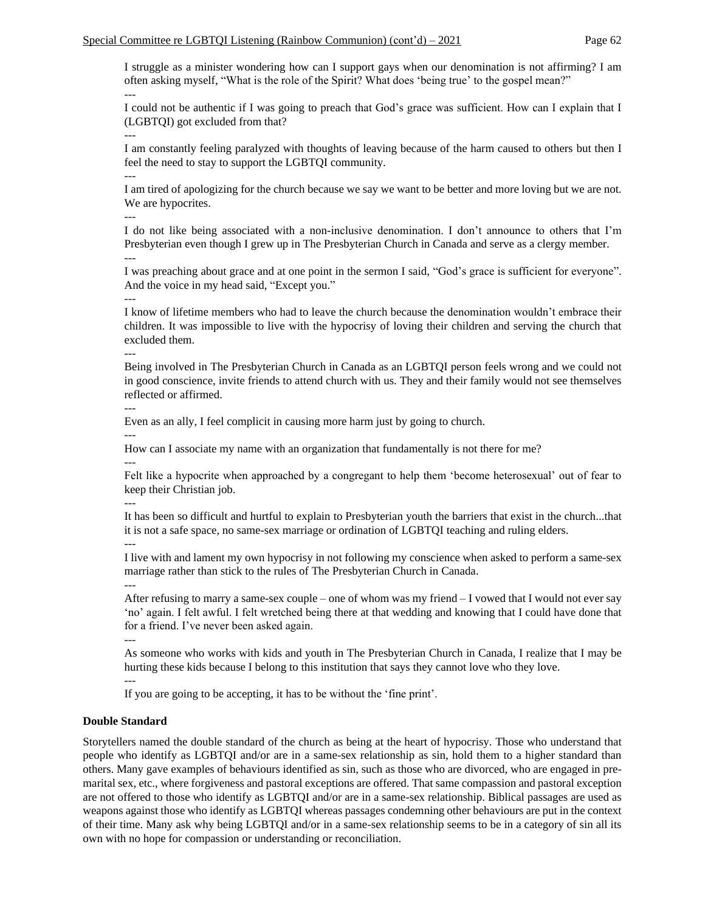I struggle as a minister wondering how can I support gays when our denomination is not affirming? I am often asking myself, "What is the role of the Spirit? What does 'being true' to the gospel mean?"

---

I could not be authentic if I was going to preach that God's grace was sufficient. How can I explain that I (LGBTQI) got excluded from that?

---

I am constantly feeling paralyzed with thoughts of leaving because of the harm caused to others but then I feel the need to stay to support the LGBTQI community.

---

I am tired of apologizing for the church because we say we want to be better and more loving but we are not. We are hypocrites.

---

I do not like being associated with a non-inclusive denomination. I don't announce to others that I'm Presbyterian even though I grew up in The Presbyterian Church in Canada and serve as a clergy member.

---

I was preaching about grace and at one point in the sermon I said, "God's grace is sufficient for everyone". And the voice in my head said, "Except you."

---

I know of lifetime members who had to leave the church because the denomination wouldn't embrace their children. It was impossible to live with the hypocrisy of loving their children and serving the church that excluded them.

---

Being involved in The Presbyterian Church in Canada as an LGBTQI person feels wrong and we could not in good conscience, invite friends to attend church with us. They and their family would not see themselves reflected or affirmed.

---

Even as an ally, I feel complicit in causing more harm just by going to church.

---

How can I associate my name with an organization that fundamentally is not there for me?

---

Felt like a hypocrite when approached by a congregant to help them 'become heterosexual' out of fear to keep their Christian job.

---

It has been so difficult and hurtful to explain to Presbyterian youth the barriers that exist in the church...that it is not a safe space, no same-sex marriage or ordination of LGBTQI teaching and ruling elders.

---

I live with and lament my own hypocrisy in not following my conscience when asked to perform a same-sex marriage rather than stick to the rules of The Presbyterian Church in Canada.

---

After refusing to marry a same-sex couple – one of whom was my friend – I vowed that I would not ever say 'no' again. I felt awful. I felt wretched being there at that wedding and knowing that I could have done that for a friend. I've never been asked again.

---

As someone who works with kids and youth in The Presbyterian Church in Canada, I realize that I may be hurting these kids because I belong to this institution that says they cannot love who they love.

---

If you are going to be accepting, it has to be without the 'fine print'.

**Double Standard**

Storytellers named the double standard of the church as being at the heart of hypocrisy. Those who understand that people who identify as LGBTQI and/or are in a same-sex relationship as sin, hold them to a higher standard than others. Many gave examples of behaviours identified as sin, such as those who are divorced, who are engaged in pre-marital sex, etc., where forgiveness and pastoral exceptions are offered. That same compassion and pastoral exception are not offered to those who identify as LGBTQI and/or are in a same-sex relationship. Biblical passages are used as weapons against those who identify as LGBTQI whereas passages condemning other behaviours are put in the context of their time. Many ask why being LGBTQI and/or in a same-sex relationship seems to be in a category of sin all its own with no hope for compassion or understanding or reconciliation.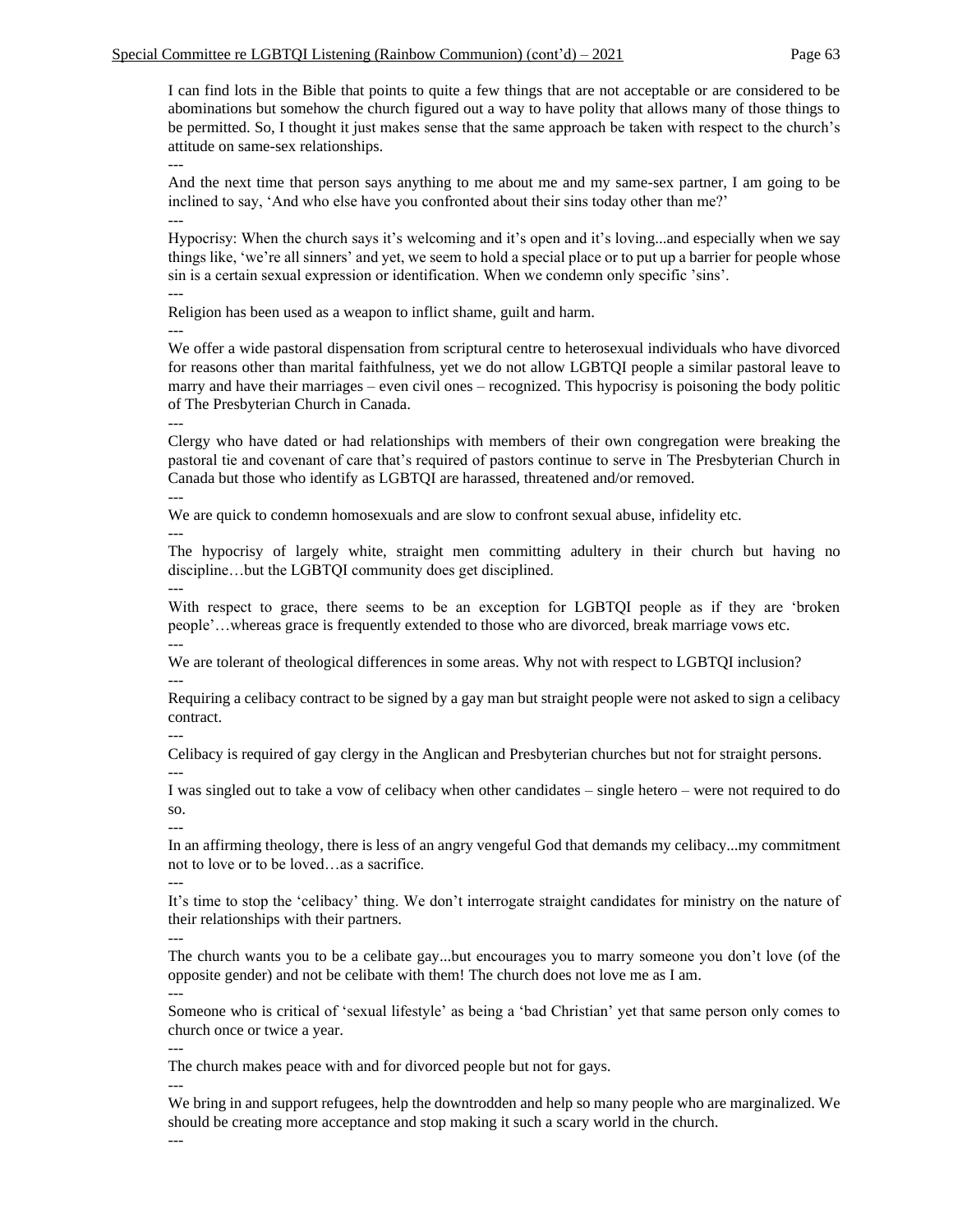I can find lots in the Bible that points to quite a few things that are not acceptable or are considered to be abominations but somehow the church figured out a way to have polity that allows many of those things to be permitted. So, I thought it just makes sense that the same approach be taken with respect to the church's attitude on same-sex relationships.

---

And the next time that person says anything to me about me and my same-sex partner, I am going to be inclined to say, 'And who else have you confronted about their sins today other than me?'

---

Hypocrisy: When the church says it's welcoming and it's open and it's loving...and especially when we say things like, 'we're all sinners' and yet, we seem to hold a special place or to put up a barrier for people whose sin is a certain sexual expression or identification. When we condemn only specific 'sins'.

---

Religion has been used as a weapon to inflict shame, guilt and harm.

---

We offer a wide pastoral dispensation from scriptural centre to heterosexual individuals who have divorced for reasons other than marital faithfulness, yet we do not allow LGBTQI people a similar pastoral leave to marry and have their marriages – even civil ones – recognized. This hypocrisy is poisoning the body politic of The Presbyterian Church in Canada.

---

Clergy who have dated or had relationships with members of their own congregation were breaking the pastoral tie and covenant of care that's required of pastors continue to serve in The Presbyterian Church in Canada but those who identify as LGBTQI are harassed, threatened and/or removed.

---

We are quick to condemn homosexuals and are slow to confront sexual abuse, infidelity etc.

---

The hypocrisy of largely white, straight men committing adultery in their church but having no discipline…but the LGBTQI community does get disciplined.

---

With respect to grace, there seems to be an exception for LGBTQI people as if they are 'broken people'…whereas grace is frequently extended to those who are divorced, break marriage vows etc.

---

We are tolerant of theological differences in some areas. Why not with respect to LGBTQI inclusion?

---

Requiring a celibacy contract to be signed by a gay man but straight people were not asked to sign a celibacy contract.

---

Celibacy is required of gay clergy in the Anglican and Presbyterian churches but not for straight persons.

---

I was singled out to take a vow of celibacy when other candidates – single hetero – were not required to do so.

---

In an affirming theology, there is less of an angry vengeful God that demands my celibacy...my commitment not to love or to be loved…as a sacrifice.

---

It's time to stop the 'celibacy' thing. We don't interrogate straight candidates for ministry on the nature of their relationships with their partners.

---

The church wants you to be a celibate gay...but encourages you to marry someone you don't love (of the opposite gender) and not be celibate with them! The church does not love me as I am.

---

Someone who is critical of 'sexual lifestyle' as being a 'bad Christian' yet that same person only comes to church once or twice a year.

---

The church makes peace with and for divorced people but not for gays.

---

We bring in and support refugees, help the downtrodden and help so many people who are marginalized. We should be creating more acceptance and stop making it such a scary world in the church.

---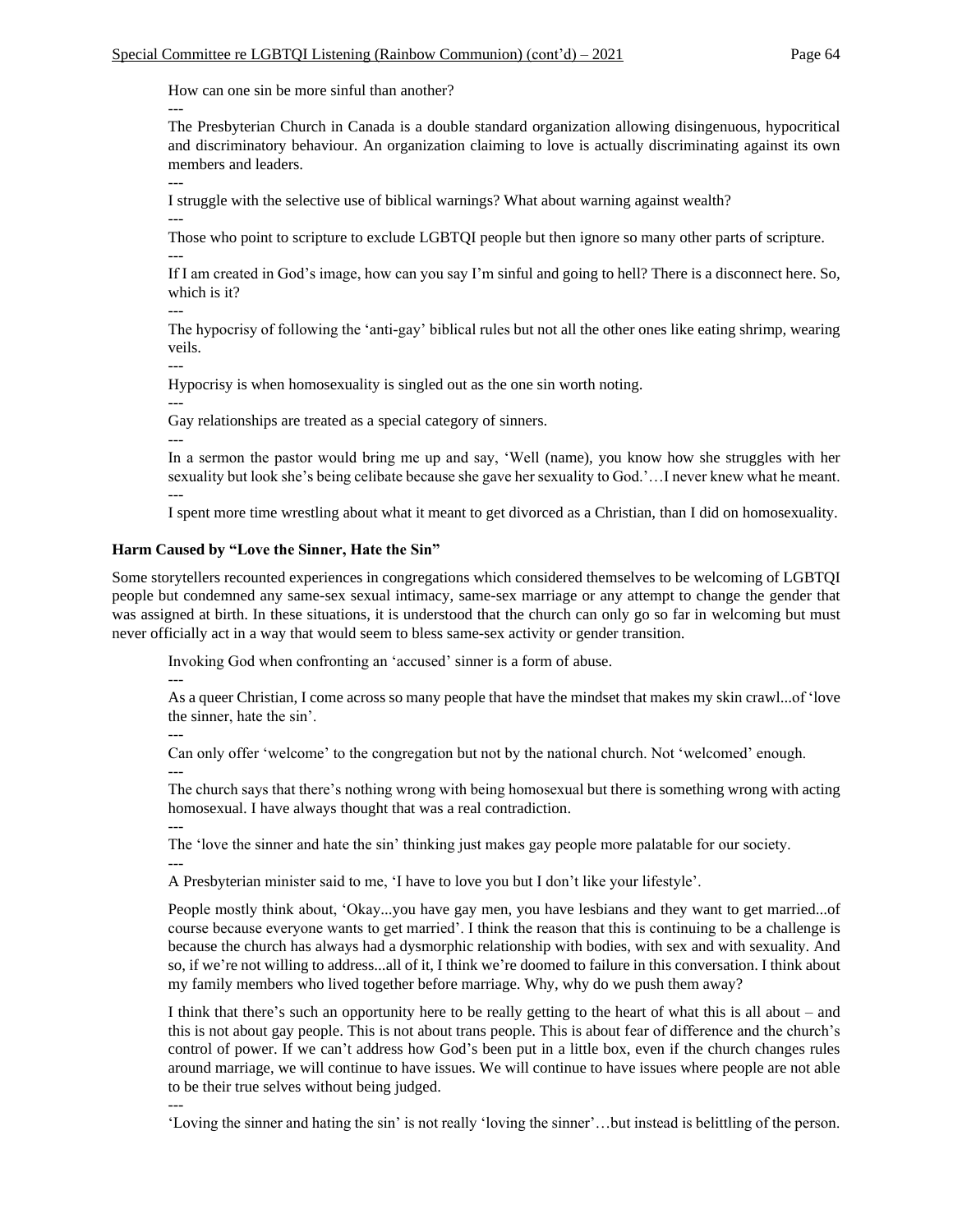How can one sin be more sinful than another?

---

The Presbyterian Church in Canada is a double standard organization allowing disingenuous, hypocritical and discriminatory behaviour. An organization claiming to love is actually discriminating against its own members and leaders.

---

I struggle with the selective use of biblical warnings? What about warning against wealth?

---

Those who point to scripture to exclude LGBTQI people but then ignore so many other parts of scripture.

---

If I am created in God's image, how can you say I'm sinful and going to hell? There is a disconnect here. So, which is it?

---

The hypocrisy of following the 'anti-gay' biblical rules but not all the other ones like eating shrimp, wearing veils.

---

Hypocrisy is when homosexuality is singled out as the one sin worth noting.

---

Gay relationships are treated as a special category of sinners.

---

In a sermon the pastor would bring me up and say, 'Well (name), you know how she struggles with her sexuality but look she's being celibate because she gave her sexuality to God.'…I never knew what he meant.

---

I spent more time wrestling about what it meant to get divorced as a Christian, than I did on homosexuality.

**Harm Caused by "Love the Sinner, Hate the Sin"**

Some storytellers recounted experiences in congregations which considered themselves to be welcoming of LGBTQI people but condemned any same-sex sexual intimacy, same-sex marriage or any attempt to change the gender that was assigned at birth. In these situations, it is understood that the church can only go so far in welcoming but must never officially act in a way that would seem to bless same-sex activity or gender transition.

Invoking God when confronting an 'accused' sinner is a form of abuse.

---

As a queer Christian, I come across so many people that have the mindset that makes my skin crawl...of 'love the sinner, hate the sin'.

---

Can only offer 'welcome' to the congregation but not by the national church. Not 'welcomed' enough.

---

The church says that there's nothing wrong with being homosexual but there is something wrong with acting homosexual. I have always thought that was a real contradiction.

---

The 'love the sinner and hate the sin' thinking just makes gay people more palatable for our society.

---

A Presbyterian minister said to me, 'I have to love you but I don't like your lifestyle'.

People mostly think about, 'Okay...you have gay men, you have lesbians and they want to get married...of course because everyone wants to get married'. I think the reason that this is continuing to be a challenge is because the church has always had a dysmorphic relationship with bodies, with sex and with sexuality. And so, if we're not willing to address...all of it, I think we're doomed to failure in this conversation. I think about my family members who lived together before marriage. Why, why do we push them away?

I think that there's such an opportunity here to be really getting to the heart of what this is all about – and this is not about gay people. This is not about trans people. This is about fear of difference and the church's control of power. If we can't address how God's been put in a little box, even if the church changes rules around marriage, we will continue to have issues. We will continue to have issues where people are not able to be their true selves without being judged.

---

'Loving the sinner and hating the sin' is not really 'loving the sinner'…but instead is belittling of the person.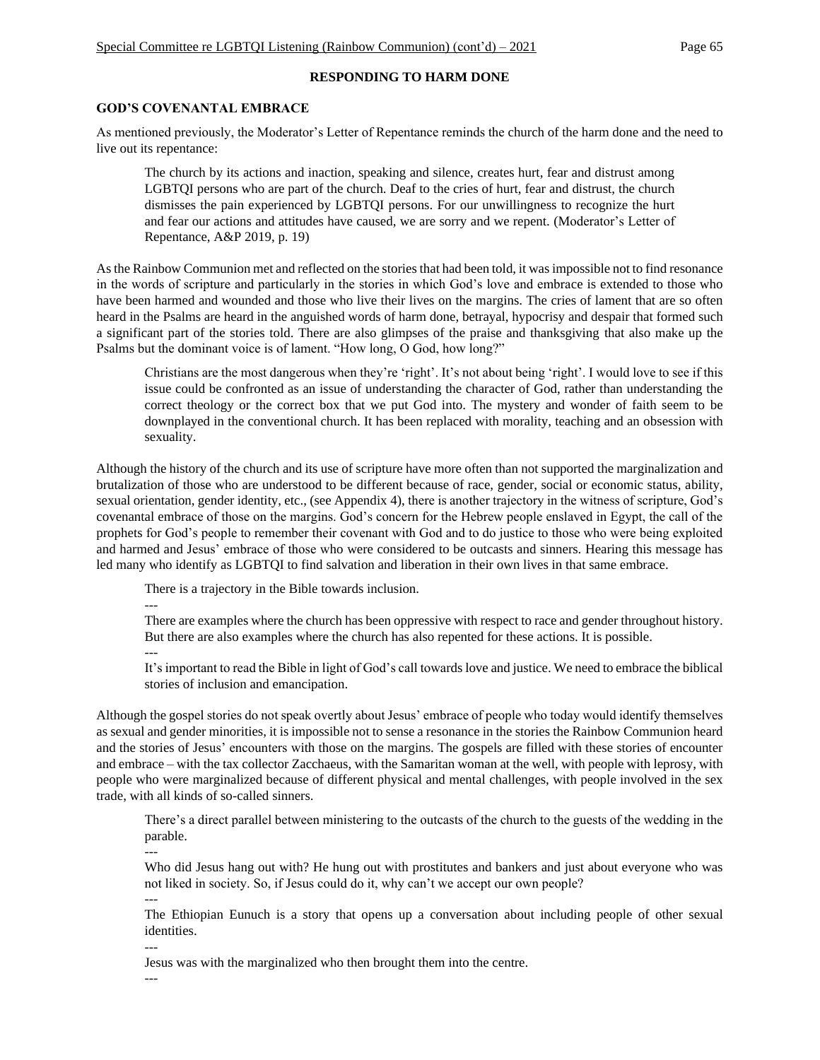## RESPONDING TO HARM DONE

### GOD'S COVENANTAL EMBRACE

As mentioned previously, the Moderator's Letter of Repentance reminds the church of the harm done and the need to live out its repentance:

> The church by its actions and inaction, speaking and silence, creates hurt, fear and distrust among LGBTQI persons who are part of the church. Deaf to the cries of hurt, fear and distrust, the church dismisses the pain experienced by LGBTQI persons. For our unwillingness to recognize the hurt and fear our actions and attitudes have caused, we are sorry and we repent. (Moderator's Letter of Repentance, A&P 2019, p. 19)

As the Rainbow Communion met and reflected on the stories that had been told, it was impossible not to find resonance in the words of scripture and particularly in the stories in which God's love and embrace is extended to those who have been harmed and wounded and those who live their lives on the margins. The cries of lament that are so often heard in the Psalms are heard in the anguished words of harm done, betrayal, hypocrisy and despair that formed such a significant part of the stories told. There are also glimpses of the praise and thanksgiving that also make up the Psalms but the dominant voice is of lament. "How long, O God, how long?"

> Christians are the most dangerous when they're 'right'. It's not about being 'right'. I would love to see if this issue could be confronted as an issue of understanding the character of God, rather than understanding the correct theology or the correct box that we put God into. The mystery and wonder of faith seem to be downplayed in the conventional church. It has been replaced with morality, teaching and an obsession with sexuality.

Although the history of the church and its use of scripture have more often than not supported the marginalization and brutalization of those who are understood to be different because of race, gender, social or economic status, ability, sexual orientation, gender identity, etc., (see Appendix 4), there is another trajectory in the witness of scripture, God's covenantal embrace of those on the margins. God's concern for the Hebrew people enslaved in Egypt, the call of the prophets for God's people to remember their covenant with God and to do justice to those who were being exploited and harmed and Jesus' embrace of those who were considered to be outcasts and sinners. Hearing this message has led many who identify as LGBTQI to find salvation and liberation in their own lives in that same embrace.

> There is a trajectory in the Bible towards inclusion.
>
> ---
>
> There are examples where the church has been oppressive with respect to race and gender throughout history. But there are also examples where the church has also repented for these actions. It is possible.
>
> ---
>
> It's important to read the Bible in light of God's call towards love and justice. We need to embrace the biblical stories of inclusion and emancipation.

Although the gospel stories do not speak overtly about Jesus' embrace of people who today would identify themselves as sexual and gender minorities, it is impossible not to sense a resonance in the stories the Rainbow Communion heard and the stories of Jesus' encounters with those on the margins. The gospels are filled with these stories of encounter and embrace – with the tax collector Zacchaeus, with the Samaritan woman at the well, with people with leprosy, with people who were marginalized because of different physical and mental challenges, with people involved in the sex trade, with all kinds of so-called sinners.

> There's a direct parallel between ministering to the outcasts of the church to the guests of the wedding in the parable.
>
> ---
>
> Who did Jesus hang out with? He hung out with prostitutes and bankers and just about everyone who was not liked in society. So, if Jesus could do it, why can't we accept our own people?
>
> ---
>
> The Ethiopian Eunuch is a story that opens up a conversation about including people of other sexual identities.
>
> ---
>
> Jesus was with the marginalized who then brought them into the centre.
>
> ---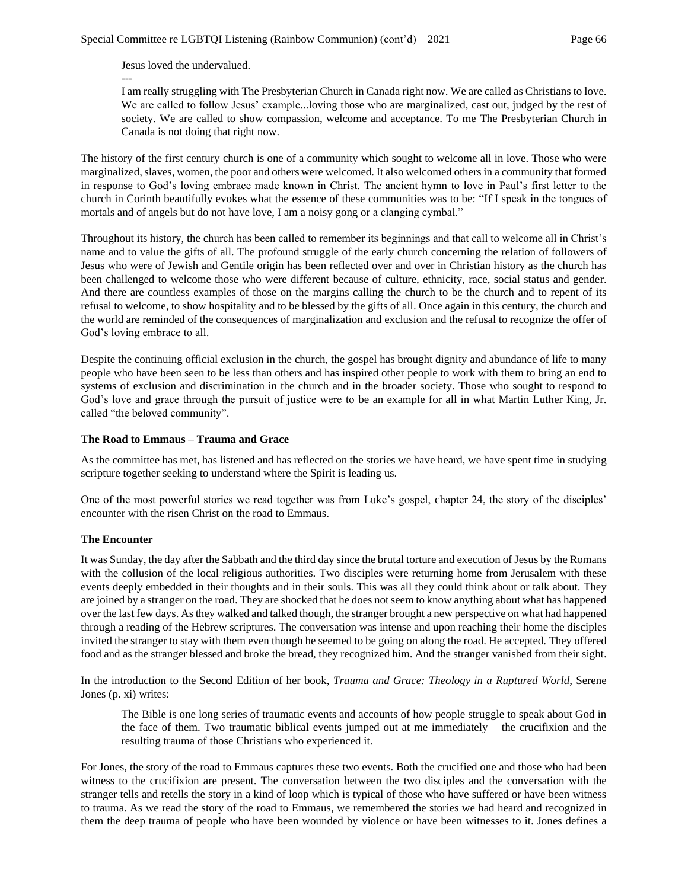> Jesus loved the undervalued.
>
> ---
>
> I am really struggling with The Presbyterian Church in Canada right now. We are called as Christians to love. We are called to follow Jesus' example...loving those who are marginalized, cast out, judged by the rest of society. We are called to show compassion, welcome and acceptance. To me The Presbyterian Church in Canada is not doing that right now.

The history of the first century church is one of a community which sought to welcome all in love. Those who were marginalized, slaves, women, the poor and others were welcomed. It also welcomed others in a community that formed in response to God's loving embrace made known in Christ. The ancient hymn to love in Paul's first letter to the church in Corinth beautifully evokes what the essence of these communities was to be: "If I speak in the tongues of mortals and of angels but do not have love, I am a noisy gong or a clanging cymbal."

Throughout its history, the church has been called to remember its beginnings and that call to welcome all in Christ's name and to value the gifts of all. The profound struggle of the early church concerning the relation of followers of Jesus who were of Jewish and Gentile origin has been reflected over and over in Christian history as the church has been challenged to welcome those who were different because of culture, ethnicity, race, social status and gender. And there are countless examples of those on the margins calling the church to be the church and to repent of its refusal to welcome, to show hospitality and to be blessed by the gifts of all. Once again in this century, the church and the world are reminded of the consequences of marginalization and exclusion and the refusal to recognize the offer of God's loving embrace to all.

Despite the continuing official exclusion in the church, the gospel has brought dignity and abundance of life to many people who have been seen to be less than others and has inspired other people to work with them to bring an end to systems of exclusion and discrimination in the church and in the broader society. Those who sought to respond to God's love and grace through the pursuit of justice were to be an example for all in what Martin Luther King, Jr. called "the beloved community".

**The Road to Emmaus – Trauma and Grace**

As the committee has met, has listened and has reflected on the stories we have heard, we have spent time in studying scripture together seeking to understand where the Spirit is leading us.

One of the most powerful stories we read together was from Luke's gospel, chapter 24, the story of the disciples' encounter with the risen Christ on the road to Emmaus.

**The Encounter**

It was Sunday, the day after the Sabbath and the third day since the brutal torture and execution of Jesus by the Romans with the collusion of the local religious authorities. Two disciples were returning home from Jerusalem with these events deeply embedded in their thoughts and in their souls. This was all they could think about or talk about. They are joined by a stranger on the road. They are shocked that he does not seem to know anything about what has happened over the last few days. As they walked and talked though, the stranger brought a new perspective on what had happened through a reading of the Hebrew scriptures. The conversation was intense and upon reaching their home the disciples invited the stranger to stay with them even though he seemed to be going on along the road. He accepted. They offered food and as the stranger blessed and broke the bread, they recognized him. And the stranger vanished from their sight.

In the introduction to the Second Edition of her book, *Trauma and Grace: Theology in a Ruptured World*, Serene Jones (p. xi) writes:

> The Bible is one long series of traumatic events and accounts of how people struggle to speak about God in the face of them. Two traumatic biblical events jumped out at me immediately – the crucifixion and the resulting trauma of those Christians who experienced it.

For Jones, the story of the road to Emmaus captures these two events. Both the crucified one and those who had been witness to the crucifixion are present. The conversation between the two disciples and the conversation with the stranger tells and retells the story in a kind of loop which is typical of those who have suffered or have been witness to trauma. As we read the story of the road to Emmaus, we remembered the stories we had heard and recognized in them the deep trauma of people who have been wounded by violence or have been witnesses to it. Jones defines a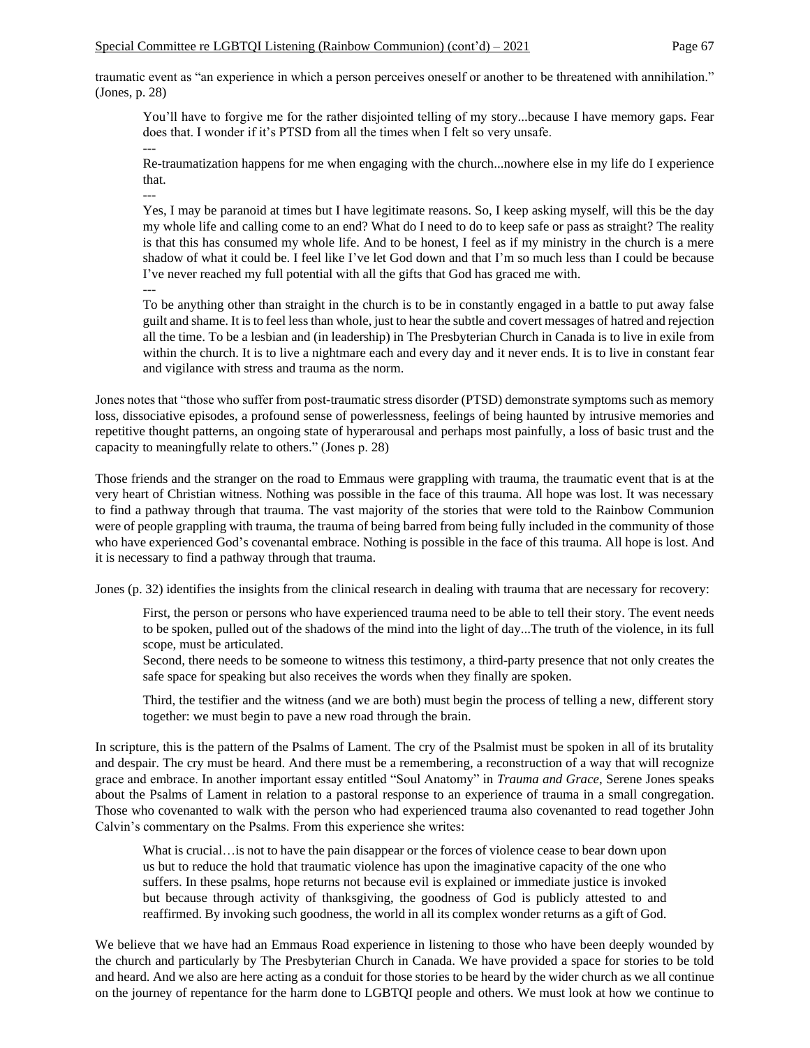traumatic event as "an experience in which a person perceives oneself or another to be threatened with annihilation." (Jones, p. 28)

> You'll have to forgive me for the rather disjointed telling of my story...because I have memory gaps. Fear does that. I wonder if it's PTSD from all the times when I felt so very unsafe.
>
> ---
>
> Re-traumatization happens for me when engaging with the church...nowhere else in my life do I experience that.
>
> ---
>
> Yes, I may be paranoid at times but I have legitimate reasons. So, I keep asking myself, will this be the day my whole life and calling come to an end? What do I need to do to keep safe or pass as straight? The reality is that this has consumed my whole life. And to be honest, I feel as if my ministry in the church is a mere shadow of what it could be. I feel like I've let God down and that I'm so much less than I could be because I've never reached my full potential with all the gifts that God has graced me with.
>
> ---
>
> To be anything other than straight in the church is to be in constantly engaged in a battle to put away false guilt and shame. It is to feel less than whole, just to hear the subtle and covert messages of hatred and rejection all the time. To be a lesbian and (in leadership) in The Presbyterian Church in Canada is to live in exile from within the church. It is to live a nightmare each and every day and it never ends. It is to live in constant fear and vigilance with stress and trauma as the norm.

Jones notes that "those who suffer from post-traumatic stress disorder (PTSD) demonstrate symptoms such as memory loss, dissociative episodes, a profound sense of powerlessness, feelings of being haunted by intrusive memories and repetitive thought patterns, an ongoing state of hyperarousal and perhaps most painfully, a loss of basic trust and the capacity to meaningfully relate to others." (Jones p. 28)

Those friends and the stranger on the road to Emmaus were grappling with trauma, the traumatic event that is at the very heart of Christian witness. Nothing was possible in the face of this trauma. All hope was lost. It was necessary to find a pathway through that trauma. The vast majority of the stories that were told to the Rainbow Communion were of people grappling with trauma, the trauma of being barred from being fully included in the community of those who have experienced God's covenantal embrace. Nothing is possible in the face of this trauma. All hope is lost. And it is necessary to find a pathway through that trauma.

Jones (p. 32) identifies the insights from the clinical research in dealing with trauma that are necessary for recovery:

> First, the person or persons who have experienced trauma need to be able to tell their story. The event needs to be spoken, pulled out of the shadows of the mind into the light of day...The truth of the violence, in its full scope, must be articulated.
>
> Second, there needs to be someone to witness this testimony, a third-party presence that not only creates the safe space for speaking but also receives the words when they finally are spoken.
>
> Third, the testifier and the witness (and we are both) must begin the process of telling a new, different story together: we must begin to pave a new road through the brain.

In scripture, this is the pattern of the Psalms of Lament. The cry of the Psalmist must be spoken in all of its brutality and despair. The cry must be heard. And there must be a remembering, a reconstruction of a way that will recognize grace and embrace. In another important essay entitled "Soul Anatomy" in *Trauma and Grace*, Serene Jones speaks about the Psalms of Lament in relation to a pastoral response to an experience of trauma in a small congregation. Those who covenanted to walk with the person who had experienced trauma also covenanted to read together John Calvin's commentary on the Psalms. From this experience she writes:

> What is crucial…is not to have the pain disappear or the forces of violence cease to bear down upon us but to reduce the hold that traumatic violence has upon the imaginative capacity of the one who suffers. In these psalms, hope returns not because evil is explained or immediate justice is invoked but because through activity of thanksgiving, the goodness of God is publicly attested to and reaffirmed. By invoking such goodness, the world in all its complex wonder returns as a gift of God.

We believe that we have had an Emmaus Road experience in listening to those who have been deeply wounded by the church and particularly by The Presbyterian Church in Canada. We have provided a space for stories to be told and heard. And we also are here acting as a conduit for those stories to be heard by the wider church as we all continue on the journey of repentance for the harm done to LGBTQI people and others. We must look at how we continue to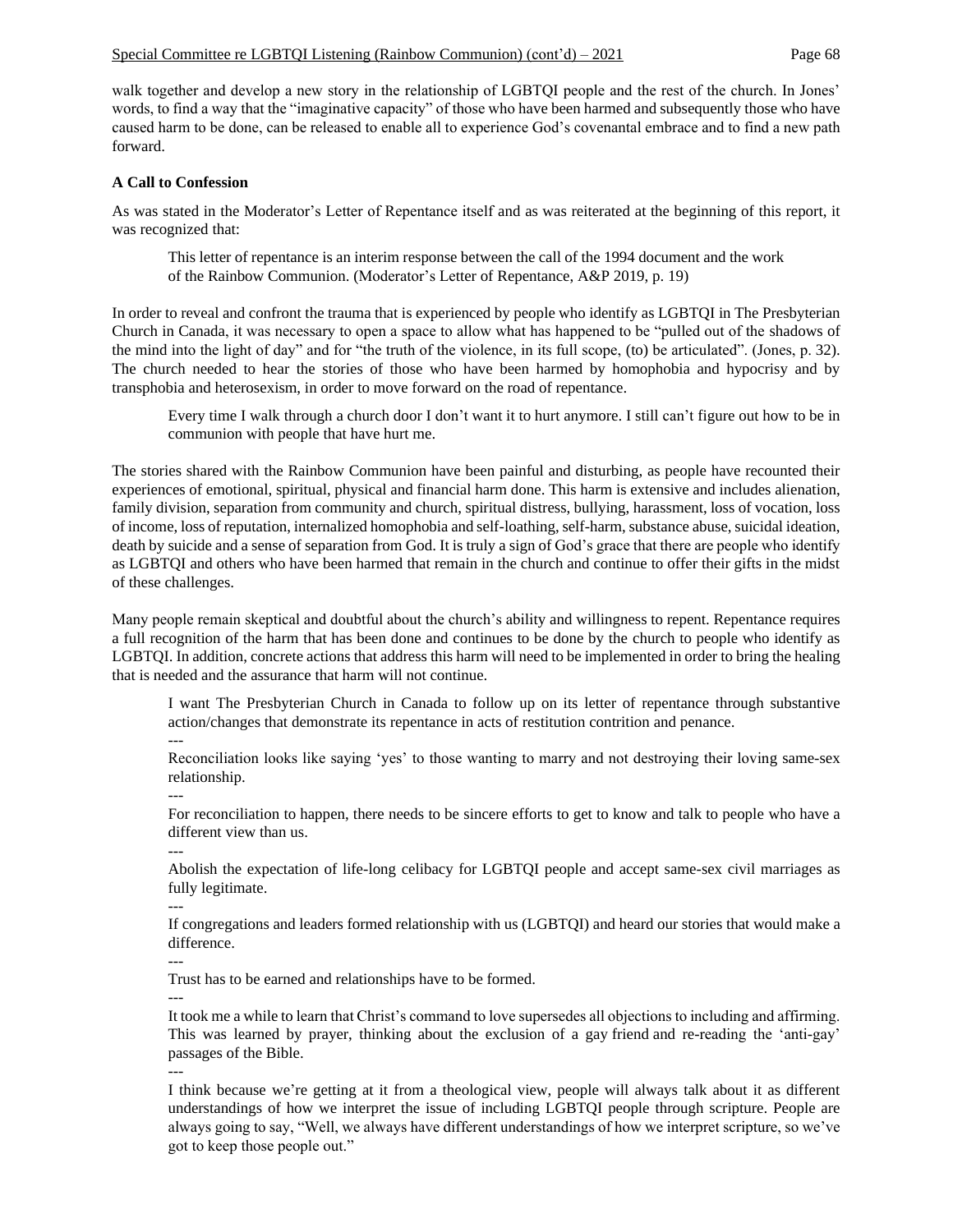walk together and develop a new story in the relationship of LGBTQI people and the rest of the church. In Jones' words, to find a way that the "imaginative capacity" of those who have been harmed and subsequently those who have caused harm to be done, can be released to enable all to experience God's covenantal embrace and to find a new path forward.

**A Call to Confession**

As was stated in the Moderator's Letter of Repentance itself and as was reiterated at the beginning of this report, it was recognized that:

> This letter of repentance is an interim response between the call of the 1994 document and the work of the Rainbow Communion. (Moderator's Letter of Repentance, A&P 2019, p. 19)

In order to reveal and confront the trauma that is experienced by people who identify as LGBTQI in The Presbyterian Church in Canada, it was necessary to open a space to allow what has happened to be "pulled out of the shadows of the mind into the light of day" and for "the truth of the violence, in its full scope, (to) be articulated". (Jones, p. 32). The church needed to hear the stories of those who have been harmed by homophobia and hypocrisy and by transphobia and heterosexism, in order to move forward on the road of repentance.

> Every time I walk through a church door I don't want it to hurt anymore. I still can't figure out how to be in communion with people that have hurt me.

The stories shared with the Rainbow Communion have been painful and disturbing, as people have recounted their experiences of emotional, spiritual, physical and financial harm done. This harm is extensive and includes alienation, family division, separation from community and church, spiritual distress, bullying, harassment, loss of vocation, loss of income, loss of reputation, internalized homophobia and self-loathing, self-harm, substance abuse, suicidal ideation, death by suicide and a sense of separation from God. It is truly a sign of God's grace that there are people who identify as LGBTQI and others who have been harmed that remain in the church and continue to offer their gifts in the midst of these challenges.

Many people remain skeptical and doubtful about the church's ability and willingness to repent. Repentance requires a full recognition of the harm that has been done and continues to be done by the church to people who identify as LGBTQI. In addition, concrete actions that address this harm will need to be implemented in order to bring the healing that is needed and the assurance that harm will not continue.

> I want The Presbyterian Church in Canada to follow up on its letter of repentance through substantive action/changes that demonstrate its repentance in acts of restitution contrition and penance.
>
> ---
>
> Reconciliation looks like saying 'yes' to those wanting to marry and not destroying their loving same-sex relationship.
>
> ---
>
> For reconciliation to happen, there needs to be sincere efforts to get to know and talk to people who have a different view than us.
>
> ---
>
> Abolish the expectation of life-long celibacy for LGBTQI people and accept same-sex civil marriages as fully legitimate.
>
> ---
>
> If congregations and leaders formed relationship with us (LGBTQI) and heard our stories that would make a difference.
>
> ---
>
> Trust has to be earned and relationships have to be formed.
>
> ---
>
> It took me a while to learn that Christ's command to love supersedes all objections to including and affirming. This was learned by prayer, thinking about the exclusion of a gay friend and re-reading the 'anti-gay' passages of the Bible.
>
> ---
>
> I think because we're getting at it from a theological view, people will always talk about it as different understandings of how we interpret the issue of including LGBTQI people through scripture. People are always going to say, "Well, we always have different understandings of how we interpret scripture, so we've got to keep those people out."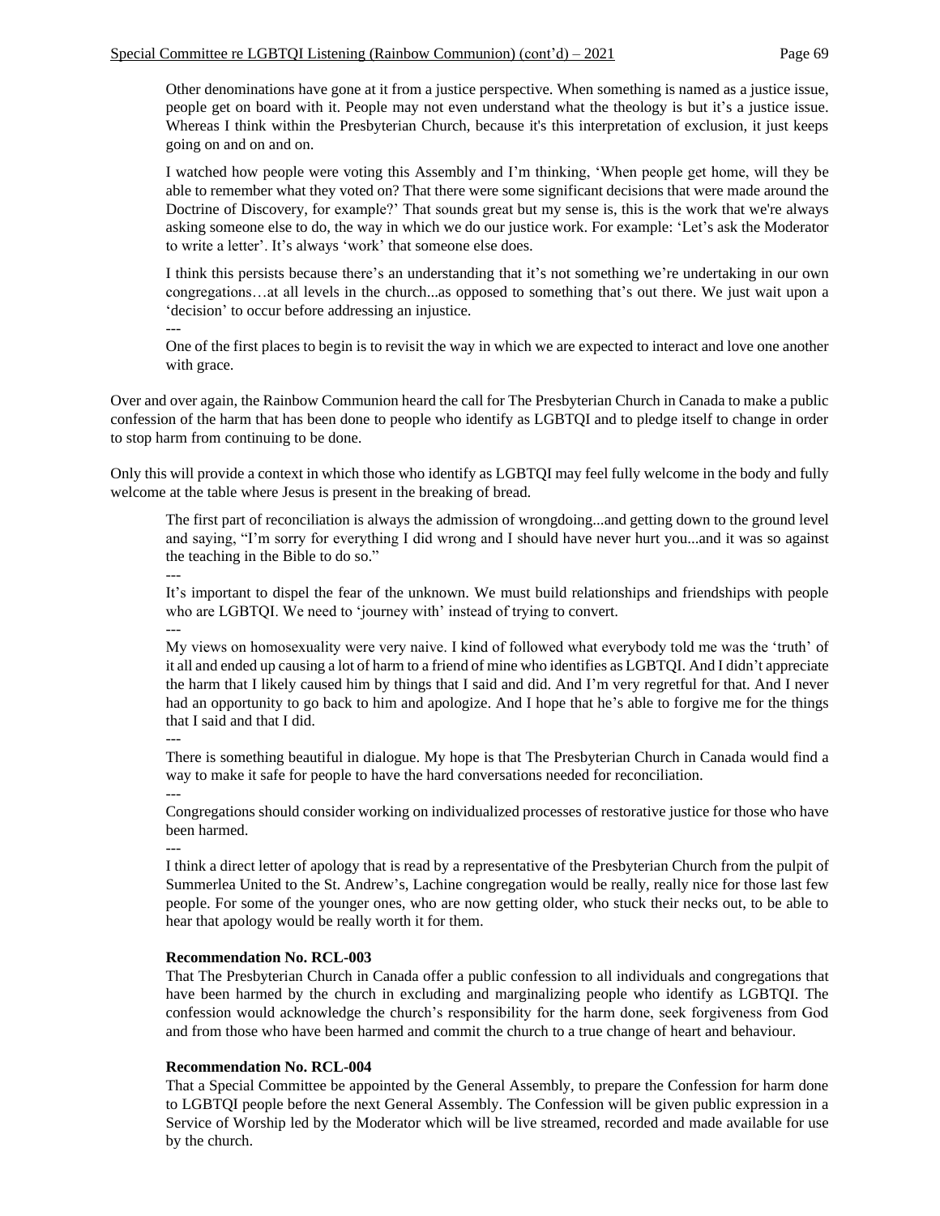> Other denominations have gone at it from a justice perspective. When something is named as a justice issue, people get on board with it. People may not even understand what the theology is but it's a justice issue. Whereas I think within the Presbyterian Church, because it's this interpretation of exclusion, it just keeps going on and on and on.
>
> I watched how people were voting this Assembly and I'm thinking, 'When people get home, will they be able to remember what they voted on? That there were some significant decisions that were made around the Doctrine of Discovery, for example?' That sounds great but my sense is, this is the work that we're always asking someone else to do, the way in which we do our justice work. For example: 'Let's ask the Moderator to write a letter'. It's always 'work' that someone else does.
>
> I think this persists because there's an understanding that it's not something we're undertaking in our own congregations…at all levels in the church...as opposed to something that's out there. We just wait upon a 'decision' to occur before addressing an injustice.
>
> ---
>
> One of the first places to begin is to revisit the way in which we are expected to interact and love one another with grace.

Over and over again, the Rainbow Communion heard the call for The Presbyterian Church in Canada to make a public confession of the harm that has been done to people who identify as LGBTQI and to pledge itself to change in order to stop harm from continuing to be done.

Only this will provide a context in which those who identify as LGBTQI may feel fully welcome in the body and fully welcome at the table where Jesus is present in the breaking of bread.

> The first part of reconciliation is always the admission of wrongdoing...and getting down to the ground level and saying, "I'm sorry for everything I did wrong and I should have never hurt you...and it was so against the teaching in the Bible to do so."
>
> ---
>
> It's important to dispel the fear of the unknown. We must build relationships and friendships with people who are LGBTQI. We need to 'journey with' instead of trying to convert.
>
> ---
>
> My views on homosexuality were very naive. I kind of followed what everybody told me was the 'truth' of it all and ended up causing a lot of harm to a friend of mine who identifies as LGBTQI. And I didn't appreciate the harm that I likely caused him by things that I said and did. And I'm very regretful for that. And I never had an opportunity to go back to him and apologize. And I hope that he's able to forgive me for the things that I said and that I did.
>
> ---
>
> There is something beautiful in dialogue. My hope is that The Presbyterian Church in Canada would find a way to make it safe for people to have the hard conversations needed for reconciliation.
>
> ---
>
> Congregations should consider working on individualized processes of restorative justice for those who have been harmed.
>
> ---
>
> I think a direct letter of apology that is read by a representative of the Presbyterian Church from the pulpit of Summerlea United to the St. Andrew's, Lachine congregation would be really, really nice for those last few people. For some of the younger ones, who are now getting older, who stuck their necks out, to be able to hear that apology would be really worth it for them.

**Recommendation No. RCL-003**

That The Presbyterian Church in Canada offer a public confession to all individuals and congregations that have been harmed by the church in excluding and marginalizing people who identify as LGBTQI. The confession would acknowledge the church's responsibility for the harm done, seek forgiveness from God and from those who have been harmed and commit the church to a true change of heart and behaviour.

**Recommendation No. RCL-004**

That a Special Committee be appointed by the General Assembly, to prepare the Confession for harm done to LGBTQI people before the next General Assembly. The Confession will be given public expression in a Service of Worship led by the Moderator which will be live streamed, recorded and made available for use by the church.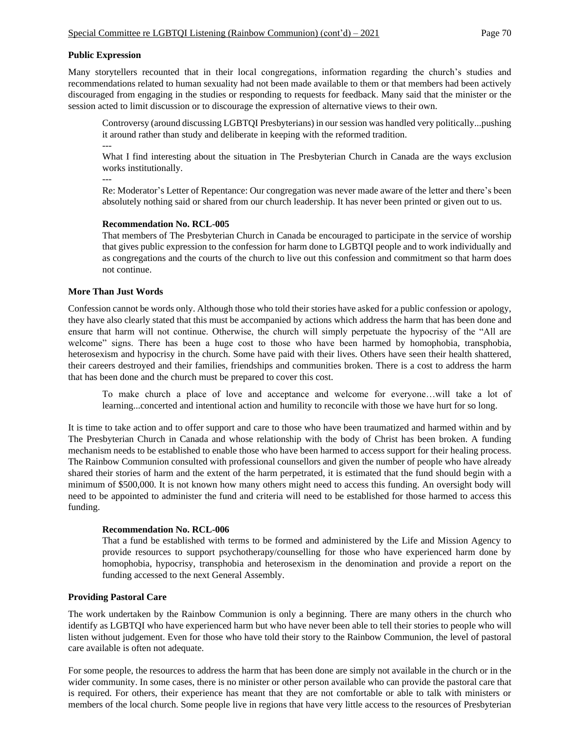**Public Expression**

Many storytellers recounted that in their local congregations, information regarding the church's studies and recommendations related to human sexuality had not been made available to them or that members had been actively discouraged from engaging in the studies or responding to requests for feedback. Many said that the minister or the session acted to limit discussion or to discourage the expression of alternative views to their own.

> Controversy (around discussing LGBTQI Presbyterians) in our session was handled very politically...pushing it around rather than study and deliberate in keeping with the reformed tradition.
>
> ---
>
> What I find interesting about the situation in The Presbyterian Church in Canada are the ways exclusion works institutionally.
>
> ---
>
> Re: Moderator's Letter of Repentance: Our congregation was never made aware of the letter and there's been absolutely nothing said or shared from our church leadership. It has never been printed or given out to us.

> **Recommendation No. RCL-005**
>
> That members of The Presbyterian Church in Canada be encouraged to participate in the service of worship that gives public expression to the confession for harm done to LGBTQI people and to work individually and as congregations and the courts of the church to live out this confession and commitment so that harm does not continue.

**More Than Just Words**

Confession cannot be words only. Although those who told their stories have asked for a public confession or apology, they have also clearly stated that this must be accompanied by actions which address the harm that has been done and ensure that harm will not continue. Otherwise, the church will simply perpetuate the hypocrisy of the "All are welcome" signs. There has been a huge cost to those who have been harmed by homophobia, transphobia, heterosexism and hypocrisy in the church. Some have paid with their lives. Others have seen their health shattered, their careers destroyed and their families, friendships and communities broken. There is a cost to address the harm that has been done and the church must be prepared to cover this cost.

> To make church a place of love and acceptance and welcome for everyone…will take a lot of learning...concerted and intentional action and humility to reconcile with those we have hurt for so long.

It is time to take action and to offer support and care to those who have been traumatized and harmed within and by The Presbyterian Church in Canada and whose relationship with the body of Christ has been broken. A funding mechanism needs to be established to enable those who have been harmed to access support for their healing process. The Rainbow Communion consulted with professional counsellors and given the number of people who have already shared their stories of harm and the extent of the harm perpetrated, it is estimated that the fund should begin with a minimum of $500,000. It is not known how many others might need to access this funding. An oversight body will need to be appointed to administer the fund and criteria will need to be established for those harmed to access this funding.

> **Recommendation No. RCL-006**
>
> That a fund be established with terms to be formed and administered by the Life and Mission Agency to provide resources to support psychotherapy/counselling for those who have experienced harm done by homophobia, hypocrisy, transphobia and heterosexism in the denomination and provide a report on the funding accessed to the next General Assembly.

**Providing Pastoral Care**

The work undertaken by the Rainbow Communion is only a beginning. There are many others in the church who identify as LGBTQI who have experienced harm but who have never been able to tell their stories to people who will listen without judgement. Even for those who have told their story to the Rainbow Communion, the level of pastoral care available is often not adequate.

For some people, the resources to address the harm that has been done are simply not available in the church or in the wider community. In some cases, there is no minister or other person available who can provide the pastoral care that is required. For others, their experience has meant that they are not comfortable or able to talk with ministers or members of the local church. Some people live in regions that have very little access to the resources of Presbyterian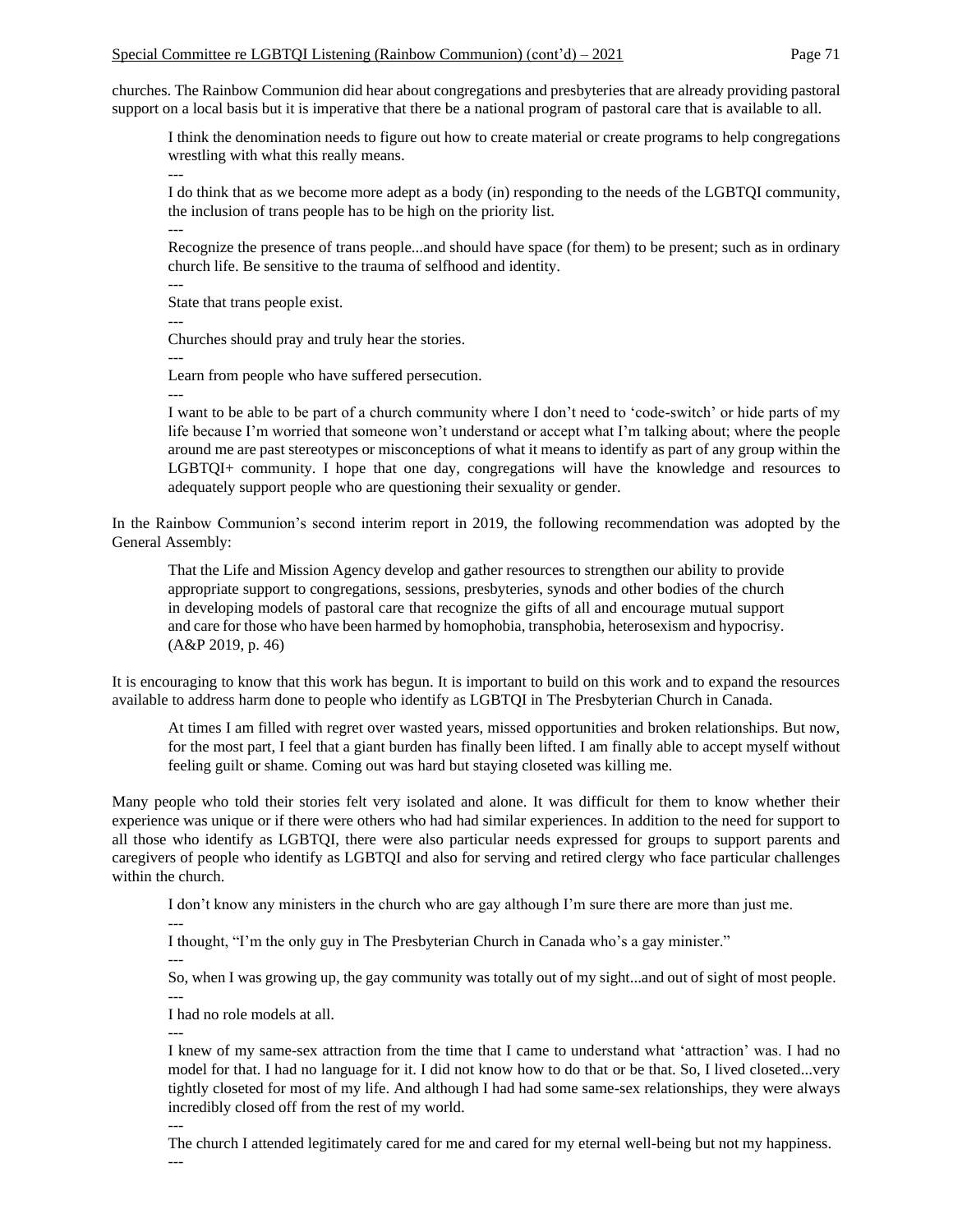churches. The Rainbow Communion did hear about congregations and presbyteries that are already providing pastoral support on a local basis but it is imperative that there be a national program of pastoral care that is available to all.

> I think the denomination needs to figure out how to create material or create programs to help congregations wrestling with what this really means.
>
> ---
>
> I do think that as we become more adept as a body (in) responding to the needs of the LGBTQI community, the inclusion of trans people has to be high on the priority list.
>
> ---
>
> Recognize the presence of trans people...and should have space (for them) to be present; such as in ordinary church life. Be sensitive to the trauma of selfhood and identity.
>
> ---
>
> State that trans people exist.
>
> ---
>
> Churches should pray and truly hear the stories.
>
> ---
>
> Learn from people who have suffered persecution.
>
> ---
>
> I want to be able to be part of a church community where I don't need to 'code-switch' or hide parts of my life because I'm worried that someone won't understand or accept what I'm talking about; where the people around me are past stereotypes or misconceptions of what it means to identify as part of any group within the LGBTQI+ community. I hope that one day, congregations will have the knowledge and resources to adequately support people who are questioning their sexuality or gender.

In the Rainbow Communion's second interim report in 2019, the following recommendation was adopted by the General Assembly:

> That the Life and Mission Agency develop and gather resources to strengthen our ability to provide appropriate support to congregations, sessions, presbyteries, synods and other bodies of the church in developing models of pastoral care that recognize the gifts of all and encourage mutual support and care for those who have been harmed by homophobia, transphobia, heterosexism and hypocrisy. (A&P 2019, p. 46)

It is encouraging to know that this work has begun. It is important to build on this work and to expand the resources available to address harm done to people who identify as LGBTQI in The Presbyterian Church in Canada.

> At times I am filled with regret over wasted years, missed opportunities and broken relationships. But now, for the most part, I feel that a giant burden has finally been lifted. I am finally able to accept myself without feeling guilt or shame. Coming out was hard but staying closeted was killing me.

Many people who told their stories felt very isolated and alone. It was difficult for them to know whether their experience was unique or if there were others who had had similar experiences. In addition to the need for support to all those who identify as LGBTQI, there were also particular needs expressed for groups to support parents and caregivers of people who identify as LGBTQI and also for serving and retired clergy who face particular challenges within the church.

> I don't know any ministers in the church who are gay although I'm sure there are more than just me.
>
> ---
>
> I thought, "I'm the only guy in The Presbyterian Church in Canada who's a gay minister."
>
> ---
>
> So, when I was growing up, the gay community was totally out of my sight...and out of sight of most people.
>
> ---
>
> I had no role models at all.
>
> ---
>
> I knew of my same-sex attraction from the time that I came to understand what 'attraction' was. I had no model for that. I had no language for it. I did not know how to do that or be that. So, I lived closeted...very tightly closeted for most of my life. And although I had had some same-sex relationships, they were always incredibly closed off from the rest of my world.
>
> ---
>
> The church I attended legitimately cared for me and cared for my eternal well-being but not my happiness.
>
> ---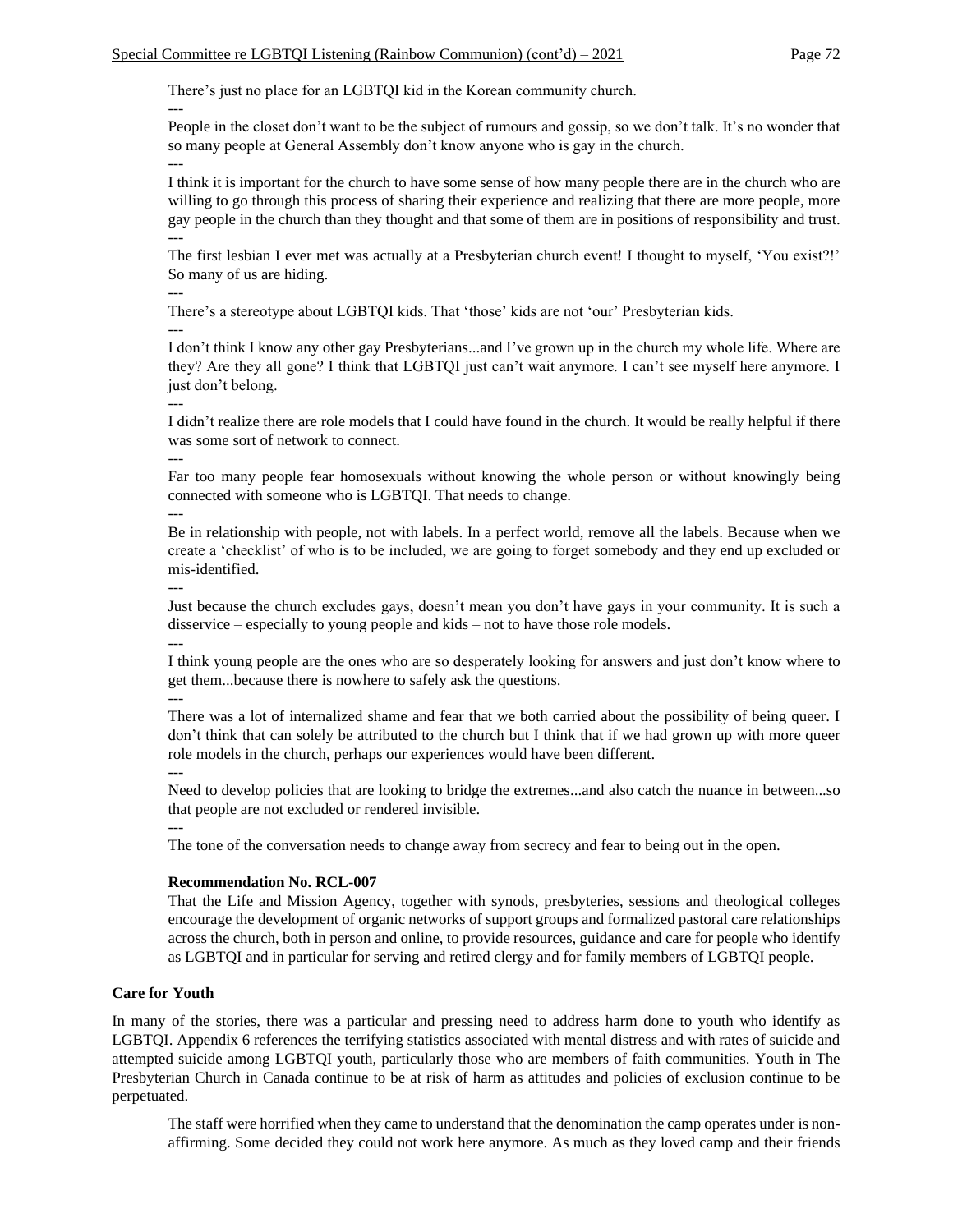There's just no place for an LGBTQI kid in the Korean community church.

---

People in the closet don't want to be the subject of rumours and gossip, so we don't talk. It's no wonder that so many people at General Assembly don't know anyone who is gay in the church.

---

I think it is important for the church to have some sense of how many people there are in the church who are willing to go through this process of sharing their experience and realizing that there are more people, more gay people in the church than they thought and that some of them are in positions of responsibility and trust.

---

The first lesbian I ever met was actually at a Presbyterian church event! I thought to myself, 'You exist?!' So many of us are hiding.

---

There's a stereotype about LGBTQI kids. That 'those' kids are not 'our' Presbyterian kids.

---

I don't think I know any other gay Presbyterians...and I've grown up in the church my whole life. Where are they? Are they all gone? I think that LGBTQI just can't wait anymore. I can't see myself here anymore. I just don't belong.

---

I didn't realize there are role models that I could have found in the church. It would be really helpful if there was some sort of network to connect.

---

Far too many people fear homosexuals without knowing the whole person or without knowingly being connected with someone who is LGBTQI. That needs to change.

---

Be in relationship with people, not with labels. In a perfect world, remove all the labels. Because when we create a 'checklist' of who is to be included, we are going to forget somebody and they end up excluded or mis-identified.

---

Just because the church excludes gays, doesn't mean you don't have gays in your community. It is such a disservice – especially to young people and kids – not to have those role models.

---

I think young people are the ones who are so desperately looking for answers and just don't know where to get them...because there is nowhere to safely ask the questions.

---

There was a lot of internalized shame and fear that we both carried about the possibility of being queer. I don't think that can solely be attributed to the church but I think that if we had grown up with more queer role models in the church, perhaps our experiences would have been different.

---

Need to develop policies that are looking to bridge the extremes...and also catch the nuance in between...so that people are not excluded or rendered invisible.

---

The tone of the conversation needs to change away from secrecy and fear to being out in the open.

**Recommendation No. RCL-007**

That the Life and Mission Agency, together with synods, presbyteries, sessions and theological colleges encourage the development of organic networks of support groups and formalized pastoral care relationships across the church, both in person and online, to provide resources, guidance and care for people who identify as LGBTQI and in particular for serving and retired clergy and for family members of LGBTQI people.

### Care for Youth

In many of the stories, there was a particular and pressing need to address harm done to youth who identify as LGBTQI. Appendix 6 references the terrifying statistics associated with mental distress and with rates of suicide and attempted suicide among LGBTQI youth, particularly those who are members of faith communities. Youth in The Presbyterian Church in Canada continue to be at risk of harm as attitudes and policies of exclusion continue to be perpetuated.

The staff were horrified when they came to understand that the denomination the camp operates under is non-affirming. Some decided they could not work here anymore. As much as they loved camp and their friends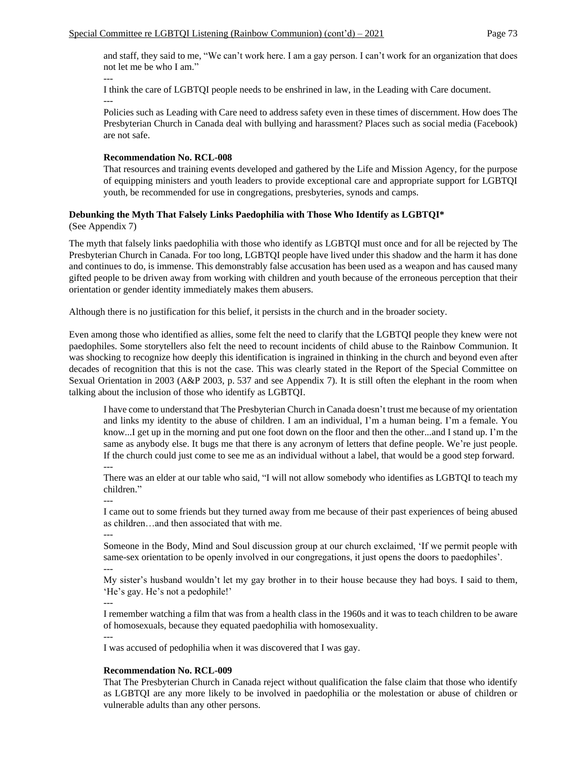and staff, they said to me, "We can't work here. I am a gay person. I can't work for an organization that does not let me be who I am."

---

I think the care of LGBTQI people needs to be enshrined in law, in the Leading with Care document.

---

Policies such as Leading with Care need to address safety even in these times of discernment. How does The Presbyterian Church in Canada deal with bullying and harassment? Places such as social media (Facebook) are not safe.

**Recommendation No. RCL-008**

That resources and training events developed and gathered by the Life and Mission Agency, for the purpose of equipping ministers and youth leaders to provide exceptional care and appropriate support for LGBTQI youth, be recommended for use in congregations, presbyteries, synods and camps.

**Debunking the Myth That Falsely Links Paedophilia with Those Who Identify as LGBTQI***
(See Appendix 7)

The myth that falsely links paedophilia with those who identify as LGBTQI must once and for all be rejected by The Presbyterian Church in Canada. For too long, LGBTQI people have lived under this shadow and the harm it has done and continues to do, is immense. This demonstrably false accusation has been used as a weapon and has caused many gifted people to be driven away from working with children and youth because of the erroneous perception that their orientation or gender identity immediately makes them abusers.

Although there is no justification for this belief, it persists in the church and in the broader society.

Even among those who identified as allies, some felt the need to clarify that the LGBTQI people they knew were not paedophiles. Some storytellers also felt the need to recount incidents of child abuse to the Rainbow Communion. It was shocking to recognize how deeply this identification is ingrained in thinking in the church and beyond even after decades of recognition that this is not the case. This was clearly stated in the Report of the Special Committee on Sexual Orientation in 2003 (A&P 2003, p. 537 and see Appendix 7). It is still often the elephant in the room when talking about the inclusion of those who identify as LGBTQI.

I have come to understand that The Presbyterian Church in Canada doesn't trust me because of my orientation and links my identity to the abuse of children. I am an individual, I'm a human being. I'm a female. You know...I get up in the morning and put one foot down on the floor and then the other...and I stand up. I'm the same as anybody else. It bugs me that there is any acronym of letters that define people. We're just people. If the church could just come to see me as an individual without a label, that would be a good step forward.

---

There was an elder at our table who said, "I will not allow somebody who identifies as LGBTQI to teach my children."

---

I came out to some friends but they turned away from me because of their past experiences of being abused as children…and then associated that with me.

---

Someone in the Body, Mind and Soul discussion group at our church exclaimed, 'If we permit people with same-sex orientation to be openly involved in our congregations, it just opens the doors to paedophiles'.

---

My sister's husband wouldn't let my gay brother in to their house because they had boys. I said to them, 'He's gay. He's not a pedophile!'

---

I remember watching a film that was from a health class in the 1960s and it was to teach children to be aware of homosexuals, because they equated paedophilia with homosexuality.

---

I was accused of pedophilia when it was discovered that I was gay.

**Recommendation No. RCL-009**

That The Presbyterian Church in Canada reject without qualification the false claim that those who identify as LGBTQI are any more likely to be involved in paedophilia or the molestation or abuse of children or vulnerable adults than any other persons.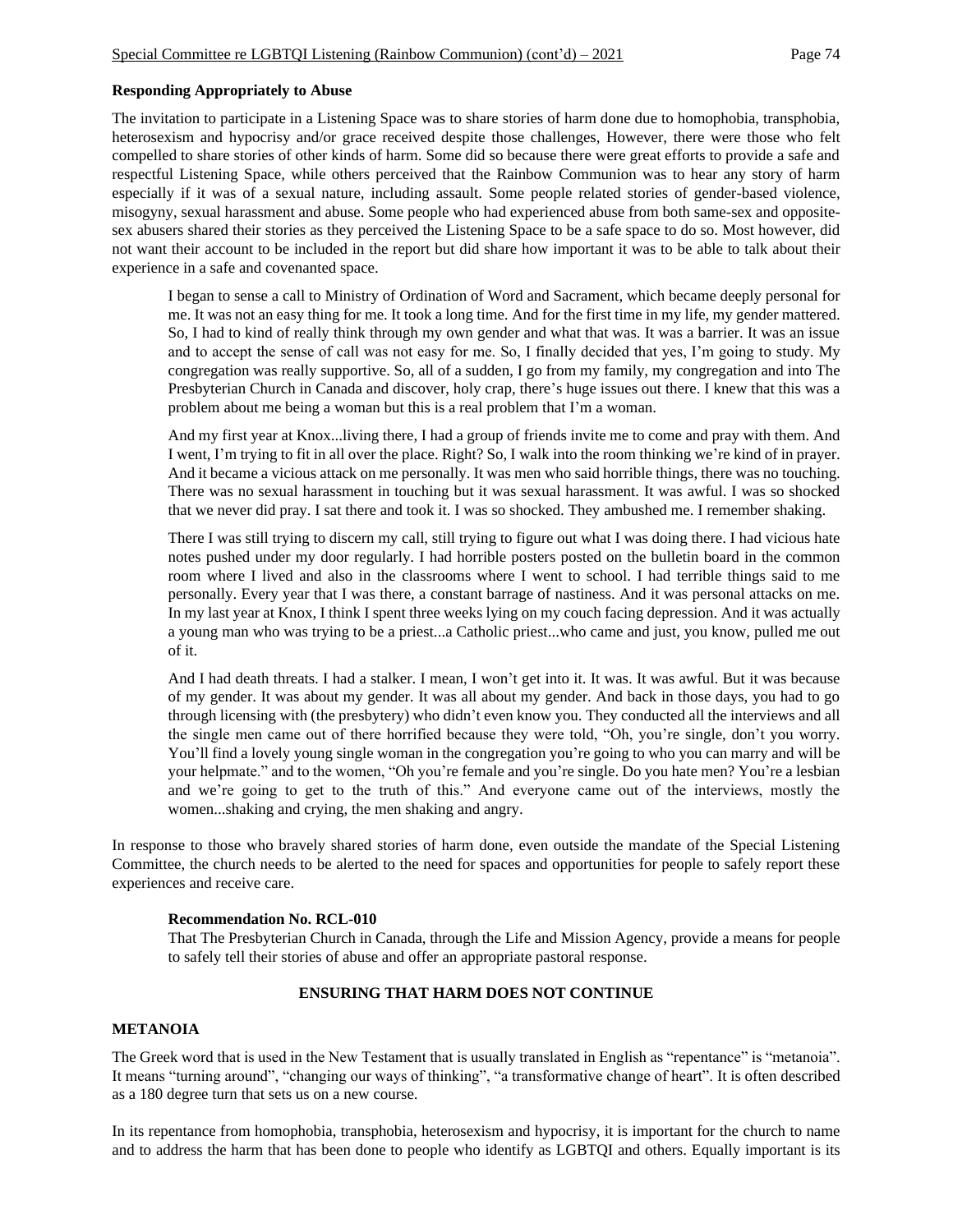**Responding Appropriately to Abuse**

The invitation to participate in a Listening Space was to share stories of harm done due to homophobia, transphobia, heterosexism and hypocrisy and/or grace received despite those challenges, However, there were those who felt compelled to share stories of other kinds of harm. Some did so because there were great efforts to provide a safe and respectful Listening Space, while others perceived that the Rainbow Communion was to hear any story of harm especially if it was of a sexual nature, including assault. Some people related stories of gender-based violence, misogyny, sexual harassment and abuse. Some people who had experienced abuse from both same-sex and opposite-sex abusers shared their stories as they perceived the Listening Space to be a safe space to do so. Most however, did not want their account to be included in the report but did share how important it was to be able to talk about their experience in a safe and covenanted space.

> I began to sense a call to Ministry of Ordination of Word and Sacrament, which became deeply personal for me. It was not an easy thing for me. It took a long time. And for the first time in my life, my gender mattered. So, I had to kind of really think through my own gender and what that was. It was a barrier. It was an issue and to accept the sense of call was not easy for me. So, I finally decided that yes, I'm going to study. My congregation was really supportive. So, all of a sudden, I go from my family, my congregation and into The Presbyterian Church in Canada and discover, holy crap, there's huge issues out there. I knew that this was a problem about me being a woman but this is a real problem that I'm a woman.
>
> And my first year at Knox...living there, I had a group of friends invite me to come and pray with them. And I went, I'm trying to fit in all over the place. Right? So, I walk into the room thinking we're kind of in prayer. And it became a vicious attack on me personally. It was men who said horrible things, there was no touching. There was no sexual harassment in touching but it was sexual harassment. It was awful. I was so shocked that we never did pray. I sat there and took it. I was so shocked. They ambushed me. I remember shaking.
>
> There I was still trying to discern my call, still trying to figure out what I was doing there. I had vicious hate notes pushed under my door regularly. I had horrible posters posted on the bulletin board in the common room where I lived and also in the classrooms where I went to school. I had terrible things said to me personally. Every year that I was there, a constant barrage of nastiness. And it was personal attacks on me. In my last year at Knox, I think I spent three weeks lying on my couch facing depression. And it was actually a young man who was trying to be a priest...a Catholic priest...who came and just, you know, pulled me out of it.
>
> And I had death threats. I had a stalker. I mean, I won't get into it. It was. It was awful. But it was because of my gender. It was about my gender. It was all about my gender. And back in those days, you had to go through licensing with (the presbytery) who didn't even know you. They conducted all the interviews and all the single men came out of there horrified because they were told, "Oh, you're single, don't you worry. You'll find a lovely young single woman in the congregation you're going to who you can marry and will be your helpmate." and to the women, "Oh you're female and you're single. Do you hate men? You're a lesbian and we're going to get to the truth of this." And everyone came out of the interviews, mostly the women...shaking and crying, the men shaking and angry.

In response to those who bravely shared stories of harm done, even outside the mandate of the Special Listening Committee, the church needs to be alerted to the need for spaces and opportunities for people to safely report these experiences and receive care.

> **Recommendation No. RCL-010**
> That The Presbyterian Church in Canada, through the Life and Mission Agency, provide a means for people to safely tell their stories of abuse and offer an appropriate pastoral response.

## ENSURING THAT HARM DOES NOT CONTINUE

**METANOIA**

The Greek word that is used in the New Testament that is usually translated in English as "repentance" is "metanoia". It means "turning around", "changing our ways of thinking", "a transformative change of heart". It is often described as a 180 degree turn that sets us on a new course.

In its repentance from homophobia, transphobia, heterosexism and hypocrisy, it is important for the church to name and to address the harm that has been done to people who identify as LGBTQI and others. Equally important is its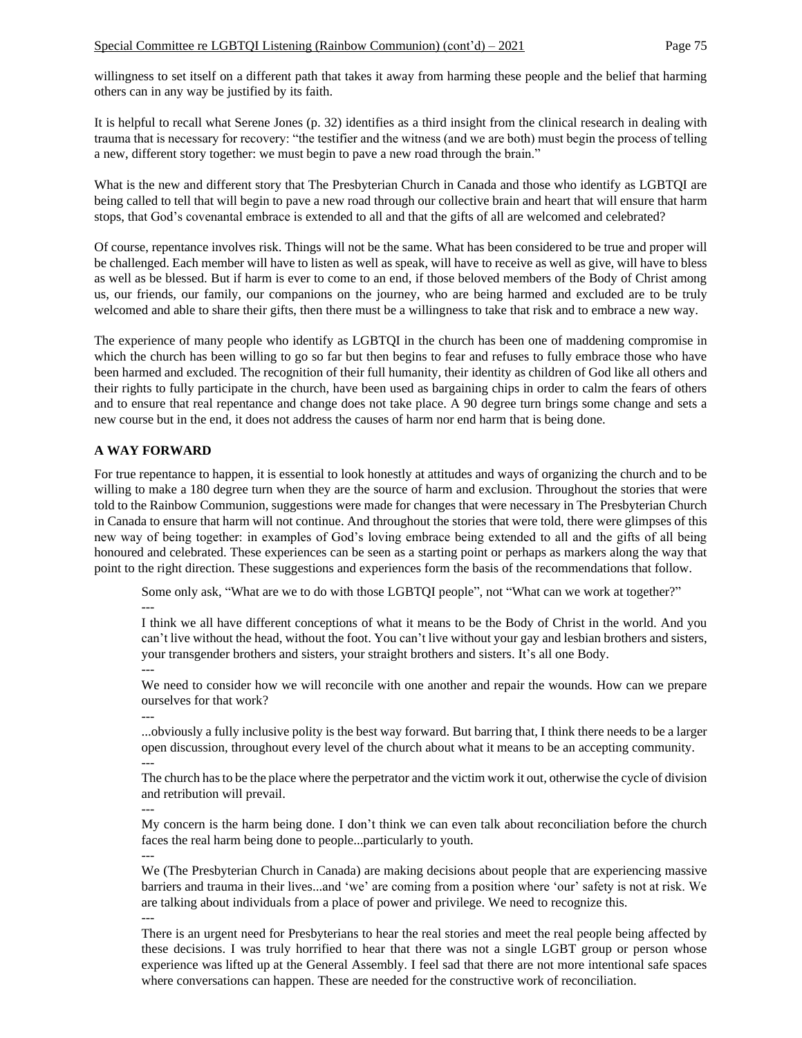willingness to set itself on a different path that takes it away from harming these people and the belief that harming others can in any way be justified by its faith.

It is helpful to recall what Serene Jones (p. 32) identifies as a third insight from the clinical research in dealing with trauma that is necessary for recovery: "the testifier and the witness (and we are both) must begin the process of telling a new, different story together: we must begin to pave a new road through the brain."

What is the new and different story that The Presbyterian Church in Canada and those who identify as LGBTQI are being called to tell that will begin to pave a new road through our collective brain and heart that will ensure that harm stops, that God's covenantal embrace is extended to all and that the gifts of all are welcomed and celebrated?

Of course, repentance involves risk. Things will not be the same. What has been considered to be true and proper will be challenged. Each member will have to listen as well as speak, will have to receive as well as give, will have to bless as well as be blessed. But if harm is ever to come to an end, if those beloved members of the Body of Christ among us, our friends, our family, our companions on the journey, who are being harmed and excluded are to be truly welcomed and able to share their gifts, then there must be a willingness to take that risk and to embrace a new way.

The experience of many people who identify as LGBTQI in the church has been one of maddening compromise in which the church has been willing to go so far but then begins to fear and refuses to fully embrace those who have been harmed and excluded. The recognition of their full humanity, their identity as children of God like all others and their rights to fully participate in the church, have been used as bargaining chips in order to calm the fears of others and to ensure that real repentance and change does not take place. A 90 degree turn brings some change and sets a new course but in the end, it does not address the causes of harm nor end harm that is being done.

## A WAY FORWARD

For true repentance to happen, it is essential to look honestly at attitudes and ways of organizing the church and to be willing to make a 180 degree turn when they are the source of harm and exclusion. Throughout the stories that were told to the Rainbow Communion, suggestions were made for changes that were necessary in The Presbyterian Church in Canada to ensure that harm will not continue. And throughout the stories that were told, there were glimpses of this new way of being together: in examples of God's loving embrace being extended to all and the gifts of all being honoured and celebrated. These experiences can be seen as a starting point or perhaps as markers along the way that point to the right direction. These suggestions and experiences form the basis of the recommendations that follow.

> Some only ask, "What are we to do with those LGBTQI people", not "What can we work at together?"
>
> ---
>
> I think we all have different conceptions of what it means to be the Body of Christ in the world. And you can't live without the head, without the foot. You can't live without your gay and lesbian brothers and sisters, your transgender brothers and sisters, your straight brothers and sisters. It's all one Body.
>
> ---
>
> We need to consider how we will reconcile with one another and repair the wounds. How can we prepare ourselves for that work?
>
> ---
>
> ...obviously a fully inclusive polity is the best way forward. But barring that, I think there needs to be a larger open discussion, throughout every level of the church about what it means to be an accepting community.
>
> ---
>
> The church has to be the place where the perpetrator and the victim work it out, otherwise the cycle of division and retribution will prevail.
>
> ---
>
> My concern is the harm being done. I don't think we can even talk about reconciliation before the church faces the real harm being done to people...particularly to youth.
>
> ---
>
> We (The Presbyterian Church in Canada) are making decisions about people that are experiencing massive barriers and trauma in their lives...and 'we' are coming from a position where 'our' safety is not at risk. We are talking about individuals from a place of power and privilege. We need to recognize this.
>
> ---
>
> There is an urgent need for Presbyterians to hear the real stories and meet the real people being affected by these decisions. I was truly horrified to hear that there was not a single LGBT group or person whose experience was lifted up at the General Assembly. I feel sad that there are not more intentional safe spaces where conversations can happen. These are needed for the constructive work of reconciliation.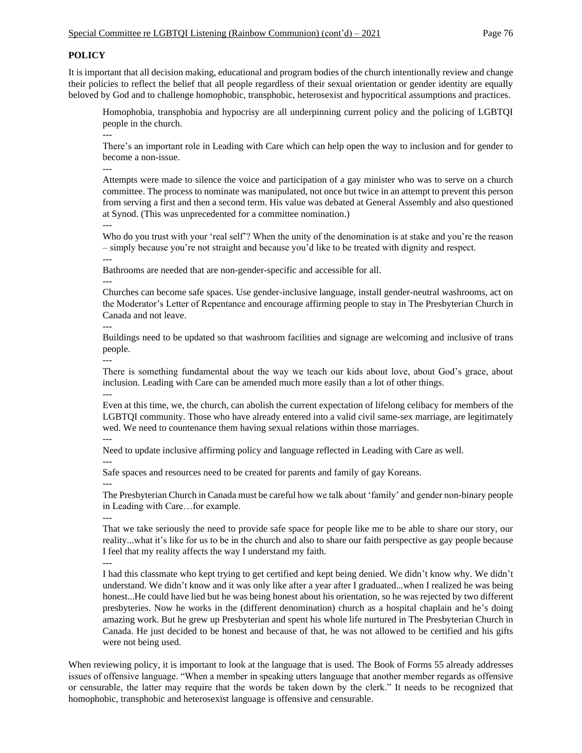**POLICY**

It is important that all decision making, educational and program bodies of the church intentionally review and change their policies to reflect the belief that all people regardless of their sexual orientation or gender identity are equally beloved by God and to challenge homophobic, transphobic, heterosexist and hypocritical assumptions and practices.

> Homophobia, transphobia and hypocrisy are all underpinning current policy and the policing of LGBTQI people in the church.
>
> ---
>
> There's an important role in Leading with Care which can help open the way to inclusion and for gender to become a non-issue.
>
> ---
>
> Attempts were made to silence the voice and participation of a gay minister who was to serve on a church committee. The process to nominate was manipulated, not once but twice in an attempt to prevent this person from serving a first and then a second term. His value was debated at General Assembly and also questioned at Synod. (This was unprecedented for a committee nomination.)
>
> ---
>
> Who do you trust with your 'real self'? When the unity of the denomination is at stake and you're the reason – simply because you're not straight and because you'd like to be treated with dignity and respect.
>
> ---
>
> Bathrooms are needed that are non-gender-specific and accessible for all.
>
> ---
>
> Churches can become safe spaces. Use gender-inclusive language, install gender-neutral washrooms, act on the Moderator's Letter of Repentance and encourage affirming people to stay in The Presbyterian Church in Canada and not leave.
>
> ---
>
> Buildings need to be updated so that washroom facilities and signage are welcoming and inclusive of trans people.
>
> ---
>
> There is something fundamental about the way we teach our kids about love, about God's grace, about inclusion. Leading with Care can be amended much more easily than a lot of other things.
>
> ---
>
> Even at this time, we, the church, can abolish the current expectation of lifelong celibacy for members of the LGBTQI community. Those who have already entered into a valid civil same-sex marriage, are legitimately wed. We need to countenance them having sexual relations within those marriages.
>
> ---
>
> Need to update inclusive affirming policy and language reflected in Leading with Care as well.
>
> ---
>
> Safe spaces and resources need to be created for parents and family of gay Koreans.
>
> ---
>
> The Presbyterian Church in Canada must be careful how we talk about 'family' and gender non-binary people in Leading with Care…for example.
>
> ---
>
> That we take seriously the need to provide safe space for people like me to be able to share our story, our reality...what it's like for us to be in the church and also to share our faith perspective as gay people because I feel that my reality affects the way I understand my faith.
>
> ---
>
> I had this classmate who kept trying to get certified and kept being denied. We didn't know why. We didn't understand. We didn't know and it was only like after a year after I graduated...when I realized he was being honest...He could have lied but he was being honest about his orientation, so he was rejected by two different presbyteries. Now he works in the (different denomination) church as a hospital chaplain and he's doing amazing work. But he grew up Presbyterian and spent his whole life nurtured in The Presbyterian Church in Canada. He just decided to be honest and because of that, he was not allowed to be certified and his gifts were not being used.

When reviewing policy, it is important to look at the language that is used. The Book of Forms 55 already addresses issues of offensive language. "When a member in speaking utters language that another member regards as offensive or censurable, the latter may require that the words be taken down by the clerk." It needs to be recognized that homophobic, transphobic and heterosexist language is offensive and censurable.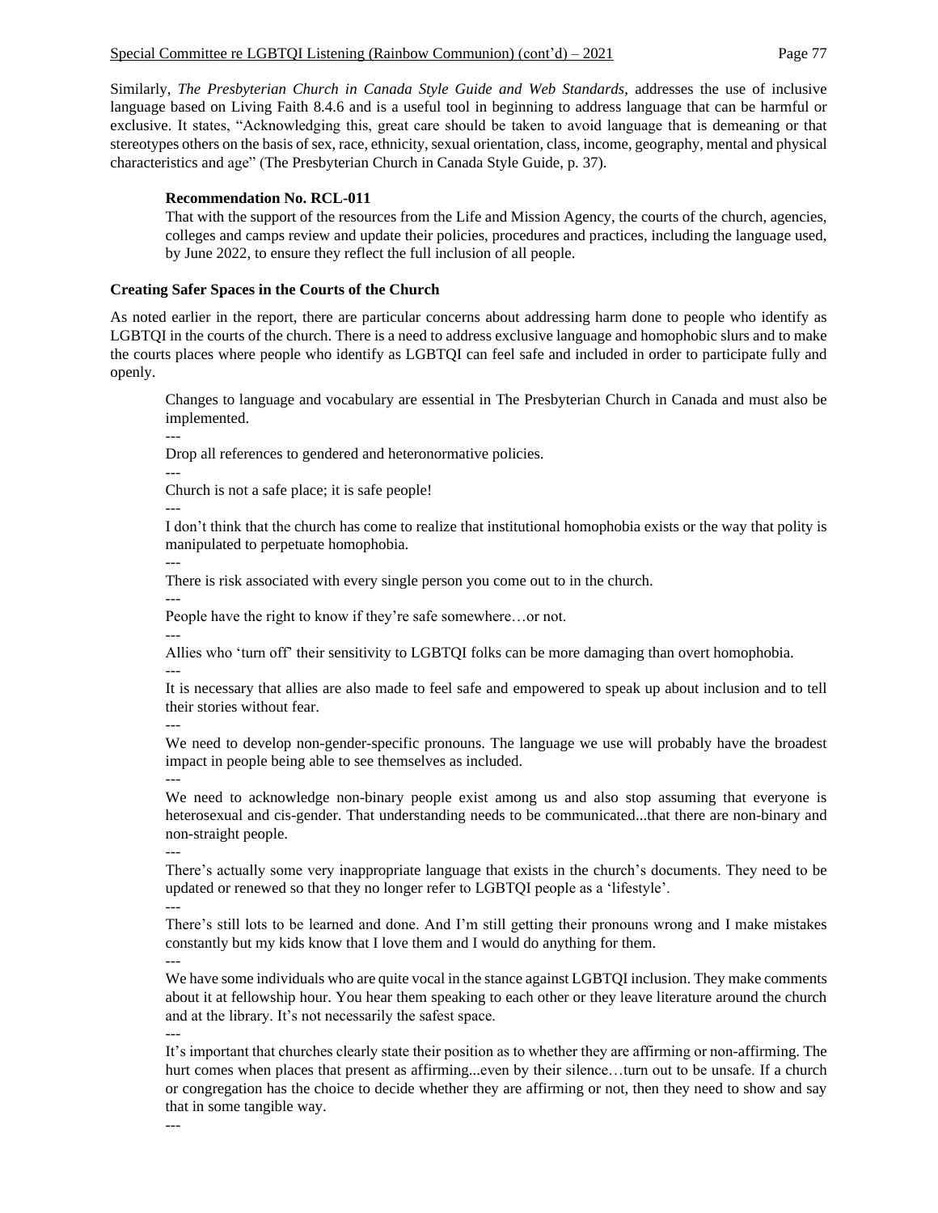Similarly, *The Presbyterian Church in Canada Style Guide and Web Standards*, addresses the use of inclusive language based on Living Faith 8.4.6 and is a useful tool in beginning to address language that can be harmful or exclusive. It states, "Acknowledging this, great care should be taken to avoid language that is demeaning or that stereotypes others on the basis of sex, race, ethnicity, sexual orientation, class, income, geography, mental and physical characteristics and age" (The Presbyterian Church in Canada Style Guide, p. 37).

> **Recommendation No. RCL-011**
> That with the support of the resources from the Life and Mission Agency, the courts of the church, agencies, colleges and camps review and update their policies, procedures and practices, including the language used, by June 2022, to ensure they reflect the full inclusion of all people.

### Creating Safer Spaces in the Courts of the Church

As noted earlier in the report, there are particular concerns about addressing harm done to people who identify as LGBTQI in the courts of the church. There is a need to address exclusive language and homophobic slurs and to make the courts places where people who identify as LGBTQI can feel safe and included in order to participate fully and openly.

> Changes to language and vocabulary are essential in The Presbyterian Church in Canada and must also be implemented.
> ---
> Drop all references to gendered and heteronormative policies.
> ---
> Church is not a safe place; it is safe people!
> ---
> I don't think that the church has come to realize that institutional homophobia exists or the way that polity is manipulated to perpetuate homophobia.
> ---
> There is risk associated with every single person you come out to in the church.
> ---
> People have the right to know if they're safe somewhere…or not.
> ---
> Allies who 'turn off' their sensitivity to LGBTQI folks can be more damaging than overt homophobia.
> ---
> It is necessary that allies are also made to feel safe and empowered to speak up about inclusion and to tell their stories without fear.
> ---
> We need to develop non-gender-specific pronouns. The language we use will probably have the broadest impact in people being able to see themselves as included.
> ---
> We need to acknowledge non-binary people exist among us and also stop assuming that everyone is heterosexual and cis-gender. That understanding needs to be communicated...that there are non-binary and non-straight people.
> ---
> There's actually some very inappropriate language that exists in the church's documents. They need to be updated or renewed so that they no longer refer to LGBTQI people as a 'lifestyle'.
> ---
> There's still lots to be learned and done. And I'm still getting their pronouns wrong and I make mistakes constantly but my kids know that I love them and I would do anything for them.
> ---
> We have some individuals who are quite vocal in the stance against LGBTQI inclusion. They make comments about it at fellowship hour. You hear them speaking to each other or they leave literature around the church and at the library. It's not necessarily the safest space.
> ---
> It's important that churches clearly state their position as to whether they are affirming or non-affirming. The hurt comes when places that present as affirming...even by their silence…turn out to be unsafe. If a church or congregation has the choice to decide whether they are affirming or not, then they need to show and say that in some tangible way.
> ---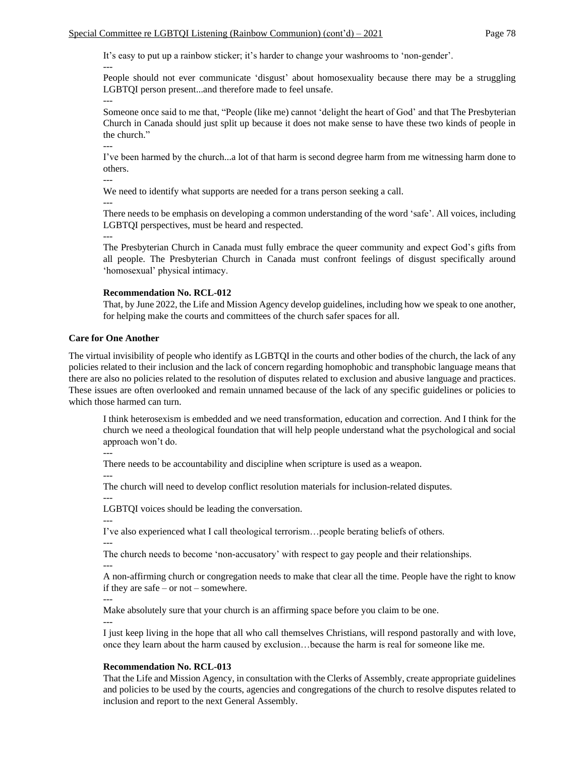It's easy to put up a rainbow sticker; it's harder to change your washrooms to 'non-gender'.

---

People should not ever communicate 'disgust' about homosexuality because there may be a struggling LGBTQI person present...and therefore made to feel unsafe.

---

Someone once said to me that, "People (like me) cannot 'delight the heart of God' and that The Presbyterian Church in Canada should just split up because it does not make sense to have these two kinds of people in the church."

---

I've been harmed by the church...a lot of that harm is second degree harm from me witnessing harm done to others.

---

We need to identify what supports are needed for a trans person seeking a call.

---

There needs to be emphasis on developing a common understanding of the word 'safe'. All voices, including LGBTQI perspectives, must be heard and respected.

---

The Presbyterian Church in Canada must fully embrace the queer community and expect God's gifts from all people. The Presbyterian Church in Canada must confront feelings of disgust specifically around 'homosexual' physical intimacy.

**Recommendation No. RCL-012**

That, by June 2022, the Life and Mission Agency develop guidelines, including how we speak to one another, for helping make the courts and committees of the church safer spaces for all.

**Care for One Another**

The virtual invisibility of people who identify as LGBTQI in the courts and other bodies of the church, the lack of any policies related to their inclusion and the lack of concern regarding homophobic and transphobic language means that there are also no policies related to the resolution of disputes related to exclusion and abusive language and practices. These issues are often overlooked and remain unnamed because of the lack of any specific guidelines or policies to which those harmed can turn.

I think heterosexism is embedded and we need transformation, education and correction. And I think for the church we need a theological foundation that will help people understand what the psychological and social approach won't do.

---

There needs to be accountability and discipline when scripture is used as a weapon.

---

The church will need to develop conflict resolution materials for inclusion-related disputes.

---

LGBTQI voices should be leading the conversation.

---

I've also experienced what I call theological terrorism…people berating beliefs of others.

---

The church needs to become 'non-accusatory' with respect to gay people and their relationships.

---

A non-affirming church or congregation needs to make that clear all the time. People have the right to know if they are safe – or not – somewhere.

---

Make absolutely sure that your church is an affirming space before you claim to be one.

---

I just keep living in the hope that all who call themselves Christians, will respond pastorally and with love, once they learn about the harm caused by exclusion…because the harm is real for someone like me.

**Recommendation No. RCL-013**

That the Life and Mission Agency, in consultation with the Clerks of Assembly, create appropriate guidelines and policies to be used by the courts, agencies and congregations of the church to resolve disputes related to inclusion and report to the next General Assembly.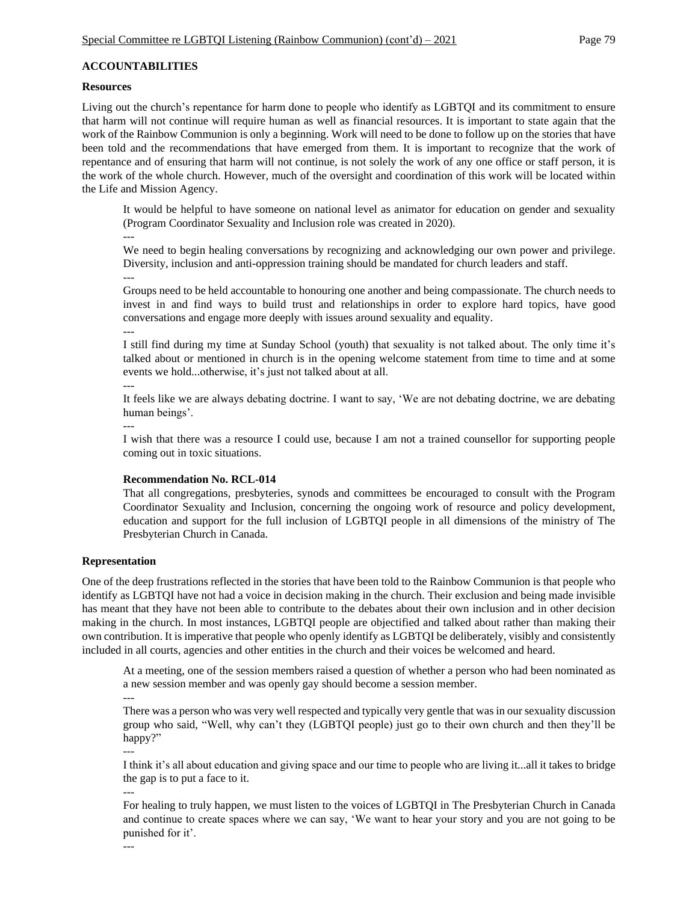**ACCOUNTABILITIES**

**Resources**

Living out the church's repentance for harm done to people who identify as LGBTQI and its commitment to ensure that harm will not continue will require human as well as financial resources. It is important to state again that the work of the Rainbow Communion is only a beginning. Work will need to be done to follow up on the stories that have been told and the recommendations that have emerged from them. It is important to recognize that the work of repentance and of ensuring that harm will not continue, is not solely the work of any one office or staff person, it is the work of the whole church. However, much of the oversight and coordination of this work will be located within the Life and Mission Agency.

> It would be helpful to have someone on national level as animator for education on gender and sexuality (Program Coordinator Sexuality and Inclusion role was created in 2020).
>
> ---
>
> We need to begin healing conversations by recognizing and acknowledging our own power and privilege. Diversity, inclusion and anti-oppression training should be mandated for church leaders and staff.
>
> ---
>
> Groups need to be held accountable to honouring one another and being compassionate. The church needs to invest in and find ways to build trust and relationships in order to explore hard topics, have good conversations and engage more deeply with issues around sexuality and equality.
>
> ---
>
> I still find during my time at Sunday School (youth) that sexuality is not talked about. The only time it's talked about or mentioned in church is in the opening welcome statement from time to time and at some events we hold...otherwise, it's just not talked about at all.
>
> ---
>
> It feels like we are always debating doctrine. I want to say, 'We are not debating doctrine, we are debating human beings'.
>
> ---
>
> I wish that there was a resource I could use, because I am not a trained counsellor for supporting people coming out in toxic situations.

> **Recommendation No. RCL-014**
> That all congregations, presbyteries, synods and committees be encouraged to consult with the Program Coordinator Sexuality and Inclusion, concerning the ongoing work of resource and policy development, education and support for the full inclusion of LGBTQI people in all dimensions of the ministry of The Presbyterian Church in Canada.

**Representation**

One of the deep frustrations reflected in the stories that have been told to the Rainbow Communion is that people who identify as LGBTQI have not had a voice in decision making in the church. Their exclusion and being made invisible has meant that they have not been able to contribute to the debates about their own inclusion and in other decision making in the church. In most instances, LGBTQI people are objectified and talked about rather than making their own contribution. It is imperative that people who openly identify as LGBTQI be deliberately, visibly and consistently included in all courts, agencies and other entities in the church and their voices be welcomed and heard.

> At a meeting, one of the session members raised a question of whether a person who had been nominated as a new session member and was openly gay should become a session member.
>
> ---
>
> There was a person who was very well respected and typically very gentle that was in our sexuality discussion group who said, "Well, why can't they (LGBTQI people) just go to their own church and then they'll be happy?"
>
> ---
>
> I think it's all about education and giving space and our time to people who are living it...all it takes to bridge the gap is to put a face to it.
>
> ---
>
> For healing to truly happen, we must listen to the voices of LGBTQI in The Presbyterian Church in Canada and continue to create spaces where we can say, 'We want to hear your story and you are not going to be punished for it'.
>
> ---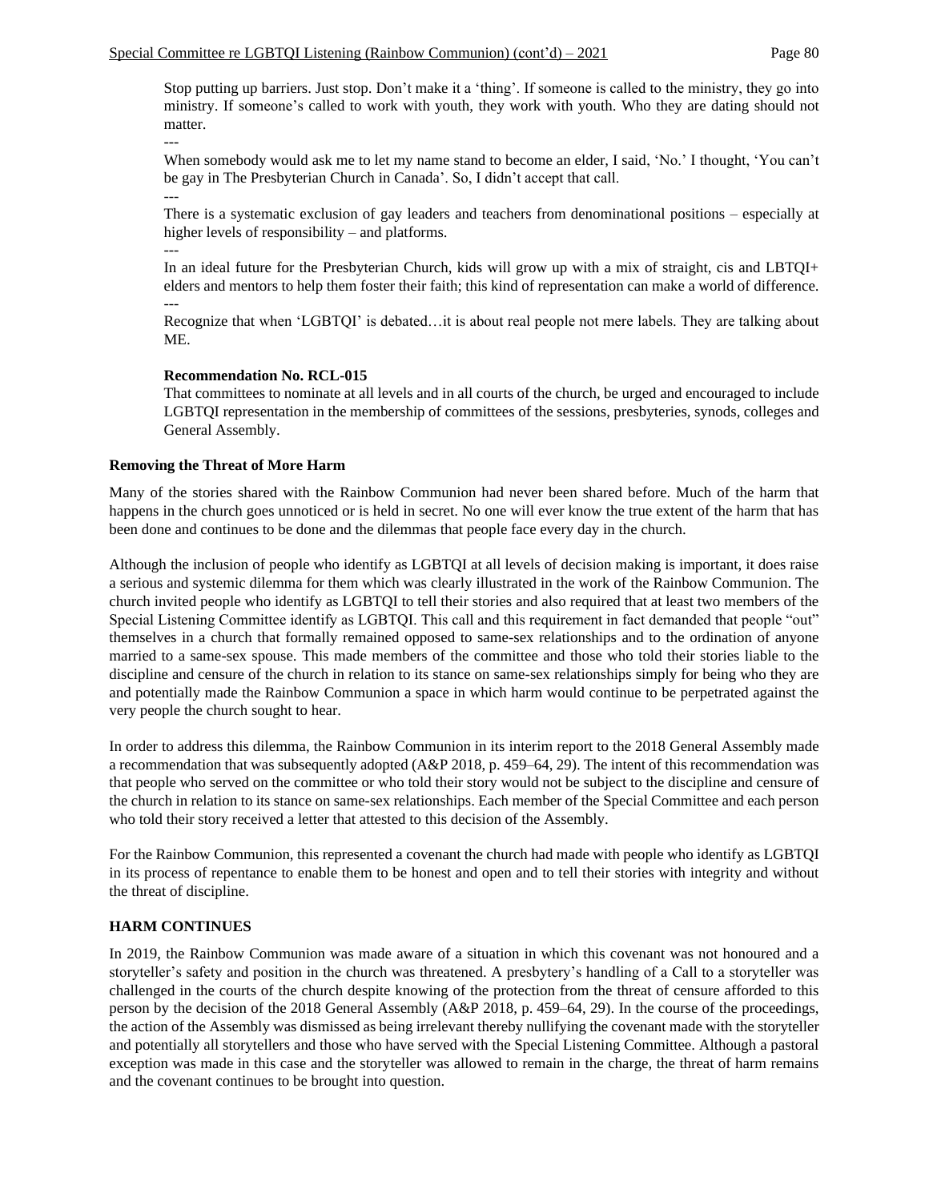Stop putting up barriers. Just stop. Don't make it a 'thing'. If someone is called to the ministry, they go into ministry. If someone's called to work with youth, they work with youth. Who they are dating should not matter.

---

When somebody would ask me to let my name stand to become an elder, I said, 'No.' I thought, 'You can't be gay in The Presbyterian Church in Canada'. So, I didn't accept that call.

---

There is a systematic exclusion of gay leaders and teachers from denominational positions – especially at higher levels of responsibility – and platforms.

---

In an ideal future for the Presbyterian Church, kids will grow up with a mix of straight, cis and LBTQI+ elders and mentors to help them foster their faith; this kind of representation can make a world of difference.

---

Recognize that when 'LGBTQI' is debated…it is about real people not mere labels. They are talking about ME.

**Recommendation No. RCL-015**

That committees to nominate at all levels and in all courts of the church, be urged and encouraged to include LGBTQI representation in the membership of committees of the sessions, presbyteries, synods, colleges and General Assembly.

**Removing the Threat of More Harm**

Many of the stories shared with the Rainbow Communion had never been shared before. Much of the harm that happens in the church goes unnoticed or is held in secret. No one will ever know the true extent of the harm that has been done and continues to be done and the dilemmas that people face every day in the church.

Although the inclusion of people who identify as LGBTQI at all levels of decision making is important, it does raise a serious and systemic dilemma for them which was clearly illustrated in the work of the Rainbow Communion. The church invited people who identify as LGBTQI to tell their stories and also required that at least two members of the Special Listening Committee identify as LGBTQI. This call and this requirement in fact demanded that people "out" themselves in a church that formally remained opposed to same-sex relationships and to the ordination of anyone married to a same-sex spouse. This made members of the committee and those who told their stories liable to the discipline and censure of the church in relation to its stance on same-sex relationships simply for being who they are and potentially made the Rainbow Communion a space in which harm would continue to be perpetrated against the very people the church sought to hear.

In order to address this dilemma, the Rainbow Communion in its interim report to the 2018 General Assembly made a recommendation that was subsequently adopted (A&P 2018, p. 459–64, 29). The intent of this recommendation was that people who served on the committee or who told their story would not be subject to the discipline and censure of the church in relation to its stance on same-sex relationships. Each member of the Special Committee and each person who told their story received a letter that attested to this decision of the Assembly.

For the Rainbow Communion, this represented a covenant the church had made with people who identify as LGBTQI in its process of repentance to enable them to be honest and open and to tell their stories with integrity and without the threat of discipline.

**HARM CONTINUES**

In 2019, the Rainbow Communion was made aware of a situation in which this covenant was not honoured and a storyteller's safety and position in the church was threatened. A presbytery's handling of a Call to a storyteller was challenged in the courts of the church despite knowing of the protection from the threat of censure afforded to this person by the decision of the 2018 General Assembly (A&P 2018, p. 459–64, 29). In the course of the proceedings, the action of the Assembly was dismissed as being irrelevant thereby nullifying the covenant made with the storyteller and potentially all storytellers and those who have served with the Special Listening Committee. Although a pastoral exception was made in this case and the storyteller was allowed to remain in the charge, the threat of harm remains and the covenant continues to be brought into question.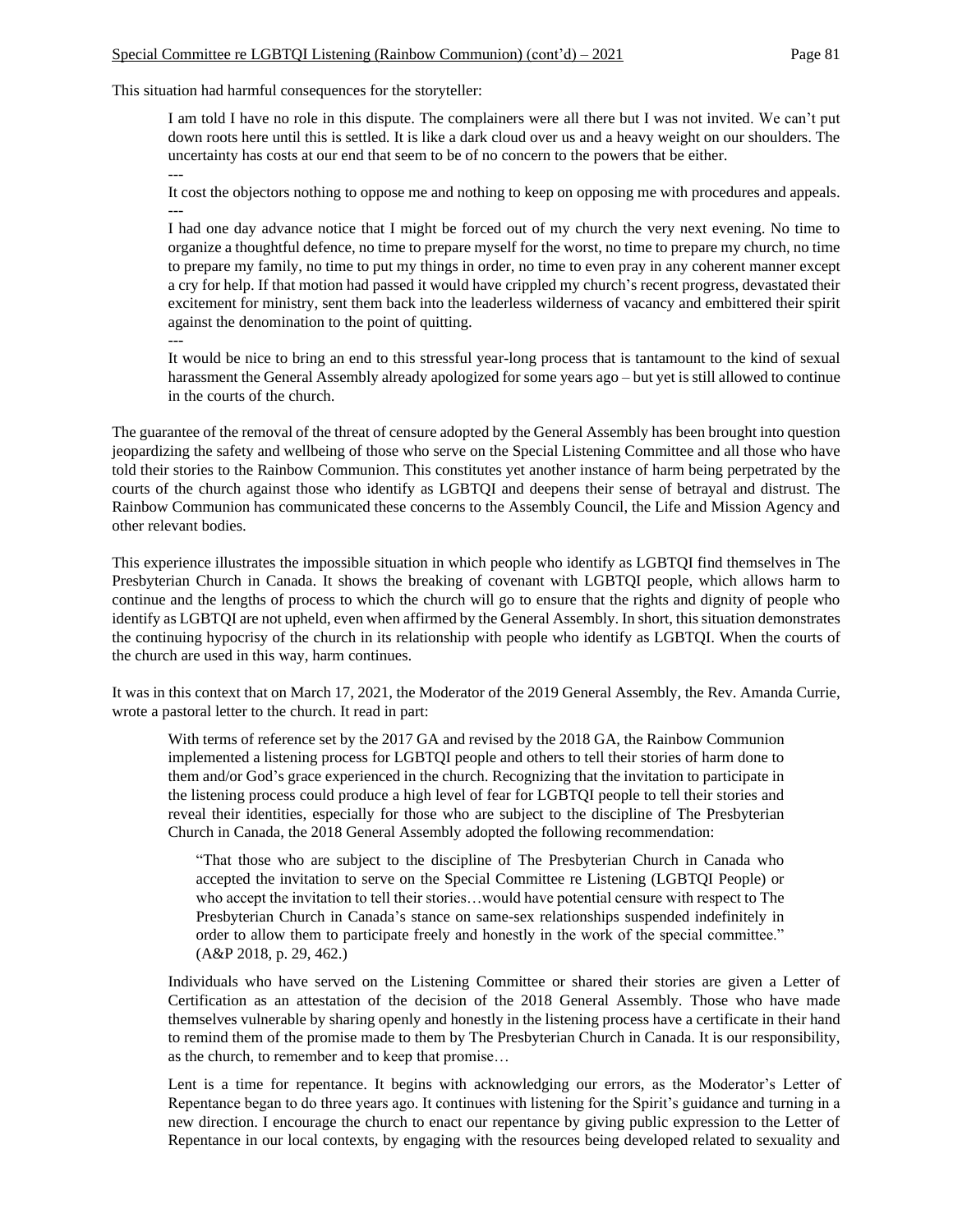This situation had harmful consequences for the storyteller:

> I am told I have no role in this dispute. The complainers were all there but I was not invited. We can't put down roots here until this is settled. It is like a dark cloud over us and a heavy weight on our shoulders. The uncertainty has costs at our end that seem to be of no concern to the powers that be either.
>
> ---
>
> It cost the objectors nothing to oppose me and nothing to keep on opposing me with procedures and appeals.
>
> ---
>
> I had one day advance notice that I might be forced out of my church the very next evening. No time to organize a thoughtful defence, no time to prepare myself for the worst, no time to prepare my church, no time to prepare my family, no time to put my things in order, no time to even pray in any coherent manner except a cry for help. If that motion had passed it would have crippled my church's recent progress, devastated their excitement for ministry, sent them back into the leaderless wilderness of vacancy and embittered their spirit against the denomination to the point of quitting.
>
> ---
>
> It would be nice to bring an end to this stressful year-long process that is tantamount to the kind of sexual harassment the General Assembly already apologized for some years ago – but yet is still allowed to continue in the courts of the church.

The guarantee of the removal of the threat of censure adopted by the General Assembly has been brought into question jeopardizing the safety and wellbeing of those who serve on the Special Listening Committee and all those who have told their stories to the Rainbow Communion. This constitutes yet another instance of harm being perpetrated by the courts of the church against those who identify as LGBTQI and deepens their sense of betrayal and distrust. The Rainbow Communion has communicated these concerns to the Assembly Council, the Life and Mission Agency and other relevant bodies.

This experience illustrates the impossible situation in which people who identify as LGBTQI find themselves in The Presbyterian Church in Canada. It shows the breaking of covenant with LGBTQI people, which allows harm to continue and the lengths of process to which the church will go to ensure that the rights and dignity of people who identify as LGBTQI are not upheld, even when affirmed by the General Assembly. In short, this situation demonstrates the continuing hypocrisy of the church in its relationship with people who identify as LGBTQI. When the courts of the church are used in this way, harm continues.

It was in this context that on March 17, 2021, the Moderator of the 2019 General Assembly, the Rev. Amanda Currie, wrote a pastoral letter to the church. It read in part:

> With terms of reference set by the 2017 GA and revised by the 2018 GA, the Rainbow Communion implemented a listening process for LGBTQI people and others to tell their stories of harm done to them and/or God's grace experienced in the church. Recognizing that the invitation to participate in the listening process could produce a high level of fear for LGBTQI people to tell their stories and reveal their identities, especially for those who are subject to the discipline of The Presbyterian Church in Canada, the 2018 General Assembly adopted the following recommendation:
>
> > "That those who are subject to the discipline of The Presbyterian Church in Canada who accepted the invitation to serve on the Special Committee re Listening (LGBTQI People) or who accept the invitation to tell their stories…would have potential censure with respect to The Presbyterian Church in Canada's stance on same-sex relationships suspended indefinitely in order to allow them to participate freely and honestly in the work of the special committee." (A&P 2018, p. 29, 462.)
>
> Individuals who have served on the Listening Committee or shared their stories are given a Letter of Certification as an attestation of the decision of the 2018 General Assembly. Those who have made themselves vulnerable by sharing openly and honestly in the listening process have a certificate in their hand to remind them of the promise made to them by The Presbyterian Church in Canada. It is our responsibility, as the church, to remember and to keep that promise…
>
> Lent is a time for repentance. It begins with acknowledging our errors, as the Moderator's Letter of Repentance began to do three years ago. It continues with listening for the Spirit's guidance and turning in a new direction. I encourage the church to enact our repentance by giving public expression to the Letter of Repentance in our local contexts, by engaging with the resources being developed related to sexuality and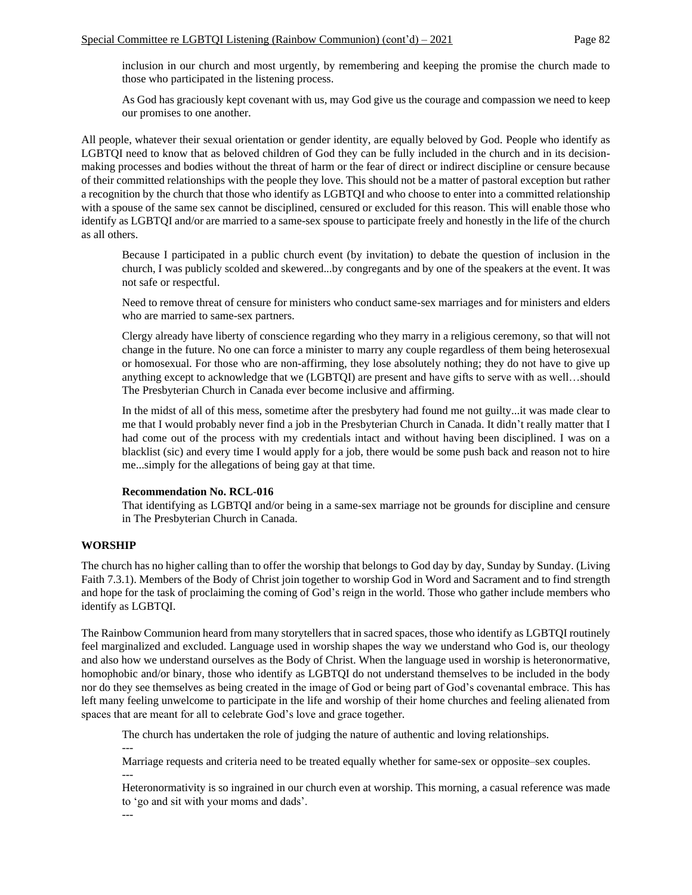inclusion in our church and most urgently, by remembering and keeping the promise the church made to those who participated in the listening process.

As God has graciously kept covenant with us, may God give us the courage and compassion we need to keep our promises to one another.

All people, whatever their sexual orientation or gender identity, are equally beloved by God. People who identify as LGBTQI need to know that as beloved children of God they can be fully included in the church and in its decision-making processes and bodies without the threat of harm or the fear of direct or indirect discipline or censure because of their committed relationships with the people they love. This should not be a matter of pastoral exception but rather a recognition by the church that those who identify as LGBTQI and who choose to enter into a committed relationship with a spouse of the same sex cannot be disciplined, censured or excluded for this reason. This will enable those who identify as LGBTQI and/or are married to a same-sex spouse to participate freely and honestly in the life of the church as all others.

> Because I participated in a public church event (by invitation) to debate the question of inclusion in the church, I was publicly scolded and skewered...by congregants and by one of the speakers at the event. It was not safe or respectful.
>
> Need to remove threat of censure for ministers who conduct same-sex marriages and for ministers and elders who are married to same-sex partners.
>
> Clergy already have liberty of conscience regarding who they marry in a religious ceremony, so that will not change in the future. No one can force a minister to marry any couple regardless of them being heterosexual or homosexual. For those who are non-affirming, they lose absolutely nothing; they do not have to give up anything except to acknowledge that we (LGBTQI) are present and have gifts to serve with as well…should The Presbyterian Church in Canada ever become inclusive and affirming.
>
> In the midst of all of this mess, sometime after the presbytery had found me not guilty...it was made clear to me that I would probably never find a job in the Presbyterian Church in Canada. It didn't really matter that I had come out of the process with my credentials intact and without having been disciplined. I was on a blacklist (sic) and every time I would apply for a job, there would be some push back and reason not to hire me...simply for the allegations of being gay at that time.

**Recommendation No. RCL-016**
That identifying as LGBTQI and/or being in a same-sex marriage not be grounds for discipline and censure in The Presbyterian Church in Canada.

## WORSHIP

The church has no higher calling than to offer the worship that belongs to God day by day, Sunday by Sunday. (Living Faith 7.3.1). Members of the Body of Christ join together to worship God in Word and Sacrament and to find strength and hope for the task of proclaiming the coming of God's reign in the world. Those who gather include members who identify as LGBTQI.

The Rainbow Communion heard from many storytellers that in sacred spaces, those who identify as LGBTQI routinely feel marginalized and excluded. Language used in worship shapes the way we understand who God is, our theology and also how we understand ourselves as the Body of Christ. When the language used in worship is heteronormative, homophobic and/or binary, those who identify as LGBTQI do not understand themselves to be included in the body nor do they see themselves as being created in the image of God or being part of God's covenantal embrace. This has left many feeling unwelcome to participate in the life and worship of their home churches and feeling alienated from spaces that are meant for all to celebrate God's love and grace together.

> The church has undertaken the role of judging the nature of authentic and loving relationships.
>
> ---
>
> Marriage requests and criteria need to be treated equally whether for same-sex or opposite–sex couples.
>
> ---
>
> Heteronormativity is so ingrained in our church even at worship. This morning, a casual reference was made to 'go and sit with your moms and dads'.
>
> ---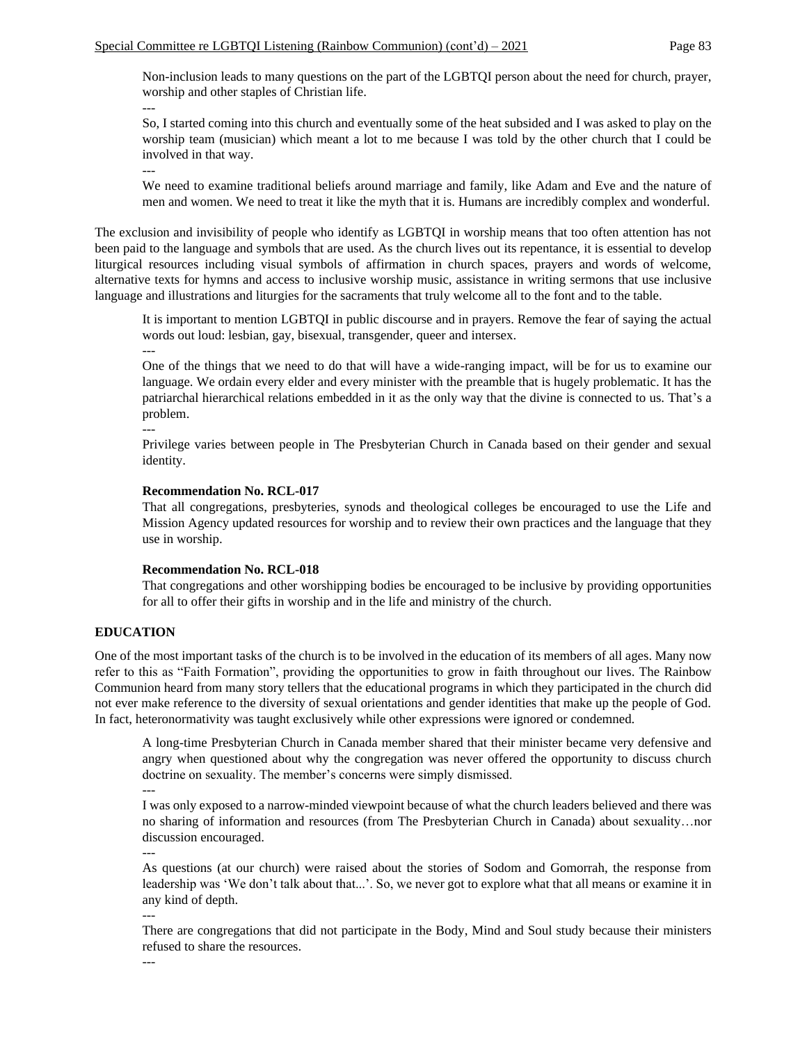Non-inclusion leads to many questions on the part of the LGBTQI person about the need for church, prayer, worship and other staples of Christian life.

---

So, I started coming into this church and eventually some of the heat subsided and I was asked to play on the worship team (musician) which meant a lot to me because I was told by the other church that I could be involved in that way.

---

We need to examine traditional beliefs around marriage and family, like Adam and Eve and the nature of men and women. We need to treat it like the myth that it is. Humans are incredibly complex and wonderful.

The exclusion and invisibility of people who identify as LGBTQI in worship means that too often attention has not been paid to the language and symbols that are used. As the church lives out its repentance, it is essential to develop liturgical resources including visual symbols of affirmation in church spaces, prayers and words of welcome, alternative texts for hymns and access to inclusive worship music, assistance in writing sermons that use inclusive language and illustrations and liturgies for the sacraments that truly welcome all to the font and to the table.

It is important to mention LGBTQI in public discourse and in prayers. Remove the fear of saying the actual words out loud: lesbian, gay, bisexual, transgender, queer and intersex.

---

One of the things that we need to do that will have a wide-ranging impact, will be for us to examine our language. We ordain every elder and every minister with the preamble that is hugely problematic. It has the patriarchal hierarchical relations embedded in it as the only way that the divine is connected to us. That's a problem.

---

Privilege varies between people in The Presbyterian Church in Canada based on their gender and sexual identity.

**Recommendation No. RCL-017**
That all congregations, presbyteries, synods and theological colleges be encouraged to use the Life and Mission Agency updated resources for worship and to review their own practices and the language that they use in worship.

**Recommendation No. RCL-018**
That congregations and other worshipping bodies be encouraged to be inclusive by providing opportunities for all to offer their gifts in worship and in the life and ministry of the church.

## EDUCATION

One of the most important tasks of the church is to be involved in the education of its members of all ages. Many now refer to this as "Faith Formation", providing the opportunities to grow in faith throughout our lives. The Rainbow Communion heard from many story tellers that the educational programs in which they participated in the church did not ever make reference to the diversity of sexual orientations and gender identities that make up the people of God. In fact, heteronormativity was taught exclusively while other expressions were ignored or condemned.

A long-time Presbyterian Church in Canada member shared that their minister became very defensive and angry when questioned about why the congregation was never offered the opportunity to discuss church doctrine on sexuality. The member's concerns were simply dismissed.

---

I was only exposed to a narrow-minded viewpoint because of what the church leaders believed and there was no sharing of information and resources (from The Presbyterian Church in Canada) about sexuality…nor discussion encouraged.

---

As questions (at our church) were raised about the stories of Sodom and Gomorrah, the response from leadership was 'We don't talk about that...'. So, we never got to explore what that all means or examine it in any kind of depth.

---

There are congregations that did not participate in the Body, Mind and Soul study because their ministers refused to share the resources.

---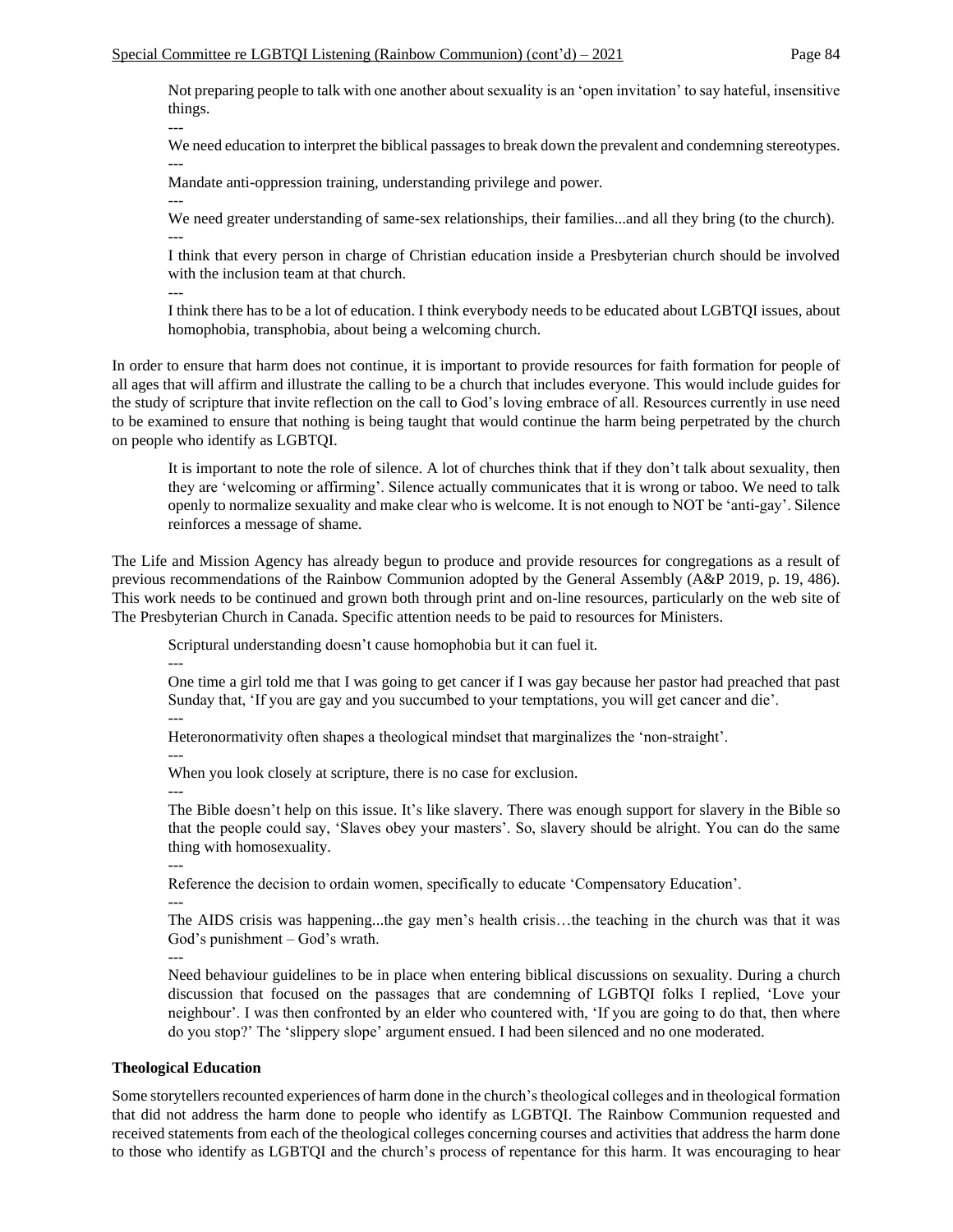> Not preparing people to talk with one another about sexuality is an 'open invitation' to say hateful, insensitive things.
>
> ---
>
> We need education to interpret the biblical passages to break down the prevalent and condemning stereotypes.
>
> ---
>
> Mandate anti-oppression training, understanding privilege and power.
>
> ---
>
> We need greater understanding of same-sex relationships, their families...and all they bring (to the church).
>
> ---
>
> I think that every person in charge of Christian education inside a Presbyterian church should be involved with the inclusion team at that church.
>
> ---
>
> I think there has to be a lot of education. I think everybody needs to be educated about LGBTQI issues, about homophobia, transphobia, about being a welcoming church.

In order to ensure that harm does not continue, it is important to provide resources for faith formation for people of all ages that will affirm and illustrate the calling to be a church that includes everyone. This would include guides for the study of scripture that invite reflection on the call to God's loving embrace of all. Resources currently in use need to be examined to ensure that nothing is being taught that would continue the harm being perpetrated by the church on people who identify as LGBTQI.

> It is important to note the role of silence. A lot of churches think that if they don't talk about sexuality, then they are 'welcoming or affirming'. Silence actually communicates that it is wrong or taboo. We need to talk openly to normalize sexuality and make clear who is welcome. It is not enough to NOT be 'anti-gay'. Silence reinforces a message of shame.

The Life and Mission Agency has already begun to produce and provide resources for congregations as a result of previous recommendations of the Rainbow Communion adopted by the General Assembly (A&P 2019, p. 19, 486). This work needs to be continued and grown both through print and on-line resources, particularly on the web site of The Presbyterian Church in Canada. Specific attention needs to be paid to resources for Ministers.

> Scriptural understanding doesn't cause homophobia but it can fuel it.
>
> ---
>
> One time a girl told me that I was going to get cancer if I was gay because her pastor had preached that past Sunday that, 'If you are gay and you succumbed to your temptations, you will get cancer and die'.
>
> ---
>
> Heteronormativity often shapes a theological mindset that marginalizes the 'non-straight'.
>
> ---
>
> When you look closely at scripture, there is no case for exclusion.
>
> ---
>
> The Bible doesn't help on this issue. It's like slavery. There was enough support for slavery in the Bible so that the people could say, 'Slaves obey your masters'. So, slavery should be alright. You can do the same thing with homosexuality.
>
> ---
>
> Reference the decision to ordain women, specifically to educate 'Compensatory Education'.
>
> ---
>
> The AIDS crisis was happening...the gay men's health crisis…the teaching in the church was that it was God's punishment – God's wrath.
>
> ---
>
> Need behaviour guidelines to be in place when entering biblical discussions on sexuality. During a church discussion that focused on the passages that are condemning of LGBTQI folks I replied, 'Love your neighbour'. I was then confronted by an elder who countered with, 'If you are going to do that, then where do you stop?' The 'slippery slope' argument ensued. I had been silenced and no one moderated.

**Theological Education**

Some storytellers recounted experiences of harm done in the church's theological colleges and in theological formation that did not address the harm done to people who identify as LGBTQI. The Rainbow Communion requested and received statements from each of the theological colleges concerning courses and activities that address the harm done to those who identify as LGBTQI and the church's process of repentance for this harm. It was encouraging to hear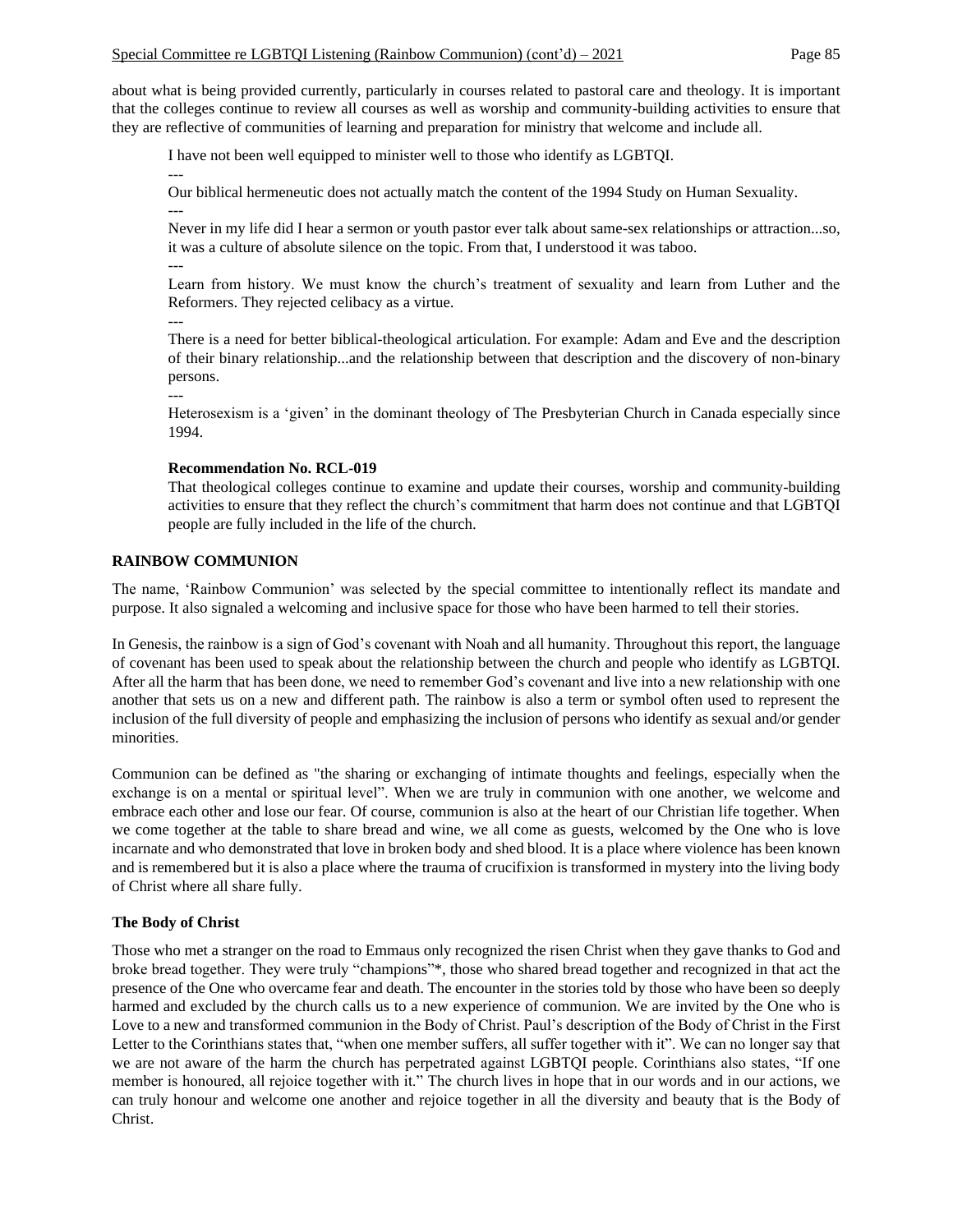about what is being provided currently, particularly in courses related to pastoral care and theology. It is important that the colleges continue to review all courses as well as worship and community-building activities to ensure that they are reflective of communities of learning and preparation for ministry that welcome and include all.

> I have not been well equipped to minister well to those who identify as LGBTQI.
>
> ---
>
> Our biblical hermeneutic does not actually match the content of the 1994 Study on Human Sexuality.
>
> ---
>
> Never in my life did I hear a sermon or youth pastor ever talk about same-sex relationships or attraction...so, it was a culture of absolute silence on the topic. From that, I understood it was taboo.
>
> ---
>
> Learn from history. We must know the church's treatment of sexuality and learn from Luther and the Reformers. They rejected celibacy as a virtue.
>
> ---
>
> There is a need for better biblical-theological articulation. For example: Adam and Eve and the description of their binary relationship...and the relationship between that description and the discovery of non-binary persons.
>
> ---
>
> Heterosexism is a 'given' in the dominant theology of The Presbyterian Church in Canada especially since 1994.

**Recommendation No. RCL-019**

That theological colleges continue to examine and update their courses, worship and community-building activities to ensure that they reflect the church's commitment that harm does not continue and that LGBTQI people are fully included in the life of the church.

## RAINBOW COMMUNION

The name, 'Rainbow Communion' was selected by the special committee to intentionally reflect its mandate and purpose. It also signaled a welcoming and inclusive space for those who have been harmed to tell their stories.

In Genesis, the rainbow is a sign of God's covenant with Noah and all humanity. Throughout this report, the language of covenant has been used to speak about the relationship between the church and people who identify as LGBTQI. After all the harm that has been done, we need to remember God's covenant and live into a new relationship with one another that sets us on a new and different path. The rainbow is also a term or symbol often used to represent the inclusion of the full diversity of people and emphasizing the inclusion of persons who identify as sexual and/or gender minorities.

Communion can be defined as "the sharing or exchanging of intimate thoughts and feelings, especially when the exchange is on a mental or spiritual level". When we are truly in communion with one another, we welcome and embrace each other and lose our fear. Of course, communion is also at the heart of our Christian life together. When we come together at the table to share bread and wine, we all come as guests, welcomed by the One who is love incarnate and who demonstrated that love in broken body and shed blood. It is a place where violence has been known and is remembered but it is also a place where the trauma of crucifixion is transformed in mystery into the living body of Christ where all share fully.

### The Body of Christ

Those who met a stranger on the road to Emmaus only recognized the risen Christ when they gave thanks to God and broke bread together. They were truly "champions"*, those who shared bread together and recognized in that act the presence of the One who overcame fear and death. The encounter in the stories told by those who have been so deeply harmed and excluded by the church calls us to a new experience of communion. We are invited by the One who is Love to a new and transformed communion in the Body of Christ. Paul's description of the Body of Christ in the First Letter to the Corinthians states that, "when one member suffers, all suffer together with it". We can no longer say that we are not aware of the harm the church has perpetrated against LGBTQI people. Corinthians also states, "If one member is honoured, all rejoice together with it." The church lives in hope that in our words and in our actions, we can truly honour and welcome one another and rejoice together in all the diversity and beauty that is the Body of Christ.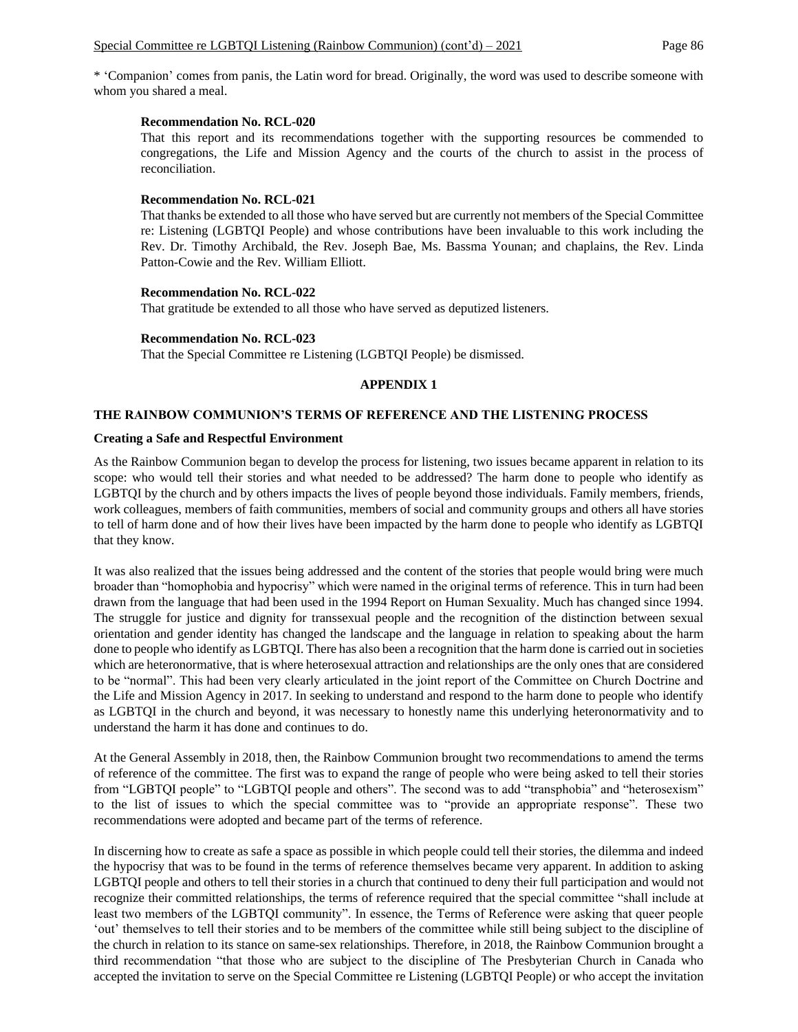* ‘Companion’ comes from panis, the Latin word for bread. Originally, the word was used to describe someone with whom you shared a meal.

**Recommendation No. RCL-020**
That this report and its recommendations together with the supporting resources be commended to congregations, the Life and Mission Agency and the courts of the church to assist in the process of reconciliation.

**Recommendation No. RCL-021**
That thanks be extended to all those who have served but are currently not members of the Special Committee re: Listening (LGBTQI People) and whose contributions have been invaluable to this work including the Rev. Dr. Timothy Archibald, the Rev. Joseph Bae, Ms. Bassma Younan; and chaplains, the Rev. Linda Patton-Cowie and the Rev. William Elliott.

**Recommendation No. RCL-022**
That gratitude be extended to all those who have served as deputized listeners.

**Recommendation No. RCL-023**
That the Special Committee re Listening (LGBTQI People) be dismissed.

## APPENDIX 1

### THE RAINBOW COMMUNION’S TERMS OF REFERENCE AND THE LISTENING PROCESS

**Creating a Safe and Respectful Environment**

As the Rainbow Communion began to develop the process for listening, two issues became apparent in relation to its scope: who would tell their stories and what needed to be addressed? The harm done to people who identify as LGBTQI by the church and by others impacts the lives of people beyond those individuals. Family members, friends, work colleagues, members of faith communities, members of social and community groups and others all have stories to tell of harm done and of how their lives have been impacted by the harm done to people who identify as LGBTQI that they know.

It was also realized that the issues being addressed and the content of the stories that people would bring were much broader than “homophobia and hypocrisy” which were named in the original terms of reference. This in turn had been drawn from the language that had been used in the 1994 Report on Human Sexuality. Much has changed since 1994. The struggle for justice and dignity for transsexual people and the recognition of the distinction between sexual orientation and gender identity has changed the landscape and the language in relation to speaking about the harm done to people who identify as LGBTQI. There has also been a recognition that the harm done is carried out in societies which are heteronormative, that is where heterosexual attraction and relationships are the only ones that are considered to be “normal”. This had been very clearly articulated in the joint report of the Committee on Church Doctrine and the Life and Mission Agency in 2017. In seeking to understand and respond to the harm done to people who identify as LGBTQI in the church and beyond, it was necessary to honestly name this underlying heteronormativity and to understand the harm it has done and continues to do.

At the General Assembly in 2018, then, the Rainbow Communion brought two recommendations to amend the terms of reference of the committee. The first was to expand the range of people who were being asked to tell their stories from “LGBTQI people” to “LGBTQI people and others”. The second was to add “transphobia” and “heterosexism” to the list of issues to which the special committee was to “provide an appropriate response”. These two recommendations were adopted and became part of the terms of reference.

In discerning how to create as safe a space as possible in which people could tell their stories, the dilemma and indeed the hypocrisy that was to be found in the terms of reference themselves became very apparent. In addition to asking LGBTQI people and others to tell their stories in a church that continued to deny their full participation and would not recognize their committed relationships, the terms of reference required that the special committee “shall include at least two members of the LGBTQI community”. In essence, the Terms of Reference were asking that queer people ‘out’ themselves to tell their stories and to be members of the committee while still being subject to the discipline of the church in relation to its stance on same-sex relationships. Therefore, in 2018, the Rainbow Communion brought a third recommendation “that those who are subject to the discipline of The Presbyterian Church in Canada who accepted the invitation to serve on the Special Committee re Listening (LGBTQI People) or who accept the invitation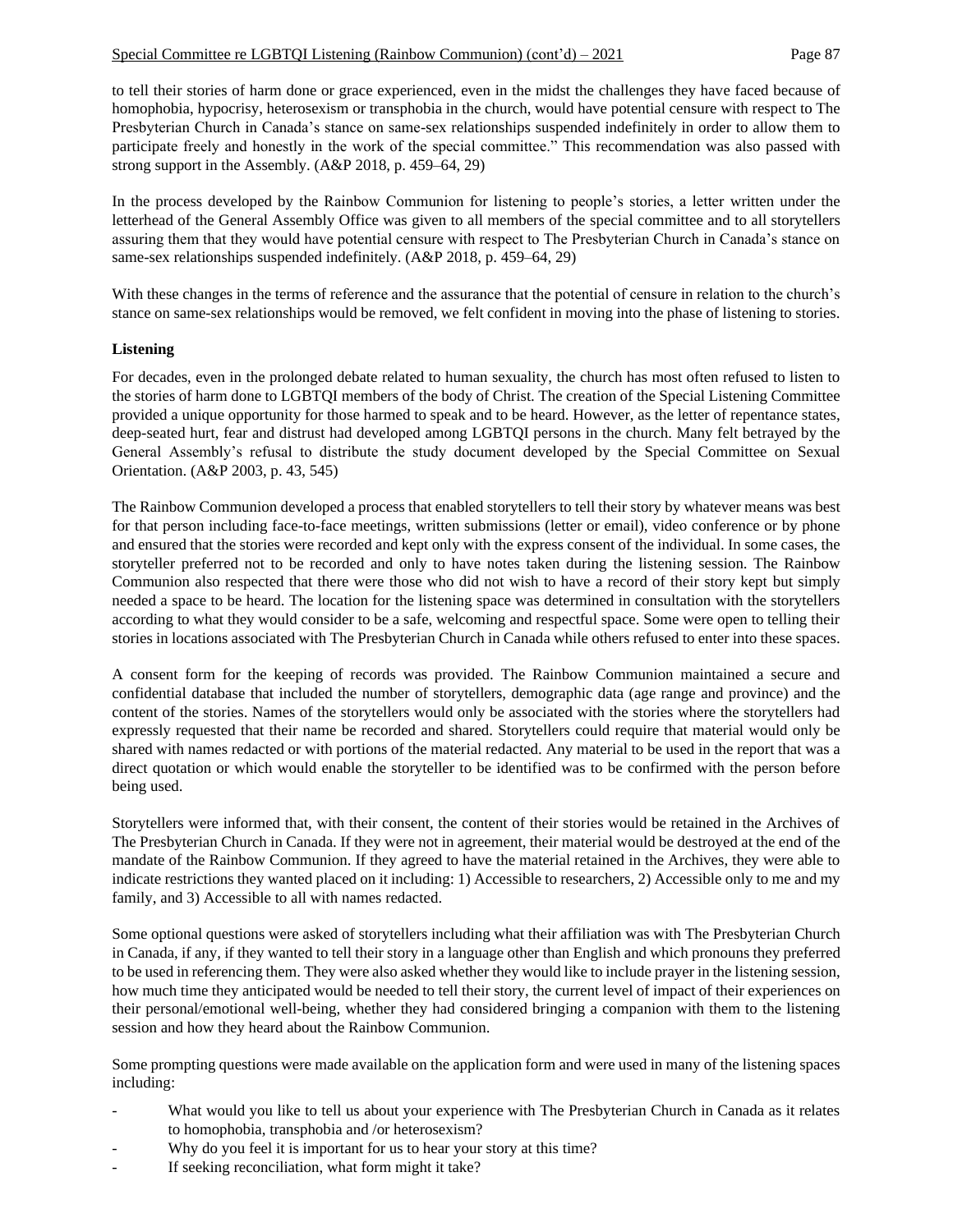to tell their stories of harm done or grace experienced, even in the midst the challenges they have faced because of homophobia, hypocrisy, heterosexism or transphobia in the church, would have potential censure with respect to The Presbyterian Church in Canada's stance on same-sex relationships suspended indefinitely in order to allow them to participate freely and honestly in the work of the special committee." This recommendation was also passed with strong support in the Assembly. (A&P 2018, p. 459–64, 29)

In the process developed by the Rainbow Communion for listening to people's stories, a letter written under the letterhead of the General Assembly Office was given to all members of the special committee and to all storytellers assuring them that they would have potential censure with respect to The Presbyterian Church in Canada's stance on same-sex relationships suspended indefinitely. (A&P 2018, p. 459–64, 29)

With these changes in the terms of reference and the assurance that the potential of censure in relation to the church's stance on same-sex relationships would be removed, we felt confident in moving into the phase of listening to stories.

**Listening**

For decades, even in the prolonged debate related to human sexuality, the church has most often refused to listen to the stories of harm done to LGBTQI members of the body of Christ. The creation of the Special Listening Committee provided a unique opportunity for those harmed to speak and to be heard. However, as the letter of repentance states, deep-seated hurt, fear and distrust had developed among LGBTQI persons in the church. Many felt betrayed by the General Assembly's refusal to distribute the study document developed by the Special Committee on Sexual Orientation. (A&P 2003, p. 43, 545)

The Rainbow Communion developed a process that enabled storytellers to tell their story by whatever means was best for that person including face-to-face meetings, written submissions (letter or email), video conference or by phone and ensured that the stories were recorded and kept only with the express consent of the individual. In some cases, the storyteller preferred not to be recorded and only to have notes taken during the listening session. The Rainbow Communion also respected that there were those who did not wish to have a record of their story kept but simply needed a space to be heard. The location for the listening space was determined in consultation with the storytellers according to what they would consider to be a safe, welcoming and respectful space. Some were open to telling their stories in locations associated with The Presbyterian Church in Canada while others refused to enter into these spaces.

A consent form for the keeping of records was provided. The Rainbow Communion maintained a secure and confidential database that included the number of storytellers, demographic data (age range and province) and the content of the stories. Names of the storytellers would only be associated with the stories where the storytellers had expressly requested that their name be recorded and shared. Storytellers could require that material would only be shared with names redacted or with portions of the material redacted. Any material to be used in the report that was a direct quotation or which would enable the storyteller to be identified was to be confirmed with the person before being used.

Storytellers were informed that, with their consent, the content of their stories would be retained in the Archives of The Presbyterian Church in Canada. If they were not in agreement, their material would be destroyed at the end of the mandate of the Rainbow Communion. If they agreed to have the material retained in the Archives, they were able to indicate restrictions they wanted placed on it including: 1) Accessible to researchers, 2) Accessible only to me and my family, and 3) Accessible to all with names redacted.

Some optional questions were asked of storytellers including what their affiliation was with The Presbyterian Church in Canada, if any, if they wanted to tell their story in a language other than English and which pronouns they preferred to be used in referencing them. They were also asked whether they would like to include prayer in the listening session, how much time they anticipated would be needed to tell their story, the current level of impact of their experiences on their personal/emotional well-being, whether they had considered bringing a companion with them to the listening session and how they heard about the Rainbow Communion.

Some prompting questions were made available on the application form and were used in many of the listening spaces including:

- What would you like to tell us about your experience with The Presbyterian Church in Canada as it relates to homophobia, transphobia and /or heterosexism?
- Why do you feel it is important for us to hear your story at this time?
- If seeking reconciliation, what form might it take?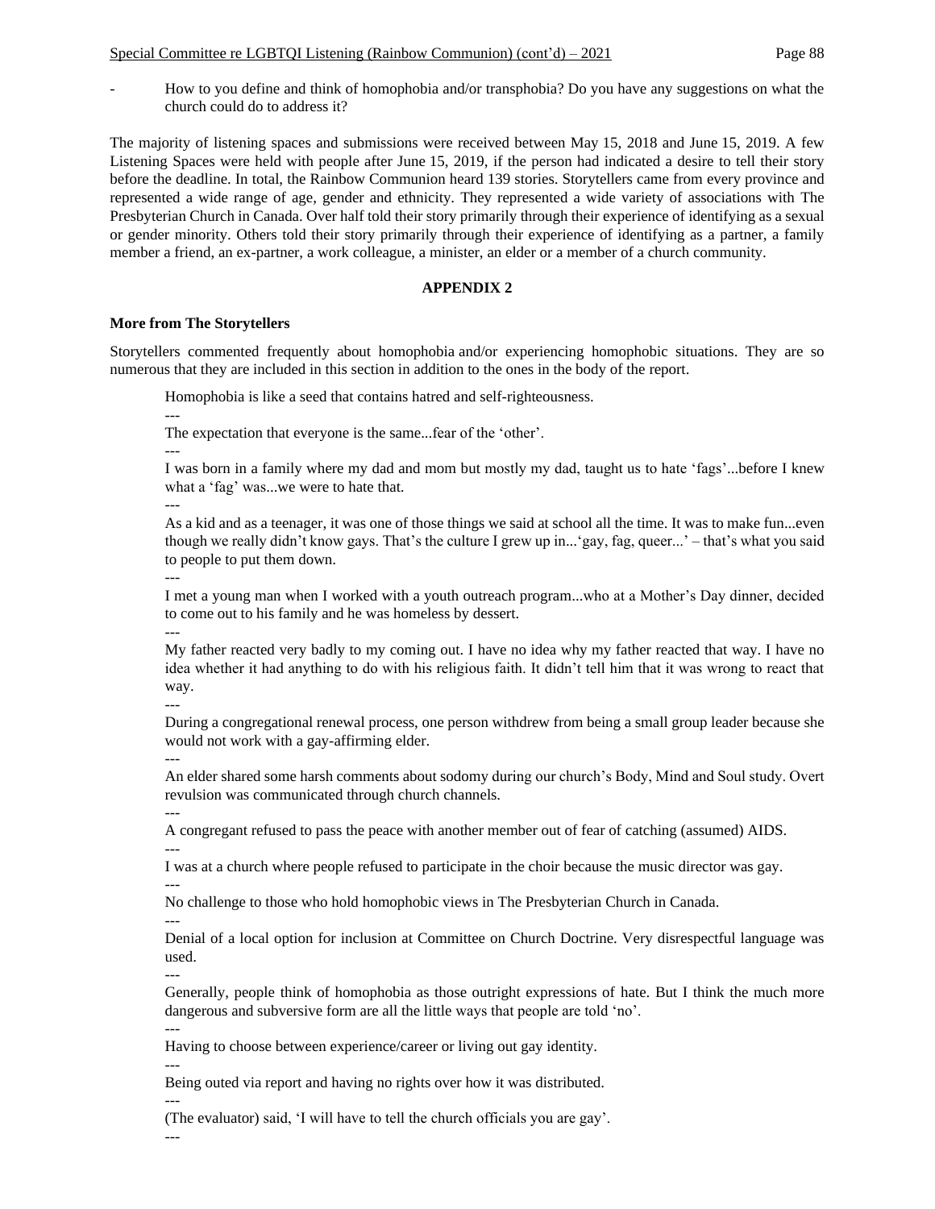- How to you define and think of homophobia and/or transphobia? Do you have any suggestions on what the church could do to address it?

The majority of listening spaces and submissions were received between May 15, 2018 and June 15, 2019. A few Listening Spaces were held with people after June 15, 2019, if the person had indicated a desire to tell their story before the deadline. In total, the Rainbow Communion heard 139 stories. Storytellers came from every province and represented a wide range of age, gender and ethnicity. They represented a wide variety of associations with The Presbyterian Church in Canada. Over half told their story primarily through their experience of identifying as a sexual or gender minority. Others told their story primarily through their experience of identifying as a partner, a family member a friend, an ex-partner, a work colleague, a minister, an elder or a member of a church community.

## APPENDIX 2

**More from The Storytellers**

Storytellers commented frequently about homophobia and/or experiencing homophobic situations. They are so numerous that they are included in this section in addition to the ones in the body of the report.

> Homophobia is like a seed that contains hatred and self-righteousness.
>
> ---
>
> The expectation that everyone is the same...fear of the 'other'.
>
> ---
>
> I was born in a family where my dad and mom but mostly my dad, taught us to hate 'fags'...before I knew what a 'fag' was...we were to hate that.
>
> ---
>
> As a kid and as a teenager, it was one of those things we said at school all the time. It was to make fun...even though we really didn't know gays. That's the culture I grew up in...'gay, fag, queer...' – that's what you said to people to put them down.
>
> ---
>
> I met a young man when I worked with a youth outreach program...who at a Mother's Day dinner, decided to come out to his family and he was homeless by dessert.
>
> ---
>
> My father reacted very badly to my coming out. I have no idea why my father reacted that way. I have no idea whether it had anything to do with his religious faith. It didn't tell him that it was wrong to react that way.
>
> ---
>
> During a congregational renewal process, one person withdrew from being a small group leader because she would not work with a gay-affirming elder.
>
> ---
>
> An elder shared some harsh comments about sodomy during our church's Body, Mind and Soul study. Overt revulsion was communicated through church channels.
>
> ---
>
> A congregant refused to pass the peace with another member out of fear of catching (assumed) AIDS.
>
> ---
>
> I was at a church where people refused to participate in the choir because the music director was gay.
>
> ---
>
> No challenge to those who hold homophobic views in The Presbyterian Church in Canada.
>
> ---
>
> Denial of a local option for inclusion at Committee on Church Doctrine. Very disrespectful language was used.
>
> ---
>
> Generally, people think of homophobia as those outright expressions of hate. But I think the much more dangerous and subversive form are all the little ways that people are told 'no'.
>
> ---
>
> Having to choose between experience/career or living out gay identity.
>
> ---
>
> Being outed via report and having no rights over how it was distributed.
>
> ---
>
> (The evaluator) said, 'I will have to tell the church officials you are gay'.
>
> ---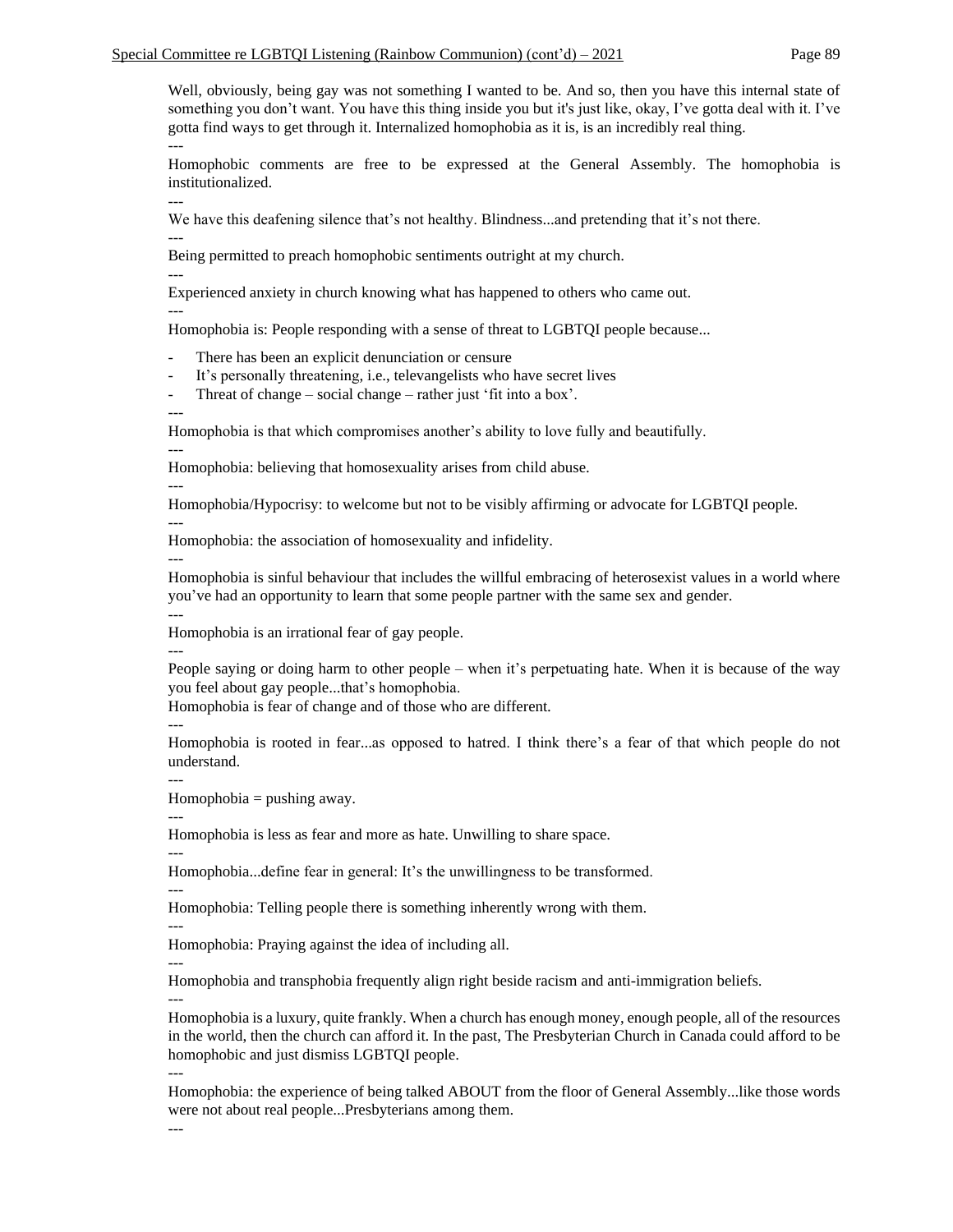Well, obviously, being gay was not something I wanted to be. And so, then you have this internal state of something you don't want. You have this thing inside you but it's just like, okay, I've gotta deal with it. I've gotta find ways to get through it. Internalized homophobia as it is, is an incredibly real thing.

---

Homophobic comments are free to be expressed at the General Assembly. The homophobia is institutionalized.

---

We have this deafening silence that's not healthy. Blindness...and pretending that it's not there.

---

Being permitted to preach homophobic sentiments outright at my church.

---

Experienced anxiety in church knowing what has happened to others who came out.

---

Homophobia is: People responding with a sense of threat to LGBTQI people because...

- There has been an explicit denunciation or censure
- It's personally threatening, i.e., televangelists who have secret lives
- Threat of change – social change – rather just 'fit into a box'.

---

Homophobia is that which compromises another's ability to love fully and beautifully.

---

Homophobia: believing that homosexuality arises from child abuse.

---

Homophobia/Hypocrisy: to welcome but not to be visibly affirming or advocate for LGBTQI people.

---

Homophobia: the association of homosexuality and infidelity.

---

Homophobia is sinful behaviour that includes the willful embracing of heterosexist values in a world where you've had an opportunity to learn that some people partner with the same sex and gender.

---

Homophobia is an irrational fear of gay people.

---

People saying or doing harm to other people – when it's perpetuating hate. When it is because of the way you feel about gay people...that's homophobia.

Homophobia is fear of change and of those who are different.

---

Homophobia is rooted in fear...as opposed to hatred. I think there's a fear of that which people do not understand.

---

Homophobia = pushing away.

---

Homophobia is less as fear and more as hate. Unwilling to share space.

---

Homophobia...define fear in general: It's the unwillingness to be transformed.

---

Homophobia: Telling people there is something inherently wrong with them.

---

Homophobia: Praying against the idea of including all.

---

Homophobia and transphobia frequently align right beside racism and anti-immigration beliefs.

---

Homophobia is a luxury, quite frankly. When a church has enough money, enough people, all of the resources in the world, then the church can afford it. In the past, The Presbyterian Church in Canada could afford to be homophobic and just dismiss LGBTQI people.

---

Homophobia: the experience of being talked ABOUT from the floor of General Assembly...like those words were not about real people...Presbyterians among them.

---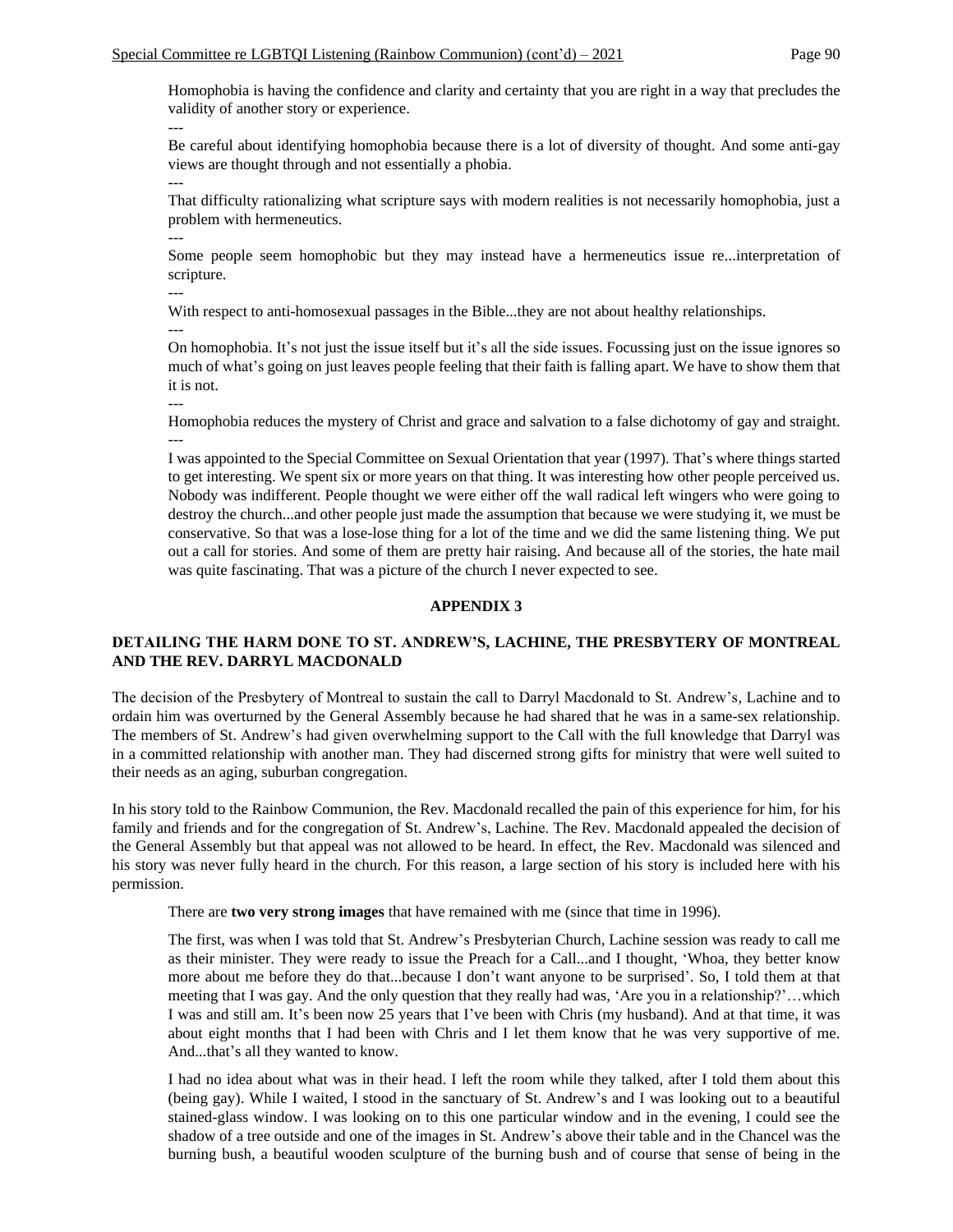Homophobia is having the confidence and clarity and certainty that you are right in a way that precludes the validity of another story or experience.

---

Be careful about identifying homophobia because there is a lot of diversity of thought. And some anti-gay views are thought through and not essentially a phobia.

---

That difficulty rationalizing what scripture says with modern realities is not necessarily homophobia, just a problem with hermeneutics.

---

Some people seem homophobic but they may instead have a hermeneutics issue re...interpretation of scripture.

---

With respect to anti-homosexual passages in the Bible...they are not about healthy relationships.

---

On homophobia. It's not just the issue itself but it's all the side issues. Focussing just on the issue ignores so much of what's going on just leaves people feeling that their faith is falling apart. We have to show them that it is not.

---

Homophobia reduces the mystery of Christ and grace and salvation to a false dichotomy of gay and straight.

---

I was appointed to the Special Committee on Sexual Orientation that year (1997). That's where things started to get interesting. We spent six or more years on that thing. It was interesting how other people perceived us. Nobody was indifferent. People thought we were either off the wall radical left wingers who were going to destroy the church...and other people just made the assumption that because we were studying it, we must be conservative. So that was a lose-lose thing for a lot of the time and we did the same listening thing. We put out a call for stories. And some of them are pretty hair raising. And because all of the stories, the hate mail was quite fascinating. That was a picture of the church I never expected to see.

## APPENDIX 3

### DETAILING THE HARM DONE TO ST. ANDREW'S, LACHINE, THE PRESBYTERY OF MONTREAL AND THE REV. DARRYL MACDONALD

The decision of the Presbytery of Montreal to sustain the call to Darryl Macdonald to St. Andrew's, Lachine and to ordain him was overturned by the General Assembly because he had shared that he was in a same-sex relationship. The members of St. Andrew's had given overwhelming support to the Call with the full knowledge that Darryl was in a committed relationship with another man. They had discerned strong gifts for ministry that were well suited to their needs as an aging, suburban congregation.

In his story told to the Rainbow Communion, the Rev. Macdonald recalled the pain of this experience for him, for his family and friends and for the congregation of St. Andrew's, Lachine. The Rev. Macdonald appealed the decision of the General Assembly but that appeal was not allowed to be heard. In effect, the Rev. Macdonald was silenced and his story was never fully heard in the church. For this reason, a large section of his story is included here with his permission.

There are **two very strong images** that have remained with me (since that time in 1996).

The first, was when I was told that St. Andrew's Presbyterian Church, Lachine session was ready to call me as their minister. They were ready to issue the Preach for a Call...and I thought, 'Whoa, they better know more about me before they do that...because I don't want anyone to be surprised'. So, I told them at that meeting that I am gay. And the only question that they really had was, 'Are you in a relationship?'…which I was and still am. It's been now 25 years that I've been with Chris (my husband). And at that time, it was about eight months that I had been with Chris and I let them know that he was very supportive of me. And...that's all they wanted to know.

I had no idea about what was in their head. I left the room while they talked, after I told them about this (being gay). While I waited, I stood in the sanctuary of St. Andrew's and I was looking out to a beautiful stained-glass window. I was looking on to this one particular window and in the evening, I could see the shadow of a tree outside and one of the images in St. Andrew's above their table and in the Chancel was the burning bush, a beautiful wooden sculpture of the burning bush and of course that sense of being in the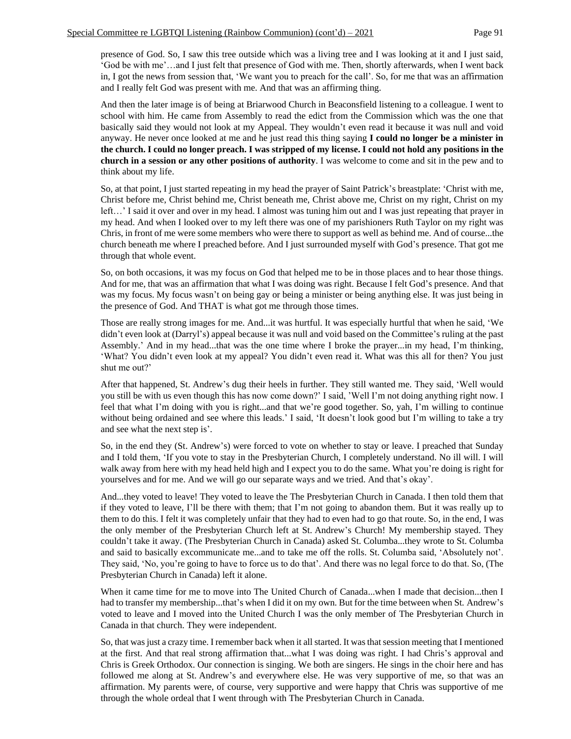presence of God. So, I saw this tree outside which was a living tree and I was looking at it and I just said, 'God be with me'…and I just felt that presence of God with me. Then, shortly afterwards, when I went back in, I got the news from session that, 'We want you to preach for the call'. So, for me that was an affirmation and I really felt God was present with me. And that was an affirming thing.

And then the later image is of being at Briarwood Church in Beaconsfield listening to a colleague. I went to school with him. He came from Assembly to read the edict from the Commission which was the one that basically said they would not look at my Appeal. They wouldn't even read it because it was null and void anyway. He never once looked at me and he just read this thing saying **I could no longer be a minister in the church. I could no longer preach. I was stripped of my license. I could not hold any positions in the church in a session or any other positions of authority**. I was welcome to come and sit in the pew and to think about my life.

So, at that point, I just started repeating in my head the prayer of Saint Patrick's breastplate: 'Christ with me, Christ before me, Christ behind me, Christ beneath me, Christ above me, Christ on my right, Christ on my left…' I said it over and over in my head. I almost was tuning him out and I was just repeating that prayer in my head. And when I looked over to my left there was one of my parishioners Ruth Taylor on my right was Chris, in front of me were some members who were there to support as well as behind me. And of course...the church beneath me where I preached before. And I just surrounded myself with God's presence. That got me through that whole event.

So, on both occasions, it was my focus on God that helped me to be in those places and to hear those things. And for me, that was an affirmation that what I was doing was right. Because I felt God's presence. And that was my focus. My focus wasn't on being gay or being a minister or being anything else. It was just being in the presence of God. And THAT is what got me through those times.

Those are really strong images for me. And...it was hurtful. It was especially hurtful that when he said, 'We didn't even look at (Darryl's) appeal because it was null and void based on the Committee's ruling at the past Assembly.' And in my head...that was the one time where I broke the prayer...in my head, I'm thinking, 'What? You didn't even look at my appeal? You didn't even read it. What was this all for then? You just shut me out?'

After that happened, St. Andrew's dug their heels in further. They still wanted me. They said, 'Well would you still be with us even though this has now come down?' I said, 'Well I'm not doing anything right now. I feel that what I'm doing with you is right...and that we're good together. So, yah, I'm willing to continue without being ordained and see where this leads.' I said, 'It doesn't look good but I'm willing to take a try and see what the next step is'.

So, in the end they (St. Andrew's) were forced to vote on whether to stay or leave. I preached that Sunday and I told them, 'If you vote to stay in the Presbyterian Church, I completely understand. No ill will. I will walk away from here with my head held high and I expect you to do the same. What you're doing is right for yourselves and for me. And we will go our separate ways and we tried. And that's okay'.

And...they voted to leave! They voted to leave the The Presbyterian Church in Canada. I then told them that if they voted to leave, I'll be there with them; that I'm not going to abandon them. But it was really up to them to do this. I felt it was completely unfair that they had to even had to go that route. So, in the end, I was the only member of the Presbyterian Church left at St. Andrew's Church! My membership stayed. They couldn't take it away. (The Presbyterian Church in Canada) asked St. Columba...they wrote to St. Columba and said to basically excommunicate me...and to take me off the rolls. St. Columba said, 'Absolutely not'. They said, 'No, you're going to have to force us to do that'. And there was no legal force to do that. So, (The Presbyterian Church in Canada) left it alone.

When it came time for me to move into The United Church of Canada...when I made that decision...then I had to transfer my membership...that's when I did it on my own. But for the time between when St. Andrew's voted to leave and I moved into the United Church I was the only member of The Presbyterian Church in Canada in that church. They were independent.

So, that was just a crazy time. I remember back when it all started. It was that session meeting that I mentioned at the first. And that real strong affirmation that...what I was doing was right. I had Chris's approval and Chris is Greek Orthodox. Our connection is singing. We both are singers. He sings in the choir here and has followed me along at St. Andrew's and everywhere else. He was very supportive of me, so that was an affirmation. My parents were, of course, very supportive and were happy that Chris was supportive of me through the whole ordeal that I went through with The Presbyterian Church in Canada.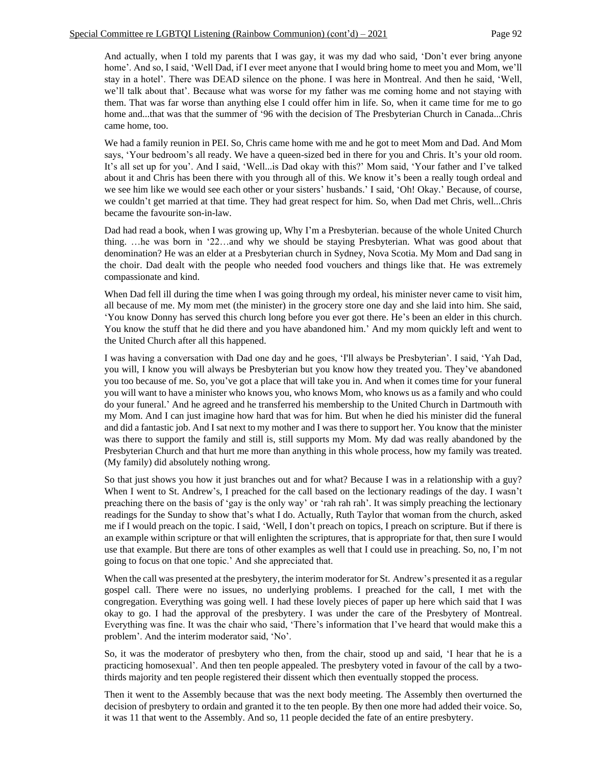And actually, when I told my parents that I was gay, it was my dad who said, 'Don't ever bring anyone home'. And so, I said, 'Well Dad, if I ever meet anyone that I would bring home to meet you and Mom, we'll stay in a hotel'. There was DEAD silence on the phone. I was here in Montreal. And then he said, 'Well, we'll talk about that'. Because what was worse for my father was me coming home and not staying with them. That was far worse than anything else I could offer him in life. So, when it came time for me to go home and...that was that the summer of '96 with the decision of The Presbyterian Church in Canada...Chris came home, too.

We had a family reunion in PEI. So, Chris came home with me and he got to meet Mom and Dad. And Mom says, 'Your bedroom's all ready. We have a queen-sized bed in there for you and Chris. It's your old room. It's all set up for you'. And I said, 'Well...is Dad okay with this?' Mom said, 'Your father and I've talked about it and Chris has been there with you through all of this. We know it's been a really tough ordeal and we see him like we would see each other or your sisters' husbands.' I said, 'Oh! Okay.' Because, of course, we couldn't get married at that time. They had great respect for him. So, when Dad met Chris, well...Chris became the favourite son-in-law.

Dad had read a book, when I was growing up, Why I'm a Presbyterian. because of the whole United Church thing. …he was born in '22…and why we should be staying Presbyterian. What was good about that denomination? He was an elder at a Presbyterian church in Sydney, Nova Scotia. My Mom and Dad sang in the choir. Dad dealt with the people who needed food vouchers and things like that. He was extremely compassionate and kind.

When Dad fell ill during the time when I was going through my ordeal, his minister never came to visit him, all because of me. My mom met (the minister) in the grocery store one day and she laid into him. She said, 'You know Donny has served this church long before you ever got there. He's been an elder in this church. You know the stuff that he did there and you have abandoned him.' And my mom quickly left and went to the United Church after all this happened.

I was having a conversation with Dad one day and he goes, 'I'll always be Presbyterian'. I said, 'Yah Dad, you will, I know you will always be Presbyterian but you know how they treated you. They've abandoned you too because of me. So, you've got a place that will take you in. And when it comes time for your funeral you will want to have a minister who knows you, who knows Mom, who knows us as a family and who could do your funeral.' And he agreed and he transferred his membership to the United Church in Dartmouth with my Mom. And I can just imagine how hard that was for him. But when he died his minister did the funeral and did a fantastic job. And I sat next to my mother and I was there to support her. You know that the minister was there to support the family and still is, still supports my Mom. My dad was really abandoned by the Presbyterian Church and that hurt me more than anything in this whole process, how my family was treated. (My family) did absolutely nothing wrong.

So that just shows you how it just branches out and for what? Because I was in a relationship with a guy? When I went to St. Andrew's, I preached for the call based on the lectionary readings of the day. I wasn't preaching there on the basis of 'gay is the only way' or 'rah rah rah'. It was simply preaching the lectionary readings for the Sunday to show that's what I do. Actually, Ruth Taylor that woman from the church, asked me if I would preach on the topic. I said, 'Well, I don't preach on topics, I preach on scripture. But if there is an example within scripture or that will enlighten the scriptures, that is appropriate for that, then sure I would use that example. But there are tons of other examples as well that I could use in preaching. So, no, I'm not going to focus on that one topic.' And she appreciated that.

When the call was presented at the presbytery, the interim moderator for St. Andrew's presented it as a regular gospel call. There were no issues, no underlying problems. I preached for the call, I met with the congregation. Everything was going well. I had these lovely pieces of paper up here which said that I was okay to go. I had the approval of the presbytery. I was under the care of the Presbytery of Montreal. Everything was fine. It was the chair who said, 'There's information that I've heard that would make this a problem'. And the interim moderator said, 'No'.

So, it was the moderator of presbytery who then, from the chair, stood up and said, 'I hear that he is a practicing homosexual'. And then ten people appealed. The presbytery voted in favour of the call by a two-thirds majority and ten people registered their dissent which then eventually stopped the process.

Then it went to the Assembly because that was the next body meeting. The Assembly then overturned the decision of presbytery to ordain and granted it to the ten people. By then one more had added their voice. So, it was 11 that went to the Assembly. And so, 11 people decided the fate of an entire presbytery.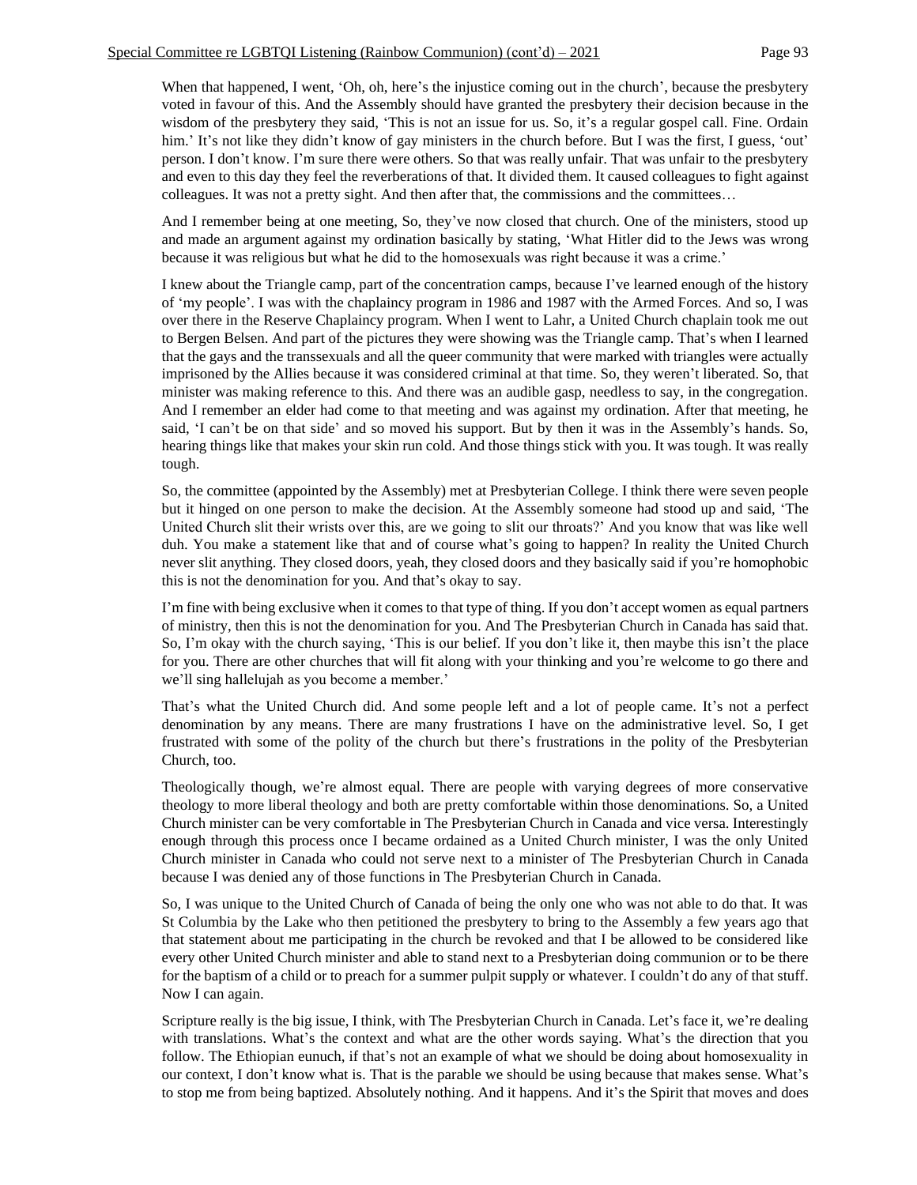When that happened, I went, 'Oh, oh, here's the injustice coming out in the church', because the presbytery voted in favour of this. And the Assembly should have granted the presbytery their decision because in the wisdom of the presbytery they said, 'This is not an issue for us. So, it's a regular gospel call. Fine. Ordain him.' It's not like they didn't know of gay ministers in the church before. But I was the first, I guess, 'out' person. I don't know. I'm sure there were others. So that was really unfair. That was unfair to the presbytery and even to this day they feel the reverberations of that. It divided them. It caused colleagues to fight against colleagues. It was not a pretty sight. And then after that, the commissions and the committees…

And I remember being at one meeting, So, they've now closed that church. One of the ministers, stood up and made an argument against my ordination basically by stating, 'What Hitler did to the Jews was wrong because it was religious but what he did to the homosexuals was right because it was a crime.'

I knew about the Triangle camp, part of the concentration camps, because I've learned enough of the history of 'my people'. I was with the chaplaincy program in 1986 and 1987 with the Armed Forces. And so, I was over there in the Reserve Chaplaincy program. When I went to Lahr, a United Church chaplain took me out to Bergen Belsen. And part of the pictures they were showing was the Triangle camp. That's when I learned that the gays and the transsexuals and all the queer community that were marked with triangles were actually imprisoned by the Allies because it was considered criminal at that time. So, they weren't liberated. So, that minister was making reference to this. And there was an audible gasp, needless to say, in the congregation. And I remember an elder had come to that meeting and was against my ordination. After that meeting, he said, 'I can't be on that side' and so moved his support. But by then it was in the Assembly's hands. So, hearing things like that makes your skin run cold. And those things stick with you. It was tough. It was really tough.

So, the committee (appointed by the Assembly) met at Presbyterian College. I think there were seven people but it hinged on one person to make the decision. At the Assembly someone had stood up and said, 'The United Church slit their wrists over this, are we going to slit our throats?' And you know that was like well duh. You make a statement like that and of course what's going to happen? In reality the United Church never slit anything. They closed doors, yeah, they closed doors and they basically said if you're homophobic this is not the denomination for you. And that's okay to say.

I'm fine with being exclusive when it comes to that type of thing. If you don't accept women as equal partners of ministry, then this is not the denomination for you. And The Presbyterian Church in Canada has said that. So, I'm okay with the church saying, 'This is our belief. If you don't like it, then maybe this isn't the place for you. There are other churches that will fit along with your thinking and you're welcome to go there and we'll sing hallelujah as you become a member.'

That's what the United Church did. And some people left and a lot of people came. It's not a perfect denomination by any means. There are many frustrations I have on the administrative level. So, I get frustrated with some of the polity of the church but there's frustrations in the polity of the Presbyterian Church, too.

Theologically though, we're almost equal. There are people with varying degrees of more conservative theology to more liberal theology and both are pretty comfortable within those denominations. So, a United Church minister can be very comfortable in The Presbyterian Church in Canada and vice versa. Interestingly enough through this process once I became ordained as a United Church minister, I was the only United Church minister in Canada who could not serve next to a minister of The Presbyterian Church in Canada because I was denied any of those functions in The Presbyterian Church in Canada.

So, I was unique to the United Church of Canada of being the only one who was not able to do that. It was St Columbia by the Lake who then petitioned the presbytery to bring to the Assembly a few years ago that that statement about me participating in the church be revoked and that I be allowed to be considered like every other United Church minister and able to stand next to a Presbyterian doing communion or to be there for the baptism of a child or to preach for a summer pulpit supply or whatever. I couldn't do any of that stuff. Now I can again.

Scripture really is the big issue, I think, with The Presbyterian Church in Canada. Let's face it, we're dealing with translations. What's the context and what are the other words saying. What's the direction that you follow. The Ethiopian eunuch, if that's not an example of what we should be doing about homosexuality in our context, I don't know what is. That is the parable we should be using because that makes sense. What's to stop me from being baptized. Absolutely nothing. And it happens. And it's the Spirit that moves and does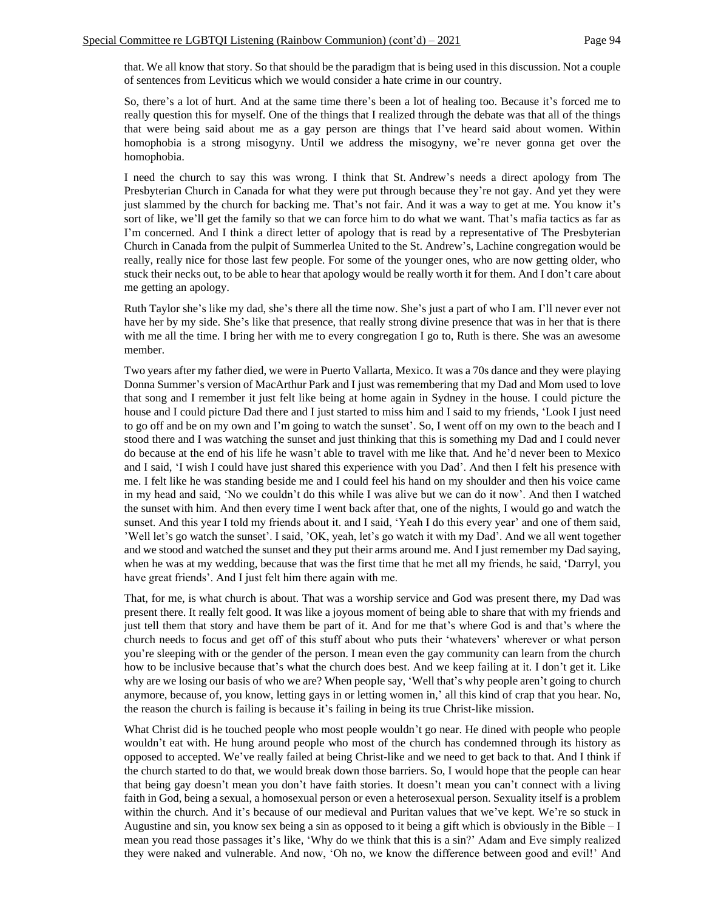that. We all know that story. So that should be the paradigm that is being used in this discussion. Not a couple of sentences from Leviticus which we would consider a hate crime in our country.

So, there's a lot of hurt. And at the same time there's been a lot of healing too. Because it's forced me to really question this for myself. One of the things that I realized through the debate was that all of the things that were being said about me as a gay person are things that I've heard said about women. Within homophobia is a strong misogyny. Until we address the misogyny, we're never gonna get over the homophobia.

I need the church to say this was wrong. I think that St. Andrew's needs a direct apology from The Presbyterian Church in Canada for what they were put through because they're not gay. And yet they were just slammed by the church for backing me. That's not fair. And it was a way to get at me. You know it's sort of like, we'll get the family so that we can force him to do what we want. That's mafia tactics as far as I'm concerned. And I think a direct letter of apology that is read by a representative of The Presbyterian Church in Canada from the pulpit of Summerlea United to the St. Andrew's, Lachine congregation would be really, really nice for those last few people. For some of the younger ones, who are now getting older, who stuck their necks out, to be able to hear that apology would be really worth it for them. And I don't care about me getting an apology.

Ruth Taylor she's like my dad, she's there all the time now. She's just a part of who I am. I'll never ever not have her by my side. She's like that presence, that really strong divine presence that was in her that is there with me all the time. I bring her with me to every congregation I go to, Ruth is there. She was an awesome member.

Two years after my father died, we were in Puerto Vallarta, Mexico. It was a 70s dance and they were playing Donna Summer's version of MacArthur Park and I just was remembering that my Dad and Mom used to love that song and I remember it just felt like being at home again in Sydney in the house. I could picture the house and I could picture Dad there and I just started to miss him and I said to my friends, 'Look I just need to go off and be on my own and I'm going to watch the sunset'. So, I went off on my own to the beach and I stood there and I was watching the sunset and just thinking that this is something my Dad and I could never do because at the end of his life he wasn't able to travel with me like that. And he'd never been to Mexico and I said, 'I wish I could have just shared this experience with you Dad'. And then I felt his presence with me. I felt like he was standing beside me and I could feel his hand on my shoulder and then his voice came in my head and said, 'No we couldn't do this while I was alive but we can do it now'. And then I watched the sunset with him. And then every time I went back after that, one of the nights, I would go and watch the sunset. And this year I told my friends about it. and I said, 'Yeah I do this every year' and one of them said, 'Well let's go watch the sunset'. I said, 'OK, yeah, let's go watch it with my Dad'. And we all went together and we stood and watched the sunset and they put their arms around me. And I just remember my Dad saying, when he was at my wedding, because that was the first time that he met all my friends, he said, 'Darryl, you have great friends'. And I just felt him there again with me.

That, for me, is what church is about. That was a worship service and God was present there, my Dad was present there. It really felt good. It was like a joyous moment of being able to share that with my friends and just tell them that story and have them be part of it. And for me that's where God is and that's where the church needs to focus and get off of this stuff about who puts their 'whatevers' wherever or what person you're sleeping with or the gender of the person. I mean even the gay community can learn from the church how to be inclusive because that's what the church does best. And we keep failing at it. I don't get it. Like why are we losing our basis of who we are? When people say, 'Well that's why people aren't going to church anymore, because of, you know, letting gays in or letting women in,' all this kind of crap that you hear. No, the reason the church is failing is because it's failing in being its true Christ-like mission.

What Christ did is he touched people who most people wouldn't go near. He dined with people who people wouldn't eat with. He hung around people who most of the church has condemned through its history as opposed to accepted. We've really failed at being Christ-like and we need to get back to that. And I think if the church started to do that, we would break down those barriers. So, I would hope that the people can hear that being gay doesn't mean you don't have faith stories. It doesn't mean you can't connect with a living faith in God, being a sexual, a homosexual person or even a heterosexual person. Sexuality itself is a problem within the church. And it's because of our medieval and Puritan values that we've kept. We're so stuck in Augustine and sin, you know sex being a sin as opposed to it being a gift which is obviously in the Bible – I mean you read those passages it's like, 'Why do we think that this is a sin?' Adam and Eve simply realized they were naked and vulnerable. And now, 'Oh no, we know the difference between good and evil!' And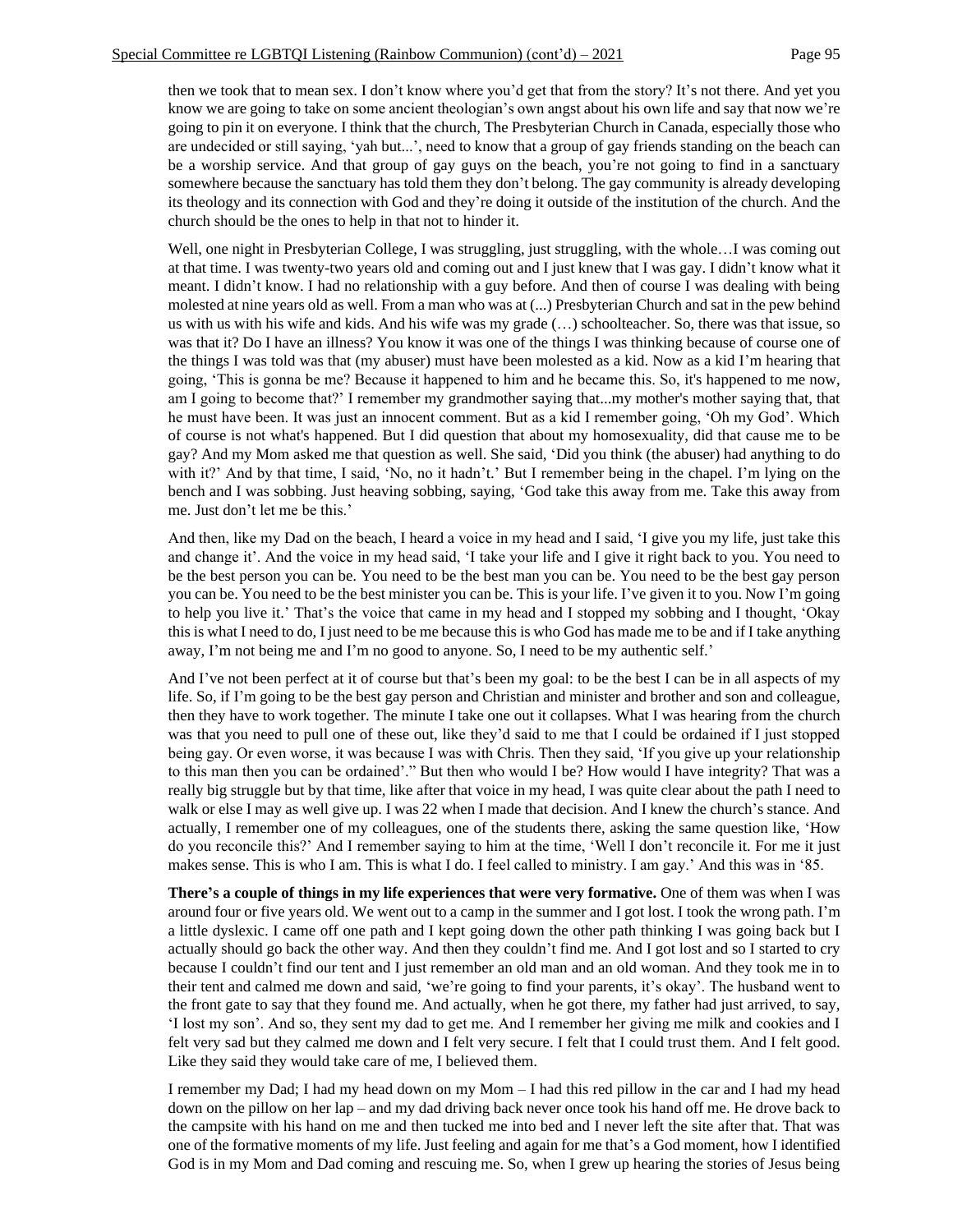then we took that to mean sex. I don't know where you'd get that from the story? It's not there. And yet you know we are going to take on some ancient theologian's own angst about his own life and say that now we're going to pin it on everyone. I think that the church, The Presbyterian Church in Canada, especially those who are undecided or still saying, 'yah but...', need to know that a group of gay friends standing on the beach can be a worship service. And that group of gay guys on the beach, you're not going to find in a sanctuary somewhere because the sanctuary has told them they don't belong. The gay community is already developing its theology and its connection with God and they're doing it outside of the institution of the church. And the church should be the ones to help in that not to hinder it.

Well, one night in Presbyterian College, I was struggling, just struggling, with the whole…I was coming out at that time. I was twenty-two years old and coming out and I just knew that I was gay. I didn't know what it meant. I didn't know. I had no relationship with a guy before. And then of course I was dealing with being molested at nine years old as well. From a man who was at (...) Presbyterian Church and sat in the pew behind us with us with his wife and kids. And his wife was my grade (…) schoolteacher. So, there was that issue, so was that it? Do I have an illness? You know it was one of the things I was thinking because of course one of the things I was told was that (my abuser) must have been molested as a kid. Now as a kid I'm hearing that going, 'This is gonna be me? Because it happened to him and he became this. So, it's happened to me now, am I going to become that?' I remember my grandmother saying that...my mother's mother saying that, that he must have been. It was just an innocent comment. But as a kid I remember going, 'Oh my God'. Which of course is not what's happened. But I did question that about my homosexuality, did that cause me to be gay? And my Mom asked me that question as well. She said, 'Did you think (the abuser) had anything to do with it?' And by that time, I said, 'No, no it hadn't.' But I remember being in the chapel. I'm lying on the bench and I was sobbing. Just heaving sobbing, saying, 'God take this away from me. Take this away from me. Just don't let me be this.'

And then, like my Dad on the beach, I heard a voice in my head and I said, 'I give you my life, just take this and change it'. And the voice in my head said, 'I take your life and I give it right back to you. You need to be the best person you can be. You need to be the best man you can be. You need to be the best gay person you can be. You need to be the best minister you can be. This is your life. I've given it to you. Now I'm going to help you live it.' That's the voice that came in my head and I stopped my sobbing and I thought, 'Okay this is what I need to do, I just need to be me because this is who God has made me to be and if I take anything away, I'm not being me and I'm no good to anyone. So, I need to be my authentic self.'

And I've not been perfect at it of course but that's been my goal: to be the best I can be in all aspects of my life. So, if I'm going to be the best gay person and Christian and minister and brother and son and colleague, then they have to work together. The minute I take one out it collapses. What I was hearing from the church was that you need to pull one of these out, like they'd said to me that I could be ordained if I just stopped being gay. Or even worse, it was because I was with Chris. Then they said, 'If you give up your relationship to this man then you can be ordained'." But then who would I be? How would I have integrity? That was a really big struggle but by that time, like after that voice in my head, I was quite clear about the path I need to walk or else I may as well give up. I was 22 when I made that decision. And I knew the church's stance. And actually, I remember one of my colleagues, one of the students there, asking the same question like, 'How do you reconcile this?' And I remember saying to him at the time, 'Well I don't reconcile it. For me it just makes sense. This is who I am. This is what I do. I feel called to ministry. I am gay.' And this was in '85.

**There's a couple of things in my life experiences that were very formative.** One of them was when I was around four or five years old. We went out to a camp in the summer and I got lost. I took the wrong path. I'm a little dyslexic. I came off one path and I kept going down the other path thinking I was going back but I actually should go back the other way. And then they couldn't find me. And I got lost and so I started to cry because I couldn't find our tent and I just remember an old man and an old woman. And they took me in to their tent and calmed me down and said, 'we're going to find your parents, it's okay'. The husband went to the front gate to say that they found me. And actually, when he got there, my father had just arrived, to say, 'I lost my son'. And so, they sent my dad to get me. And I remember her giving me milk and cookies and I felt very sad but they calmed me down and I felt very secure. I felt that I could trust them. And I felt good. Like they said they would take care of me, I believed them.

I remember my Dad; I had my head down on my Mom – I had this red pillow in the car and I had my head down on the pillow on her lap – and my dad driving back never once took his hand off me. He drove back to the campsite with his hand on me and then tucked me into bed and I never left the site after that. That was one of the formative moments of my life. Just feeling and again for me that's a God moment, how I identified God is in my Mom and Dad coming and rescuing me. So, when I grew up hearing the stories of Jesus being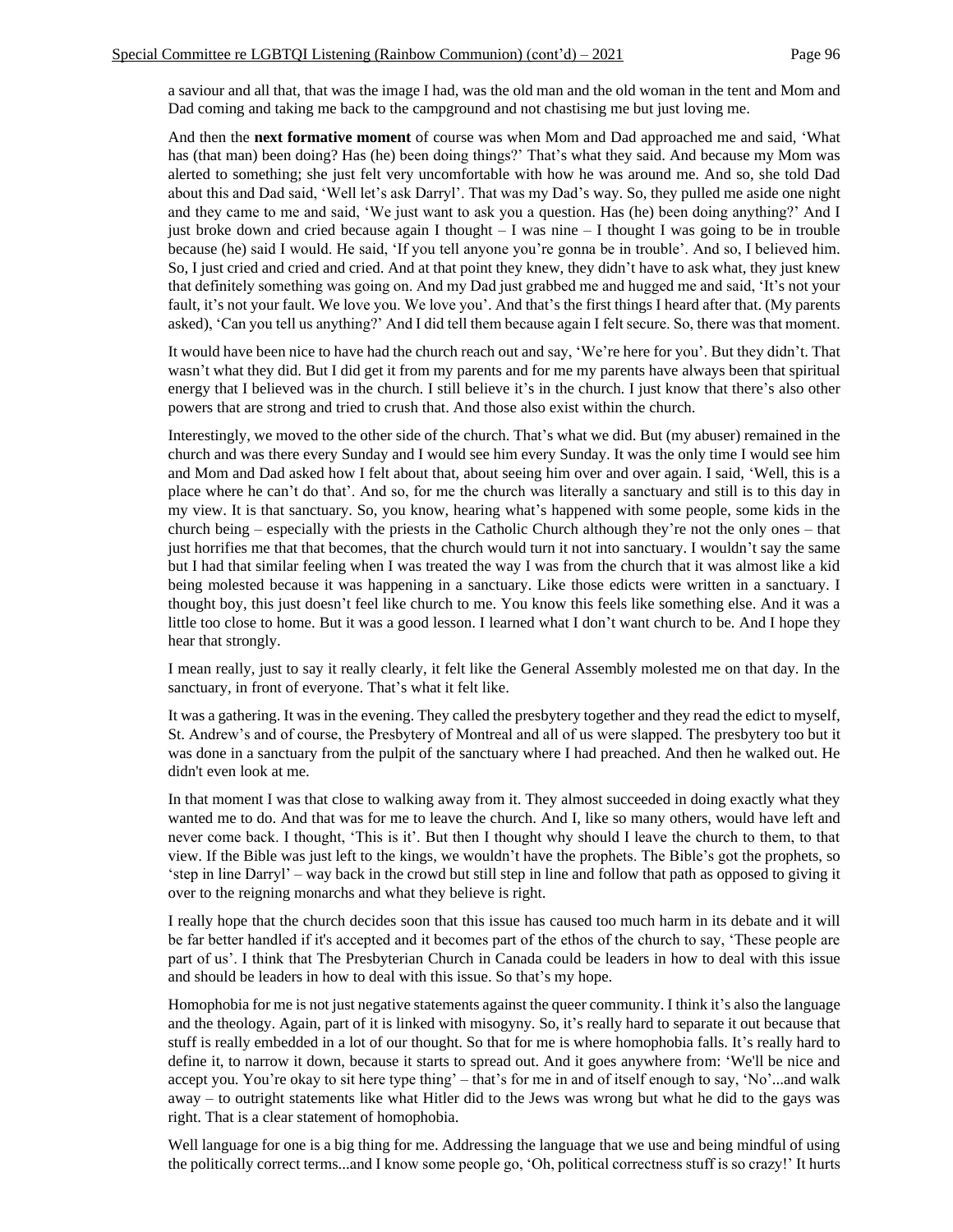a saviour and all that, that was the image I had, was the old man and the old woman in the tent and Mom and Dad coming and taking me back to the campground and not chastising me but just loving me.

And then the **next formative moment** of course was when Mom and Dad approached me and said, 'What has (that man) been doing? Has (he) been doing things?' That's what they said. And because my Mom was alerted to something; she just felt very uncomfortable with how he was around me. And so, she told Dad about this and Dad said, 'Well let's ask Darryl'. That was my Dad's way. So, they pulled me aside one night and they came to me and said, 'We just want to ask you a question. Has (he) been doing anything?' And I just broke down and cried because again I thought – I was nine – I thought I was going to be in trouble because (he) said I would. He said, 'If you tell anyone you're gonna be in trouble'. And so, I believed him. So, I just cried and cried and cried. And at that point they knew, they didn't have to ask what, they just knew that definitely something was going on. And my Dad just grabbed me and hugged me and said, 'It's not your fault, it's not your fault. We love you. We love you'. And that's the first things I heard after that. (My parents asked), 'Can you tell us anything?' And I did tell them because again I felt secure. So, there was that moment.

It would have been nice to have had the church reach out and say, 'We're here for you'. But they didn't. That wasn't what they did. But I did get it from my parents and for me my parents have always been that spiritual energy that I believed was in the church. I still believe it's in the church. I just know that there's also other powers that are strong and tried to crush that. And those also exist within the church.

Interestingly, we moved to the other side of the church. That's what we did. But (my abuser) remained in the church and was there every Sunday and I would see him every Sunday. It was the only time I would see him and Mom and Dad asked how I felt about that, about seeing him over and over again. I said, 'Well, this is a place where he can't do that'. And so, for me the church was literally a sanctuary and still is to this day in my view. It is that sanctuary. So, you know, hearing what's happened with some people, some kids in the church being – especially with the priests in the Catholic Church although they're not the only ones – that just horrifies me that that becomes, that the church would turn it not into sanctuary. I wouldn't say the same but I had that similar feeling when I was treated the way I was from the church that it was almost like a kid being molested because it was happening in a sanctuary. Like those edicts were written in a sanctuary. I thought boy, this just doesn't feel like church to me. You know this feels like something else. And it was a little too close to home. But it was a good lesson. I learned what I don't want church to be. And I hope they hear that strongly.

I mean really, just to say it really clearly, it felt like the General Assembly molested me on that day. In the sanctuary, in front of everyone. That's what it felt like.

It was a gathering. It was in the evening. They called the presbytery together and they read the edict to myself, St. Andrew's and of course, the Presbytery of Montreal and all of us were slapped. The presbytery too but it was done in a sanctuary from the pulpit of the sanctuary where I had preached. And then he walked out. He didn't even look at me.

In that moment I was that close to walking away from it. They almost succeeded in doing exactly what they wanted me to do. And that was for me to leave the church. And I, like so many others, would have left and never come back. I thought, 'This is it'. But then I thought why should I leave the church to them, to that view. If the Bible was just left to the kings, we wouldn't have the prophets. The Bible's got the prophets, so 'step in line Darryl' – way back in the crowd but still step in line and follow that path as opposed to giving it over to the reigning monarchs and what they believe is right.

I really hope that the church decides soon that this issue has caused too much harm in its debate and it will be far better handled if it's accepted and it becomes part of the ethos of the church to say, 'These people are part of us'. I think that The Presbyterian Church in Canada could be leaders in how to deal with this issue and should be leaders in how to deal with this issue. So that's my hope.

Homophobia for me is not just negative statements against the queer community. I think it's also the language and the theology. Again, part of it is linked with misogyny. So, it's really hard to separate it out because that stuff is really embedded in a lot of our thought. So that for me is where homophobia falls. It's really hard to define it, to narrow it down, because it starts to spread out. And it goes anywhere from: 'We'll be nice and accept you. You're okay to sit here type thing' – that's for me in and of itself enough to say, 'No'...and walk away – to outright statements like what Hitler did to the Jews was wrong but what he did to the gays was right. That is a clear statement of homophobia.

Well language for one is a big thing for me. Addressing the language that we use and being mindful of using the politically correct terms...and I know some people go, 'Oh, political correctness stuff is so crazy!' It hurts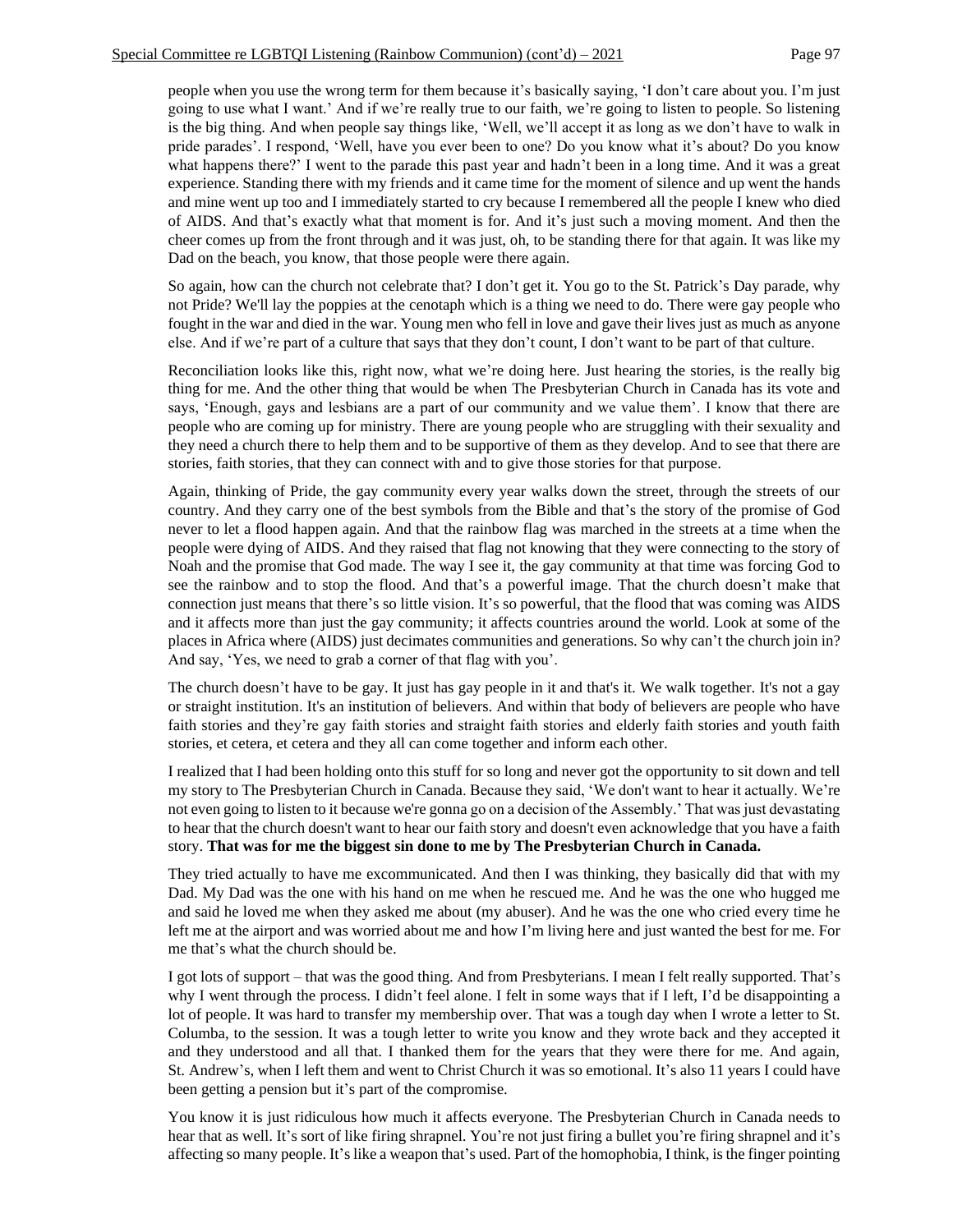people when you use the wrong term for them because it's basically saying, 'I don't care about you. I'm just going to use what I want.' And if we're really true to our faith, we're going to listen to people. So listening is the big thing. And when people say things like, 'Well, we'll accept it as long as we don't have to walk in pride parades'. I respond, 'Well, have you ever been to one? Do you know what it's about? Do you know what happens there?' I went to the parade this past year and hadn't been in a long time. And it was a great experience. Standing there with my friends and it came time for the moment of silence and up went the hands and mine went up too and I immediately started to cry because I remembered all the people I knew who died of AIDS. And that's exactly what that moment is for. And it's just such a moving moment. And then the cheer comes up from the front through and it was just, oh, to be standing there for that again. It was like my Dad on the beach, you know, that those people were there again.

So again, how can the church not celebrate that? I don't get it. You go to the St. Patrick's Day parade, why not Pride? We'll lay the poppies at the cenotaph which is a thing we need to do. There were gay people who fought in the war and died in the war. Young men who fell in love and gave their lives just as much as anyone else. And if we're part of a culture that says that they don't count, I don't want to be part of that culture.

Reconciliation looks like this, right now, what we're doing here. Just hearing the stories, is the really big thing for me. And the other thing that would be when The Presbyterian Church in Canada has its vote and says, 'Enough, gays and lesbians are a part of our community and we value them'. I know that there are people who are coming up for ministry. There are young people who are struggling with their sexuality and they need a church there to help them and to be supportive of them as they develop. And to see that there are stories, faith stories, that they can connect with and to give those stories for that purpose.

Again, thinking of Pride, the gay community every year walks down the street, through the streets of our country. And they carry one of the best symbols from the Bible and that's the story of the promise of God never to let a flood happen again. And that the rainbow flag was marched in the streets at a time when the people were dying of AIDS. And they raised that flag not knowing that they were connecting to the story of Noah and the promise that God made. The way I see it, the gay community at that time was forcing God to see the rainbow and to stop the flood. And that's a powerful image. That the church doesn't make that connection just means that there's so little vision. It's so powerful, that the flood that was coming was AIDS and it affects more than just the gay community; it affects countries around the world. Look at some of the places in Africa where (AIDS) just decimates communities and generations. So why can't the church join in? And say, 'Yes, we need to grab a corner of that flag with you'.

The church doesn't have to be gay. It just has gay people in it and that's it. We walk together. It's not a gay or straight institution. It's an institution of believers. And within that body of believers are people who have faith stories and they're gay faith stories and straight faith stories and elderly faith stories and youth faith stories, et cetera, et cetera and they all can come together and inform each other.

I realized that I had been holding onto this stuff for so long and never got the opportunity to sit down and tell my story to The Presbyterian Church in Canada. Because they said, 'We don't want to hear it actually. We're not even going to listen to it because we're gonna go on a decision of the Assembly.' That was just devastating to hear that the church doesn't want to hear our faith story and doesn't even acknowledge that you have a faith story. **That was for me the biggest sin done to me by The Presbyterian Church in Canada.**

They tried actually to have me excommunicated. And then I was thinking, they basically did that with my Dad. My Dad was the one with his hand on me when he rescued me. And he was the one who hugged me and said he loved me when they asked me about (my abuser). And he was the one who cried every time he left me at the airport and was worried about me and how I'm living here and just wanted the best for me. For me that's what the church should be.

I got lots of support – that was the good thing. And from Presbyterians. I mean I felt really supported. That's why I went through the process. I didn't feel alone. I felt in some ways that if I left, I'd be disappointing a lot of people. It was hard to transfer my membership over. That was a tough day when I wrote a letter to St. Columba, to the session. It was a tough letter to write you know and they wrote back and they accepted it and they understood and all that. I thanked them for the years that they were there for me. And again, St. Andrew's, when I left them and went to Christ Church it was so emotional. It's also 11 years I could have been getting a pension but it's part of the compromise.

You know it is just ridiculous how much it affects everyone. The Presbyterian Church in Canada needs to hear that as well. It's sort of like firing shrapnel. You're not just firing a bullet you're firing shrapnel and it's affecting so many people. It's like a weapon that's used. Part of the homophobia, I think, is the finger pointing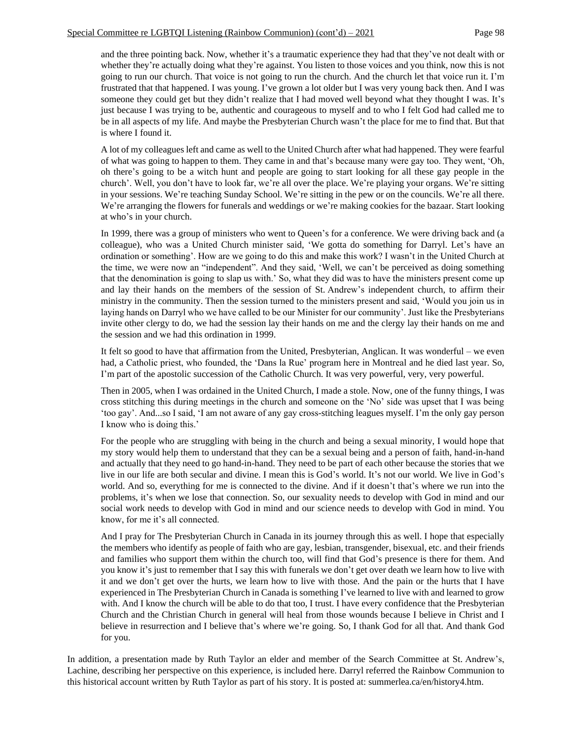and the three pointing back. Now, whether it's a traumatic experience they had that they've not dealt with or whether they're actually doing what they're against. You listen to those voices and you think, now this is not going to run our church. That voice is not going to run the church. And the church let that voice run it. I'm frustrated that that happened. I was young. I've grown a lot older but I was very young back then. And I was someone they could get but they didn't realize that I had moved well beyond what they thought I was. It's just because I was trying to be, authentic and courageous to myself and to who I felt God had called me to be in all aspects of my life. And maybe the Presbyterian Church wasn't the place for me to find that. But that is where I found it.

A lot of my colleagues left and came as well to the United Church after what had happened. They were fearful of what was going to happen to them. They came in and that's because many were gay too. They went, 'Oh, oh there's going to be a witch hunt and people are going to start looking for all these gay people in the church'. Well, you don't have to look far, we're all over the place. We're playing your organs. We're sitting in your sessions. We're teaching Sunday School. We're sitting in the pew or on the councils. We're all there. We're arranging the flowers for funerals and weddings or we're making cookies for the bazaar. Start looking at who's in your church.

In 1999, there was a group of ministers who went to Queen's for a conference. We were driving back and (a colleague), who was a United Church minister said, 'We gotta do something for Darryl. Let's have an ordination or something'. How are we going to do this and make this work? I wasn't in the United Church at the time, we were now an "independent". And they said, 'Well, we can't be perceived as doing something that the denomination is going to slap us with.' So, what they did was to have the ministers present come up and lay their hands on the members of the session of St. Andrew's independent church, to affirm their ministry in the community. Then the session turned to the ministers present and said, 'Would you join us in laying hands on Darryl who we have called to be our Minister for our community'. Just like the Presbyterians invite other clergy to do, we had the session lay their hands on me and the clergy lay their hands on me and the session and we had this ordination in 1999.

It felt so good to have that affirmation from the United, Presbyterian, Anglican. It was wonderful – we even had, a Catholic priest, who founded, the 'Dans la Rue' program here in Montreal and he died last year. So, I'm part of the apostolic succession of the Catholic Church. It was very powerful, very, very powerful.

Then in 2005, when I was ordained in the United Church, I made a stole. Now, one of the funny things, I was cross stitching this during meetings in the church and someone on the 'No' side was upset that I was being 'too gay'. And...so I said, 'I am not aware of any gay cross-stitching leagues myself. I'm the only gay person I know who is doing this.'

For the people who are struggling with being in the church and being a sexual minority, I would hope that my story would help them to understand that they can be a sexual being and a person of faith, hand-in-hand and actually that they need to go hand-in-hand. They need to be part of each other because the stories that we live in our life are both secular and divine. I mean this is God's world. It's not our world. We live in God's world. And so, everything for me is connected to the divine. And if it doesn't that's where we run into the problems, it's when we lose that connection. So, our sexuality needs to develop with God in mind and our social work needs to develop with God in mind and our science needs to develop with God in mind. You know, for me it's all connected.

And I pray for The Presbyterian Church in Canada in its journey through this as well. I hope that especially the members who identify as people of faith who are gay, lesbian, transgender, bisexual, etc. and their friends and families who support them within the church too, will find that God's presence is there for them. And you know it's just to remember that I say this with funerals we don't get over death we learn how to live with it and we don't get over the hurts, we learn how to live with those. And the pain or the hurts that I have experienced in The Presbyterian Church in Canada is something I've learned to live with and learned to grow with. And I know the church will be able to do that too, I trust. I have every confidence that the Presbyterian Church and the Christian Church in general will heal from those wounds because I believe in Christ and I believe in resurrection and I believe that's where we're going. So, I thank God for all that. And thank God for you.

In addition, a presentation made by Ruth Taylor an elder and member of the Search Committee at St. Andrew's, Lachine, describing her perspective on this experience, is included here. Darryl referred the Rainbow Communion to this historical account written by Ruth Taylor as part of his story. It is posted at: summerlea.ca/en/history4.htm.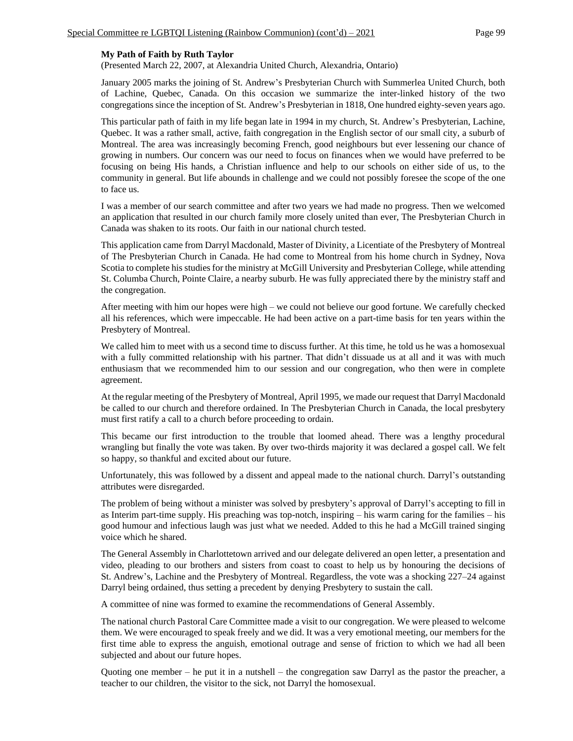**My Path of Faith by Ruth Taylor**

(Presented March 22, 2007, at Alexandria United Church, Alexandria, Ontario)

January 2005 marks the joining of St. Andrew's Presbyterian Church with Summerlea United Church, both of Lachine, Quebec, Canada. On this occasion we summarize the inter-linked history of the two congregations since the inception of St. Andrew's Presbyterian in 1818, One hundred eighty-seven years ago.

This particular path of faith in my life began late in 1994 in my church, St. Andrew's Presbyterian, Lachine, Quebec. It was a rather small, active, faith congregation in the English sector of our small city, a suburb of Montreal. The area was increasingly becoming French, good neighbours but ever lessening our chance of growing in numbers. Our concern was our need to focus on finances when we would have preferred to be focusing on being His hands, a Christian influence and help to our schools on either side of us, to the community in general. But life abounds in challenge and we could not possibly foresee the scope of the one to face us.

I was a member of our search committee and after two years we had made no progress. Then we welcomed an application that resulted in our church family more closely united than ever, The Presbyterian Church in Canada was shaken to its roots. Our faith in our national church tested.

This application came from Darryl Macdonald, Master of Divinity, a Licentiate of the Presbytery of Montreal of The Presbyterian Church in Canada. He had come to Montreal from his home church in Sydney, Nova Scotia to complete his studies for the ministry at McGill University and Presbyterian College, while attending St. Columba Church, Pointe Claire, a nearby suburb. He was fully appreciated there by the ministry staff and the congregation.

After meeting with him our hopes were high – we could not believe our good fortune. We carefully checked all his references, which were impeccable. He had been active on a part-time basis for ten years within the Presbytery of Montreal.

We called him to meet with us a second time to discuss further. At this time, he told us he was a homosexual with a fully committed relationship with his partner. That didn't dissuade us at all and it was with much enthusiasm that we recommended him to our session and our congregation, who then were in complete agreement.

At the regular meeting of the Presbytery of Montreal, April 1995, we made our request that Darryl Macdonald be called to our church and therefore ordained. In The Presbyterian Church in Canada, the local presbytery must first ratify a call to a church before proceeding to ordain.

This became our first introduction to the trouble that loomed ahead. There was a lengthy procedural wrangling but finally the vote was taken. By over two-thirds majority it was declared a gospel call. We felt so happy, so thankful and excited about our future.

Unfortunately, this was followed by a dissent and appeal made to the national church. Darryl's outstanding attributes were disregarded.

The problem of being without a minister was solved by presbytery's approval of Darryl's accepting to fill in as Interim part-time supply. His preaching was top-notch, inspiring – his warm caring for the families – his good humour and infectious laugh was just what we needed. Added to this he had a McGill trained singing voice which he shared.

The General Assembly in Charlottetown arrived and our delegate delivered an open letter, a presentation and video, pleading to our brothers and sisters from coast to coast to help us by honouring the decisions of St. Andrew's, Lachine and the Presbytery of Montreal. Regardless, the vote was a shocking 227–24 against Darryl being ordained, thus setting a precedent by denying Presbytery to sustain the call.

A committee of nine was formed to examine the recommendations of General Assembly.

The national church Pastoral Care Committee made a visit to our congregation. We were pleased to welcome them. We were encouraged to speak freely and we did. It was a very emotional meeting, our members for the first time able to express the anguish, emotional outrage and sense of friction to which we had all been subjected and about our future hopes.

Quoting one member – he put it in a nutshell – the congregation saw Darryl as the pastor the preacher, a teacher to our children, the visitor to the sick, not Darryl the homosexual.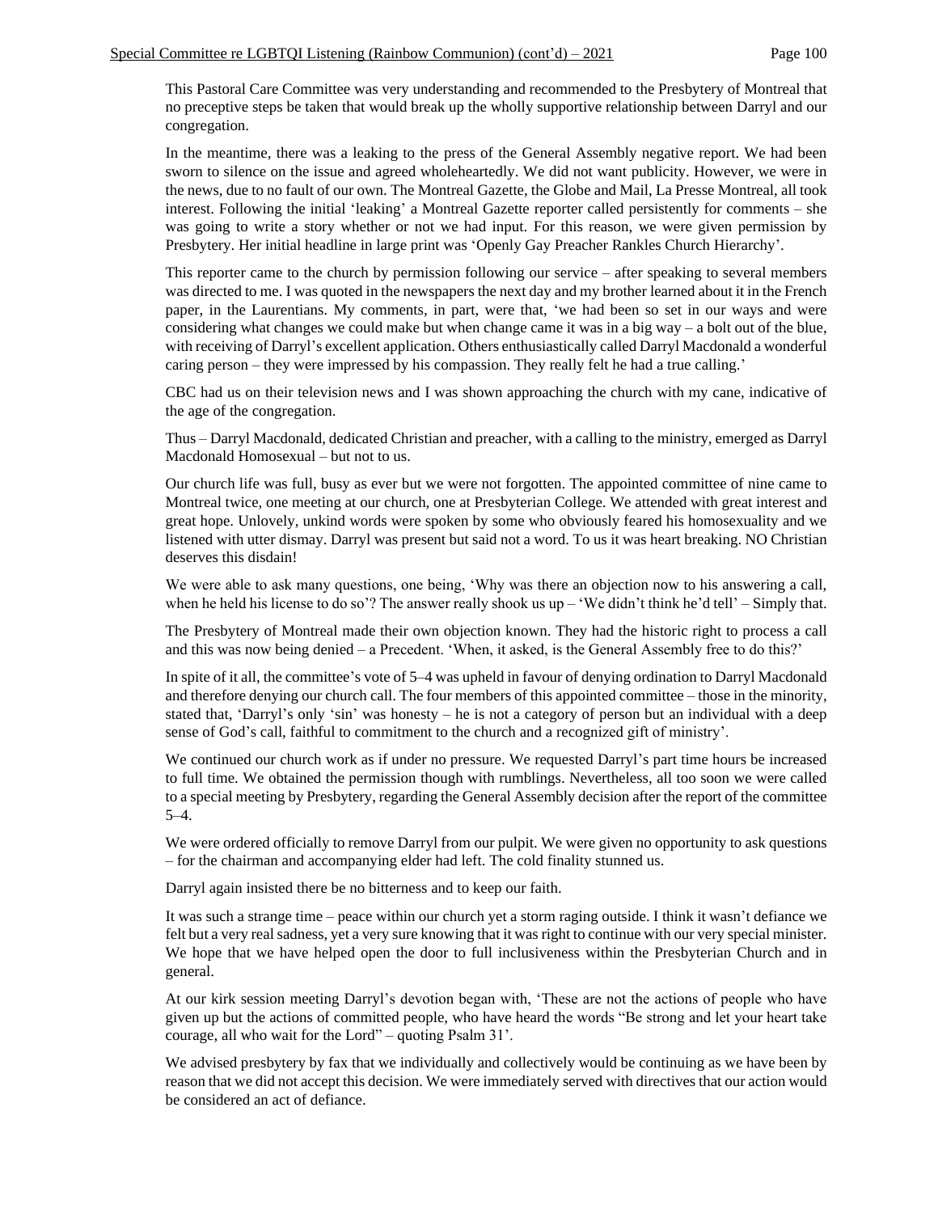This Pastoral Care Committee was very understanding and recommended to the Presbytery of Montreal that no preceptive steps be taken that would break up the wholly supportive relationship between Darryl and our congregation.

In the meantime, there was a leaking to the press of the General Assembly negative report. We had been sworn to silence on the issue and agreed wholeheartedly. We did not want publicity. However, we were in the news, due to no fault of our own. The Montreal Gazette, the Globe and Mail, La Presse Montreal, all took interest. Following the initial 'leaking' a Montreal Gazette reporter called persistently for comments – she was going to write a story whether or not we had input. For this reason, we were given permission by Presbytery. Her initial headline in large print was 'Openly Gay Preacher Rankles Church Hierarchy'.

This reporter came to the church by permission following our service – after speaking to several members was directed to me. I was quoted in the newspapers the next day and my brother learned about it in the French paper, in the Laurentians. My comments, in part, were that, 'we had been so set in our ways and were considering what changes we could make but when change came it was in a big way – a bolt out of the blue, with receiving of Darryl's excellent application. Others enthusiastically called Darryl Macdonald a wonderful caring person – they were impressed by his compassion. They really felt he had a true calling.'

CBC had us on their television news and I was shown approaching the church with my cane, indicative of the age of the congregation.

Thus – Darryl Macdonald, dedicated Christian and preacher, with a calling to the ministry, emerged as Darryl Macdonald Homosexual – but not to us.

Our church life was full, busy as ever but we were not forgotten. The appointed committee of nine came to Montreal twice, one meeting at our church, one at Presbyterian College. We attended with great interest and great hope. Unlovely, unkind words were spoken by some who obviously feared his homosexuality and we listened with utter dismay. Darryl was present but said not a word. To us it was heart breaking. NO Christian deserves this disdain!

We were able to ask many questions, one being, 'Why was there an objection now to his answering a call, when he held his license to do so'? The answer really shook us up – 'We didn't think he'd tell' – Simply that.

The Presbytery of Montreal made their own objection known. They had the historic right to process a call and this was now being denied – a Precedent. 'When, it asked, is the General Assembly free to do this?'

In spite of it all, the committee's vote of 5–4 was upheld in favour of denying ordination to Darryl Macdonald and therefore denying our church call. The four members of this appointed committee – those in the minority, stated that, 'Darryl's only 'sin' was honesty – he is not a category of person but an individual with a deep sense of God's call, faithful to commitment to the church and a recognized gift of ministry'.

We continued our church work as if under no pressure. We requested Darryl's part time hours be increased to full time. We obtained the permission though with rumblings. Nevertheless, all too soon we were called to a special meeting by Presbytery, regarding the General Assembly decision after the report of the committee 5–4.

We were ordered officially to remove Darryl from our pulpit. We were given no opportunity to ask questions – for the chairman and accompanying elder had left. The cold finality stunned us.

Darryl again insisted there be no bitterness and to keep our faith.

It was such a strange time – peace within our church yet a storm raging outside. I think it wasn't defiance we felt but a very real sadness, yet a very sure knowing that it was right to continue with our very special minister. We hope that we have helped open the door to full inclusiveness within the Presbyterian Church and in general.

At our kirk session meeting Darryl's devotion began with, 'These are not the actions of people who have given up but the actions of committed people, who have heard the words "Be strong and let your heart take courage, all who wait for the Lord" – quoting Psalm 31'.

We advised presbytery by fax that we individually and collectively would be continuing as we have been by reason that we did not accept this decision. We were immediately served with directives that our action would be considered an act of defiance.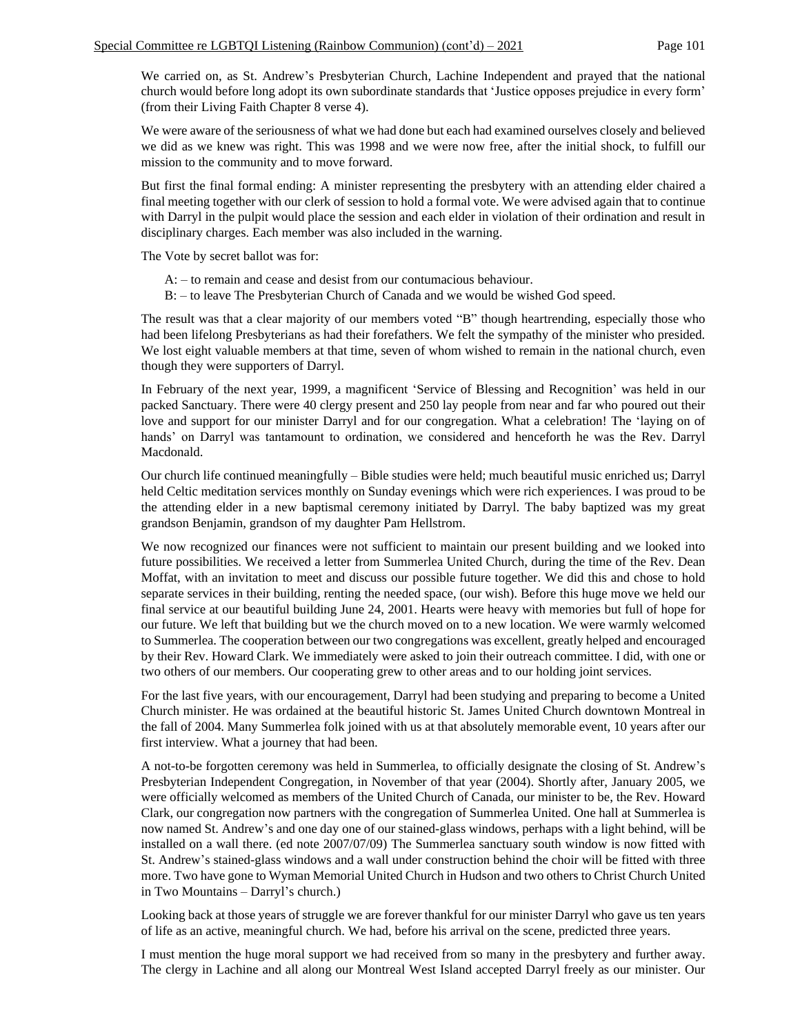We carried on, as St. Andrew's Presbyterian Church, Lachine Independent and prayed that the national church would before long adopt its own subordinate standards that 'Justice opposes prejudice in every form' (from their Living Faith Chapter 8 verse 4).

We were aware of the seriousness of what we had done but each had examined ourselves closely and believed we did as we knew was right. This was 1998 and we were now free, after the initial shock, to fulfill our mission to the community and to move forward.

But first the final formal ending: A minister representing the presbytery with an attending elder chaired a final meeting together with our clerk of session to hold a formal vote. We were advised again that to continue with Darryl in the pulpit would place the session and each elder in violation of their ordination and result in disciplinary charges. Each member was also included in the warning.

The Vote by secret ballot was for:

A: – to remain and cease and desist from our contumacious behaviour.
B: – to leave The Presbyterian Church of Canada and we would be wished God speed.

The result was that a clear majority of our members voted "B" though heartrending, especially those who had been lifelong Presbyterians as had their forefathers. We felt the sympathy of the minister who presided. We lost eight valuable members at that time, seven of whom wished to remain in the national church, even though they were supporters of Darryl.

In February of the next year, 1999, a magnificent 'Service of Blessing and Recognition' was held in our packed Sanctuary. There were 40 clergy present and 250 lay people from near and far who poured out their love and support for our minister Darryl and for our congregation. What a celebration! The 'laying on of hands' on Darryl was tantamount to ordination, we considered and henceforth he was the Rev. Darryl Macdonald.

Our church life continued meaningfully – Bible studies were held; much beautiful music enriched us; Darryl held Celtic meditation services monthly on Sunday evenings which were rich experiences. I was proud to be the attending elder in a new baptismal ceremony initiated by Darryl. The baby baptized was my great grandson Benjamin, grandson of my daughter Pam Hellstrom.

We now recognized our finances were not sufficient to maintain our present building and we looked into future possibilities. We received a letter from Summerlea United Church, during the time of the Rev. Dean Moffat, with an invitation to meet and discuss our possible future together. We did this and chose to hold separate services in their building, renting the needed space, (our wish). Before this huge move we held our final service at our beautiful building June 24, 2001. Hearts were heavy with memories but full of hope for our future. We left that building but we the church moved on to a new location. We were warmly welcomed to Summerlea. The cooperation between our two congregations was excellent, greatly helped and encouraged by their Rev. Howard Clark. We immediately were asked to join their outreach committee. I did, with one or two others of our members. Our cooperating grew to other areas and to our holding joint services.

For the last five years, with our encouragement, Darryl had been studying and preparing to become a United Church minister. He was ordained at the beautiful historic St. James United Church downtown Montreal in the fall of 2004. Many Summerlea folk joined with us at that absolutely memorable event, 10 years after our first interview. What a journey that had been.

A not-to-be forgotten ceremony was held in Summerlea, to officially designate the closing of St. Andrew's Presbyterian Independent Congregation, in November of that year (2004). Shortly after, January 2005, we were officially welcomed as members of the United Church of Canada, our minister to be, the Rev. Howard Clark, our congregation now partners with the congregation of Summerlea United. One hall at Summerlea is now named St. Andrew's and one day one of our stained-glass windows, perhaps with a light behind, will be installed on a wall there. (ed note 2007/07/09) The Summerlea sanctuary south window is now fitted with St. Andrew's stained-glass windows and a wall under construction behind the choir will be fitted with three more. Two have gone to Wyman Memorial United Church in Hudson and two others to Christ Church United in Two Mountains – Darryl's church.)

Looking back at those years of struggle we are forever thankful for our minister Darryl who gave us ten years of life as an active, meaningful church. We had, before his arrival on the scene, predicted three years.

I must mention the huge moral support we had received from so many in the presbytery and further away. The clergy in Lachine and all along our Montreal West Island accepted Darryl freely as our minister. Our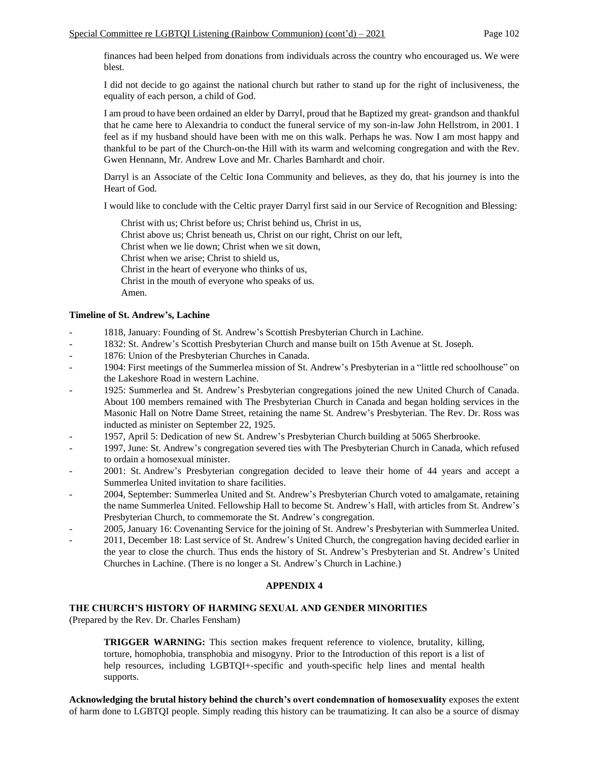finances had been helped from donations from individuals across the country who encouraged us. We were blest.

I did not decide to go against the national church but rather to stand up for the right of inclusiveness, the equality of each person, a child of God.

I am proud to have been ordained an elder by Darryl, proud that he Baptized my great- grandson and thankful that he came here to Alexandria to conduct the funeral service of my son-in-law John Hellstrom, in 2001. I feel as if my husband should have been with me on this walk. Perhaps he was. Now I am most happy and thankful to be part of the Church-on-the Hill with its warm and welcoming congregation and with the Rev. Gwen Hennann, Mr. Andrew Love and Mr. Charles Barnhardt and choir.

Darryl is an Associate of the Celtic Iona Community and believes, as they do, that his journey is into the Heart of God.

I would like to conclude with the Celtic prayer Darryl first said in our Service of Recognition and Blessing:

> Christ with us; Christ before us; Christ behind us, Christ in us,
> Christ above us; Christ beneath us, Christ on our right, Christ on our left,
> Christ when we lie down; Christ when we sit down,
> Christ when we arise; Christ to shield us,
> Christ in the heart of everyone who thinks of us,
> Christ in the mouth of everyone who speaks of us.
> Amen.

**Timeline of St. Andrew's, Lachine**

- 1818, January: Founding of St. Andrew's Scottish Presbyterian Church in Lachine.
- 1832: St. Andrew's Scottish Presbyterian Church and manse built on 15th Avenue at St. Joseph.
- 1876: Union of the Presbyterian Churches in Canada.
- 1904: First meetings of the Summerlea mission of St. Andrew's Presbyterian in a "little red schoolhouse" on the Lakeshore Road in western Lachine.
- 1925: Summerlea and St. Andrew's Presbyterian congregations joined the new United Church of Canada. About 100 members remained with The Presbyterian Church in Canada and began holding services in the Masonic Hall on Notre Dame Street, retaining the name St. Andrew's Presbyterian. The Rev. Dr. Ross was inducted as minister on September 22, 1925.
- 1957, April 5: Dedication of new St. Andrew's Presbyterian Church building at 5065 Sherbrooke.
- 1997, June: St. Andrew's congregation severed ties with The Presbyterian Church in Canada, which refused to ordain a homosexual minister.
- 2001: St. Andrew's Presbyterian congregation decided to leave their home of 44 years and accept a Summerlea United invitation to share facilities.
- 2004, September: Summerlea United and St. Andrew's Presbyterian Church voted to amalgamate, retaining the name Summerlea United. Fellowship Hall to become St. Andrew's Hall, with articles from St. Andrew's Presbyterian Church, to commemorate the St. Andrew's congregation.
- 2005, January 16: Covenanting Service for the joining of St. Andrew's Presbyterian with Summerlea United.
- 2011, December 18: Last service of St. Andrew's United Church, the congregation having decided earlier in the year to close the church. Thus ends the history of St. Andrew's Presbyterian and St. Andrew's United Churches in Lachine. (There is no longer a St. Andrew's Church in Lachine.)

## APPENDIX 4

### THE CHURCH'S HISTORY OF HARMING SEXUAL AND GENDER MINORITIES

(Prepared by the Rev. Dr. Charles Fensham)

> **TRIGGER WARNING:** This section makes frequent reference to violence, brutality, killing, torture, homophobia, transphobia and misogyny. Prior to the Introduction of this report is a list of help resources, including LGBTQI+-specific and youth-specific help lines and mental health supports.

**Acknowledging the brutal history behind the church's overt condemnation of homosexuality** exposes the extent of harm done to LGBTQI people. Simply reading this history can be traumatizing. It can also be a source of dismay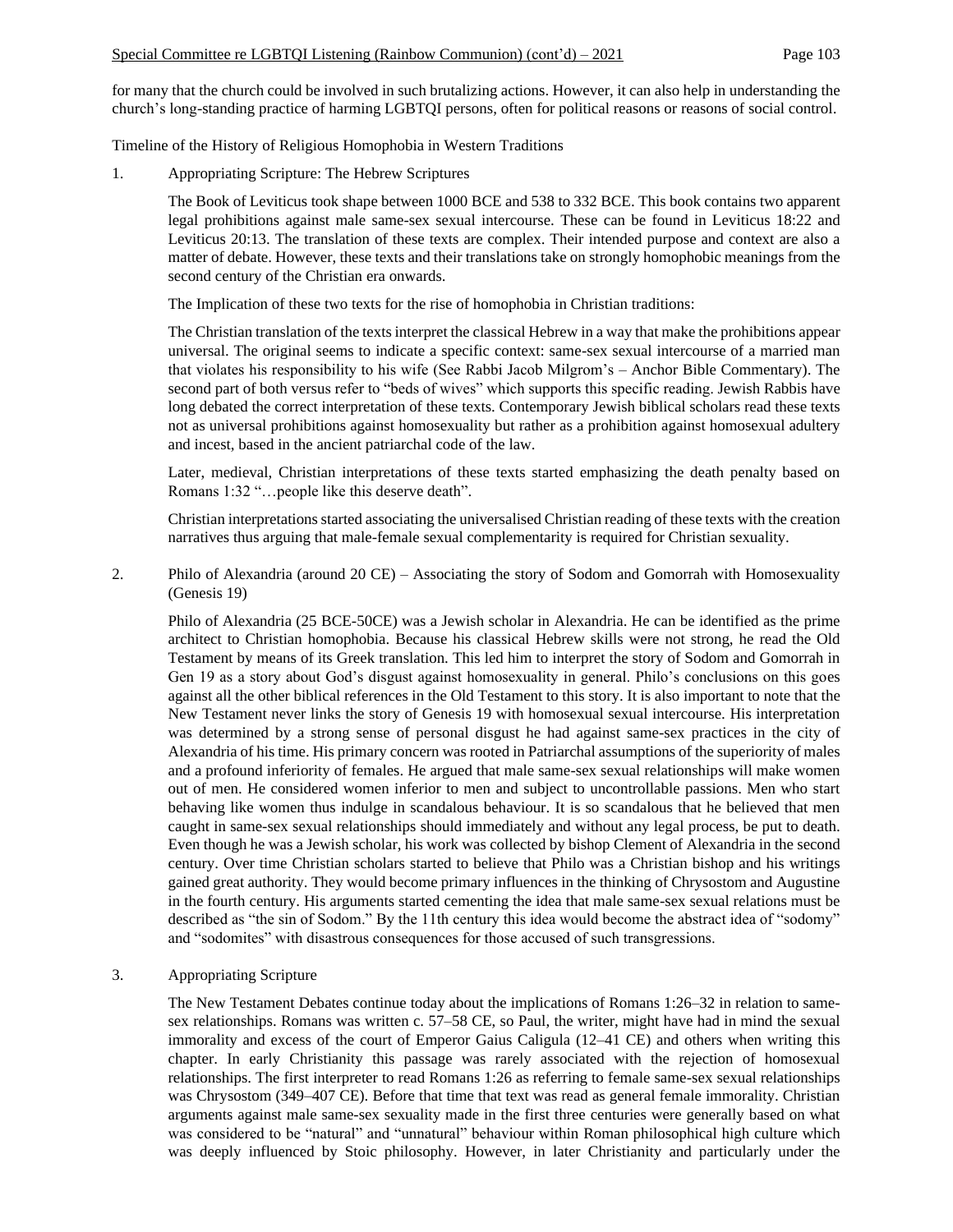for many that the church could be involved in such brutalizing actions. However, it can also help in understanding the church's long-standing practice of harming LGBTQI persons, often for political reasons or reasons of social control.

Timeline of the History of Religious Homophobia in Western Traditions

1. Appropriating Scripture: The Hebrew Scriptures

   The Book of Leviticus took shape between 1000 BCE and 538 to 332 BCE. This book contains two apparent legal prohibitions against male same-sex sexual intercourse. These can be found in Leviticus 18:22 and Leviticus 20:13. The translation of these texts are complex. Their intended purpose and context are also a matter of debate. However, these texts and their translations take on strongly homophobic meanings from the second century of the Christian era onwards.

   The Implication of these two texts for the rise of homophobia in Christian traditions:

   The Christian translation of the texts interpret the classical Hebrew in a way that make the prohibitions appear universal. The original seems to indicate a specific context: same-sex sexual intercourse of a married man that violates his responsibility to his wife (See Rabbi Jacob Milgrom's – Anchor Bible Commentary). The second part of both versus refer to "beds of wives" which supports this specific reading. Jewish Rabbis have long debated the correct interpretation of these texts. Contemporary Jewish biblical scholars read these texts not as universal prohibitions against homosexuality but rather as a prohibition against homosexual adultery and incest, based in the ancient patriarchal code of the law.

   Later, medieval, Christian interpretations of these texts started emphasizing the death penalty based on Romans 1:32 "…people like this deserve death".

   Christian interpretations started associating the universalised Christian reading of these texts with the creation narratives thus arguing that male-female sexual complementarity is required for Christian sexuality.

2. Philo of Alexandria (around 20 CE) – Associating the story of Sodom and Gomorrah with Homosexuality (Genesis 19)

   Philo of Alexandria (25 BCE-50CE) was a Jewish scholar in Alexandria. He can be identified as the prime architect to Christian homophobia. Because his classical Hebrew skills were not strong, he read the Old Testament by means of its Greek translation. This led him to interpret the story of Sodom and Gomorrah in Gen 19 as a story about God's disgust against homosexuality in general. Philo's conclusions on this goes against all the other biblical references in the Old Testament to this story. It is also important to note that the New Testament never links the story of Genesis 19 with homosexual sexual intercourse. His interpretation was determined by a strong sense of personal disgust he had against same-sex practices in the city of Alexandria of his time. His primary concern was rooted in Patriarchal assumptions of the superiority of males and a profound inferiority of females. He argued that male same-sex sexual relationships will make women out of men. He considered women inferior to men and subject to uncontrollable passions. Men who start behaving like women thus indulge in scandalous behaviour. It is so scandalous that he believed that men caught in same-sex sexual relationships should immediately and without any legal process, be put to death. Even though he was a Jewish scholar, his work was collected by bishop Clement of Alexandria in the second century. Over time Christian scholars started to believe that Philo was a Christian bishop and his writings gained great authority. They would become primary influences in the thinking of Chrysostom and Augustine in the fourth century. His arguments started cementing the idea that male same-sex sexual relations must be described as "the sin of Sodom." By the 11th century this idea would become the abstract idea of "sodomy" and "sodomites" with disastrous consequences for those accused of such transgressions.

3. Appropriating Scripture

   The New Testament Debates continue today about the implications of Romans 1:26–32 in relation to same-sex relationships. Romans was written c. 57–58 CE, so Paul, the writer, might have had in mind the sexual immorality and excess of the court of Emperor Gaius Caligula (12–41 CE) and others when writing this chapter. In early Christianity this passage was rarely associated with the rejection of homosexual relationships. The first interpreter to read Romans 1:26 as referring to female same-sex sexual relationships was Chrysostom (349–407 CE). Before that time that text was read as general female immorality. Christian arguments against male same-sex sexuality made in the first three centuries were generally based on what was considered to be "natural" and "unnatural" behaviour within Roman philosophical high culture which was deeply influenced by Stoic philosophy. However, in later Christianity and particularly under the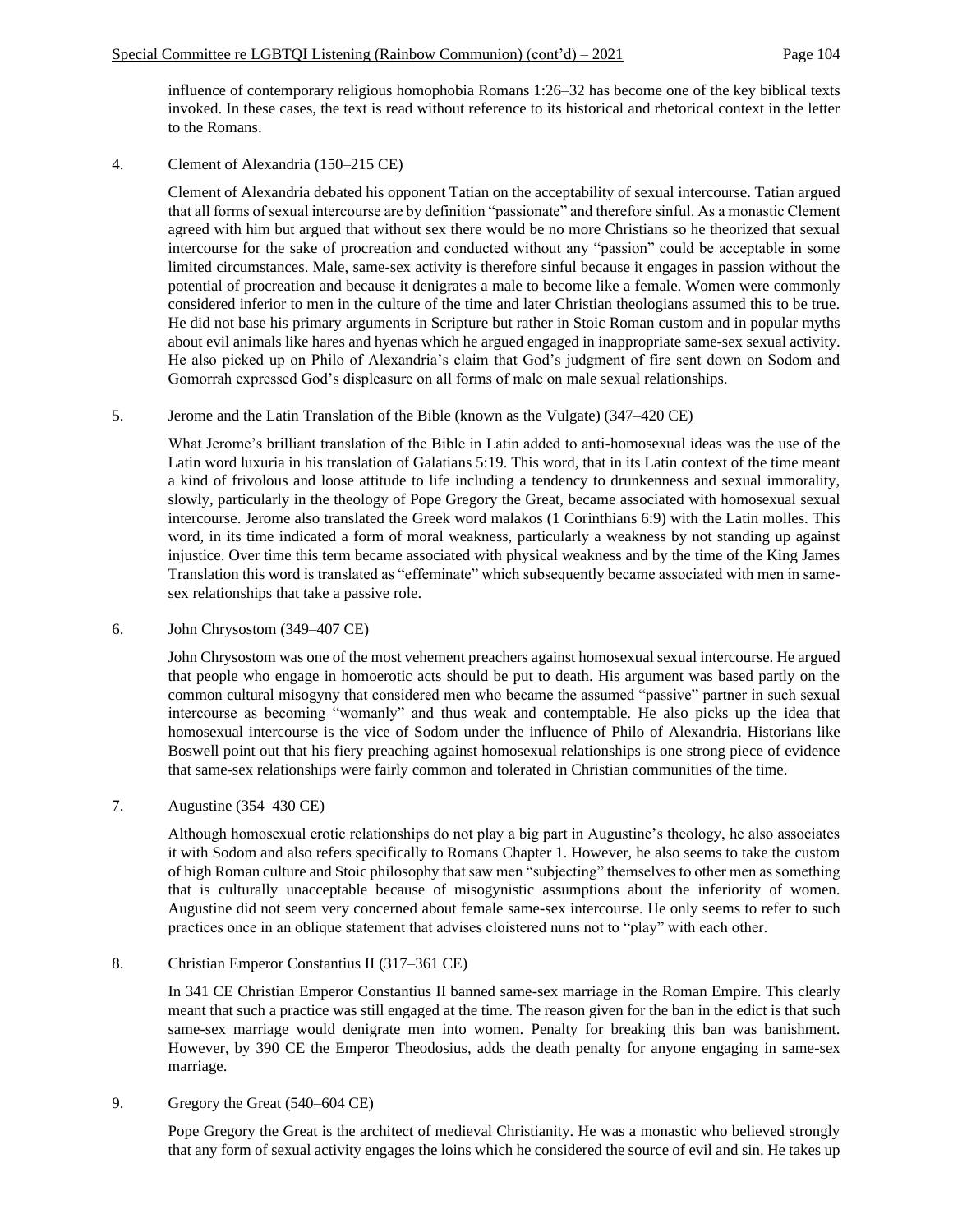influence of contemporary religious homophobia Romans 1:26–32 has become one of the key biblical texts invoked. In these cases, the text is read without reference to its historical and rhetorical context in the letter to the Romans.

4. Clement of Alexandria (150–215 CE)

Clement of Alexandria debated his opponent Tatian on the acceptability of sexual intercourse. Tatian argued that all forms of sexual intercourse are by definition "passionate" and therefore sinful. As a monastic Clement agreed with him but argued that without sex there would be no more Christians so he theorized that sexual intercourse for the sake of procreation and conducted without any "passion" could be acceptable in some limited circumstances. Male, same-sex activity is therefore sinful because it engages in passion without the potential of procreation and because it denigrates a male to become like a female. Women were commonly considered inferior to men in the culture of the time and later Christian theologians assumed this to be true. He did not base his primary arguments in Scripture but rather in Stoic Roman custom and in popular myths about evil animals like hares and hyenas which he argued engaged in inappropriate same-sex sexual activity. He also picked up on Philo of Alexandria's claim that God's judgment of fire sent down on Sodom and Gomorrah expressed God's displeasure on all forms of male on male sexual relationships.

5. Jerome and the Latin Translation of the Bible (known as the Vulgate) (347–420 CE)

What Jerome's brilliant translation of the Bible in Latin added to anti-homosexual ideas was the use of the Latin word luxuria in his translation of Galatians 5:19. This word, that in its Latin context of the time meant a kind of frivolous and loose attitude to life including a tendency to drunkenness and sexual immorality, slowly, particularly in the theology of Pope Gregory the Great, became associated with homosexual sexual intercourse. Jerome also translated the Greek word malakos (1 Corinthians 6:9) with the Latin molles. This word, in its time indicated a form of moral weakness, particularly a weakness by not standing up against injustice. Over time this term became associated with physical weakness and by the time of the King James Translation this word is translated as "effeminate" which subsequently became associated with men in same-sex relationships that take a passive role.

6. John Chrysostom (349–407 CE)

John Chrysostom was one of the most vehement preachers against homosexual sexual intercourse. He argued that people who engage in homoerotic acts should be put to death. His argument was based partly on the common cultural misogyny that considered men who became the assumed "passive" partner in such sexual intercourse as becoming "womanly" and thus weak and contemptable. He also picks up the idea that homosexual intercourse is the vice of Sodom under the influence of Philo of Alexandria. Historians like Boswell point out that his fiery preaching against homosexual relationships is one strong piece of evidence that same-sex relationships were fairly common and tolerated in Christian communities of the time.

7. Augustine (354–430 CE)

Although homosexual erotic relationships do not play a big part in Augustine's theology, he also associates it with Sodom and also refers specifically to Romans Chapter 1. However, he also seems to take the custom of high Roman culture and Stoic philosophy that saw men "subjecting" themselves to other men as something that is culturally unacceptable because of misogynistic assumptions about the inferiority of women. Augustine did not seem very concerned about female same-sex intercourse. He only seems to refer to such practices once in an oblique statement that advises cloistered nuns not to "play" with each other.

8. Christian Emperor Constantius II (317–361 CE)

In 341 CE Christian Emperor Constantius II banned same-sex marriage in the Roman Empire. This clearly meant that such a practice was still engaged at the time. The reason given for the ban in the edict is that such same-sex marriage would denigrate men into women. Penalty for breaking this ban was banishment. However, by 390 CE the Emperor Theodosius, adds the death penalty for anyone engaging in same-sex marriage.

9. Gregory the Great (540–604 CE)

Pope Gregory the Great is the architect of medieval Christianity. He was a monastic who believed strongly that any form of sexual activity engages the loins which he considered the source of evil and sin. He takes up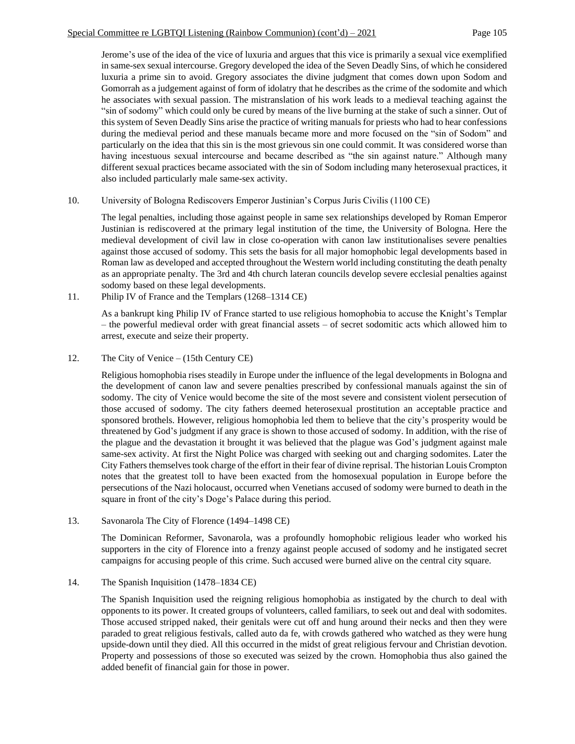Jerome's use of the idea of the vice of luxuria and argues that this vice is primarily a sexual vice exemplified in same-sex sexual intercourse. Gregory developed the idea of the Seven Deadly Sins, of which he considered luxuria a prime sin to avoid. Gregory associates the divine judgment that comes down upon Sodom and Gomorrah as a judgement against of form of idolatry that he describes as the crime of the sodomite and which he associates with sexual passion. The mistranslation of his work leads to a medieval teaching against the "sin of sodomy" which could only be cured by means of the live burning at the stake of such a sinner. Out of this system of Seven Deadly Sins arise the practice of writing manuals for priests who had to hear confessions during the medieval period and these manuals became more and more focused on the "sin of Sodom" and particularly on the idea that this sin is the most grievous sin one could commit. It was considered worse than having incestuous sexual intercourse and became described as "the sin against nature." Although many different sexual practices became associated with the sin of Sodom including many heterosexual practices, it also included particularly male same-sex activity.

10. University of Bologna Rediscovers Emperor Justinian's Corpus Juris Civilis (1100 CE)

    The legal penalties, including those against people in same sex relationships developed by Roman Emperor Justinian is rediscovered at the primary legal institution of the time, the University of Bologna. Here the medieval development of civil law in close co-operation with canon law institutionalises severe penalties against those accused of sodomy. This sets the basis for all major homophobic legal developments based in Roman law as developed and accepted throughout the Western world including constituting the death penalty as an appropriate penalty. The 3rd and 4th church lateran councils develop severe ecclesial penalties against sodomy based on these legal developments.

11. Philip IV of France and the Templars (1268–1314 CE)

    As a bankrupt king Philip IV of France started to use religious homophobia to accuse the Knight's Templar – the powerful medieval order with great financial assets – of secret sodomitic acts which allowed him to arrest, execute and seize their property.

12. The City of Venice – (15th Century CE)

    Religious homophobia rises steadily in Europe under the influence of the legal developments in Bologna and the development of canon law and severe penalties prescribed by confessional manuals against the sin of sodomy. The city of Venice would become the site of the most severe and consistent violent persecution of those accused of sodomy. The city fathers deemed heterosexual prostitution an acceptable practice and sponsored brothels. However, religious homophobia led them to believe that the city's prosperity would be threatened by God's judgment if any grace is shown to those accused of sodomy. In addition, with the rise of the plague and the devastation it brought it was believed that the plague was God's judgment against male same-sex activity. At first the Night Police was charged with seeking out and charging sodomites. Later the City Fathers themselves took charge of the effort in their fear of divine reprisal. The historian Louis Crompton notes that the greatest toll to have been exacted from the homosexual population in Europe before the persecutions of the Nazi holocaust, occurred when Venetians accused of sodomy were burned to death in the square in front of the city's Doge's Palace during this period.

13. Savonarola The City of Florence (1494–1498 CE)

    The Dominican Reformer, Savonarola, was a profoundly homophobic religious leader who worked his supporters in the city of Florence into a frenzy against people accused of sodomy and he instigated secret campaigns for accusing people of this crime. Such accused were burned alive on the central city square.

14. The Spanish Inquisition (1478–1834 CE)

    The Spanish Inquisition used the reigning religious homophobia as instigated by the church to deal with opponents to its power. It created groups of volunteers, called familiars, to seek out and deal with sodomites. Those accused stripped naked, their genitals were cut off and hung around their necks and then they were paraded to great religious festivals, called auto da fe, with crowds gathered who watched as they were hung upside-down until they died. All this occurred in the midst of great religious fervour and Christian devotion. Property and possessions of those so executed was seized by the crown. Homophobia thus also gained the added benefit of financial gain for those in power.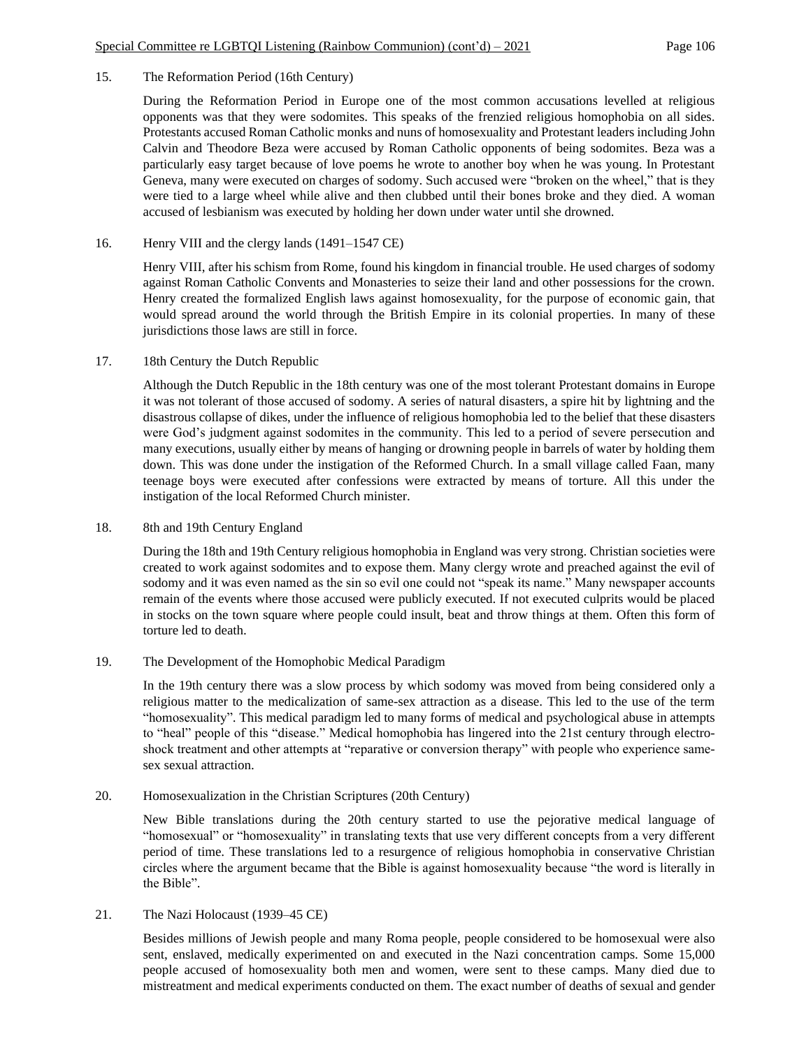15. The Reformation Period (16th Century)

During the Reformation Period in Europe one of the most common accusations levelled at religious opponents was that they were sodomites. This speaks of the frenzied religious homophobia on all sides. Protestants accused Roman Catholic monks and nuns of homosexuality and Protestant leaders including John Calvin and Theodore Beza were accused by Roman Catholic opponents of being sodomites. Beza was a particularly easy target because of love poems he wrote to another boy when he was young. In Protestant Geneva, many were executed on charges of sodomy. Such accused were "broken on the wheel," that is they were tied to a large wheel while alive and then clubbed until their bones broke and they died. A woman accused of lesbianism was executed by holding her down under water until she drowned.

16. Henry VIII and the clergy lands (1491–1547 CE)

Henry VIII, after his schism from Rome, found his kingdom in financial trouble. He used charges of sodomy against Roman Catholic Convents and Monasteries to seize their land and other possessions for the crown. Henry created the formalized English laws against homosexuality, for the purpose of economic gain, that would spread around the world through the British Empire in its colonial properties. In many of these jurisdictions those laws are still in force.

17. 18th Century the Dutch Republic

Although the Dutch Republic in the 18th century was one of the most tolerant Protestant domains in Europe it was not tolerant of those accused of sodomy. A series of natural disasters, a spire hit by lightning and the disastrous collapse of dikes, under the influence of religious homophobia led to the belief that these disasters were God's judgment against sodomites in the community. This led to a period of severe persecution and many executions, usually either by means of hanging or drowning people in barrels of water by holding them down. This was done under the instigation of the Reformed Church. In a small village called Faan, many teenage boys were executed after confessions were extracted by means of torture. All this under the instigation of the local Reformed Church minister.

18. 8th and 19th Century England

During the 18th and 19th Century religious homophobia in England was very strong. Christian societies were created to work against sodomites and to expose them. Many clergy wrote and preached against the evil of sodomy and it was even named as the sin so evil one could not "speak its name." Many newspaper accounts remain of the events where those accused were publicly executed. If not executed culprits would be placed in stocks on the town square where people could insult, beat and throw things at them. Often this form of torture led to death.

19. The Development of the Homophobic Medical Paradigm

In the 19th century there was a slow process by which sodomy was moved from being considered only a religious matter to the medicalization of same-sex attraction as a disease. This led to the use of the term "homosexuality". This medical paradigm led to many forms of medical and psychological abuse in attempts to "heal" people of this "disease." Medical homophobia has lingered into the 21st century through electro-shock treatment and other attempts at "reparative or conversion therapy" with people who experience same-sex sexual attraction.

20. Homosexualization in the Christian Scriptures (20th Century)

New Bible translations during the 20th century started to use the pejorative medical language of "homosexual" or "homosexuality" in translating texts that use very different concepts from a very different period of time. These translations led to a resurgence of religious homophobia in conservative Christian circles where the argument became that the Bible is against homosexuality because "the word is literally in the Bible".

21. The Nazi Holocaust (1939–45 CE)

Besides millions of Jewish people and many Roma people, people considered to be homosexual were also sent, enslaved, medically experimented on and executed in the Nazi concentration camps. Some 15,000 people accused of homosexuality both men and women, were sent to these camps. Many died due to mistreatment and medical experiments conducted on them. The exact number of deaths of sexual and gender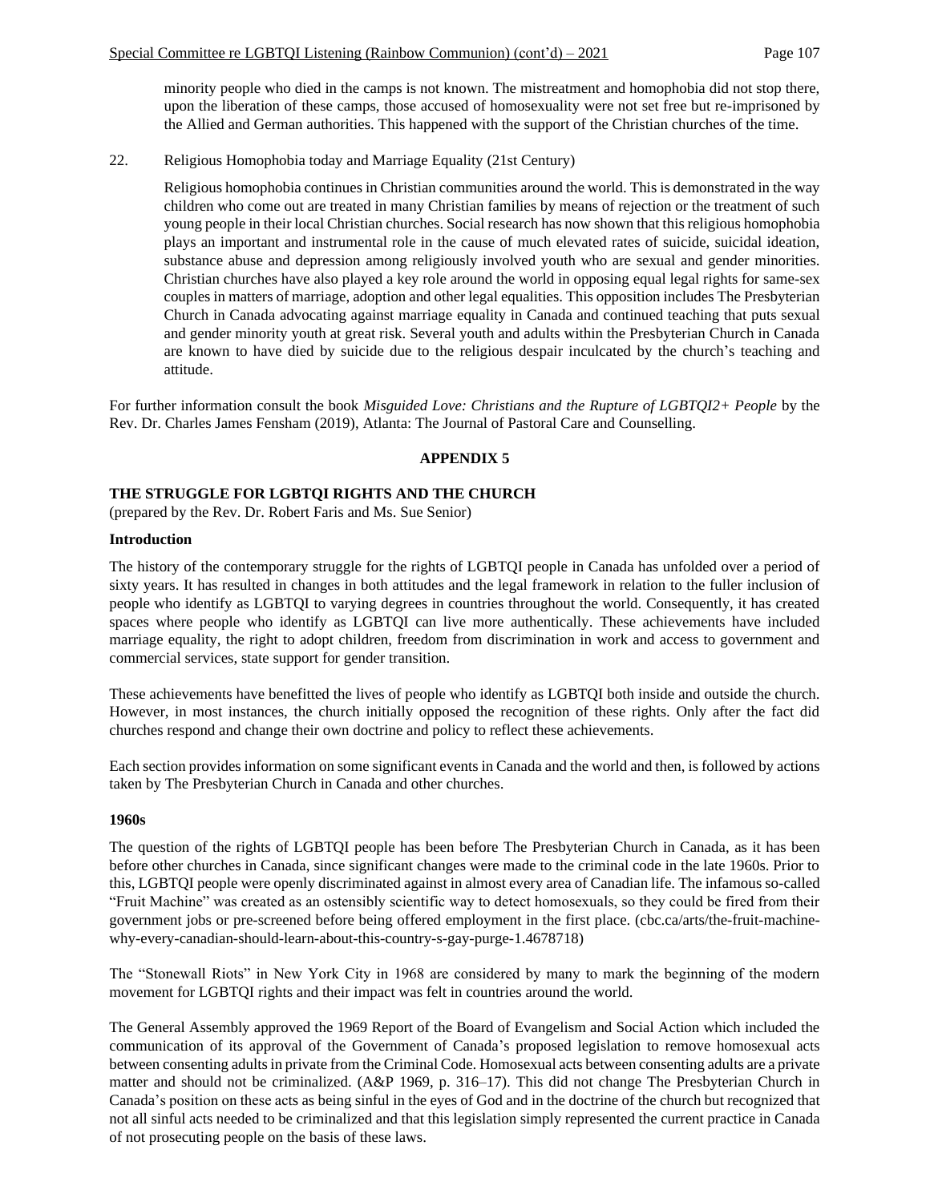minority people who died in the camps is not known. The mistreatment and homophobia did not stop there, upon the liberation of these camps, those accused of homosexuality were not set free but re-imprisoned by the Allied and German authorities. This happened with the support of the Christian churches of the time.

22. Religious Homophobia today and Marriage Equality (21st Century)

Religious homophobia continues in Christian communities around the world. This is demonstrated in the way children who come out are treated in many Christian families by means of rejection or the treatment of such young people in their local Christian churches. Social research has now shown that this religious homophobia plays an important and instrumental role in the cause of much elevated rates of suicide, suicidal ideation, substance abuse and depression among religiously involved youth who are sexual and gender minorities. Christian churches have also played a key role around the world in opposing equal legal rights for same-sex couples in matters of marriage, adoption and other legal equalities. This opposition includes The Presbyterian Church in Canada advocating against marriage equality in Canada and continued teaching that puts sexual and gender minority youth at great risk. Several youth and adults within the Presbyterian Church in Canada are known to have died by suicide due to the religious despair inculcated by the church's teaching and attitude.

For further information consult the book *Misguided Love: Christians and the Rupture of LGBTQI2+ People* by the Rev. Dr. Charles James Fensham (2019), Atlanta: The Journal of Pastoral Care and Counselling.

## APPENDIX 5

### THE STRUGGLE FOR LGBTQI RIGHTS AND THE CHURCH

(prepared by the Rev. Dr. Robert Faris and Ms. Sue Senior)

#### Introduction

The history of the contemporary struggle for the rights of LGBTQI people in Canada has unfolded over a period of sixty years. It has resulted in changes in both attitudes and the legal framework in relation to the fuller inclusion of people who identify as LGBTQI to varying degrees in countries throughout the world. Consequently, it has created spaces where people who identify as LGBTQI can live more authentically. These achievements have included marriage equality, the right to adopt children, freedom from discrimination in work and access to government and commercial services, state support for gender transition.

These achievements have benefitted the lives of people who identify as LGBTQI both inside and outside the church. However, in most instances, the church initially opposed the recognition of these rights. Only after the fact did churches respond and change their own doctrine and policy to reflect these achievements.

Each section provides information on some significant events in Canada and the world and then, is followed by actions taken by The Presbyterian Church in Canada and other churches.

#### 1960s

The question of the rights of LGBTQI people has been before The Presbyterian Church in Canada, as it has been before other churches in Canada, since significant changes were made to the criminal code in the late 1960s. Prior to this, LGBTQI people were openly discriminated against in almost every area of Canadian life. The infamous so-called "Fruit Machine" was created as an ostensibly scientific way to detect homosexuals, so they could be fired from their government jobs or pre-screened before being offered employment in the first place. (cbc.ca/arts/the-fruit-machine-why-every-canadian-should-learn-about-this-country-s-gay-purge-1.4678718)

The "Stonewall Riots" in New York City in 1968 are considered by many to mark the beginning of the modern movement for LGBTQI rights and their impact was felt in countries around the world.

The General Assembly approved the 1969 Report of the Board of Evangelism and Social Action which included the communication of its approval of the Government of Canada's proposed legislation to remove homosexual acts between consenting adults in private from the Criminal Code. Homosexual acts between consenting adults are a private matter and should not be criminalized. (A&P 1969, p. 316–17). This did not change The Presbyterian Church in Canada's position on these acts as being sinful in the eyes of God and in the doctrine of the church but recognized that not all sinful acts needed to be criminalized and that this legislation simply represented the current practice in Canada of not prosecuting people on the basis of these laws.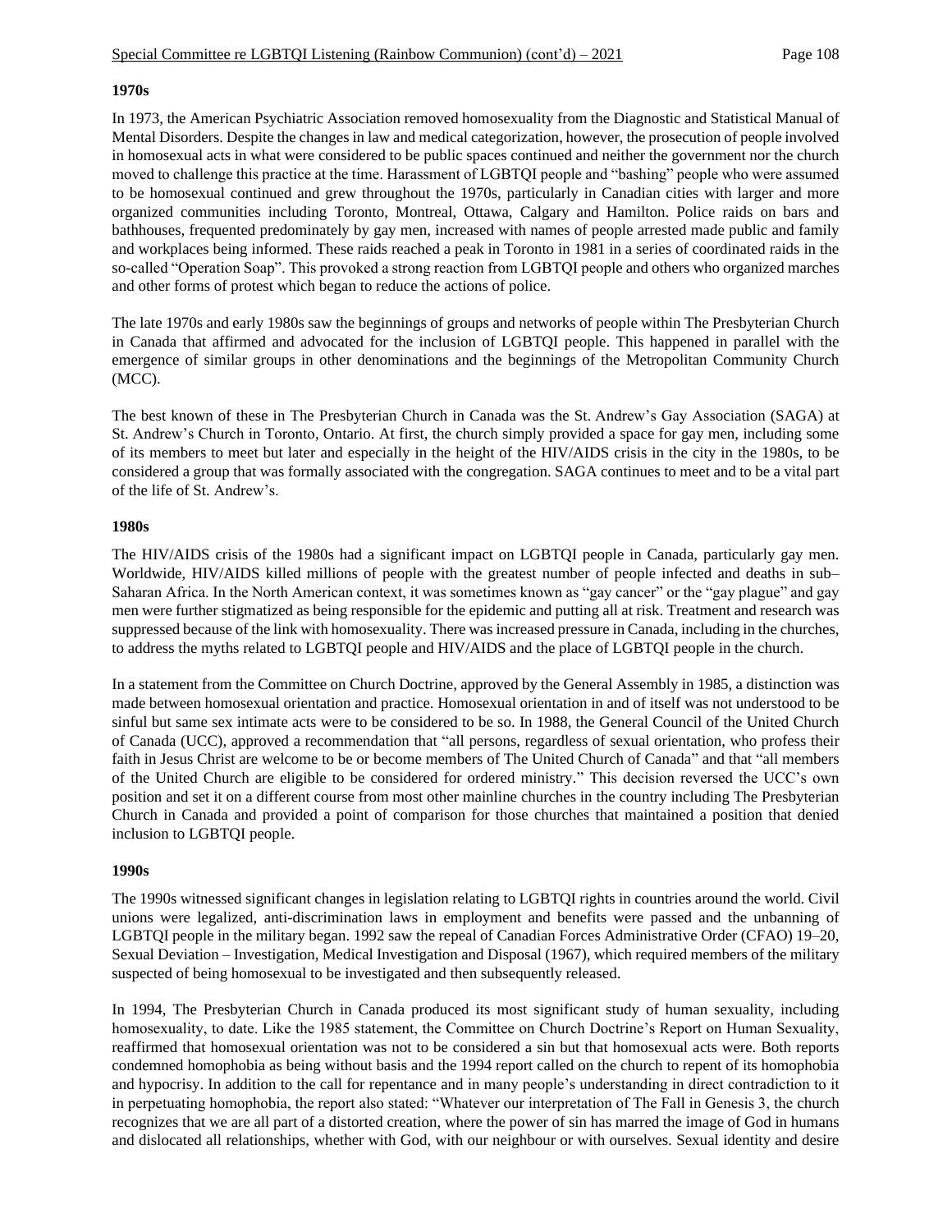**1970s**

In 1973, the American Psychiatric Association removed homosexuality from the Diagnostic and Statistical Manual of Mental Disorders. Despite the changes in law and medical categorization, however, the prosecution of people involved in homosexual acts in what were considered to be public spaces continued and neither the government nor the church moved to challenge this practice at the time. Harassment of LGBTQI people and "bashing" people who were assumed to be homosexual continued and grew throughout the 1970s, particularly in Canadian cities with larger and more organized communities including Toronto, Montreal, Ottawa, Calgary and Hamilton. Police raids on bars and bathhouses, frequented predominately by gay men, increased with names of people arrested made public and family and workplaces being informed. These raids reached a peak in Toronto in 1981 in a series of coordinated raids in the so-called "Operation Soap". This provoked a strong reaction from LGBTQI people and others who organized marches and other forms of protest which began to reduce the actions of police.

The late 1970s and early 1980s saw the beginnings of groups and networks of people within The Presbyterian Church in Canada that affirmed and advocated for the inclusion of LGBTQI people. This happened in parallel with the emergence of similar groups in other denominations and the beginnings of the Metropolitan Community Church (MCC).

The best known of these in The Presbyterian Church in Canada was the St. Andrew's Gay Association (SAGA) at St. Andrew's Church in Toronto, Ontario. At first, the church simply provided a space for gay men, including some of its members to meet but later and especially in the height of the HIV/AIDS crisis in the city in the 1980s, to be considered a group that was formally associated with the congregation. SAGA continues to meet and to be a vital part of the life of St. Andrew's.

**1980s**

The HIV/AIDS crisis of the 1980s had a significant impact on LGBTQI people in Canada, particularly gay men. Worldwide, HIV/AIDS killed millions of people with the greatest number of people infected and deaths in sub–Saharan Africa. In the North American context, it was sometimes known as "gay cancer" or the "gay plague" and gay men were further stigmatized as being responsible for the epidemic and putting all at risk. Treatment and research was suppressed because of the link with homosexuality. There was increased pressure in Canada, including in the churches, to address the myths related to LGBTQI people and HIV/AIDS and the place of LGBTQI people in the church.

In a statement from the Committee on Church Doctrine, approved by the General Assembly in 1985, a distinction was made between homosexual orientation and practice. Homosexual orientation in and of itself was not understood to be sinful but same sex intimate acts were to be considered to be so. In 1988, the General Council of the United Church of Canada (UCC), approved a recommendation that "all persons, regardless of sexual orientation, who profess their faith in Jesus Christ are welcome to be or become members of The United Church of Canada" and that "all members of the United Church are eligible to be considered for ordered ministry." This decision reversed the UCC's own position and set it on a different course from most other mainline churches in the country including The Presbyterian Church in Canada and provided a point of comparison for those churches that maintained a position that denied inclusion to LGBTQI people.

**1990s**

The 1990s witnessed significant changes in legislation relating to LGBTQI rights in countries around the world. Civil unions were legalized, anti-discrimination laws in employment and benefits were passed and the unbanning of LGBTQI people in the military began. 1992 saw the repeal of Canadian Forces Administrative Order (CFAO) 19–20, Sexual Deviation – Investigation, Medical Investigation and Disposal (1967), which required members of the military suspected of being homosexual to be investigated and then subsequently released.

In 1994, The Presbyterian Church in Canada produced its most significant study of human sexuality, including homosexuality, to date. Like the 1985 statement, the Committee on Church Doctrine's Report on Human Sexuality, reaffirmed that homosexual orientation was not to be considered a sin but that homosexual acts were. Both reports condemned homophobia as being without basis and the 1994 report called on the church to repent of its homophobia and hypocrisy. In addition to the call for repentance and in many people's understanding in direct contradiction to it in perpetuating homophobia, the report also stated: "Whatever our interpretation of The Fall in Genesis 3, the church recognizes that we are all part of a distorted creation, where the power of sin has marred the image of God in humans and dislocated all relationships, whether with God, with our neighbour or with ourselves. Sexual identity and desire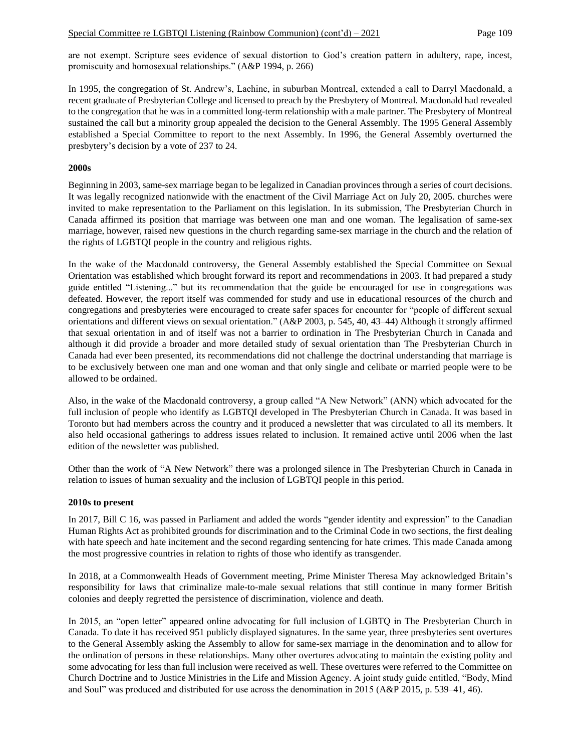are not exempt. Scripture sees evidence of sexual distortion to God's creation pattern in adultery, rape, incest, promiscuity and homosexual relationships." (A&P 1994, p. 266)

In 1995, the congregation of St. Andrew's, Lachine, in suburban Montreal, extended a call to Darryl Macdonald, a recent graduate of Presbyterian College and licensed to preach by the Presbytery of Montreal. Macdonald had revealed to the congregation that he was in a committed long-term relationship with a male partner. The Presbytery of Montreal sustained the call but a minority group appealed the decision to the General Assembly. The 1995 General Assembly established a Special Committee to report to the next Assembly. In 1996, the General Assembly overturned the presbytery's decision by a vote of 237 to 24.

**2000s**

Beginning in 2003, same-sex marriage began to be legalized in Canadian provinces through a series of court decisions. It was legally recognized nationwide with the enactment of the Civil Marriage Act on July 20, 2005. churches were invited to make representation to the Parliament on this legislation. In its submission, The Presbyterian Church in Canada affirmed its position that marriage was between one man and one woman. The legalisation of same-sex marriage, however, raised new questions in the church regarding same-sex marriage in the church and the relation of the rights of LGBTQI people in the country and religious rights.

In the wake of the Macdonald controversy, the General Assembly established the Special Committee on Sexual Orientation was established which brought forward its report and recommendations in 2003. It had prepared a study guide entitled "Listening..." but its recommendation that the guide be encouraged for use in congregations was defeated. However, the report itself was commended for study and use in educational resources of the church and congregations and presbyteries were encouraged to create safer spaces for encounter for "people of different sexual orientations and different views on sexual orientation." (A&P 2003, p. 545, 40, 43–44) Although it strongly affirmed that sexual orientation in and of itself was not a barrier to ordination in The Presbyterian Church in Canada and although it did provide a broader and more detailed study of sexual orientation than The Presbyterian Church in Canada had ever been presented, its recommendations did not challenge the doctrinal understanding that marriage is to be exclusively between one man and one woman and that only single and celibate or married people were to be allowed to be ordained.

Also, in the wake of the Macdonald controversy, a group called "A New Network" (ANN) which advocated for the full inclusion of people who identify as LGBTQI developed in The Presbyterian Church in Canada. It was based in Toronto but had members across the country and it produced a newsletter that was circulated to all its members. It also held occasional gatherings to address issues related to inclusion. It remained active until 2006 when the last edition of the newsletter was published.

Other than the work of "A New Network" there was a prolonged silence in The Presbyterian Church in Canada in relation to issues of human sexuality and the inclusion of LGBTQI people in this period.

**2010s to present**

In 2017, Bill C 16, was passed in Parliament and added the words "gender identity and expression" to the Canadian Human Rights Act as prohibited grounds for discrimination and to the Criminal Code in two sections, the first dealing with hate speech and hate incitement and the second regarding sentencing for hate crimes. This made Canada among the most progressive countries in relation to rights of those who identify as transgender.

In 2018, at a Commonwealth Heads of Government meeting, Prime Minister Theresa May acknowledged Britain's responsibility for laws that criminalize male-to-male sexual relations that still continue in many former British colonies and deeply regretted the persistence of discrimination, violence and death.

In 2015, an "open letter" appeared online advocating for full inclusion of LGBTQ in The Presbyterian Church in Canada. To date it has received 951 publicly displayed signatures. In the same year, three presbyteries sent overtures to the General Assembly asking the Assembly to allow for same-sex marriage in the denomination and to allow for the ordination of persons in these relationships. Many other overtures advocating to maintain the existing polity and some advocating for less than full inclusion were received as well. These overtures were referred to the Committee on Church Doctrine and to Justice Ministries in the Life and Mission Agency. A joint study guide entitled, "Body, Mind and Soul" was produced and distributed for use across the denomination in 2015 (A&P 2015, p. 539–41, 46).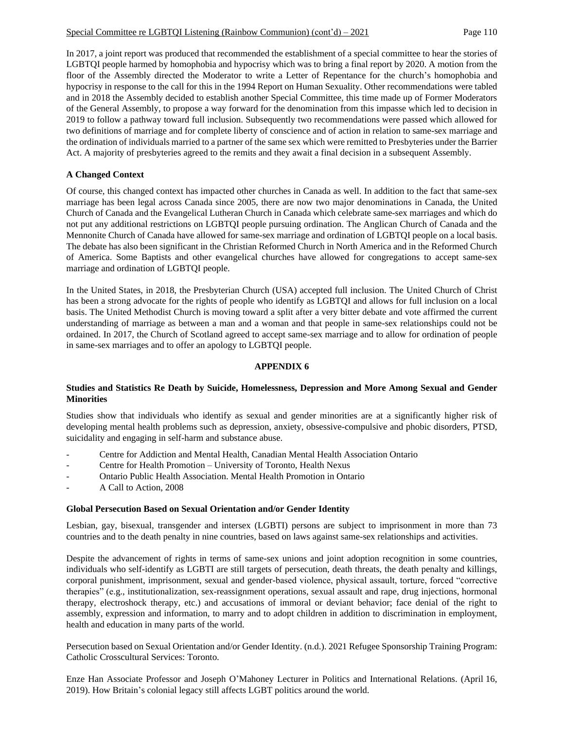In 2017, a joint report was produced that recommended the establishment of a special committee to hear the stories of LGBTQI people harmed by homophobia and hypocrisy which was to bring a final report by 2020. A motion from the floor of the Assembly directed the Moderator to write a Letter of Repentance for the church's homophobia and hypocrisy in response to the call for this in the 1994 Report on Human Sexuality. Other recommendations were tabled and in 2018 the Assembly decided to establish another Special Committee, this time made up of Former Moderators of the General Assembly, to propose a way forward for the denomination from this impasse which led to decision in 2019 to follow a pathway toward full inclusion. Subsequently two recommendations were passed which allowed for two definitions of marriage and for complete liberty of conscience and of action in relation to same-sex marriage and the ordination of individuals married to a partner of the same sex which were remitted to Presbyteries under the Barrier Act. A majority of presbyteries agreed to the remits and they await a final decision in a subsequent Assembly.

**A Changed Context**

Of course, this changed context has impacted other churches in Canada as well. In addition to the fact that same-sex marriage has been legal across Canada since 2005, there are now two major denominations in Canada, the United Church of Canada and the Evangelical Lutheran Church in Canada which celebrate same-sex marriages and which do not put any additional restrictions on LGBTQI people pursuing ordination. The Anglican Church of Canada and the Mennonite Church of Canada have allowed for same-sex marriage and ordination of LGBTQI people on a local basis. The debate has also been significant in the Christian Reformed Church in North America and in the Reformed Church of America. Some Baptists and other evangelical churches have allowed for congregations to accept same-sex marriage and ordination of LGBTQI people.

In the United States, in 2018, the Presbyterian Church (USA) accepted full inclusion. The United Church of Christ has been a strong advocate for the rights of people who identify as LGBTQI and allows for full inclusion on a local basis. The United Methodist Church is moving toward a split after a very bitter debate and vote affirmed the current understanding of marriage as between a man and a woman and that people in same-sex relationships could not be ordained. In 2017, the Church of Scotland agreed to accept same-sex marriage and to allow for ordination of people in same-sex marriages and to offer an apology to LGBTQI people.

## APPENDIX 6

**Studies and Statistics Re Death by Suicide, Homelessness, Depression and More Among Sexual and Gender Minorities**

Studies show that individuals who identify as sexual and gender minorities are at a significantly higher risk of developing mental health problems such as depression, anxiety, obsessive-compulsive and phobic disorders, PTSD, suicidality and engaging in self-harm and substance abuse.

- Centre for Addiction and Mental Health, Canadian Mental Health Association Ontario
- Centre for Health Promotion – University of Toronto, Health Nexus
- Ontario Public Health Association. Mental Health Promotion in Ontario
- A Call to Action, 2008

**Global Persecution Based on Sexual Orientation and/or Gender Identity**

Lesbian, gay, bisexual, transgender and intersex (LGBTI) persons are subject to imprisonment in more than 73 countries and to the death penalty in nine countries, based on laws against same-sex relationships and activities.

Despite the advancement of rights in terms of same-sex unions and joint adoption recognition in some countries, individuals who self-identify as LGBTI are still targets of persecution, death threats, the death penalty and killings, corporal punishment, imprisonment, sexual and gender-based violence, physical assault, torture, forced "corrective therapies" (e.g., institutionalization, sex-reassignment operations, sexual assault and rape, drug injections, hormonal therapy, electroshock therapy, etc.) and accusations of immoral or deviant behavior; face denial of the right to assembly, expression and information, to marry and to adopt children in addition to discrimination in employment, health and education in many parts of the world.

Persecution based on Sexual Orientation and/or Gender Identity. (n.d.). 2021 Refugee Sponsorship Training Program: Catholic Crosscultural Services: Toronto.

Enze Han Associate Professor and Joseph O'Mahoney Lecturer in Politics and International Relations. (April 16, 2019). How Britain's colonial legacy still affects LGBT politics around the world.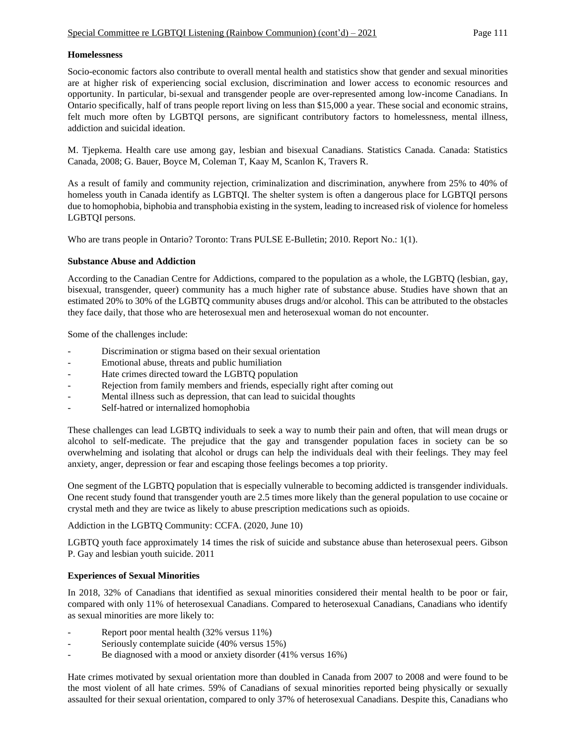**Homelessness**

Socio-economic factors also contribute to overall mental health and statistics show that gender and sexual minorities are at higher risk of experiencing social exclusion, discrimination and lower access to economic resources and opportunity. In particular, bi-sexual and transgender people are over-represented among low-income Canadians. In Ontario specifically, half of trans people report living on less than $15,000 a year. These social and economic strains, felt much more often by LGBTQI persons, are significant contributory factors to homelessness, mental illness, addiction and suicidal ideation.

M. Tjepkema. Health care use among gay, lesbian and bisexual Canadians. Statistics Canada. Canada: Statistics Canada, 2008; G. Bauer, Boyce M, Coleman T, Kaay M, Scanlon K, Travers R.

As a result of family and community rejection, criminalization and discrimination, anywhere from 25% to 40% of homeless youth in Canada identify as LGBTQI. The shelter system is often a dangerous place for LGBTQI persons due to homophobia, biphobia and transphobia existing in the system, leading to increased risk of violence for homeless LGBTQI persons.

Who are trans people in Ontario? Toronto: Trans PULSE E-Bulletin; 2010. Report No.: 1(1).

**Substance Abuse and Addiction**

According to the Canadian Centre for Addictions, compared to the population as a whole, the LGBTQ (lesbian, gay, bisexual, transgender, queer) community has a much higher rate of substance abuse. Studies have shown that an estimated 20% to 30% of the LGBTQ community abuses drugs and/or alcohol. This can be attributed to the obstacles they face daily, that those who are heterosexual men and heterosexual woman do not encounter.

Some of the challenges include:

- Discrimination or stigma based on their sexual orientation
- Emotional abuse, threats and public humiliation
- Hate crimes directed toward the LGBTQ population
- Rejection from family members and friends, especially right after coming out
- Mental illness such as depression, that can lead to suicidal thoughts
- Self-hatred or internalized homophobia

These challenges can lead LGBTQ individuals to seek a way to numb their pain and often, that will mean drugs or alcohol to self-medicate. The prejudice that the gay and transgender population faces in society can be so overwhelming and isolating that alcohol or drugs can help the individuals deal with their feelings. They may feel anxiety, anger, depression or fear and escaping those feelings becomes a top priority.

One segment of the LGBTQ population that is especially vulnerable to becoming addicted is transgender individuals. One recent study found that transgender youth are 2.5 times more likely than the general population to use cocaine or crystal meth and they are twice as likely to abuse prescription medications such as opioids.

Addiction in the LGBTQ Community: CCFA. (2020, June 10)

LGBTQ youth face approximately 14 times the risk of suicide and substance abuse than heterosexual peers. Gibson P. Gay and lesbian youth suicide. 2011

**Experiences of Sexual Minorities**

In 2018, 32% of Canadians that identified as sexual minorities considered their mental health to be poor or fair, compared with only 11% of heterosexual Canadians. Compared to heterosexual Canadians, Canadians who identify as sexual minorities are more likely to:

- Report poor mental health (32% versus 11%)
- Seriously contemplate suicide (40% versus 15%)
- Be diagnosed with a mood or anxiety disorder (41% versus 16%)

Hate crimes motivated by sexual orientation more than doubled in Canada from 2007 to 2008 and were found to be the most violent of all hate crimes. 59% of Canadians of sexual minorities reported being physically or sexually assaulted for their sexual orientation, compared to only 37% of heterosexual Canadians. Despite this, Canadians who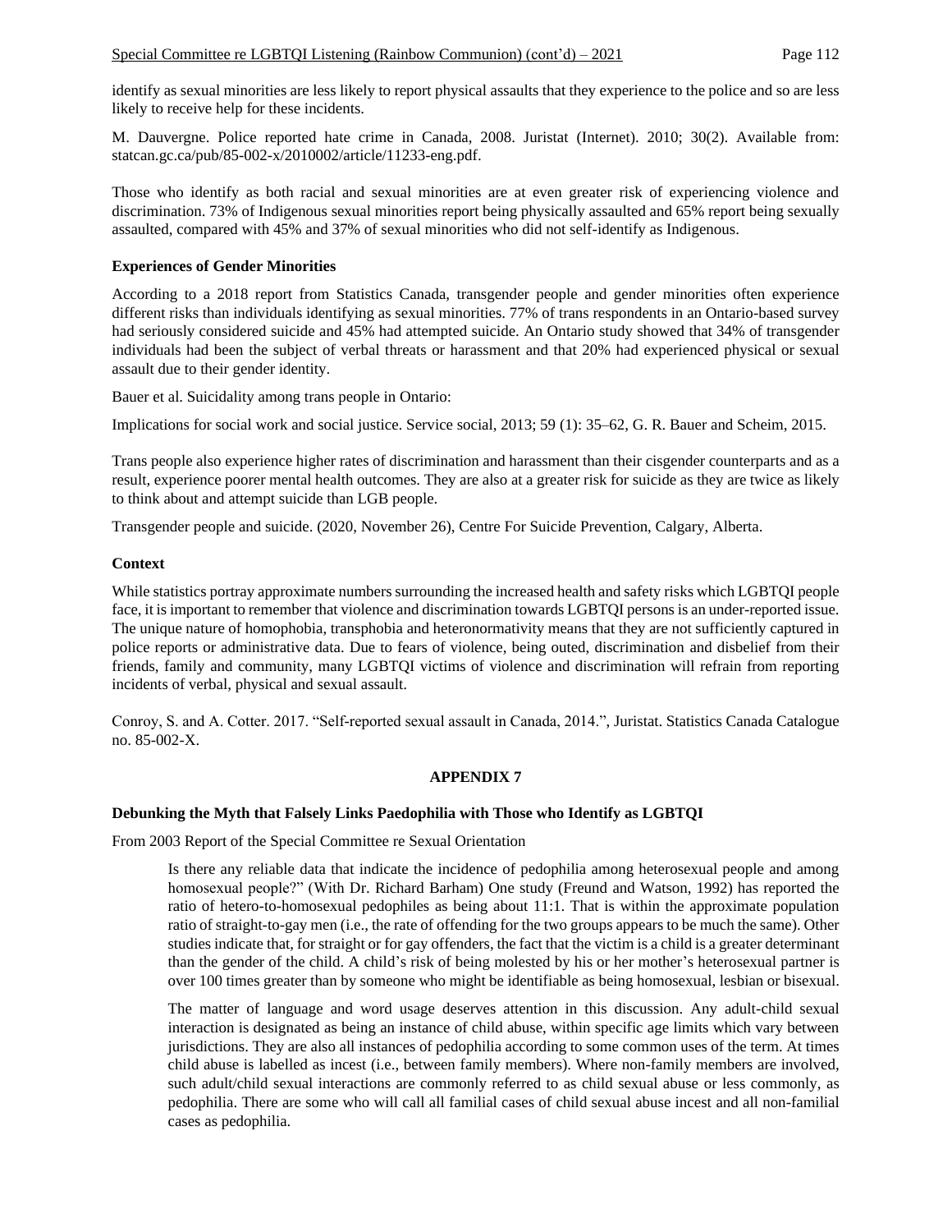identify as sexual minorities are less likely to report physical assaults that they experience to the police and so are less likely to receive help for these incidents.

M. Dauvergne. Police reported hate crime in Canada, 2008. Juristat (Internet). 2010; 30(2). Available from: statcan.gc.ca/pub/85-002-x/2010002/article/11233-eng.pdf.

Those who identify as both racial and sexual minorities are at even greater risk of experiencing violence and discrimination. 73% of Indigenous sexual minorities report being physically assaulted and 65% report being sexually assaulted, compared with 45% and 37% of sexual minorities who did not self-identify as Indigenous.

**Experiences of Gender Minorities**

According to a 2018 report from Statistics Canada, transgender people and gender minorities often experience different risks than individuals identifying as sexual minorities. 77% of trans respondents in an Ontario-based survey had seriously considered suicide and 45% had attempted suicide. An Ontario study showed that 34% of transgender individuals had been the subject of verbal threats or harassment and that 20% had experienced physical or sexual assault due to their gender identity.

Bauer et al. Suicidality among trans people in Ontario:

Implications for social work and social justice. Service social, 2013; 59 (1): 35–62, G. R. Bauer and Scheim, 2015.

Trans people also experience higher rates of discrimination and harassment than their cisgender counterparts and as a result, experience poorer mental health outcomes. They are also at a greater risk for suicide as they are twice as likely to think about and attempt suicide than LGB people.

Transgender people and suicide. (2020, November 26), Centre For Suicide Prevention, Calgary, Alberta.

**Context**

While statistics portray approximate numbers surrounding the increased health and safety risks which LGBTQI people face, it is important to remember that violence and discrimination towards LGBTQI persons is an under-reported issue. The unique nature of homophobia, transphobia and heteronormativity means that they are not sufficiently captured in police reports or administrative data. Due to fears of violence, being outed, discrimination and disbelief from their friends, family and community, many LGBTQI victims of violence and discrimination will refrain from reporting incidents of verbal, physical and sexual assault.

Conroy, S. and A. Cotter. 2017. "Self-reported sexual assault in Canada, 2014.", Juristat. Statistics Canada Catalogue no. 85-002-X.

## APPENDIX 7

**Debunking the Myth that Falsely Links Paedophilia with Those who Identify as LGBTQI**

From 2003 Report of the Special Committee re Sexual Orientation

> Is there any reliable data that indicate the incidence of pedophilia among heterosexual people and among homosexual people?" (With Dr. Richard Barham) One study (Freund and Watson, 1992) has reported the ratio of hetero-to-homosexual pedophiles as being about 11:1. That is within the approximate population ratio of straight-to-gay men (i.e., the rate of offending for the two groups appears to be much the same). Other studies indicate that, for straight or for gay offenders, the fact that the victim is a child is a greater determinant than the gender of the child. A child's risk of being molested by his or her mother's heterosexual partner is over 100 times greater than by someone who might be identifiable as being homosexual, lesbian or bisexual.
>
> The matter of language and word usage deserves attention in this discussion. Any adult-child sexual interaction is designated as being an instance of child abuse, within specific age limits which vary between jurisdictions. They are also all instances of pedophilia according to some common uses of the term. At times child abuse is labelled as incest (i.e., between family members). Where non-family members are involved, such adult/child sexual interactions are commonly referred to as child sexual abuse or less commonly, as pedophilia. There are some who will call all familial cases of child sexual abuse incest and all non-familial cases as pedophilia.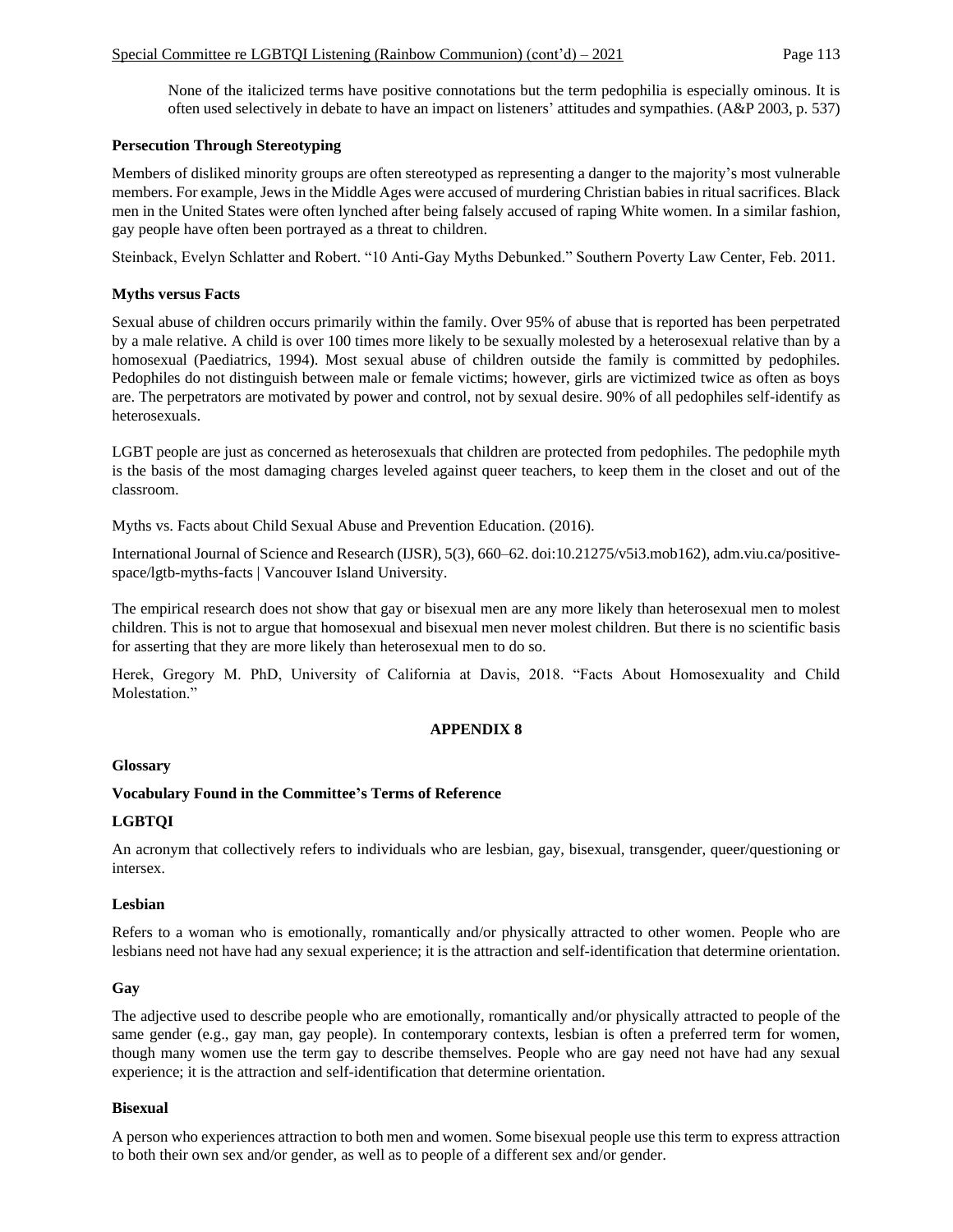> None of the italicized terms have positive connotations but the term pedophilia is especially ominous. It is often used selectively in debate to have an impact on listeners' attitudes and sympathies. (A&P 2003, p. 537)

**Persecution Through Stereotyping**

Members of disliked minority groups are often stereotyped as representing a danger to the majority's most vulnerable members. For example, Jews in the Middle Ages were accused of murdering Christian babies in ritual sacrifices. Black men in the United States were often lynched after being falsely accused of raping White women. In a similar fashion, gay people have often been portrayed as a threat to children.

Steinback, Evelyn Schlatter and Robert. "10 Anti-Gay Myths Debunked." Southern Poverty Law Center, Feb. 2011.

**Myths versus Facts**

Sexual abuse of children occurs primarily within the family. Over 95% of abuse that is reported has been perpetrated by a male relative. A child is over 100 times more likely to be sexually molested by a heterosexual relative than by a homosexual (Paediatrics, 1994). Most sexual abuse of children outside the family is committed by pedophiles. Pedophiles do not distinguish between male or female victims; however, girls are victimized twice as often as boys are. The perpetrators are motivated by power and control, not by sexual desire. 90% of all pedophiles self-identify as heterosexuals.

LGBT people are just as concerned as heterosexuals that children are protected from pedophiles. The pedophile myth is the basis of the most damaging charges leveled against queer teachers, to keep them in the closet and out of the classroom.

Myths vs. Facts about Child Sexual Abuse and Prevention Education. (2016).

International Journal of Science and Research (IJSR), 5(3), 660–62. doi:10.21275/v5i3.mob162), adm.viu.ca/positive-space/lgtb-myths-facts | Vancouver Island University.

The empirical research does not show that gay or bisexual men are any more likely than heterosexual men to molest children. This is not to argue that homosexual and bisexual men never molest children. But there is no scientific basis for asserting that they are more likely than heterosexual men to do so.

Herek, Gregory M. PhD, University of California at Davis, 2018. "Facts About Homosexuality and Child Molestation."

## APPENDIX 8

**Glossary**

**Vocabulary Found in the Committee's Terms of Reference**

**LGBTQI**

An acronym that collectively refers to individuals who are lesbian, gay, bisexual, transgender, queer/questioning or intersex.

**Lesbian**

Refers to a woman who is emotionally, romantically and/or physically attracted to other women. People who are lesbians need not have had any sexual experience; it is the attraction and self-identification that determine orientation.

**Gay**

The adjective used to describe people who are emotionally, romantically and/or physically attracted to people of the same gender (e.g., gay man, gay people). In contemporary contexts, lesbian is often a preferred term for women, though many women use the term gay to describe themselves. People who are gay need not have had any sexual experience; it is the attraction and self-identification that determine orientation.

**Bisexual**

A person who experiences attraction to both men and women. Some bisexual people use this term to express attraction to both their own sex and/or gender, as well as to people of a different sex and/or gender.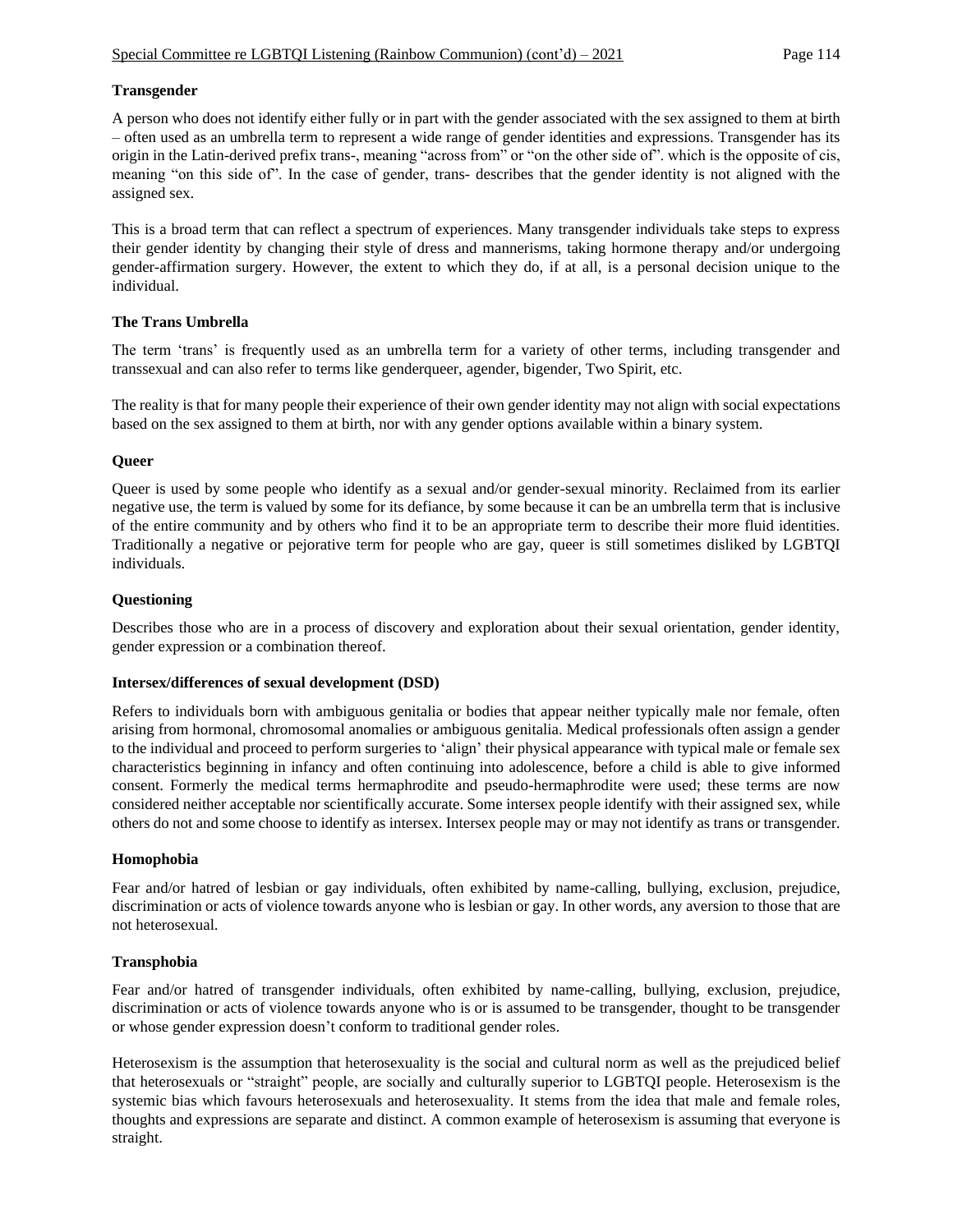**Transgender**

A person who does not identify either fully or in part with the gender associated with the sex assigned to them at birth – often used as an umbrella term to represent a wide range of gender identities and expressions. Transgender has its origin in the Latin-derived prefix trans-, meaning "across from" or "on the other side of". which is the opposite of cis, meaning "on this side of". In the case of gender, trans- describes that the gender identity is not aligned with the assigned sex.

This is a broad term that can reflect a spectrum of experiences. Many transgender individuals take steps to express their gender identity by changing their style of dress and mannerisms, taking hormone therapy and/or undergoing gender-affirmation surgery. However, the extent to which they do, if at all, is a personal decision unique to the individual.

**The Trans Umbrella**

The term 'trans' is frequently used as an umbrella term for a variety of other terms, including transgender and transsexual and can also refer to terms like genderqueer, agender, bigender, Two Spirit, etc.

The reality is that for many people their experience of their own gender identity may not align with social expectations based on the sex assigned to them at birth, nor with any gender options available within a binary system.

**Queer**

Queer is used by some people who identify as a sexual and/or gender-sexual minority. Reclaimed from its earlier negative use, the term is valued by some for its defiance, by some because it can be an umbrella term that is inclusive of the entire community and by others who find it to be an appropriate term to describe their more fluid identities. Traditionally a negative or pejorative term for people who are gay, queer is still sometimes disliked by LGBTQI individuals.

**Questioning**

Describes those who are in a process of discovery and exploration about their sexual orientation, gender identity, gender expression or a combination thereof.

**Intersex/differences of sexual development (DSD)**

Refers to individuals born with ambiguous genitalia or bodies that appear neither typically male nor female, often arising from hormonal, chromosomal anomalies or ambiguous genitalia. Medical professionals often assign a gender to the individual and proceed to perform surgeries to 'align' their physical appearance with typical male or female sex characteristics beginning in infancy and often continuing into adolescence, before a child is able to give informed consent. Formerly the medical terms hermaphrodite and pseudo-hermaphrodite were used; these terms are now considered neither acceptable nor scientifically accurate. Some intersex people identify with their assigned sex, while others do not and some choose to identify as intersex. Intersex people may or may not identify as trans or transgender.

**Homophobia**

Fear and/or hatred of lesbian or gay individuals, often exhibited by name-calling, bullying, exclusion, prejudice, discrimination or acts of violence towards anyone who is lesbian or gay. In other words, any aversion to those that are not heterosexual.

**Transphobia**

Fear and/or hatred of transgender individuals, often exhibited by name-calling, bullying, exclusion, prejudice, discrimination or acts of violence towards anyone who is or is assumed to be transgender, thought to be transgender or whose gender expression doesn't conform to traditional gender roles.

Heterosexism is the assumption that heterosexuality is the social and cultural norm as well as the prejudiced belief that heterosexuals or "straight" people, are socially and culturally superior to LGBTQI people. Heterosexism is the systemic bias which favours heterosexuals and heterosexuality. It stems from the idea that male and female roles, thoughts and expressions are separate and distinct. A common example of heterosexism is assuming that everyone is straight.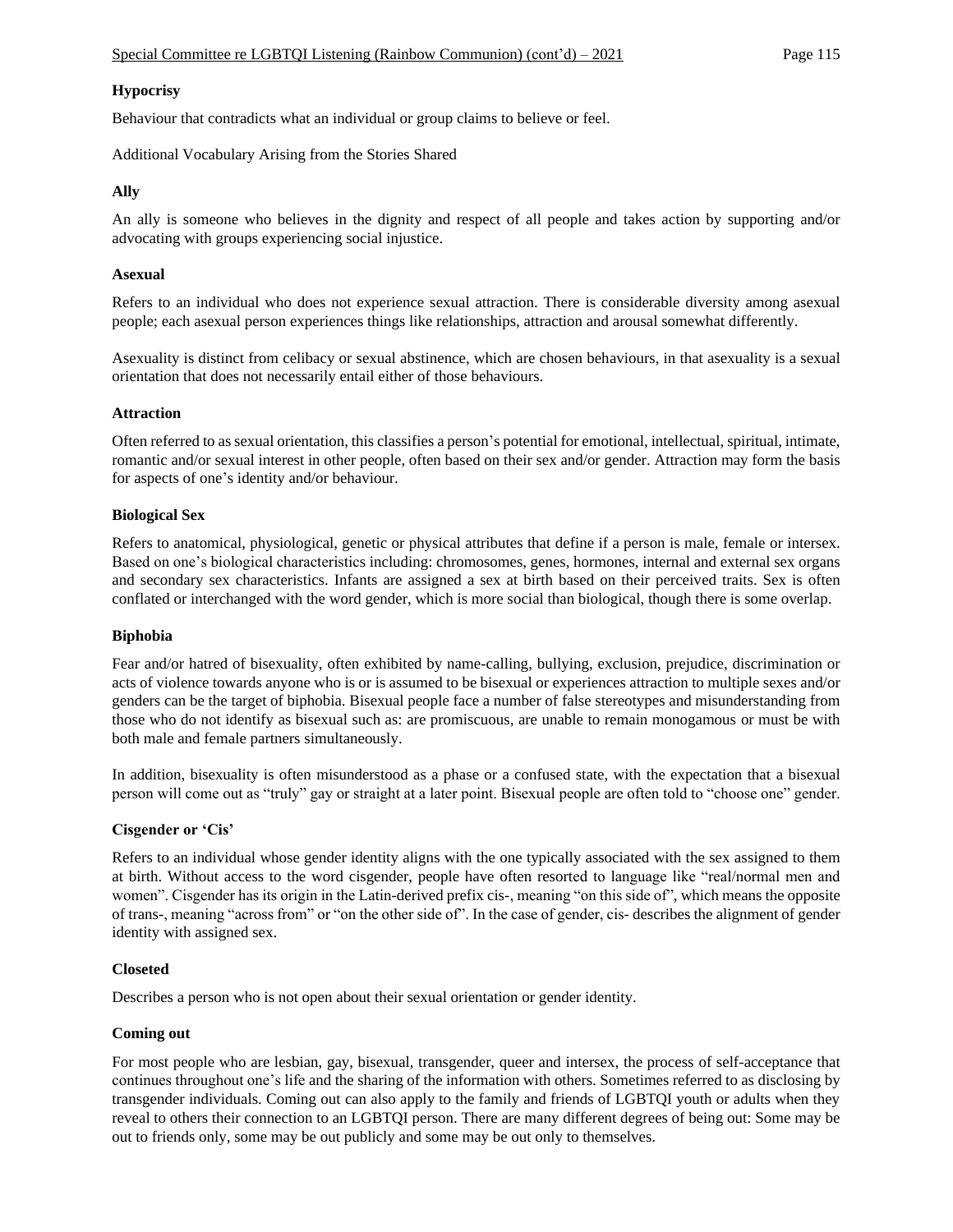**Hypocrisy**

Behaviour that contradicts what an individual or group claims to believe or feel.

Additional Vocabulary Arising from the Stories Shared

**Ally**

An ally is someone who believes in the dignity and respect of all people and takes action by supporting and/or advocating with groups experiencing social injustice.

**Asexual**

Refers to an individual who does not experience sexual attraction. There is considerable diversity among asexual people; each asexual person experiences things like relationships, attraction and arousal somewhat differently.

Asexuality is distinct from celibacy or sexual abstinence, which are chosen behaviours, in that asexuality is a sexual orientation that does not necessarily entail either of those behaviours.

**Attraction**

Often referred to as sexual orientation, this classifies a person's potential for emotional, intellectual, spiritual, intimate, romantic and/or sexual interest in other people, often based on their sex and/or gender. Attraction may form the basis for aspects of one's identity and/or behaviour.

**Biological Sex**

Refers to anatomical, physiological, genetic or physical attributes that define if a person is male, female or intersex. Based on one's biological characteristics including: chromosomes, genes, hormones, internal and external sex organs and secondary sex characteristics. Infants are assigned a sex at birth based on their perceived traits. Sex is often conflated or interchanged with the word gender, which is more social than biological, though there is some overlap.

**Biphobia**

Fear and/or hatred of bisexuality, often exhibited by name-calling, bullying, exclusion, prejudice, discrimination or acts of violence towards anyone who is or is assumed to be bisexual or experiences attraction to multiple sexes and/or genders can be the target of biphobia. Bisexual people face a number of false stereotypes and misunderstanding from those who do not identify as bisexual such as: are promiscuous, are unable to remain monogamous or must be with both male and female partners simultaneously.

In addition, bisexuality is often misunderstood as a phase or a confused state, with the expectation that a bisexual person will come out as "truly" gay or straight at a later point. Bisexual people are often told to "choose one" gender.

**Cisgender or 'Cis'**

Refers to an individual whose gender identity aligns with the one typically associated with the sex assigned to them at birth. Without access to the word cisgender, people have often resorted to language like "real/normal men and women". Cisgender has its origin in the Latin-derived prefix cis-, meaning "on this side of", which means the opposite of trans-, meaning "across from" or "on the other side of". In the case of gender, cis- describes the alignment of gender identity with assigned sex.

**Closeted**

Describes a person who is not open about their sexual orientation or gender identity.

**Coming out**

For most people who are lesbian, gay, bisexual, transgender, queer and intersex, the process of self-acceptance that continues throughout one's life and the sharing of the information with others. Sometimes referred to as disclosing by transgender individuals. Coming out can also apply to the family and friends of LGBTQI youth or adults when they reveal to others their connection to an LGBTQI person. There are many different degrees of being out: Some may be out to friends only, some may be out publicly and some may be out only to themselves.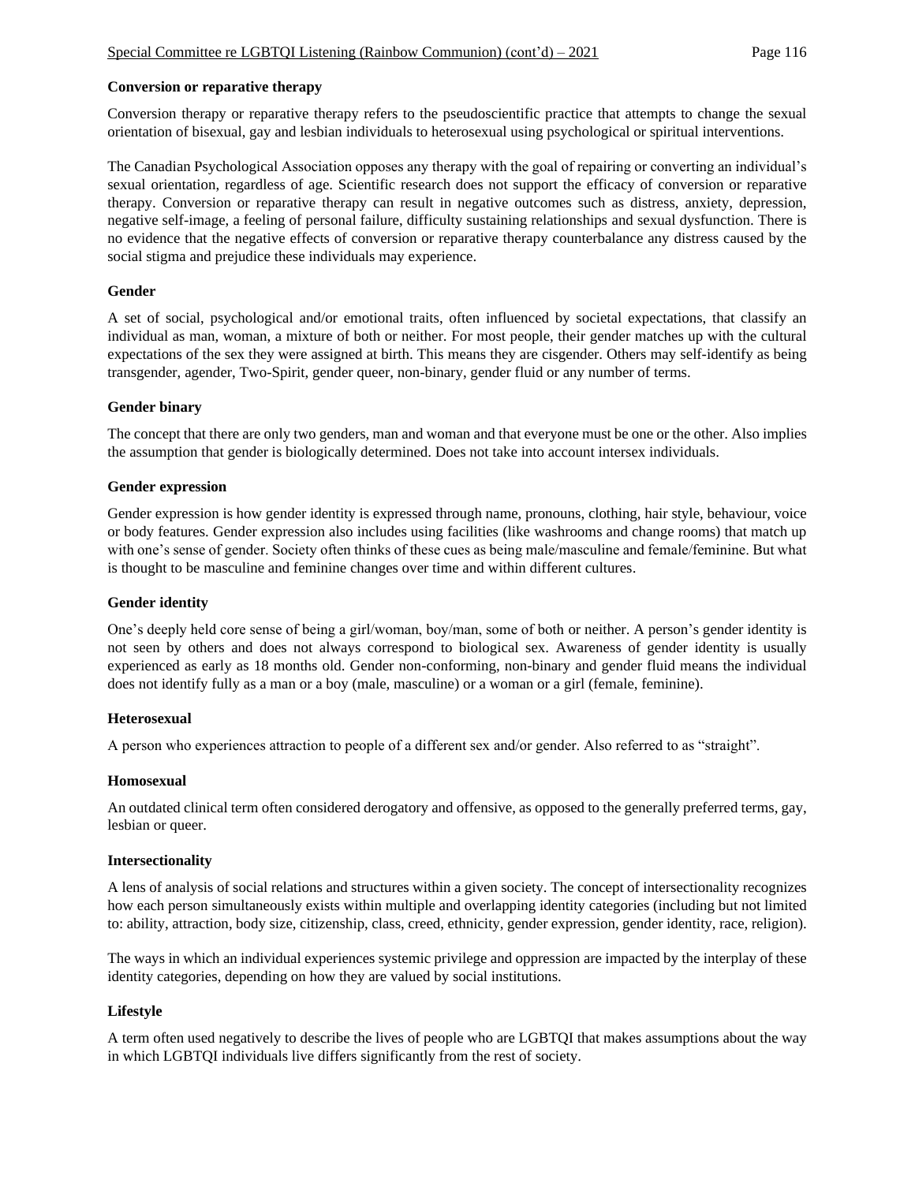**Conversion or reparative therapy**

Conversion therapy or reparative therapy refers to the pseudoscientific practice that attempts to change the sexual orientation of bisexual, gay and lesbian individuals to heterosexual using psychological or spiritual interventions.

The Canadian Psychological Association opposes any therapy with the goal of repairing or converting an individual's sexual orientation, regardless of age. Scientific research does not support the efficacy of conversion or reparative therapy. Conversion or reparative therapy can result in negative outcomes such as distress, anxiety, depression, negative self-image, a feeling of personal failure, difficulty sustaining relationships and sexual dysfunction. There is no evidence that the negative effects of conversion or reparative therapy counterbalance any distress caused by the social stigma and prejudice these individuals may experience.

**Gender**

A set of social, psychological and/or emotional traits, often influenced by societal expectations, that classify an individual as man, woman, a mixture of both or neither. For most people, their gender matches up with the cultural expectations of the sex they were assigned at birth. This means they are cisgender. Others may self-identify as being transgender, agender, Two-Spirit, gender queer, non-binary, gender fluid or any number of terms.

**Gender binary**

The concept that there are only two genders, man and woman and that everyone must be one or the other. Also implies the assumption that gender is biologically determined. Does not take into account intersex individuals.

**Gender expression**

Gender expression is how gender identity is expressed through name, pronouns, clothing, hair style, behaviour, voice or body features. Gender expression also includes using facilities (like washrooms and change rooms) that match up with one's sense of gender. Society often thinks of these cues as being male/masculine and female/feminine. But what is thought to be masculine and feminine changes over time and within different cultures.

**Gender identity**

One's deeply held core sense of being a girl/woman, boy/man, some of both or neither. A person's gender identity is not seen by others and does not always correspond to biological sex. Awareness of gender identity is usually experienced as early as 18 months old. Gender non-conforming, non-binary and gender fluid means the individual does not identify fully as a man or a boy (male, masculine) or a woman or a girl (female, feminine).

**Heterosexual**

A person who experiences attraction to people of a different sex and/or gender. Also referred to as "straight".

**Homosexual**

An outdated clinical term often considered derogatory and offensive, as opposed to the generally preferred terms, gay, lesbian or queer.

**Intersectionality**

A lens of analysis of social relations and structures within a given society. The concept of intersectionality recognizes how each person simultaneously exists within multiple and overlapping identity categories (including but not limited to: ability, attraction, body size, citizenship, class, creed, ethnicity, gender expression, gender identity, race, religion).

The ways in which an individual experiences systemic privilege and oppression are impacted by the interplay of these identity categories, depending on how they are valued by social institutions.

**Lifestyle**

A term often used negatively to describe the lives of people who are LGBTQI that makes assumptions about the way in which LGBTQI individuals live differs significantly from the rest of society.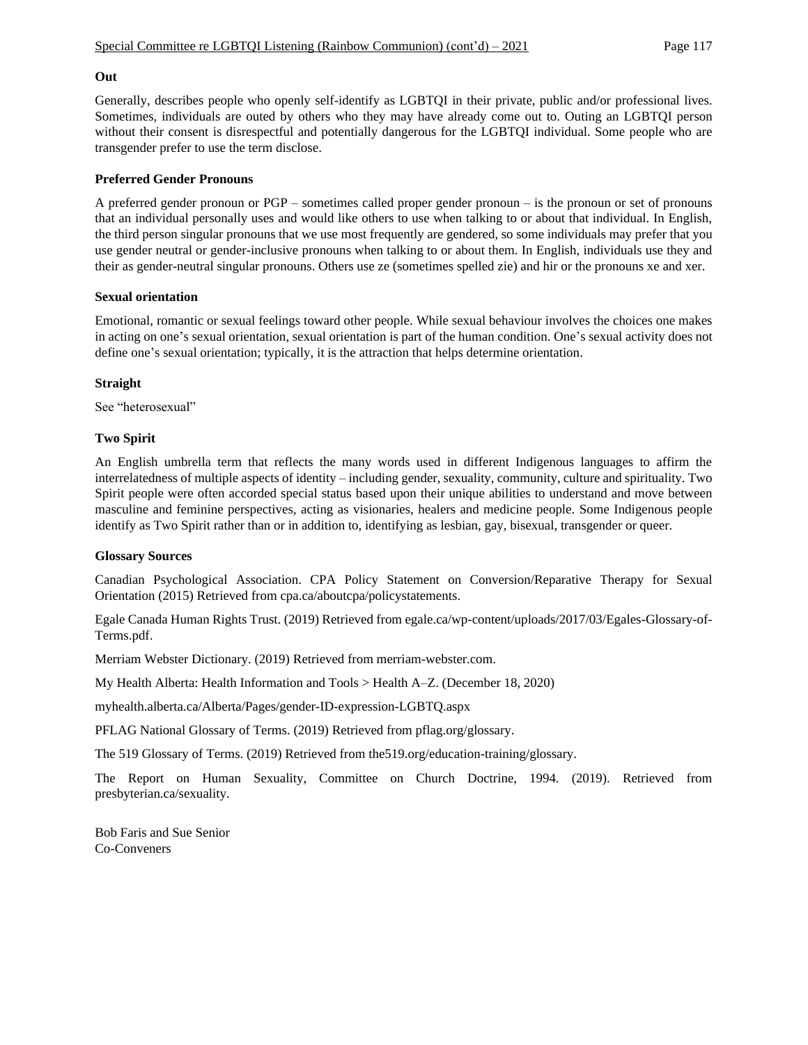**Out**

Generally, describes people who openly self-identify as LGBTQI in their private, public and/or professional lives. Sometimes, individuals are outed by others who they may have already come out to. Outing an LGBTQI person without their consent is disrespectful and potentially dangerous for the LGBTQI individual. Some people who are transgender prefer to use the term disclose.

**Preferred Gender Pronouns**

A preferred gender pronoun or PGP – sometimes called proper gender pronoun – is the pronoun or set of pronouns that an individual personally uses and would like others to use when talking to or about that individual. In English, the third person singular pronouns that we use most frequently are gendered, so some individuals may prefer that you use gender neutral or gender-inclusive pronouns when talking to or about them. In English, individuals use they and their as gender-neutral singular pronouns. Others use ze (sometimes spelled zie) and hir or the pronouns xe and xer.

**Sexual orientation**

Emotional, romantic or sexual feelings toward other people. While sexual behaviour involves the choices one makes in acting on one's sexual orientation, sexual orientation is part of the human condition. One's sexual activity does not define one's sexual orientation; typically, it is the attraction that helps determine orientation.

**Straight**

See "heterosexual"

**Two Spirit**

An English umbrella term that reflects the many words used in different Indigenous languages to affirm the interrelatedness of multiple aspects of identity – including gender, sexuality, community, culture and spirituality. Two Spirit people were often accorded special status based upon their unique abilities to understand and move between masculine and feminine perspectives, acting as visionaries, healers and medicine people. Some Indigenous people identify as Two Spirit rather than or in addition to, identifying as lesbian, gay, bisexual, transgender or queer.

**Glossary Sources**

Canadian Psychological Association. CPA Policy Statement on Conversion/Reparative Therapy for Sexual Orientation (2015) Retrieved from cpa.ca/aboutcpa/policystatements.

Egale Canada Human Rights Trust. (2019) Retrieved from egale.ca/wp-content/uploads/2017/03/Egales-Glossary-of-Terms.pdf.

Merriam Webster Dictionary. (2019) Retrieved from merriam-webster.com.

My Health Alberta: Health Information and Tools > Health A–Z. (December 18, 2020)

myhealth.alberta.ca/Alberta/Pages/gender-ID-expression-LGBTQ.aspx

PFLAG National Glossary of Terms. (2019) Retrieved from pflag.org/glossary.

The 519 Glossary of Terms. (2019) Retrieved from the519.org/education-training/glossary.

The Report on Human Sexuality, Committee on Church Doctrine, 1994. (2019). Retrieved from presbyterian.ca/sexuality.

Bob Faris and Sue Senior
Co-Conveners